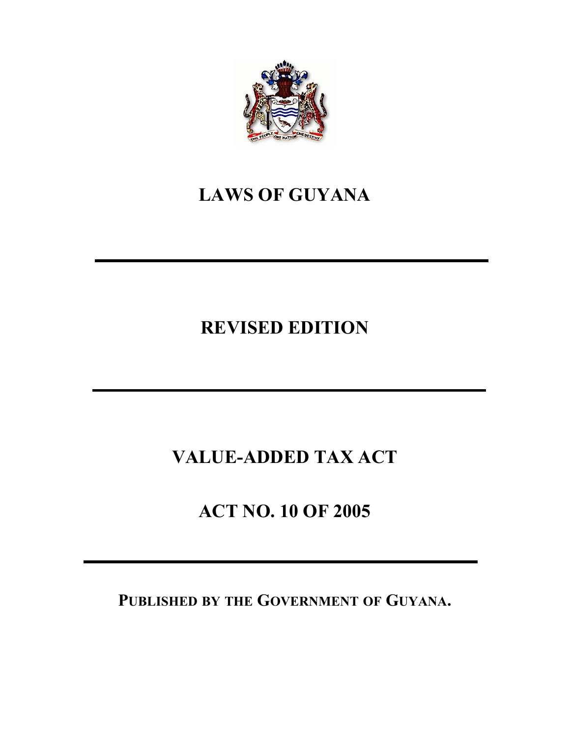# LAWS OF GUYANA

---

## REVISED EDITION

---

# VALUE-ADDED TAX ACT

## ACT NO. 10 OF 2005

---

**PUBLISHED BY THE GOVERNMENT OF GUYANA.**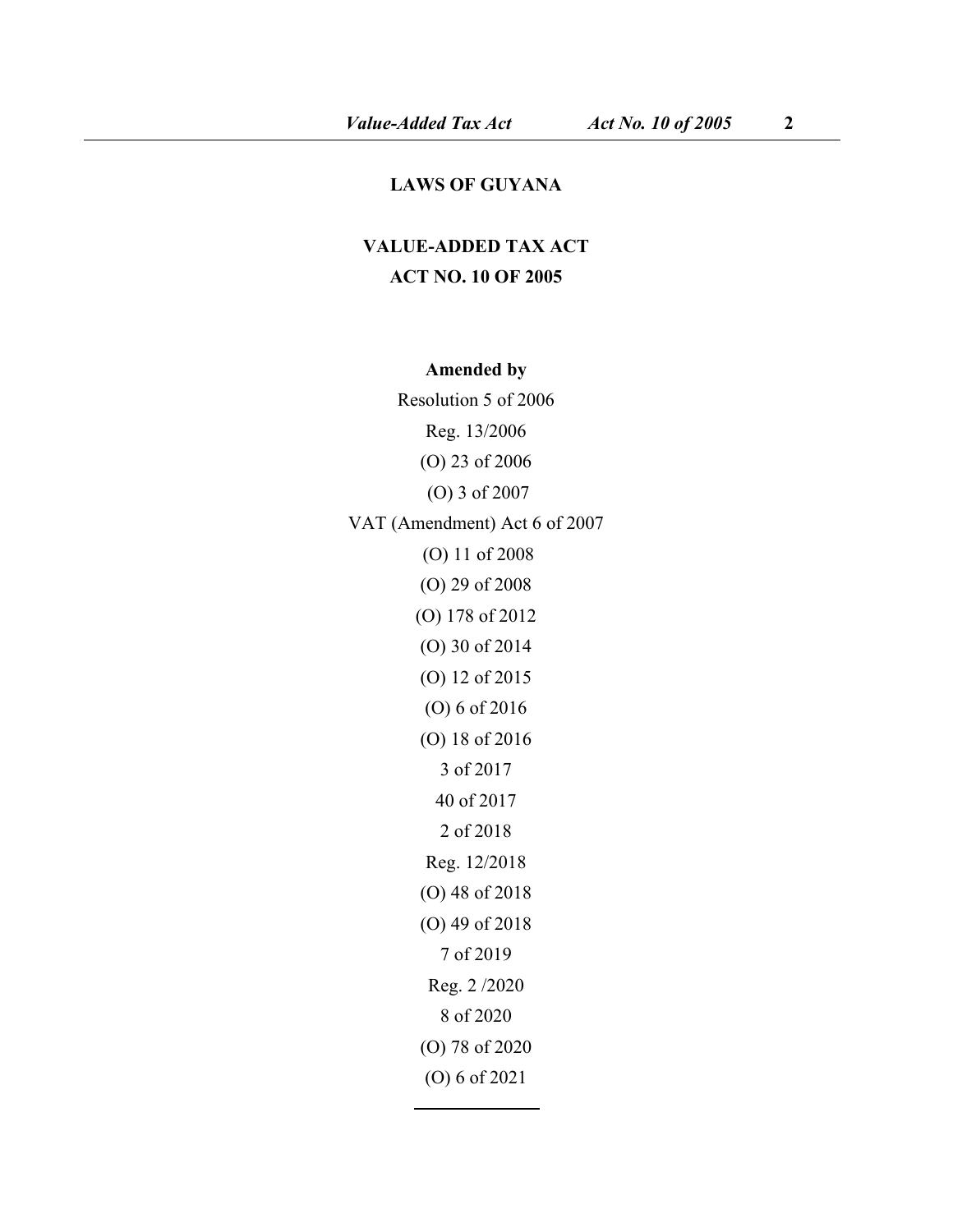**LAWS OF GUYANA**

**VALUE-ADDED TAX ACT**

**ACT NO. 10 OF 2005**

**Amended by**

Resolution 5 of 2006

Reg. 13/2006

(O) 23 of 2006

(O) 3 of 2007

VAT (Amendment) Act 6 of 2007

(O) 11 of 2008

(O) 29 of 2008

(O) 178 of 2012

(O) 30 of 2014

(O) 12 of 2015

(O) 6 of 2016

(O) 18 of 2016

3 of 2017

40 of 2017

2 of 2018

Reg. 12/2018

(O) 48 of 2018

(O) 49 of 2018

7 of 2019

Reg. 2 /2020

8 of 2020

(O) 78 of 2020

(O) 6 of 2021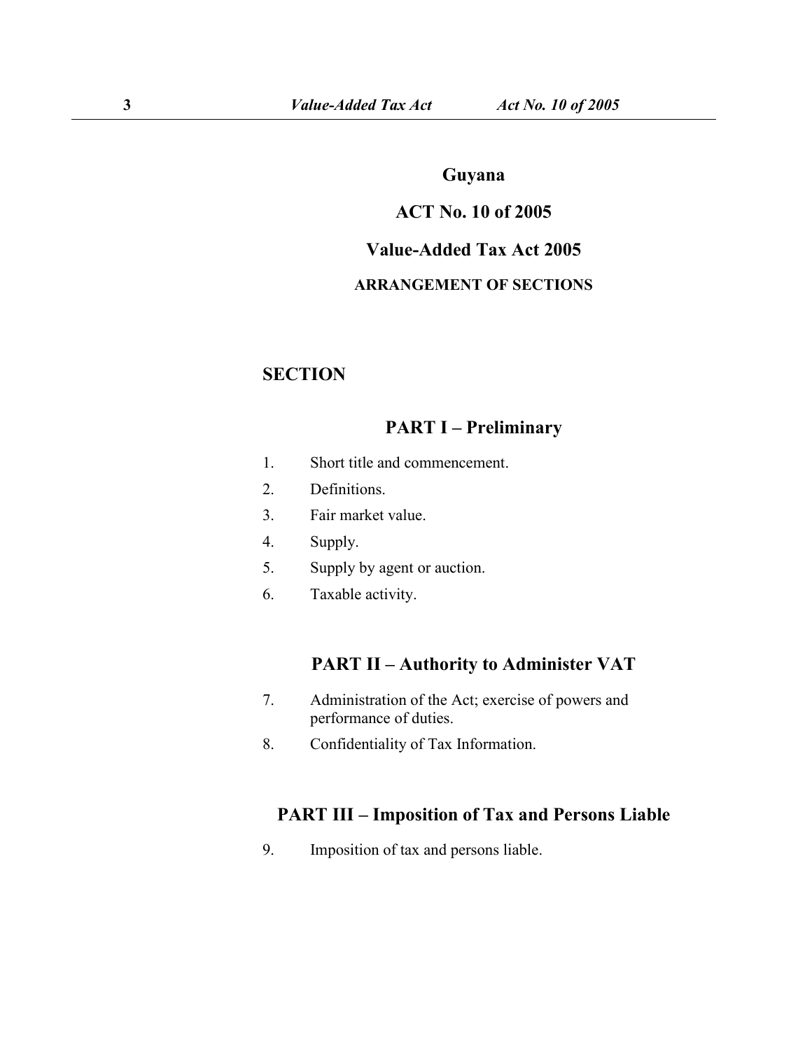# Guyana

## ACT No. 10 of 2005

## Value-Added Tax Act 2005

### ARRANGEMENT OF SECTIONS

**SECTION**

## PART I – Preliminary

1. Short title and commencement.
2. Definitions.
3. Fair market value.
4. Supply.
5. Supply by agent or auction.
6. Taxable activity.

## PART II – Authority to Administer VAT

7. Administration of the Act; exercise of powers and performance of duties.
8. Confidentiality of Tax Information.

## PART III – Imposition of Tax and Persons Liable

9. Imposition of tax and persons liable.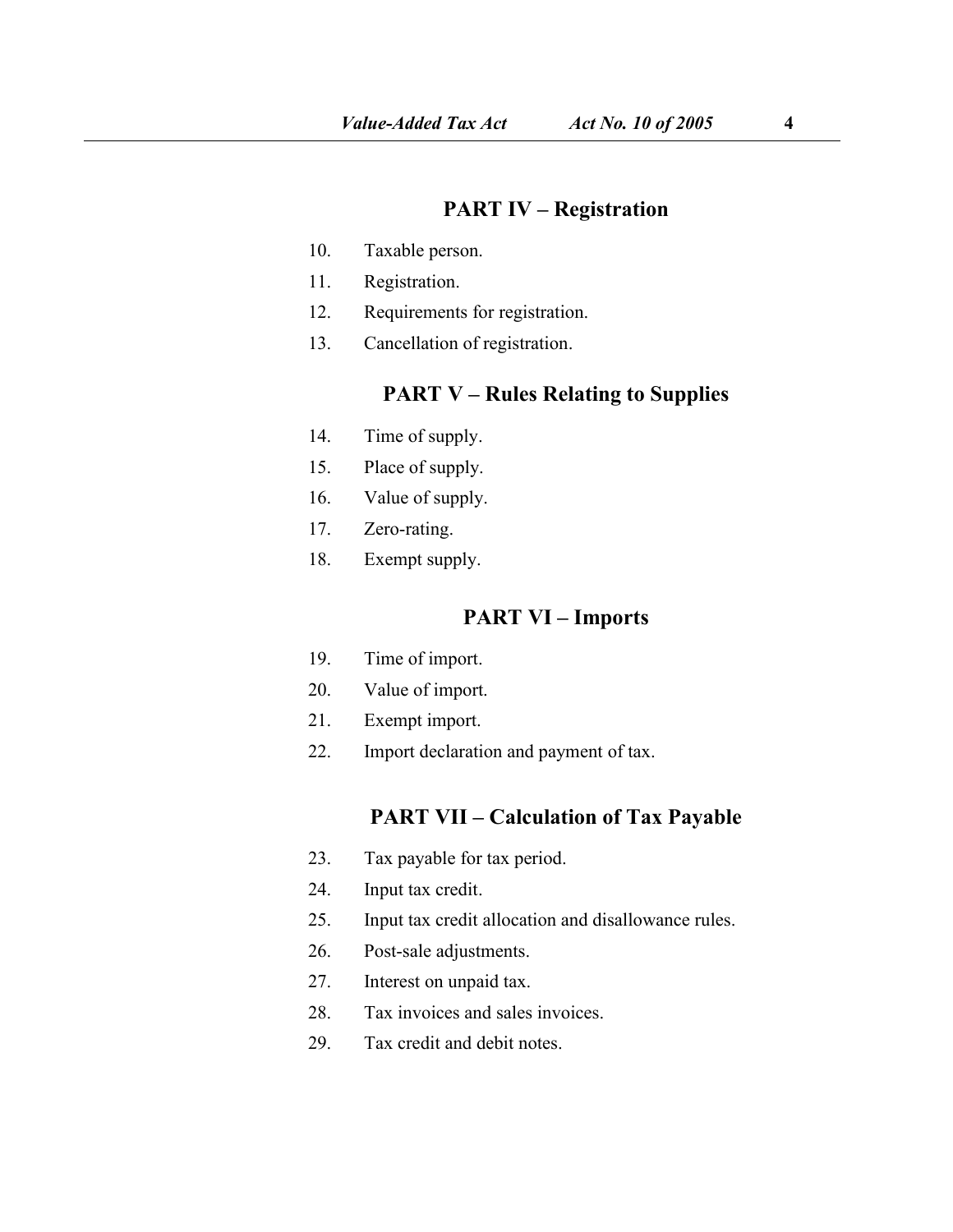## PART IV – Registration

10. Taxable person.
11. Registration.
12. Requirements for registration.
13. Cancellation of registration.

## PART V – Rules Relating to Supplies

14. Time of supply.
15. Place of supply.
16. Value of supply.
17. Zero-rating.
18. Exempt supply.

## PART VI – Imports

19. Time of import.
20. Value of import.
21. Exempt import.
22. Import declaration and payment of tax.

## PART VII – Calculation of Tax Payable

23. Tax payable for tax period.
24. Input tax credit.
25. Input tax credit allocation and disallowance rules.
26. Post-sale adjustments.
27. Interest on unpaid tax.
28. Tax invoices and sales invoices.
29. Tax credit and debit notes.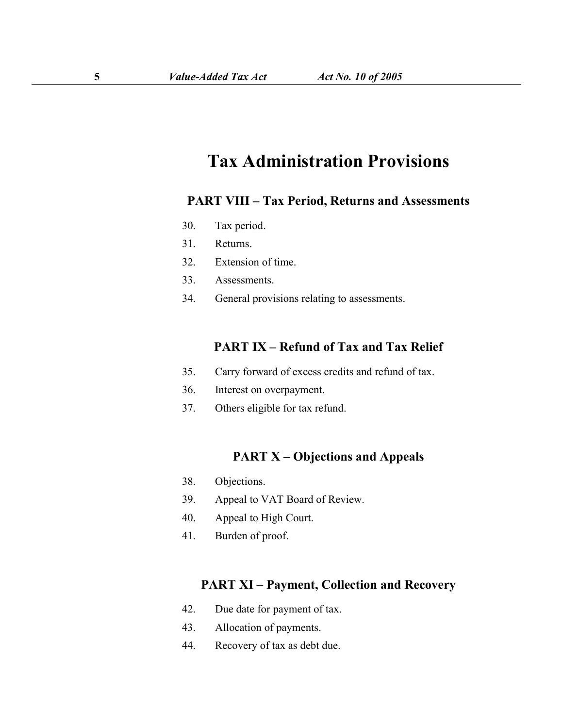# Tax Administration Provisions

## PART VIII – Tax Period, Returns and Assessments

30. Tax period.
31. Returns.
32. Extension of time.
33. Assessments.
34. General provisions relating to assessments.

## PART IX – Refund of Tax and Tax Relief

35. Carry forward of excess credits and refund of tax.
36. Interest on overpayment.
37. Others eligible for tax refund.

## PART X – Objections and Appeals

38. Objections.
39. Appeal to VAT Board of Review.
40. Appeal to High Court.
41. Burden of proof.

## PART XI – Payment, Collection and Recovery

42. Due date for payment of tax.
43. Allocation of payments.
44. Recovery of tax as debt due.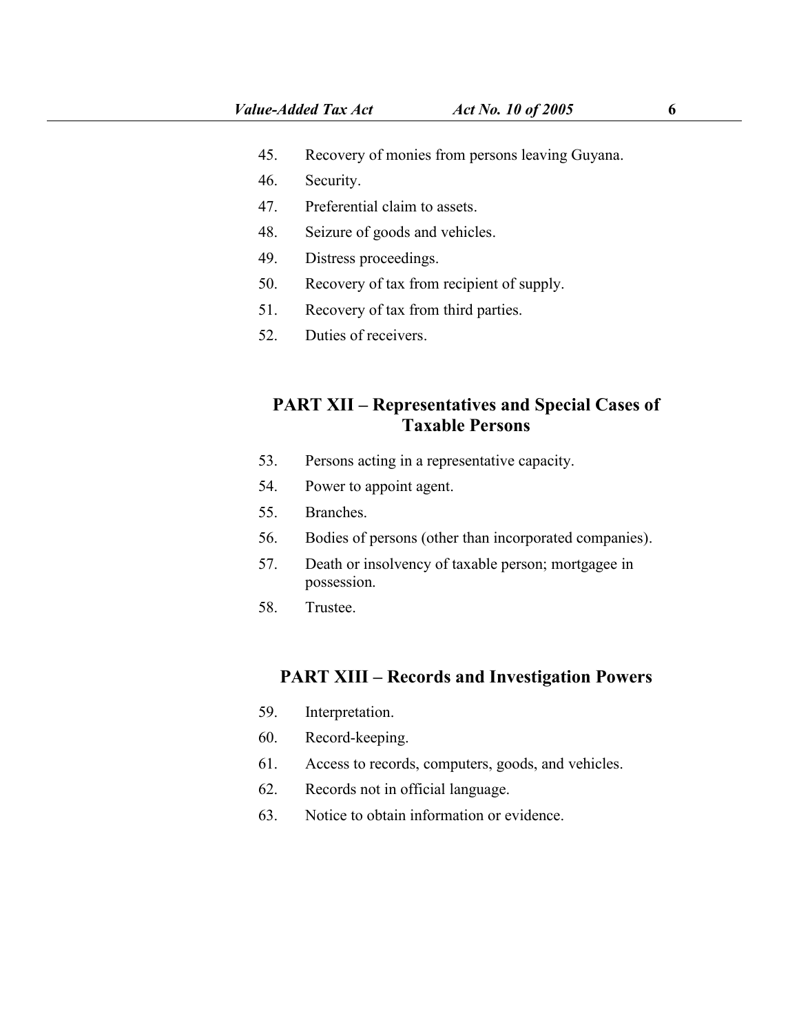45. Recovery of monies from persons leaving Guyana.
46. Security.
47. Preferential claim to assets.
48. Seizure of goods and vehicles.
49. Distress proceedings.
50. Recovery of tax from recipient of supply.
51. Recovery of tax from third parties.
52. Duties of receivers.

## PART XII – Representatives and Special Cases of Taxable Persons

53. Persons acting in a representative capacity.
54. Power to appoint agent.
55. Branches.
56. Bodies of persons (other than incorporated companies).
57. Death or insolvency of taxable person; mortgagee in possession.
58. Trustee.

## PART XIII – Records and Investigation Powers

59. Interpretation.
60. Record-keeping.
61. Access to records, computers, goods, and vehicles.
62. Records not in official language.
63. Notice to obtain information or evidence.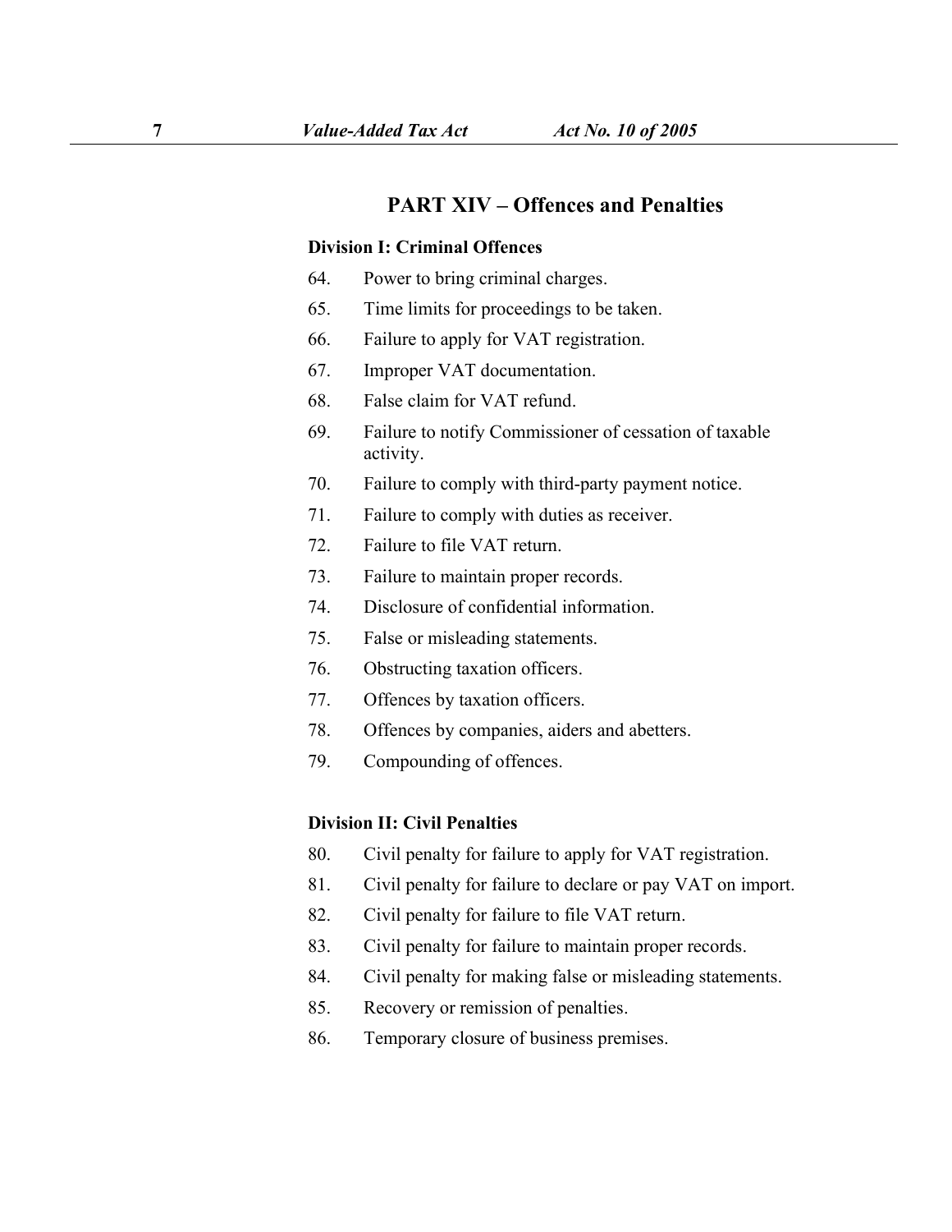## PART XIV – Offences and Penalties

**Division I: Criminal Offences**

64. Power to bring criminal charges.
65. Time limits for proceedings to be taken.
66. Failure to apply for VAT registration.
67. Improper VAT documentation.
68. False claim for VAT refund.
69. Failure to notify Commissioner of cessation of taxable activity.
70. Failure to comply with third-party payment notice.
71. Failure to comply with duties as receiver.
72. Failure to file VAT return.
73. Failure to maintain proper records.
74. Disclosure of confidential information.
75. False or misleading statements.
76. Obstructing taxation officers.
77. Offences by taxation officers.
78. Offences by companies, aiders and abetters.
79. Compounding of offences.

**Division II: Civil Penalties**

80. Civil penalty for failure to apply for VAT registration.
81. Civil penalty for failure to declare or pay VAT on import.
82. Civil penalty for failure to file VAT return.
83. Civil penalty for failure to maintain proper records.
84. Civil penalty for making false or misleading statements.
85. Recovery or remission of penalties.
86. Temporary closure of business premises.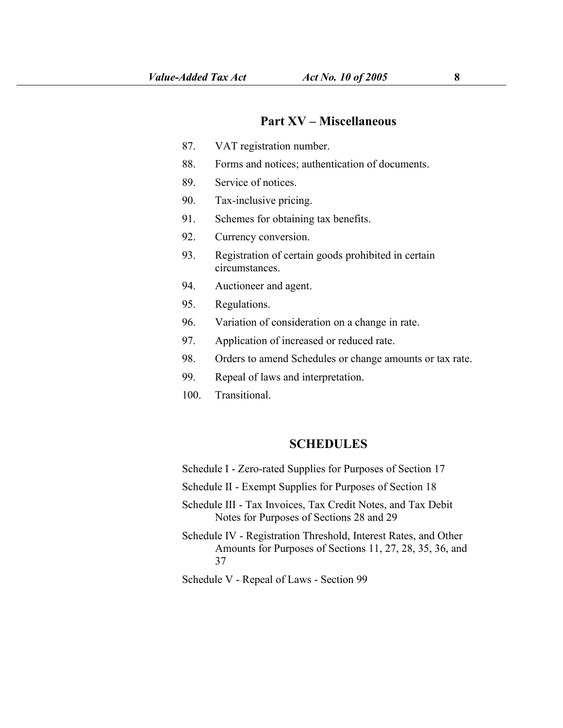## Part XV – Miscellaneous

87. VAT registration number.
88. Forms and notices; authentication of documents.
89. Service of notices.
90. Tax-inclusive pricing.
91. Schemes for obtaining tax benefits.
92. Currency conversion.
93. Registration of certain goods prohibited in certain circumstances.
94. Auctioneer and agent.
95. Regulations.
96. Variation of consideration on a change in rate.
97. Application of increased or reduced rate.
98. Orders to amend Schedules or change amounts or tax rate.
99. Repeal of laws and interpretation.
100. Transitional.

## SCHEDULES

Schedule I - Zero-rated Supplies for Purposes of Section 17

Schedule II - Exempt Supplies for Purposes of Section 18

Schedule III - Tax Invoices, Tax Credit Notes, and Tax Debit Notes for Purposes of Sections 28 and 29

Schedule IV - Registration Threshold, Interest Rates, and Other Amounts for Purposes of Sections 11, 27, 28, 35, 36, and 37

Schedule V - Repeal of Laws - Section 99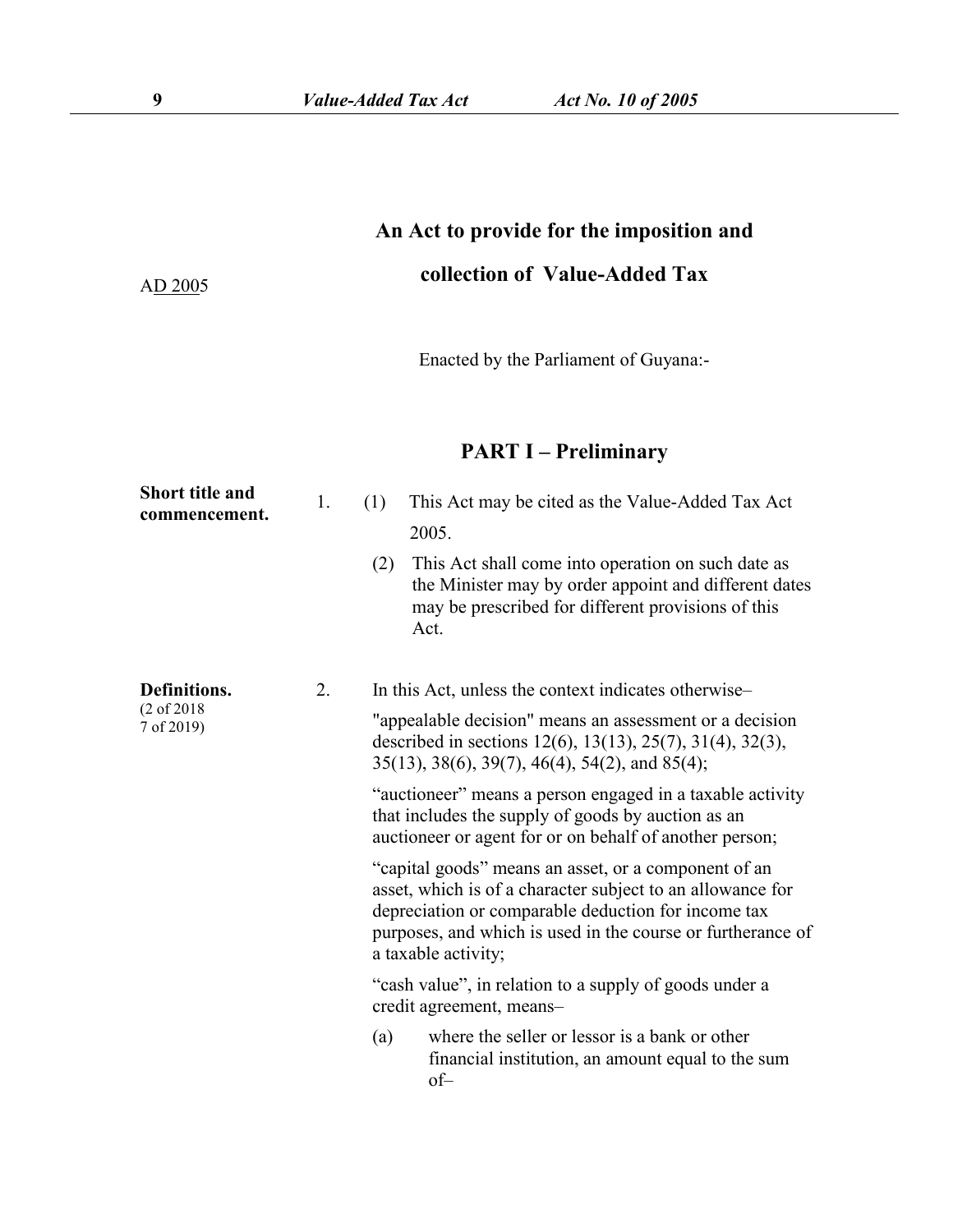# An Act to provide for the imposition and collection of Value-Added Tax

AD 2005

Enacted by the Parliament of Guyana:-

## PART I – Preliminary

**Short title and commencement.**

1. (1) This Act may be cited as the Value-Added Tax Act 2005.

   (2) This Act shall come into operation on such date as the Minister may by order appoint and different dates may be prescribed for different provisions of this Act.

**Definitions.**
(2 of 2018
7 of 2019)

2. In this Act, unless the context indicates otherwise–

"appealable decision" means an assessment or a decision described in sections 12(6), 13(13), 25(7), 31(4), 32(3), 35(13), 38(6), 39(7), 46(4), 54(2), and 85(4);

"auctioneer" means a person engaged in a taxable activity that includes the supply of goods by auction as an auctioneer or agent for or on behalf of another person;

"capital goods" means an asset, or a component of an asset, which is of a character subject to an allowance for depreciation or comparable deduction for income tax purposes, and which is used in the course or furtherance of a taxable activity;

"cash value", in relation to a supply of goods under a credit agreement, means–

(a) where the seller or lessor is a bank or other financial institution, an amount equal to the sum of–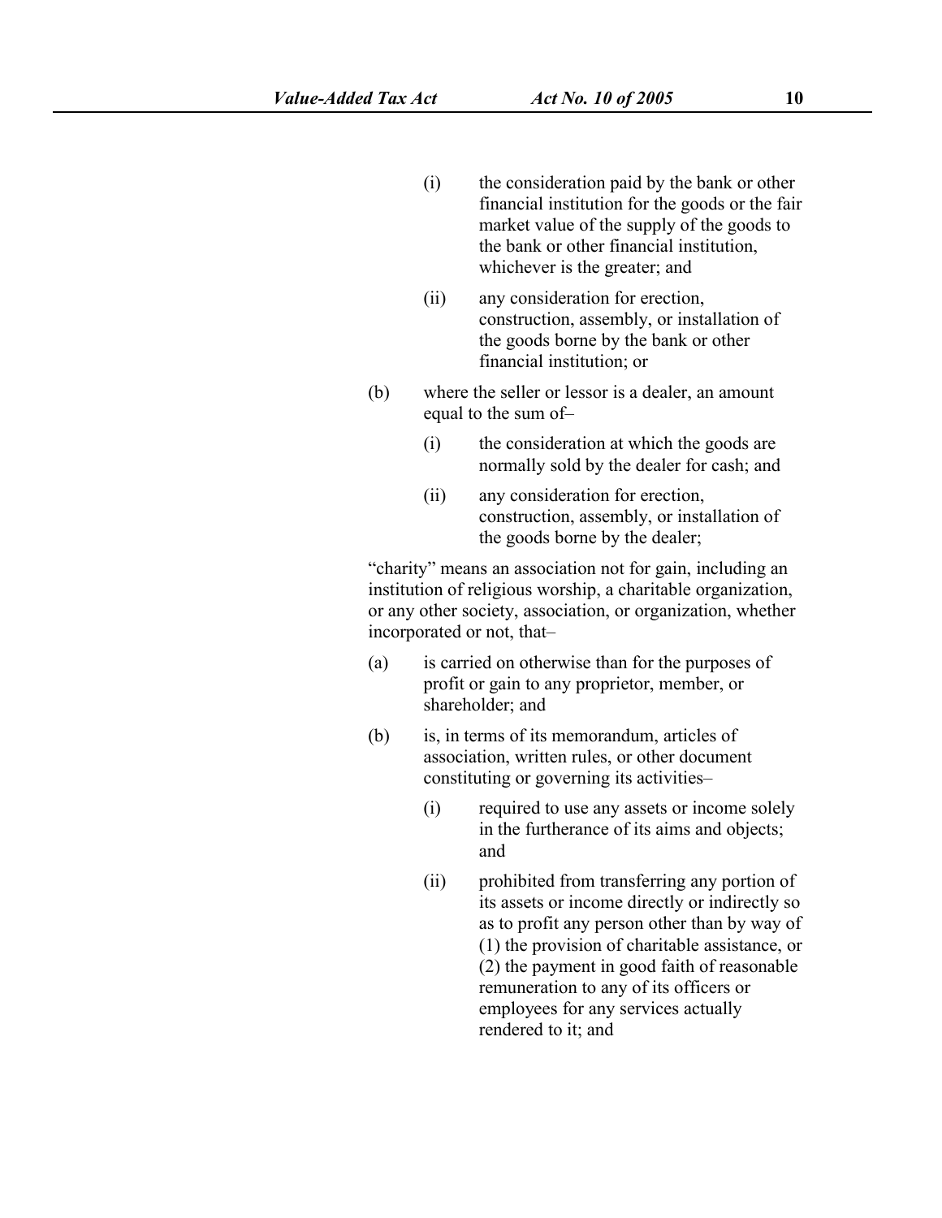(i) the consideration paid by the bank or other financial institution for the goods or the fair market value of the supply of the goods to the bank or other financial institution, whichever is the greater; and

(ii) any consideration for erection, construction, assembly, or installation of the goods borne by the bank or other financial institution; or

(b) where the seller or lessor is a dealer, an amount equal to the sum of–

(i) the consideration at which the goods are normally sold by the dealer for cash; and

(ii) any consideration for erection, construction, assembly, or installation of the goods borne by the dealer;

"charity" means an association not for gain, including an institution of religious worship, a charitable organization, or any other society, association, or organization, whether incorporated or not, that–

(a) is carried on otherwise than for the purposes of profit or gain to any proprietor, member, or shareholder; and

(b) is, in terms of its memorandum, articles of association, written rules, or other document constituting or governing its activities–

(i) required to use any assets or income solely in the furtherance of its aims and objects; and

(ii) prohibited from transferring any portion of its assets or income directly or indirectly so as to profit any person other than by way of (1) the provision of charitable assistance, or (2) the payment in good faith of reasonable remuneration to any of its officers or employees for any services actually rendered to it; and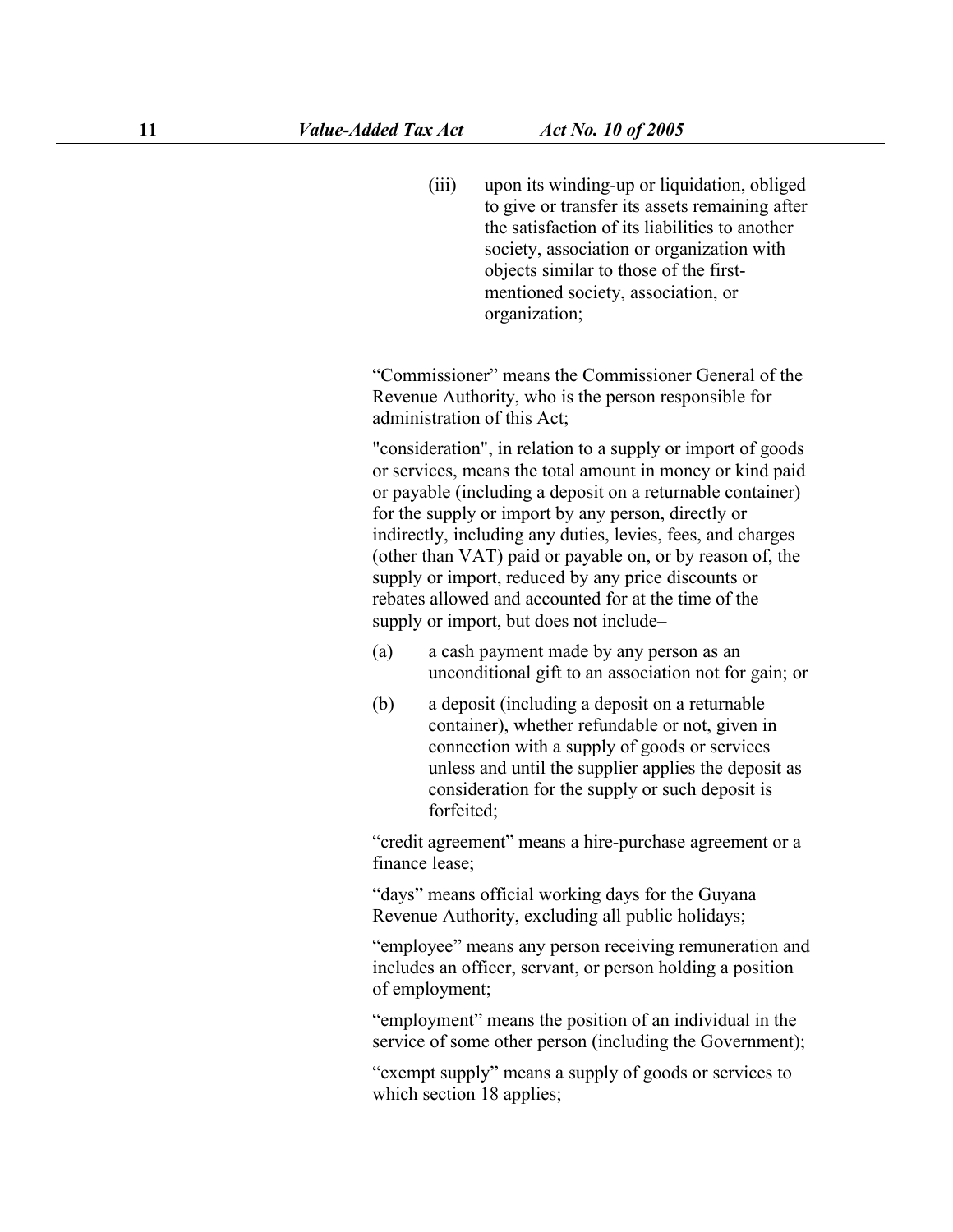(iii) upon its winding-up or liquidation, obliged to give or transfer its assets remaining after the satisfaction of its liabilities to another society, association or organization with objects similar to those of the first-mentioned society, association, or organization;

“Commissioner” means the Commissioner General of the Revenue Authority, who is the person responsible for administration of this Act;

"consideration", in relation to a supply or import of goods or services, means the total amount in money or kind paid or payable (including a deposit on a returnable container) for the supply or import by any person, directly or indirectly, including any duties, levies, fees, and charges (other than VAT) paid or payable on, or by reason of, the supply or import, reduced by any price discounts or rebates allowed and accounted for at the time of the supply or import, but does not include–

(a) a cash payment made by any person as an unconditional gift to an association not for gain; or

(b) a deposit (including a deposit on a returnable container), whether refundable or not, given in connection with a supply of goods or services unless and until the supplier applies the deposit as consideration for the supply or such deposit is forfeited;

“credit agreement” means a hire-purchase agreement or a finance lease;

“days” means official working days for the Guyana Revenue Authority, excluding all public holidays;

“employee” means any person receiving remuneration and includes an officer, servant, or person holding a position of employment;

“employment” means the position of an individual in the service of some other person (including the Government);

“exempt supply” means a supply of goods or services to which section 18 applies;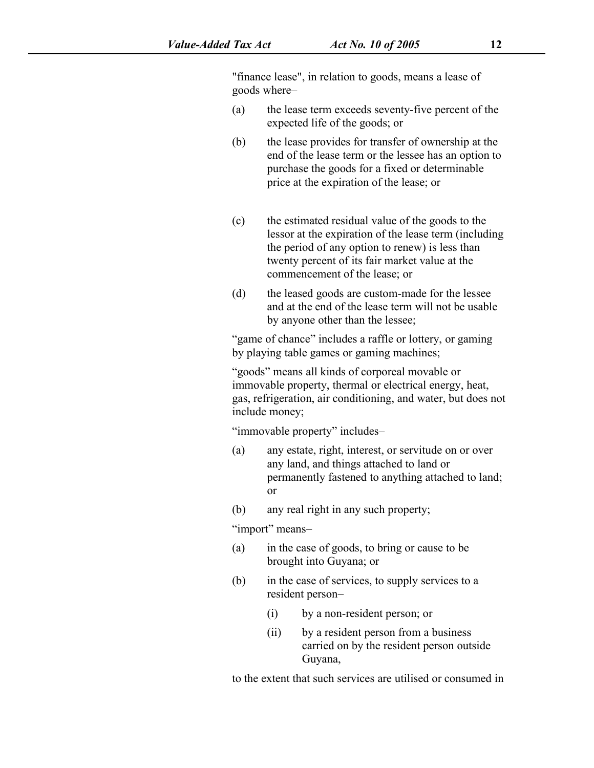"finance lease", in relation to goods, means a lease of goods where–

(a) the lease term exceeds seventy-five percent of the expected life of the goods; or

(b) the lease provides for transfer of ownership at the end of the lease term or the lessee has an option to purchase the goods for a fixed or determinable price at the expiration of the lease; or

(c) the estimated residual value of the goods to the lessor at the expiration of the lease term (including the period of any option to renew) is less than twenty percent of its fair market value at the commencement of the lease; or

(d) the leased goods are custom-made for the lessee and at the end of the lease term will not be usable by anyone other than the lessee;

"game of chance" includes a raffle or lottery, or gaming by playing table games or gaming machines;

"goods" means all kinds of corporeal movable or immovable property, thermal or electrical energy, heat, gas, refrigeration, air conditioning, and water, but does not include money;

"immovable property" includes–

(a) any estate, right, interest, or servitude on or over any land, and things attached to land or permanently fastened to anything attached to land; or

(b) any real right in any such property;

"import" means–

(a) in the case of goods, to bring or cause to be brought into Guyana; or

(b) in the case of services, to supply services to a resident person–

   (i) by a non-resident person; or

   (ii) by a resident person from a business carried on by the resident person outside Guyana,

to the extent that such services are utilised or consumed in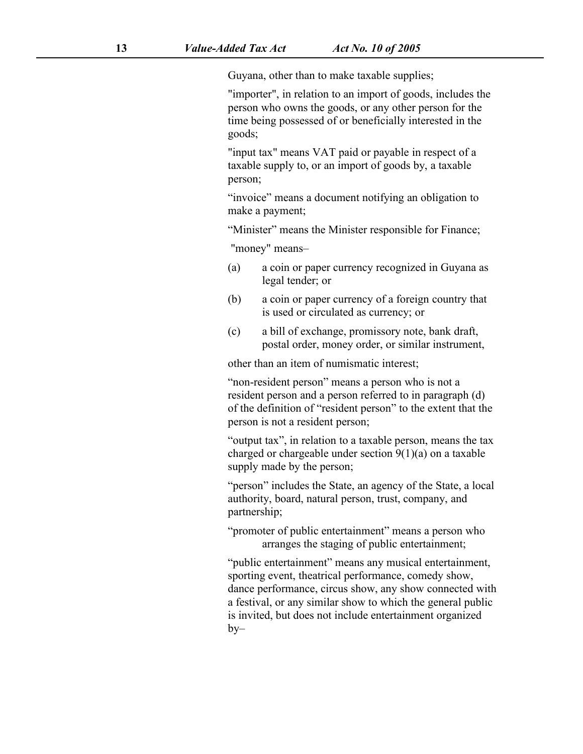Guyana, other than to make taxable supplies;

"importer", in relation to an import of goods, includes the person who owns the goods, or any other person for the time being possessed of or beneficially interested in the goods;

"input tax" means VAT paid or payable in respect of a taxable supply to, or an import of goods by, a taxable person;

"invoice" means a document notifying an obligation to make a payment;

"Minister" means the Minister responsible for Finance;

"money" means–

(a) a coin or paper currency recognized in Guyana as legal tender; or

(b) a coin or paper currency of a foreign country that is used or circulated as currency; or

(c) a bill of exchange, promissory note, bank draft, postal order, money order, or similar instrument,

other than an item of numismatic interest;

"non-resident person" means a person who is not a resident person and a person referred to in paragraph (d) of the definition of "resident person" to the extent that the person is not a resident person;

"output tax", in relation to a taxable person, means the tax charged or chargeable under section 9(1)(a) on a taxable supply made by the person;

"person" includes the State, an agency of the State, a local authority, board, natural person, trust, company, and partnership;

"promoter of public entertainment" means a person who arranges the staging of public entertainment;

"public entertainment" means any musical entertainment, sporting event, theatrical performance, comedy show, dance performance, circus show, any show connected with a festival, or any similar show to which the general public is invited, but does not include entertainment organized by–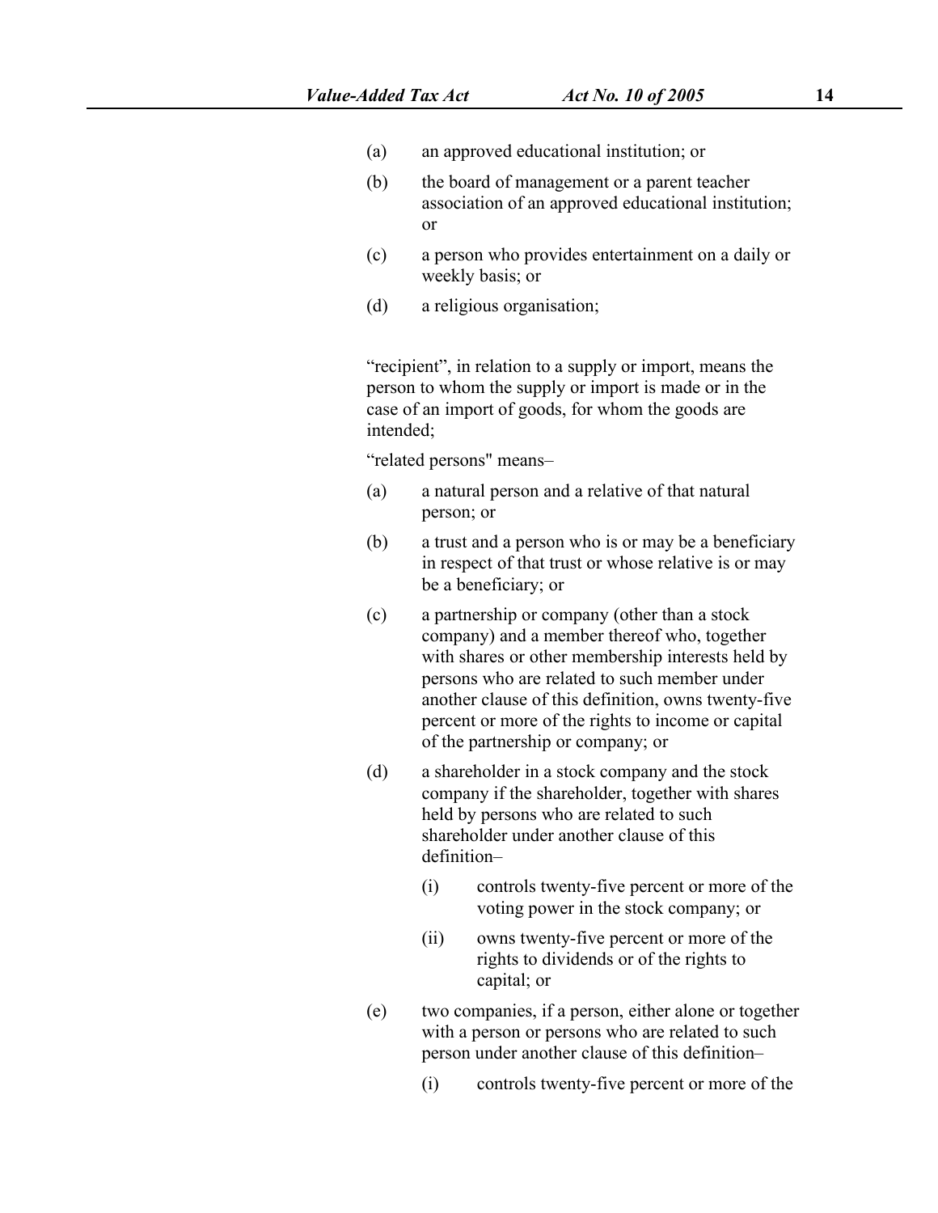(a) an approved educational institution; or

(b) the board of management or a parent teacher association of an approved educational institution; or

(c) a person who provides entertainment on a daily or weekly basis; or

(d) a religious organisation;

"recipient", in relation to a supply or import, means the person to whom the supply or import is made or in the case of an import of goods, for whom the goods are intended;

"related persons" means–

(a) a natural person and a relative of that natural person; or

(b) a trust and a person who is or may be a beneficiary in respect of that trust or whose relative is or may be a beneficiary; or

(c) a partnership or company (other than a stock company) and a member thereof who, together with shares or other membership interests held by persons who are related to such member under another clause of this definition, owns twenty-five percent or more of the rights to income or capital of the partnership or company; or

(d) a shareholder in a stock company and the stock company if the shareholder, together with shares held by persons who are related to such shareholder under another clause of this definition–

  (i) controls twenty-five percent or more of the voting power in the stock company; or

  (ii) owns twenty-five percent or more of the rights to dividends or of the rights to capital; or

(e) two companies, if a person, either alone or together with a person or persons who are related to such person under another clause of this definition–

  (i) controls twenty-five percent or more of the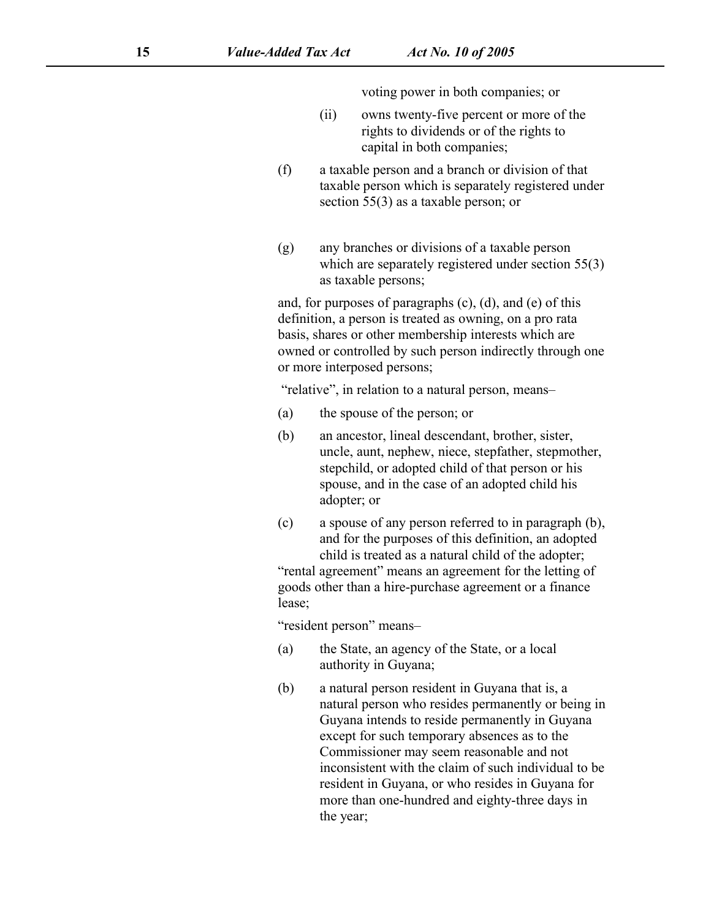voting power in both companies; or

(ii) owns twenty-five percent or more of the rights to dividends or of the rights to capital in both companies;

(f) a taxable person and a branch or division of that taxable person which is separately registered under section 55(3) as a taxable person; or

(g) any branches or divisions of a taxable person which are separately registered under section 55(3) as taxable persons;

and, for purposes of paragraphs (c), (d), and (e) of this definition, a person is treated as owning, on a pro rata basis, shares or other membership interests which are owned or controlled by such person indirectly through one or more interposed persons;

"relative", in relation to a natural person, means–

(a) the spouse of the person; or

(b) an ancestor, lineal descendant, brother, sister, uncle, aunt, nephew, niece, stepfather, stepmother, stepchild, or adopted child of that person or his spouse, and in the case of an adopted child his adopter; or

(c) a spouse of any person referred to in paragraph (b), and for the purposes of this definition, an adopted child is treated as a natural child of the adopter;

"rental agreement" means an agreement for the letting of goods other than a hire-purchase agreement or a finance lease;

"resident person" means–

(a) the State, an agency of the State, or a local authority in Guyana;

(b) a natural person resident in Guyana that is, a natural person who resides permanently or being in Guyana intends to reside permanently in Guyana except for such temporary absences as to the Commissioner may seem reasonable and not inconsistent with the claim of such individual to be resident in Guyana, or who resides in Guyana for more than one-hundred and eighty-three days in the year;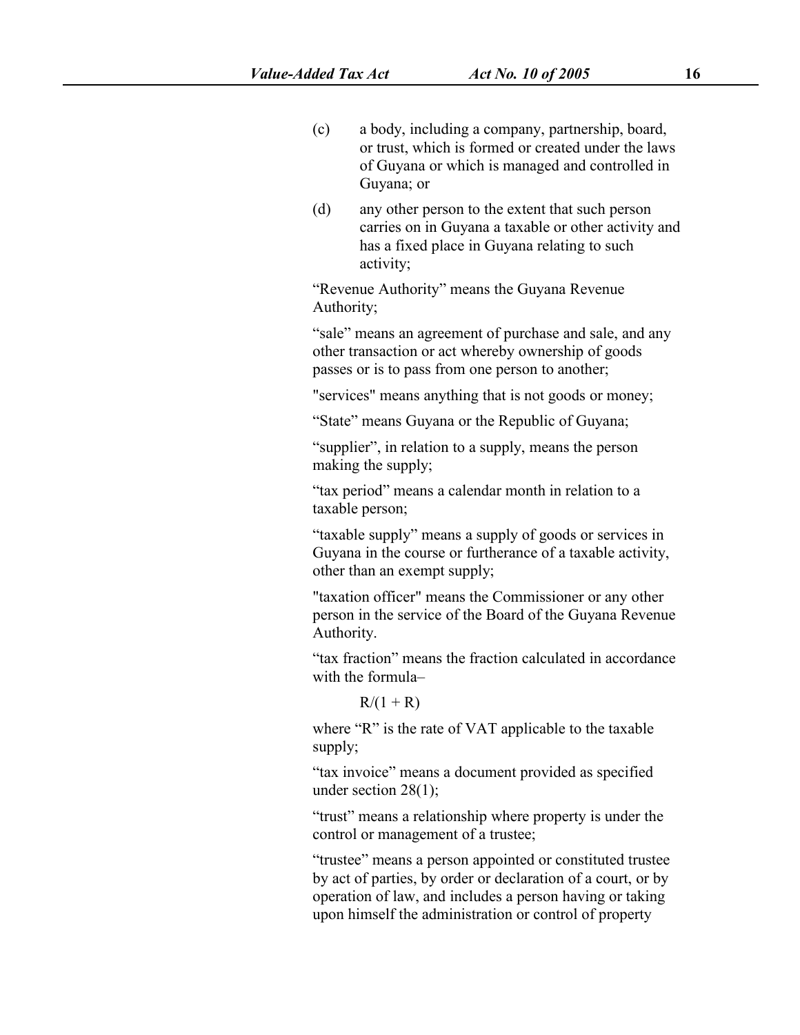(c) a body, including a company, partnership, board, or trust, which is formed or created under the laws of Guyana or which is managed and controlled in Guyana; or

(d) any other person to the extent that such person carries on in Guyana a taxable or other activity and has a fixed place in Guyana relating to such activity;

"Revenue Authority" means the Guyana Revenue Authority;

"sale" means an agreement of purchase and sale, and any other transaction or act whereby ownership of goods passes or is to pass from one person to another;

"services" means anything that is not goods or money;

"State" means Guyana or the Republic of Guyana;

"supplier", in relation to a supply, means the person making the supply;

"tax period" means a calendar month in relation to a taxable person;

"taxable supply" means a supply of goods or services in Guyana in the course or furtherance of a taxable activity, other than an exempt supply;

"taxation officer" means the Commissioner or any other person in the service of the Board of the Guyana Revenue Authority.

"tax fraction" means the fraction calculated in accordance with the formula–

$$R/(1 + R)$$

where "R" is the rate of VAT applicable to the taxable supply;

"tax invoice" means a document provided as specified under section 28(1);

"trust" means a relationship where property is under the control or management of a trustee;

"trustee" means a person appointed or constituted trustee by act of parties, by order or declaration of a court, or by operation of law, and includes a person having or taking upon himself the administration or control of property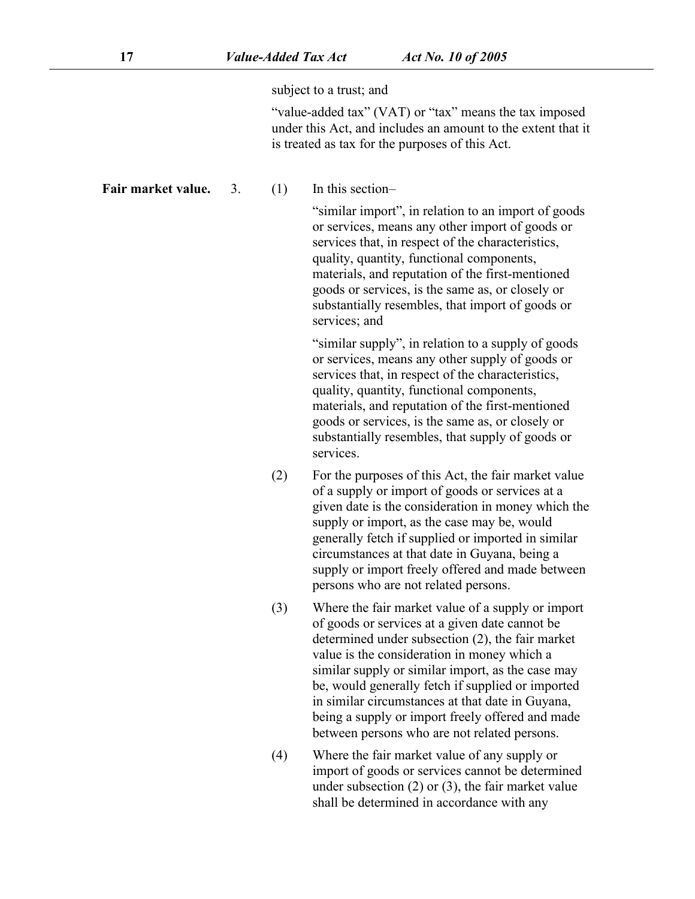subject to a trust; and

"value-added tax" (VAT) or "tax" means the tax imposed under this Act, and includes an amount to the extent that it is treated as tax for the purposes of this Act.

**Fair market value.** 3. (1) In this section–

"similar import", in relation to an import of goods or services, means any other import of goods or services that, in respect of the characteristics, quality, quantity, functional components, materials, and reputation of the first-mentioned goods or services, is the same as, or closely or substantially resembles, that import of goods or services; and

"similar supply", in relation to a supply of goods or services, means any other supply of goods or services that, in respect of the characteristics, quality, quantity, functional components, materials, and reputation of the first-mentioned goods or services, is the same as, or closely or substantially resembles, that supply of goods or services.

(2) For the purposes of this Act, the fair market value of a supply or import of goods or services at a given date is the consideration in money which the supply or import, as the case may be, would generally fetch if supplied or imported in similar circumstances at that date in Guyana, being a supply or import freely offered and made between persons who are not related persons.

(3) Where the fair market value of a supply or import of goods or services at a given date cannot be determined under subsection (2), the fair market value is the consideration in money which a similar supply or similar import, as the case may be, would generally fetch if supplied or imported in similar circumstances at that date in Guyana, being a supply or import freely offered and made between persons who are not related persons.

(4) Where the fair market value of any supply or import of goods or services cannot be determined under subsection (2) or (3), the fair market value shall be determined in accordance with any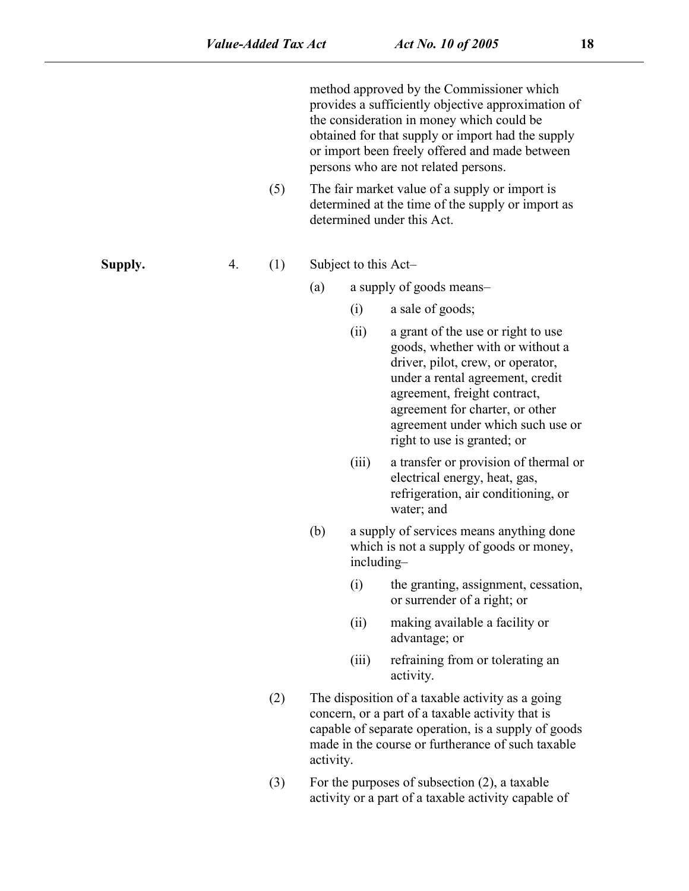method approved by the Commissioner which provides a sufficiently objective approximation of the consideration in money which could be obtained for that supply or import had the supply or import been freely offered and made between persons who are not related persons.

(5) The fair market value of a supply or import is determined at the time of the supply or import as determined under this Act.

**Supply.**

4. (1) Subject to this Act–

(a) a supply of goods means–

(i) a sale of goods;

(ii) a grant of the use or right to use goods, whether with or without a driver, pilot, crew, or operator, under a rental agreement, credit agreement, freight contract, agreement for charter, or other agreement under which such use or right to use is granted; or

(iii) a transfer or provision of thermal or electrical energy, heat, gas, refrigeration, air conditioning, or water; and

(b) a supply of services means anything done which is not a supply of goods or money, including–

(i) the granting, assignment, cessation, or surrender of a right; or

(ii) making available a facility or advantage; or

(iii) refraining from or tolerating an activity.

(2) The disposition of a taxable activity as a going concern, or a part of a taxable activity that is capable of separate operation, is a supply of goods made in the course or furtherance of such taxable activity.

(3) For the purposes of subsection (2), a taxable activity or a part of a taxable activity capable of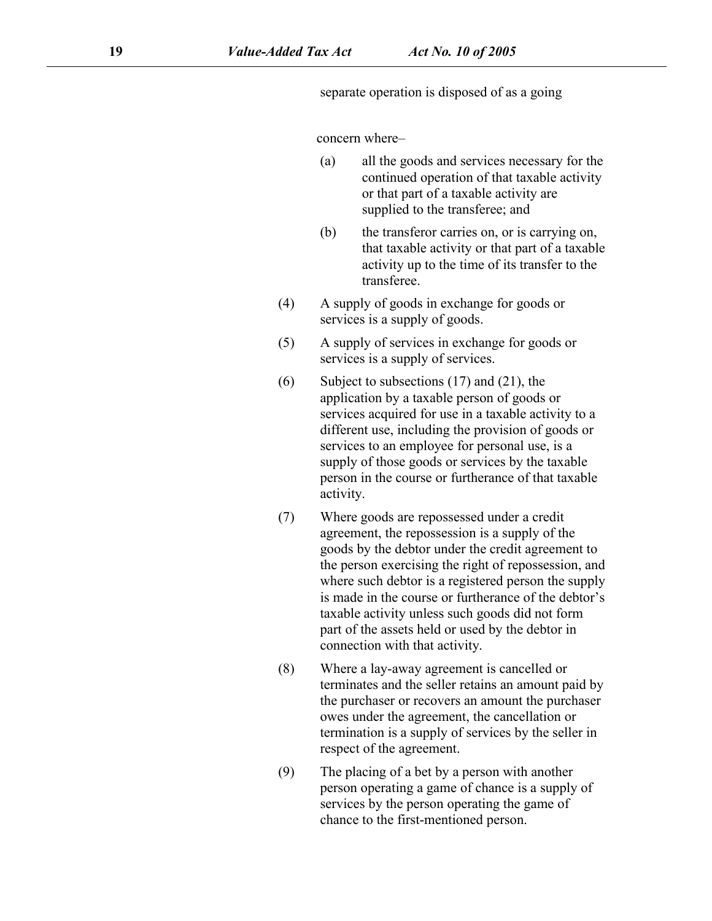separate operation is disposed of as a going

concern where–

(a) all the goods and services necessary for the continued operation of that taxable activity or that part of a taxable activity are supplied to the transferee; and

(b) the transferor carries on, or is carrying on, that taxable activity or that part of a taxable activity up to the time of its transfer to the transferee.

(4) A supply of goods in exchange for goods or services is a supply of goods.

(5) A supply of services in exchange for goods or services is a supply of services.

(6) Subject to subsections (17) and (21), the application by a taxable person of goods or services acquired for use in a taxable activity to a different use, including the provision of goods or services to an employee for personal use, is a supply of those goods or services by the taxable person in the course or furtherance of that taxable activity.

(7) Where goods are repossessed under a credit agreement, the repossession is a supply of the goods by the debtor under the credit agreement to the person exercising the right of repossession, and where such debtor is a registered person the supply is made in the course or furtherance of the debtor's taxable activity unless such goods did not form part of the assets held or used by the debtor in connection with that activity.

(8) Where a lay-away agreement is cancelled or terminates and the seller retains an amount paid by the purchaser or recovers an amount the purchaser owes under the agreement, the cancellation or termination is a supply of services by the seller in respect of the agreement.

(9) The placing of a bet by a person with another person operating a game of chance is a supply of services by the person operating the game of chance to the first-mentioned person.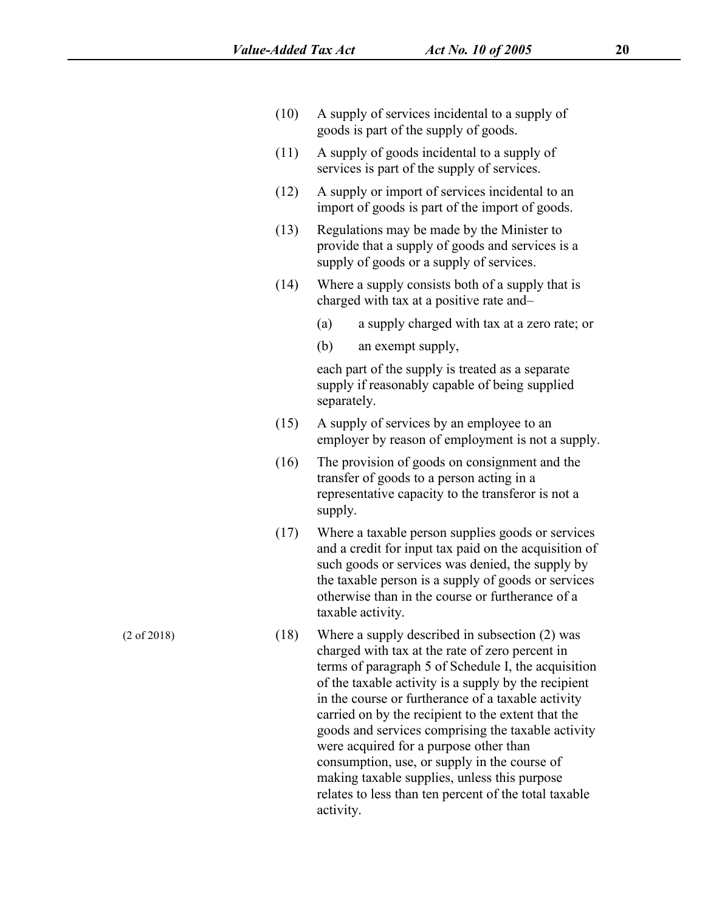(10) A supply of services incidental to a supply of goods is part of the supply of goods.

(11) A supply of goods incidental to a supply of services is part of the supply of services.

(12) A supply or import of services incidental to an import of goods is part of the import of goods.

(13) Regulations may be made by the Minister to provide that a supply of goods and services is a supply of goods or a supply of services.

(14) Where a supply consists both of a supply that is charged with tax at a positive rate and–

(a) a supply charged with tax at a zero rate; or

(b) an exempt supply,

each part of the supply is treated as a separate supply if reasonably capable of being supplied separately.

(15) A supply of services by an employee to an employer by reason of employment is not a supply.

(16) The provision of goods on consignment and the transfer of goods to a person acting in a representative capacity to the transferor is not a supply.

(17) Where a taxable person supplies goods or services and a credit for input tax paid on the acquisition of such goods or services was denied, the supply by the taxable person is a supply of goods or services otherwise than in the course or furtherance of a taxable activity.

(2 of 2018)

(18) Where a supply described in subsection (2) was charged with tax at the rate of zero percent in terms of paragraph 5 of Schedule I, the acquisition of the taxable activity is a supply by the recipient in the course or furtherance of a taxable activity carried on by the recipient to the extent that the goods and services comprising the taxable activity were acquired for a purpose other than consumption, use, or supply in the course of making taxable supplies, unless this purpose relates to less than ten percent of the total taxable activity.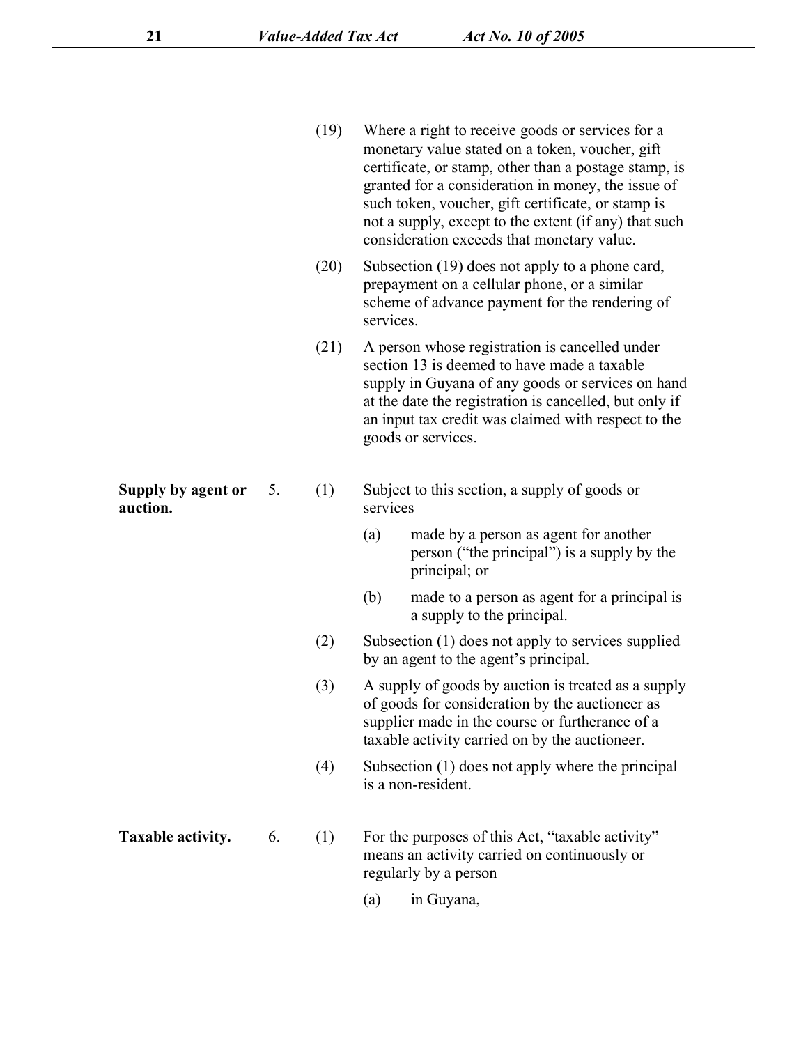(19) Where a right to receive goods or services for a monetary value stated on a token, voucher, gift certificate, or stamp, other than a postage stamp, is granted for a consideration in money, the issue of such token, voucher, gift certificate, or stamp is not a supply, except to the extent (if any) that such consideration exceeds that monetary value.

(20) Subsection (19) does not apply to a phone card, prepayment on a cellular phone, or a similar scheme of advance payment for the rendering of services.

(21) A person whose registration is cancelled under section 13 is deemed to have made a taxable supply in Guyana of any goods or services on hand at the date the registration is cancelled, but only if an input tax credit was claimed with respect to the goods or services.

**Supply by agent or auction.**

5. (1) Subject to this section, a supply of goods or services–

(a) made by a person as agent for another person ("the principal") is a supply by the principal; or

(b) made to a person as agent for a principal is a supply to the principal.

(2) Subsection (1) does not apply to services supplied by an agent to the agent's principal.

(3) A supply of goods by auction is treated as a supply of goods for consideration by the auctioneer as supplier made in the course or furtherance of a taxable activity carried on by the auctioneer.

(4) Subsection (1) does not apply where the principal is a non-resident.

**Taxable activity.**

6. (1) For the purposes of this Act, "taxable activity" means an activity carried on continuously or regularly by a person–

(a) in Guyana,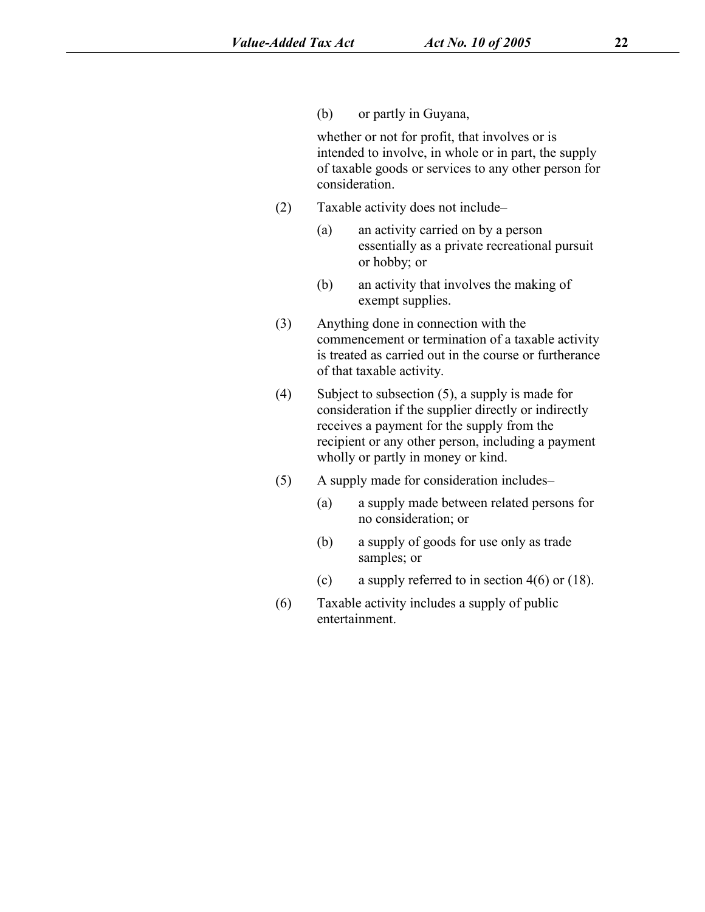(b) or partly in Guyana,

whether or not for profit, that involves or is intended to involve, in whole or in part, the supply of taxable goods or services to any other person for consideration.

(2) Taxable activity does not include–

(a) an activity carried on by a person essentially as a private recreational pursuit or hobby; or

(b) an activity that involves the making of exempt supplies.

(3) Anything done in connection with the commencement or termination of a taxable activity is treated as carried out in the course or furtherance of that taxable activity.

(4) Subject to subsection (5), a supply is made for consideration if the supplier directly or indirectly receives a payment for the supply from the recipient or any other person, including a payment wholly or partly in money or kind.

(5) A supply made for consideration includes–

(a) a supply made between related persons for no consideration; or

(b) a supply of goods for use only as trade samples; or

(c) a supply referred to in section 4(6) or (18).

(6) Taxable activity includes a supply of public entertainment.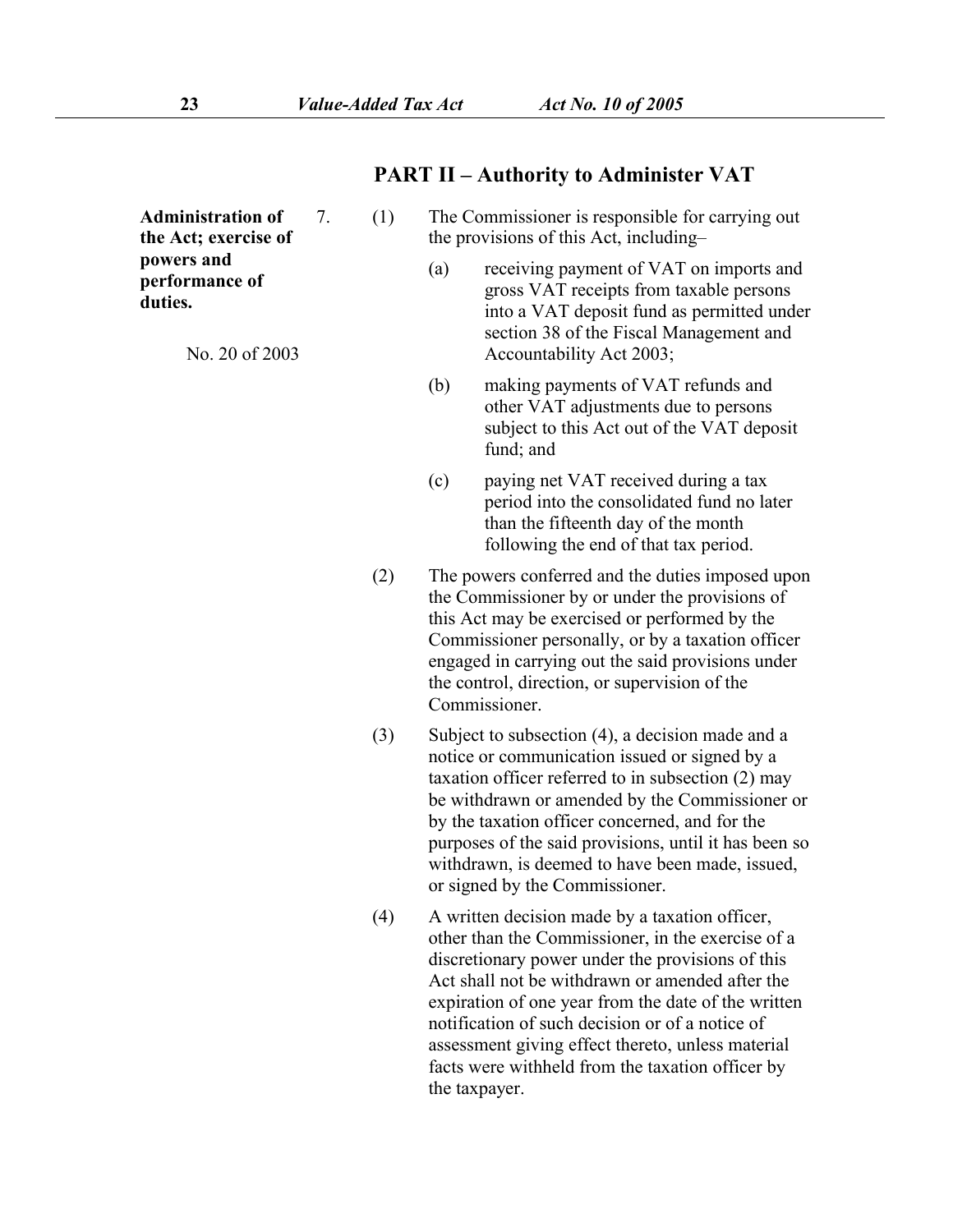## PART II – Authority to Administer VAT

**Administration of the Act; exercise of powers and performance of duties.**

No. 20 of 2003

7. (1) The Commissioner is responsible for carrying out the provisions of this Act, including–

   (a) receiving payment of VAT on imports and gross VAT receipts from taxable persons into a VAT deposit fund as permitted under section 38 of the Fiscal Management and Accountability Act 2003;

   (b) making payments of VAT refunds and other VAT adjustments due to persons subject to this Act out of the VAT deposit fund; and

   (c) paying net VAT received during a tax period into the consolidated fund no later than the fifteenth day of the month following the end of that tax period.

(2) The powers conferred and the duties imposed upon the Commissioner by or under the provisions of this Act may be exercised or performed by the Commissioner personally, or by a taxation officer engaged in carrying out the said provisions under the control, direction, or supervision of the Commissioner.

(3) Subject to subsection (4), a decision made and a notice or communication issued or signed by a taxation officer referred to in subsection (2) may be withdrawn or amended by the Commissioner or by the taxation officer concerned, and for the purposes of the said provisions, until it has been so withdrawn, is deemed to have been made, issued, or signed by the Commissioner.

(4) A written decision made by a taxation officer, other than the Commissioner, in the exercise of a discretionary power under the provisions of this Act shall not be withdrawn or amended after the expiration of one year from the date of the written notification of such decision or of a notice of assessment giving effect thereto, unless material facts were withheld from the taxation officer by the taxpayer.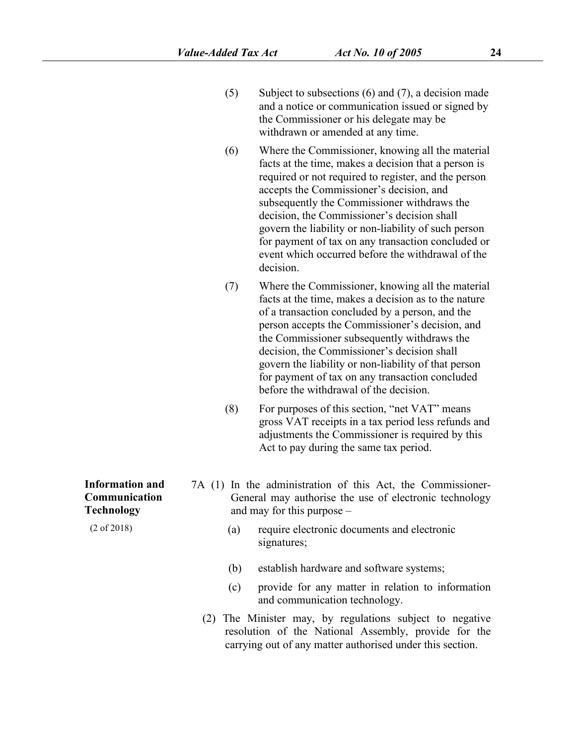(5) Subject to subsections (6) and (7), a decision made and a notice or communication issued or signed by the Commissioner or his delegate may be withdrawn or amended at any time.

(6) Where the Commissioner, knowing all the material facts at the time, makes a decision that a person is required or not required to register, and the person accepts the Commissioner's decision, and subsequently the Commissioner withdraws the decision, the Commissioner's decision shall govern the liability or non-liability of such person for payment of tax on any transaction concluded or event which occurred before the withdrawal of the decision.

(7) Where the Commissioner, knowing all the material facts at the time, makes a decision as to the nature of a transaction concluded by a person, and the person accepts the Commissioner's decision, and the Commissioner subsequently withdraws the decision, the Commissioner's decision shall govern the liability or non-liability of that person for payment of tax on any transaction concluded before the withdrawal of the decision.

(8) For purposes of this section, "net VAT" means gross VAT receipts in a tax period less refunds and adjustments the Commissioner is required by this Act to pay during the same tax period.

**Information and Communication Technology**

(2 of 2018)

7A (1) In the administration of this Act, the Commissioner-General may authorise the use of electronic technology and may for this purpose –

(a) require electronic documents and electronic signatures;

(b) establish hardware and software systems;

(c) provide for any matter in relation to information and communication technology.

(2) The Minister may, by regulations subject to negative resolution of the National Assembly, provide for the carrying out of any matter authorised under this section.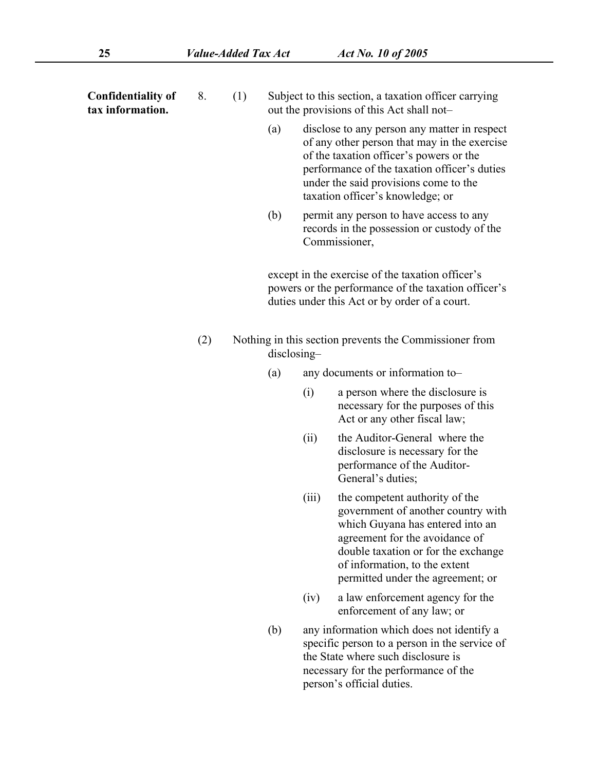**Confidentiality of tax information.**

8. (1) Subject to this section, a taxation officer carrying out the provisions of this Act shall not–

(a) disclose to any person any matter in respect of any other person that may in the exercise of the taxation officer's powers or the performance of the taxation officer's duties under the said provisions come to the taxation officer's knowledge; or

(b) permit any person to have access to any records in the possession or custody of the Commissioner,

except in the exercise of the taxation officer's powers or the performance of the taxation officer's duties under this Act or by order of a court.

(2) Nothing in this section prevents the Commissioner from disclosing–

(a) any documents or information to–

(i) a person where the disclosure is necessary for the purposes of this Act or any other fiscal law;

(ii) the Auditor-General where the disclosure is necessary for the performance of the Auditor-General's duties;

(iii) the competent authority of the government of another country with which Guyana has entered into an agreement for the avoidance of double taxation or for the exchange of information, to the extent permitted under the agreement; or

(iv) a law enforcement agency for the enforcement of any law; or

(b) any information which does not identify a specific person to a person in the service of the State where such disclosure is necessary for the performance of the person's official duties.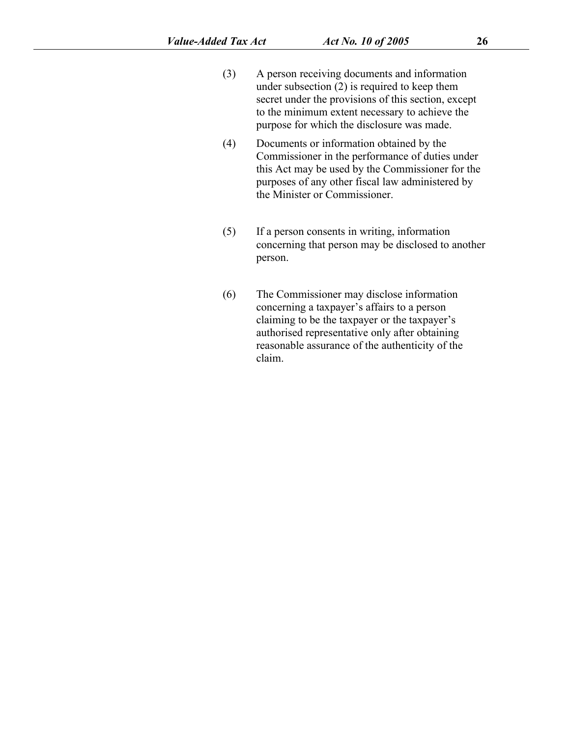(3) A person receiving documents and information under subsection (2) is required to keep them secret under the provisions of this section, except to the minimum extent necessary to achieve the purpose for which the disclosure was made.

(4) Documents or information obtained by the Commissioner in the performance of duties under this Act may be used by the Commissioner for the purposes of any other fiscal law administered by the Minister or Commissioner.

(5) If a person consents in writing, information concerning that person may be disclosed to another person.

(6) The Commissioner may disclose information concerning a taxpayer's affairs to a person claiming to be the taxpayer or the taxpayer's authorised representative only after obtaining reasonable assurance of the authenticity of the claim.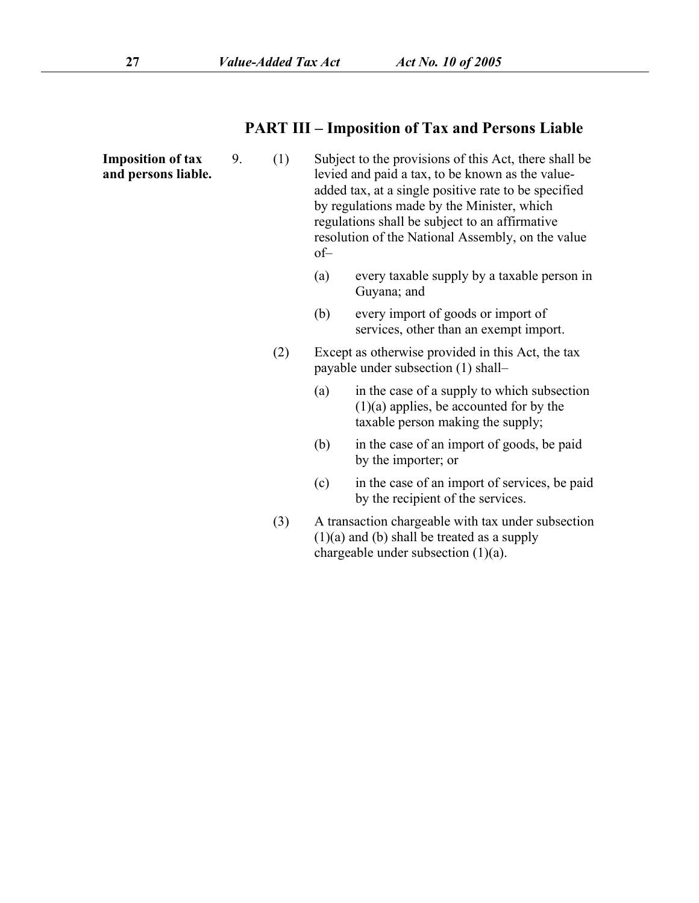## PART III – Imposition of Tax and Persons Liable

**Imposition of tax and persons liable.**

9. (1) Subject to the provisions of this Act, there shall be levied and paid a tax, to be known as the value-added tax, at a single positive rate to be specified by regulations made by the Minister, which regulations shall be subject to an affirmative resolution of the National Assembly, on the value of–

(a) every taxable supply by a taxable person in Guyana; and

(b) every import of goods or import of services, other than an exempt import.

(2) Except as otherwise provided in this Act, the tax payable under subsection (1) shall–

(a) in the case of a supply to which subsection (1)(a) applies, be accounted for by the taxable person making the supply;

(b) in the case of an import of goods, be paid by the importer; or

(c) in the case of an import of services, be paid by the recipient of the services.

(3) A transaction chargeable with tax under subsection (1)(a) and (b) shall be treated as a supply chargeable under subsection (1)(a).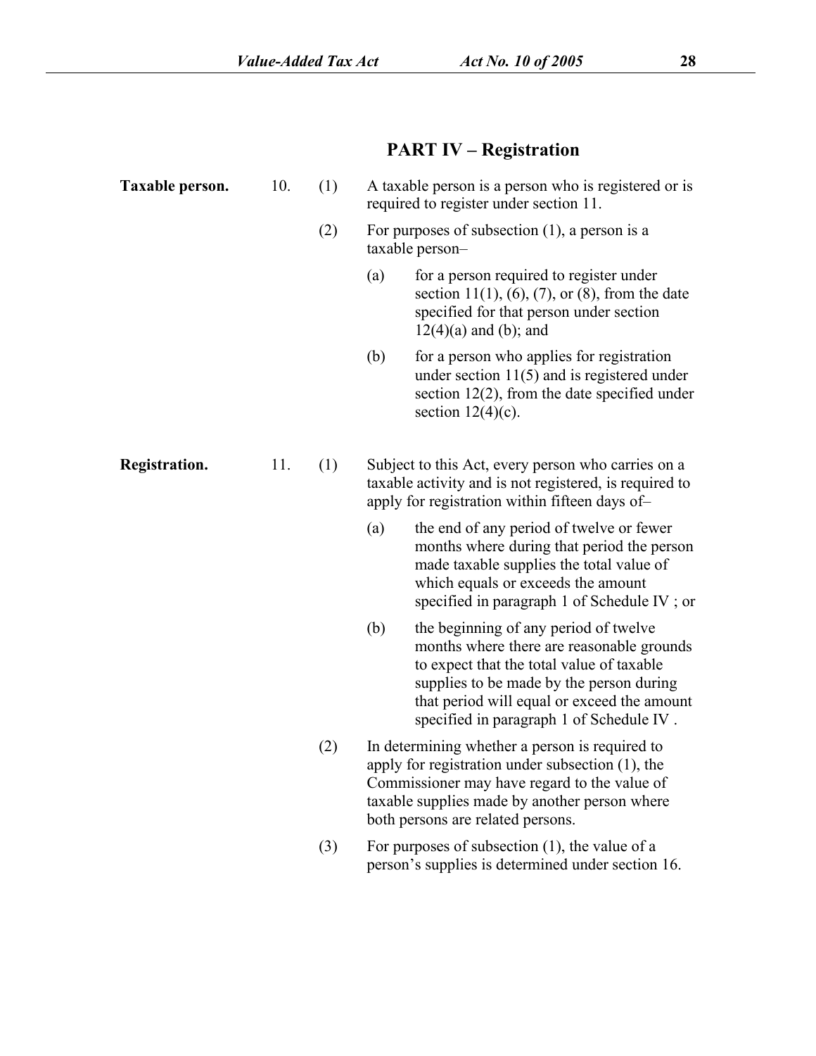## PART IV – Registration

**Taxable person.**

10. (1) A taxable person is a person who is registered or is required to register under section 11.

(2) For purposes of subsection (1), a person is a taxable person–

(a) for a person required to register under section 11(1), (6), (7), or (8), from the date specified for that person under section 12(4)(a) and (b); and

(b) for a person who applies for registration under section 11(5) and is registered under section 12(2), from the date specified under section 12(4)(c).

**Registration.**

11. (1) Subject to this Act, every person who carries on a taxable activity and is not registered, is required to apply for registration within fifteen days of–

(a) the end of any period of twelve or fewer months where during that period the person made taxable supplies the total value of which equals or exceeds the amount specified in paragraph 1 of Schedule IV ; or

(b) the beginning of any period of twelve months where there are reasonable grounds to expect that the total value of taxable supplies to be made by the person during that period will equal or exceed the amount specified in paragraph 1 of Schedule IV .

(2) In determining whether a person is required to apply for registration under subsection (1), the Commissioner may have regard to the value of taxable supplies made by another person where both persons are related persons.

(3) For purposes of subsection (1), the value of a person's supplies is determined under section 16.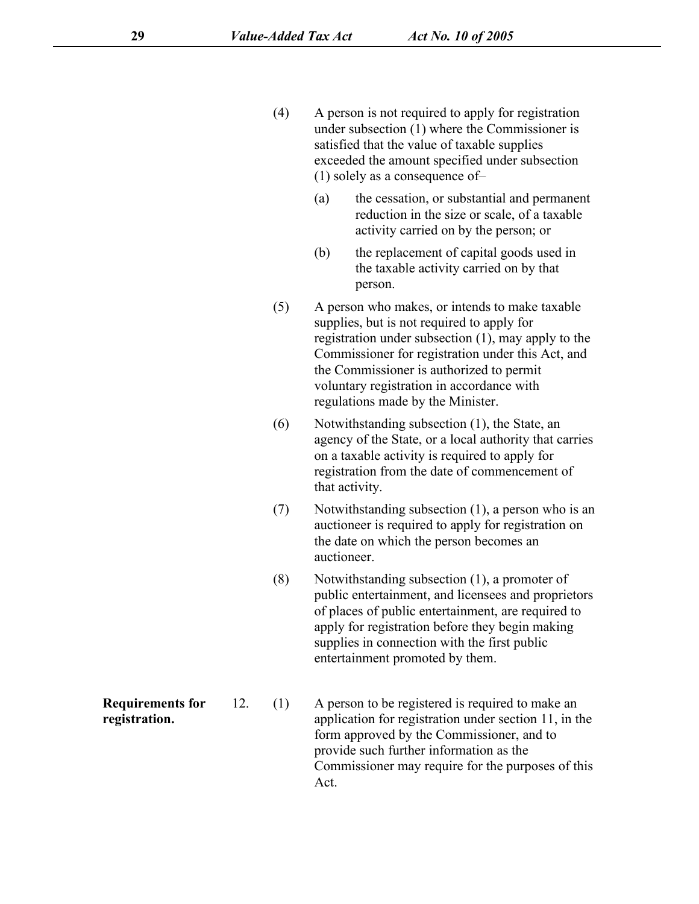(4) A person is not required to apply for registration under subsection (1) where the Commissioner is satisfied that the value of taxable supplies exceeded the amount specified under subsection (1) solely as a consequence of–

(a) the cessation, or substantial and permanent reduction in the size or scale, of a taxable activity carried on by the person; or

(b) the replacement of capital goods used in the taxable activity carried on by that person.

(5) A person who makes, or intends to make taxable supplies, but is not required to apply for registration under subsection (1), may apply to the Commissioner for registration under this Act, and the Commissioner is authorized to permit voluntary registration in accordance with regulations made by the Minister.

(6) Notwithstanding subsection (1), the State, an agency of the State, or a local authority that carries on a taxable activity is required to apply for registration from the date of commencement of that activity.

(7) Notwithstanding subsection (1), a person who is an auctioneer is required to apply for registration on the date on which the person becomes an auctioneer.

(8) Notwithstanding subsection (1), a promoter of public entertainment, and licensees and proprietors of places of public entertainment, are required to apply for registration before they begin making supplies in connection with the first public entertainment promoted by them.

**Requirements for registration.**

12. (1) A person to be registered is required to make an application for registration under section 11, in the form approved by the Commissioner, and to provide such further information as the Commissioner may require for the purposes of this Act.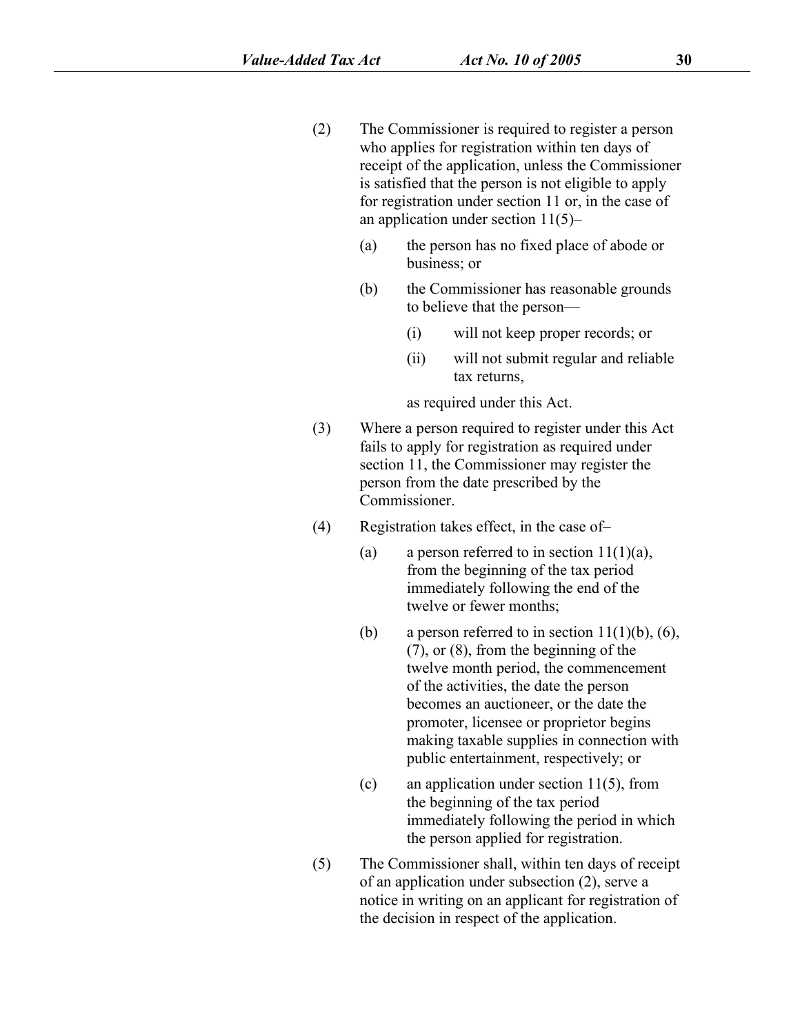(2) The Commissioner is required to register a person who applies for registration within ten days of receipt of the application, unless the Commissioner is satisfied that the person is not eligible to apply for registration under section 11 or, in the case of an application under section 11(5)–

(a) the person has no fixed place of abode or business; or

(b) the Commissioner has reasonable grounds to believe that the person—

(i) will not keep proper records; or

(ii) will not submit regular and reliable tax returns,

as required under this Act.

(3) Where a person required to register under this Act fails to apply for registration as required under section 11, the Commissioner may register the person from the date prescribed by the Commissioner.

(4) Registration takes effect, in the case of–

(a) a person referred to in section 11(1)(a), from the beginning of the tax period immediately following the end of the twelve or fewer months;

(b) a person referred to in section 11(1)(b), (6), (7), or (8), from the beginning of the twelve month period, the commencement of the activities, the date the person becomes an auctioneer, or the date the promoter, licensee or proprietor begins making taxable supplies in connection with public entertainment, respectively; or

(c) an application under section 11(5), from the beginning of the tax period immediately following the period in which the person applied for registration.

(5) The Commissioner shall, within ten days of receipt of an application under subsection (2), serve a notice in writing on an applicant for registration of the decision in respect of the application.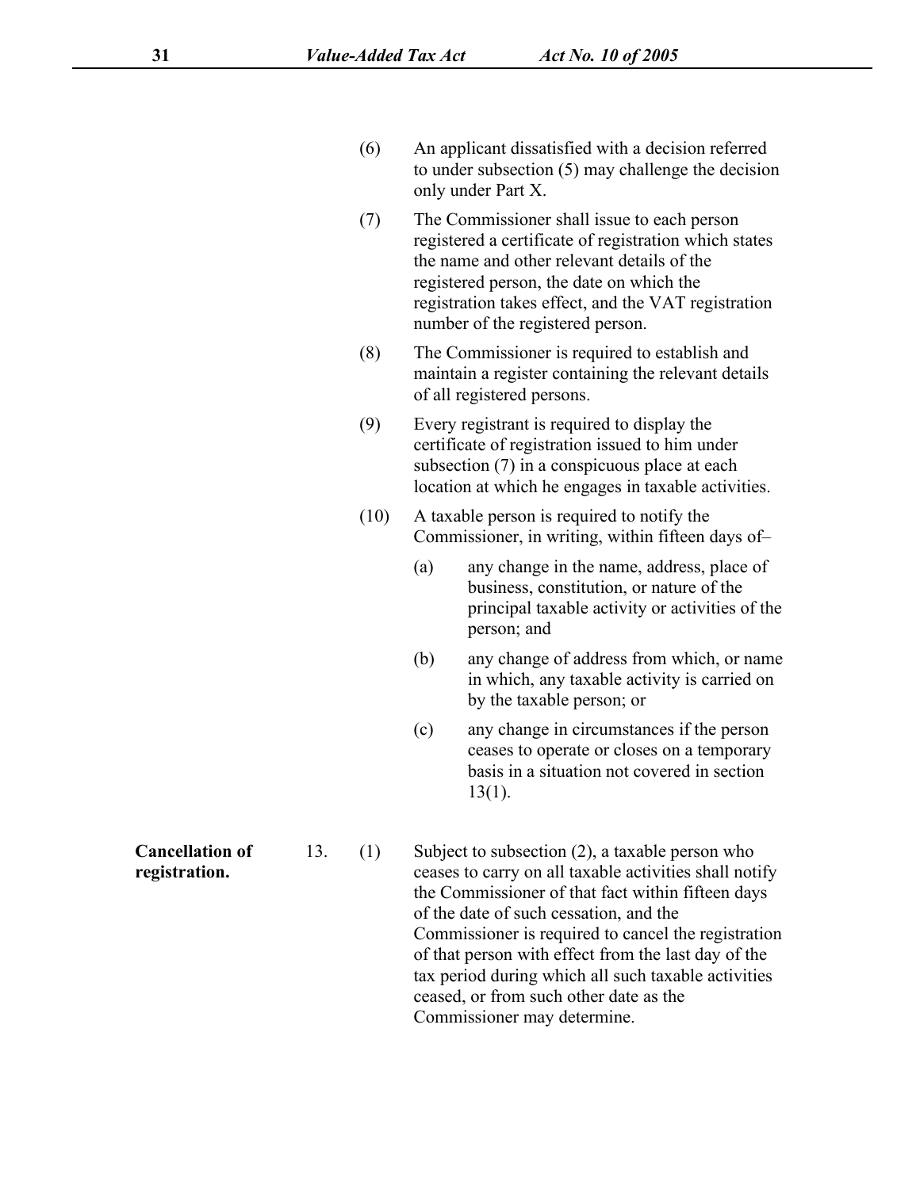(6) An applicant dissatisfied with a decision referred to under subsection (5) may challenge the decision only under Part X.

(7) The Commissioner shall issue to each person registered a certificate of registration which states the name and other relevant details of the registered person, the date on which the registration takes effect, and the VAT registration number of the registered person.

(8) The Commissioner is required to establish and maintain a register containing the relevant details of all registered persons.

(9) Every registrant is required to display the certificate of registration issued to him under subsection (7) in a conspicuous place at each location at which he engages in taxable activities.

(10) A taxable person is required to notify the Commissioner, in writing, within fifteen days of–

(a) any change in the name, address, place of business, constitution, or nature of the principal taxable activity or activities of the person; and

(b) any change of address from which, or name in which, any taxable activity is carried on by the taxable person; or

(c) any change in circumstances if the person ceases to operate or closes on a temporary basis in a situation not covered in section 13(1).

**Cancellation of registration.**

13. (1) Subject to subsection (2), a taxable person who ceases to carry on all taxable activities shall notify the Commissioner of that fact within fifteen days of the date of such cessation, and the Commissioner is required to cancel the registration of that person with effect from the last day of the tax period during which all such taxable activities ceased, or from such other date as the Commissioner may determine.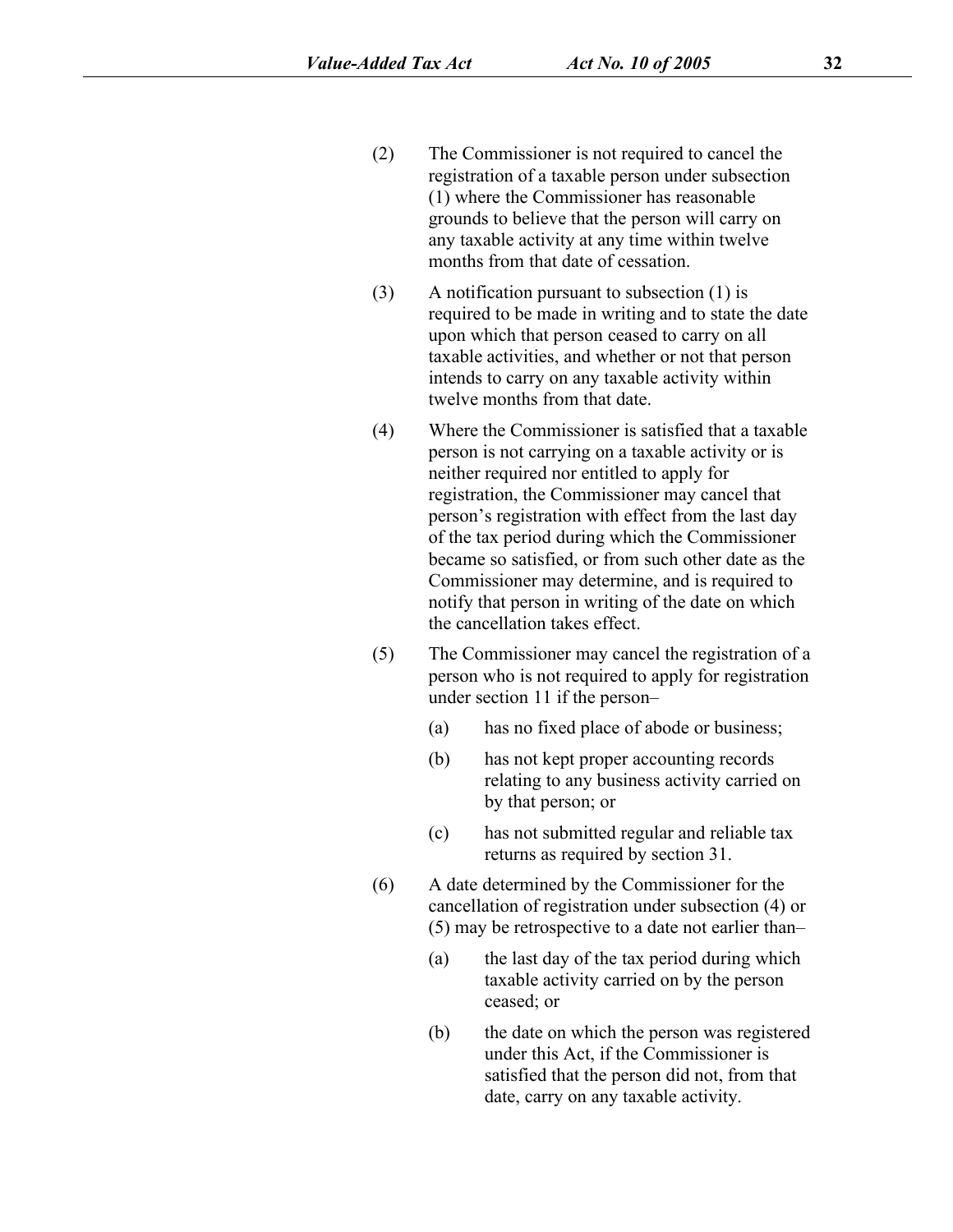(2) The Commissioner is not required to cancel the registration of a taxable person under subsection (1) where the Commissioner has reasonable grounds to believe that the person will carry on any taxable activity at any time within twelve months from that date of cessation.

(3) A notification pursuant to subsection (1) is required to be made in writing and to state the date upon which that person ceased to carry on all taxable activities, and whether or not that person intends to carry on any taxable activity within twelve months from that date.

(4) Where the Commissioner is satisfied that a taxable person is not carrying on a taxable activity or is neither required nor entitled to apply for registration, the Commissioner may cancel that person's registration with effect from the last day of the tax period during which the Commissioner became so satisfied, or from such other date as the Commissioner may determine, and is required to notify that person in writing of the date on which the cancellation takes effect.

(5) The Commissioner may cancel the registration of a person who is not required to apply for registration under section 11 if the person–

- (a) has no fixed place of abode or business;
- (b) has not kept proper accounting records relating to any business activity carried on by that person; or
- (c) has not submitted regular and reliable tax returns as required by section 31.

(6) A date determined by the Commissioner for the cancellation of registration under subsection (4) or (5) may be retrospective to a date not earlier than–

- (a) the last day of the tax period during which taxable activity carried on by the person ceased; or
- (b) the date on which the person was registered under this Act, if the Commissioner is satisfied that the person did not, from that date, carry on any taxable activity.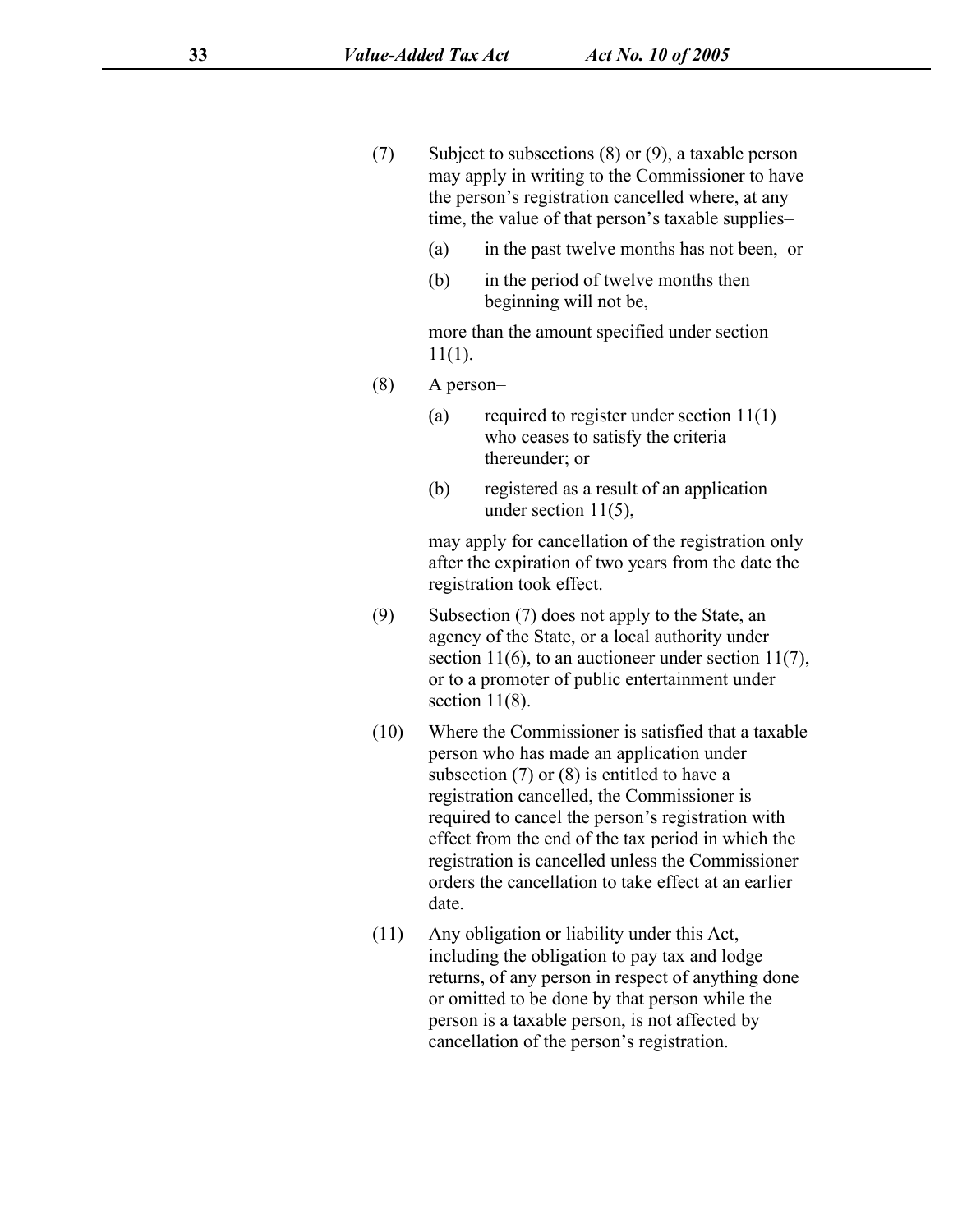(7) Subject to subsections (8) or (9), a taxable person may apply in writing to the Commissioner to have the person's registration cancelled where, at any time, the value of that person's taxable supplies–

   (a) in the past twelve months has not been, or

   (b) in the period of twelve months then beginning will not be,

   more than the amount specified under section 11(1).

(8) A person–

   (a) required to register under section 11(1) who ceases to satisfy the criteria thereunder; or

   (b) registered as a result of an application under section 11(5),

   may apply for cancellation of the registration only after the expiration of two years from the date the registration took effect.

(9) Subsection (7) does not apply to the State, an agency of the State, or a local authority under section 11(6), to an auctioneer under section 11(7), or to a promoter of public entertainment under section 11(8).

(10) Where the Commissioner is satisfied that a taxable person who has made an application under subsection (7) or (8) is entitled to have a registration cancelled, the Commissioner is required to cancel the person's registration with effect from the end of the tax period in which the registration is cancelled unless the Commissioner orders the cancellation to take effect at an earlier date.

(11) Any obligation or liability under this Act, including the obligation to pay tax and lodge returns, of any person in respect of anything done or omitted to be done by that person while the person is a taxable person, is not affected by cancellation of the person's registration.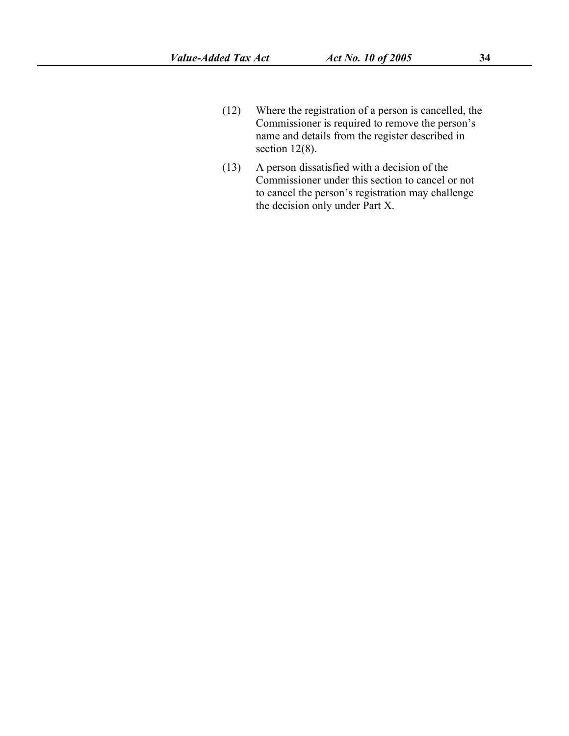(12) Where the registration of a person is cancelled, the Commissioner is required to remove the person's name and details from the register described in section 12(8).

(13) A person dissatisfied with a decision of the Commissioner under this section to cancel or not to cancel the person's registration may challenge the decision only under Part X.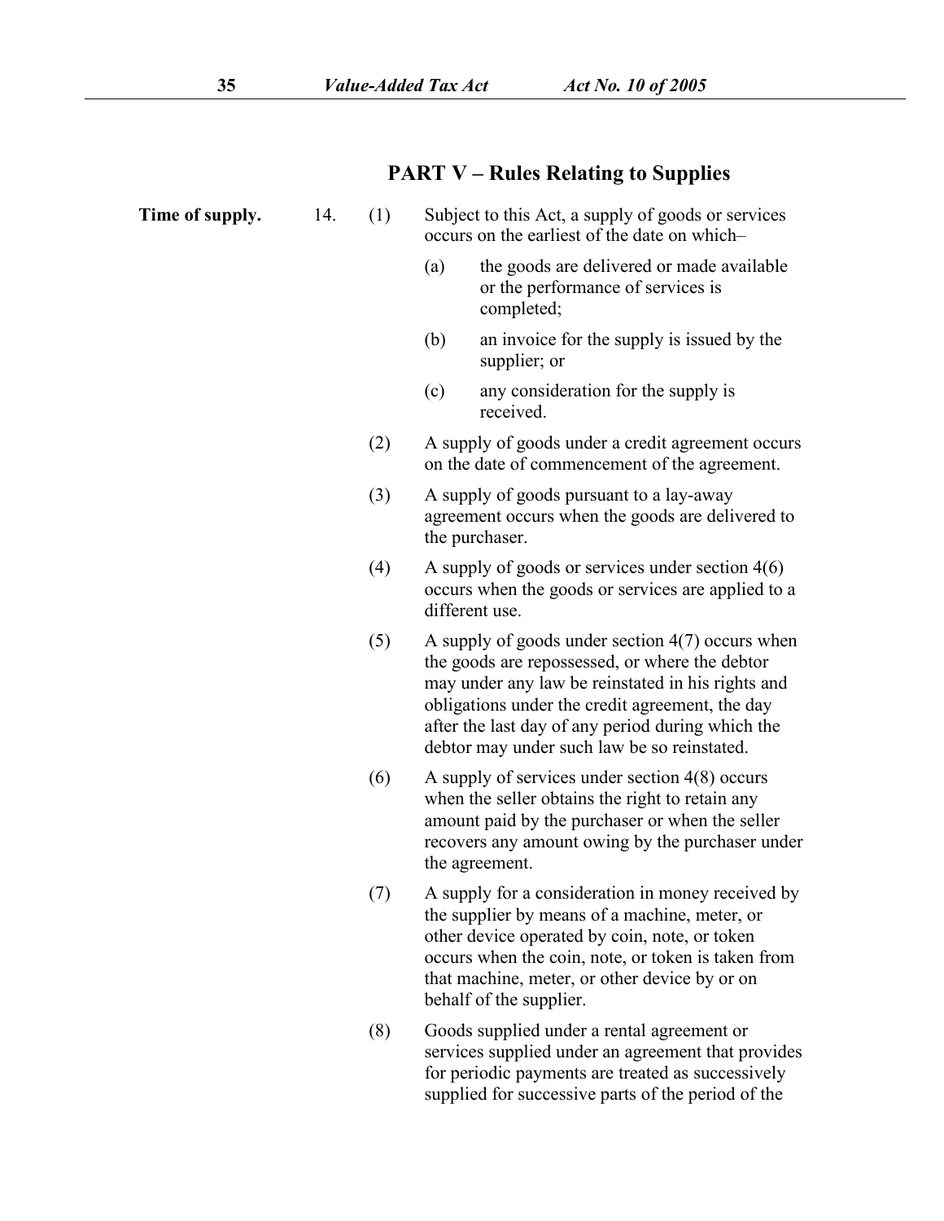## PART V – Rules Relating to Supplies

**Time of supply.**

14. (1) Subject to this Act, a supply of goods or services occurs on the earliest of the date on which–

    (a) the goods are delivered or made available or the performance of services is completed;

    (b) an invoice for the supply is issued by the supplier; or

    (c) any consideration for the supply is received.

(2) A supply of goods under a credit agreement occurs on the date of commencement of the agreement.

(3) A supply of goods pursuant to a lay-away agreement occurs when the goods are delivered to the purchaser.

(4) A supply of goods or services under section 4(6) occurs when the goods or services are applied to a different use.

(5) A supply of goods under section 4(7) occurs when the goods are repossessed, or where the debtor may under any law be reinstated in his rights and obligations under the credit agreement, the day after the last day of any period during which the debtor may under such law be so reinstated.

(6) A supply of services under section 4(8) occurs when the seller obtains the right to retain any amount paid by the purchaser or when the seller recovers any amount owing by the purchaser under the agreement.

(7) A supply for a consideration in money received by the supplier by means of a machine, meter, or other device operated by coin, note, or token occurs when the coin, note, or token is taken from that machine, meter, or other device by or on behalf of the supplier.

(8) Goods supplied under a rental agreement or services supplied under an agreement that provides for periodic payments are treated as successively supplied for successive parts of the period of the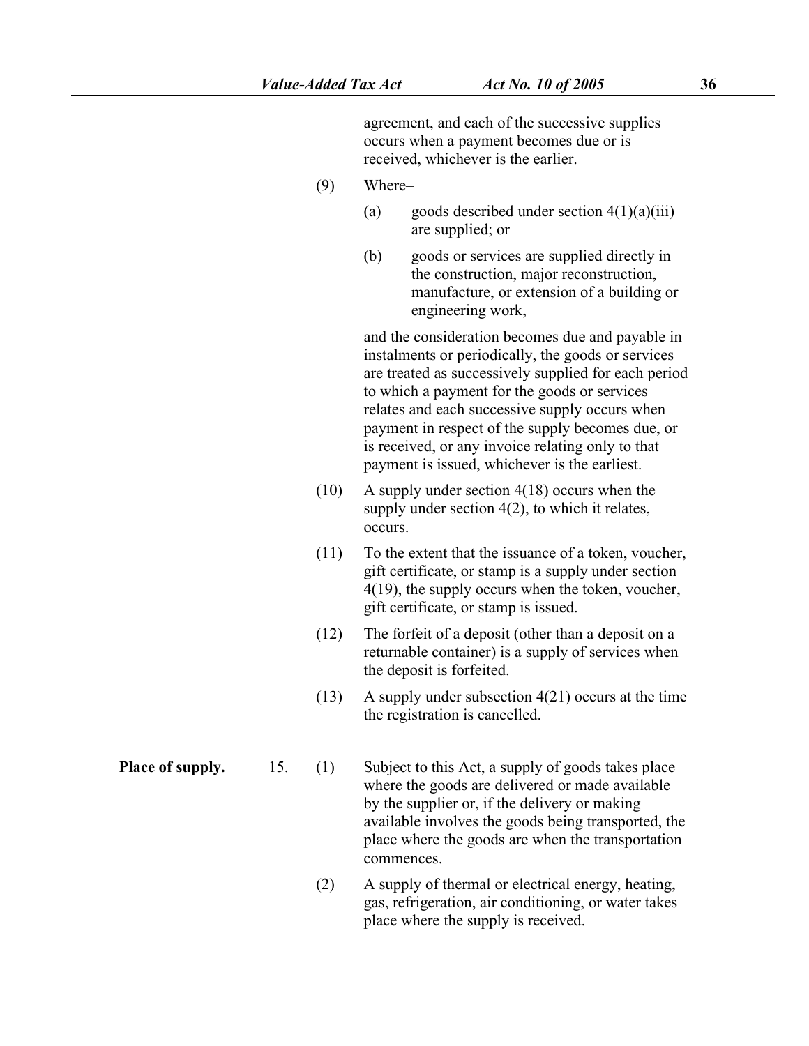agreement, and each of the successive supplies occurs when a payment becomes due or is received, whichever is the earlier.

(9) Where–

(a) goods described under section 4(1)(a)(iii) are supplied; or

(b) goods or services are supplied directly in the construction, major reconstruction, manufacture, or extension of a building or engineering work,

and the consideration becomes due and payable in instalments or periodically, the goods or services are treated as successively supplied for each period to which a payment for the goods or services relates and each successive supply occurs when payment in respect of the supply becomes due, or is received, or any invoice relating only to that payment is issued, whichever is the earliest.

(10) A supply under section 4(18) occurs when the supply under section 4(2), to which it relates, occurs.

(11) To the extent that the issuance of a token, voucher, gift certificate, or stamp is a supply under section 4(19), the supply occurs when the token, voucher, gift certificate, or stamp is issued.

(12) The forfeit of a deposit (other than a deposit on a returnable container) is a supply of services when the deposit is forfeited.

(13) A supply under subsection 4(21) occurs at the time the registration is cancelled.

**Place of supply.**

15. (1) Subject to this Act, a supply of goods takes place where the goods are delivered or made available by the supplier or, if the delivery or making available involves the goods being transported, the place where the goods are when the transportation commences.

(2) A supply of thermal or electrical energy, heating, gas, refrigeration, air conditioning, or water takes place where the supply is received.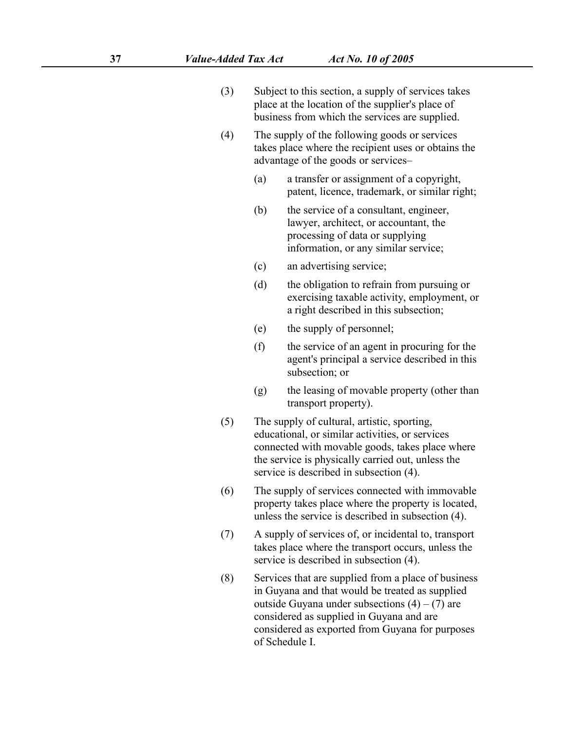(3) Subject to this section, a supply of services takes place at the location of the supplier's place of business from which the services are supplied.

(4) The supply of the following goods or services takes place where the recipient uses or obtains the advantage of the goods or services–

   (a) a transfer or assignment of a copyright, patent, licence, trademark, or similar right;

   (b) the service of a consultant, engineer, lawyer, architect, or accountant, the processing of data or supplying information, or any similar service;

   (c) an advertising service;

   (d) the obligation to refrain from pursuing or exercising taxable activity, employment, or a right described in this subsection;

   (e) the supply of personnel;

   (f) the service of an agent in procuring for the agent's principal a service described in this subsection; or

   (g) the leasing of movable property (other than transport property).

(5) The supply of cultural, artistic, sporting, educational, or similar activities, or services connected with movable goods, takes place where the service is physically carried out, unless the service is described in subsection (4).

(6) The supply of services connected with immovable property takes place where the property is located, unless the service is described in subsection (4).

(7) A supply of services of, or incidental to, transport takes place where the transport occurs, unless the service is described in subsection (4).

(8) Services that are supplied from a place of business in Guyana and that would be treated as supplied outside Guyana under subsections (4) – (7) are considered as supplied in Guyana and are considered as exported from Guyana for purposes of Schedule I.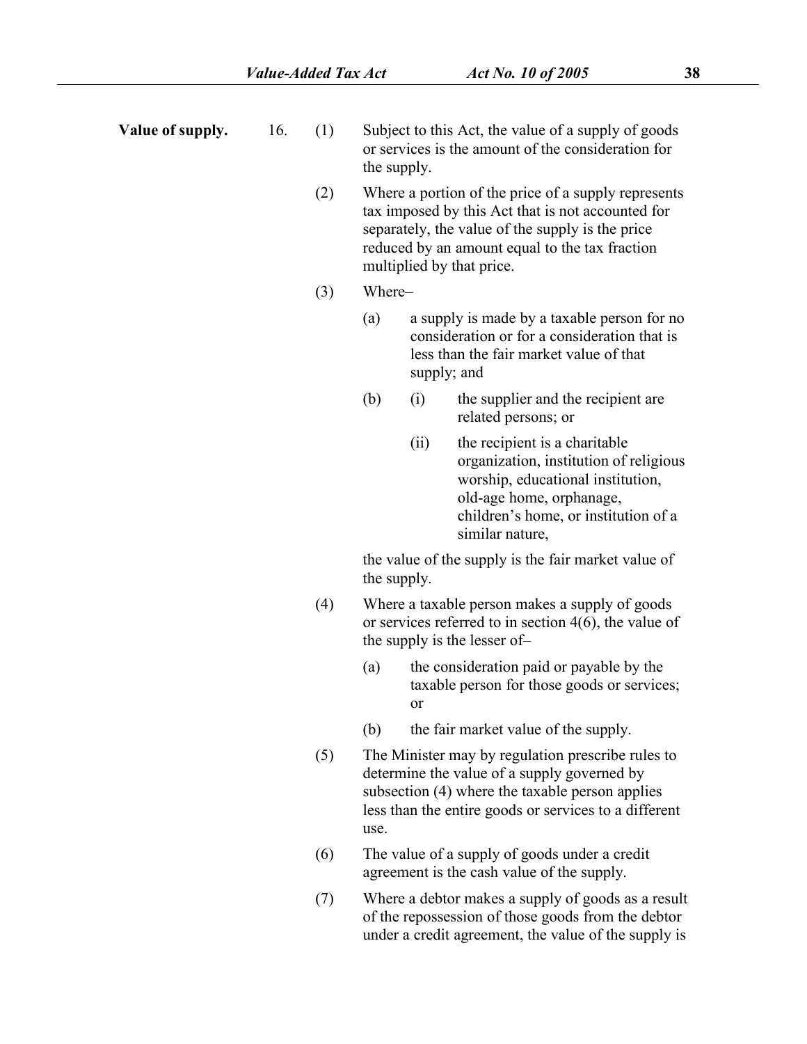**Value of supply.**

16. (1) Subject to this Act, the value of a supply of goods or services is the amount of the consideration for the supply.

(2) Where a portion of the price of a supply represents tax imposed by this Act that is not accounted for separately, the value of the supply is the price reduced by an amount equal to the tax fraction multiplied by that price.

(3) Where–

(a) a supply is made by a taxable person for no consideration or for a consideration that is less than the fair market value of that supply; and

(b) (i) the supplier and the recipient are related persons; or

(ii) the recipient is a charitable organization, institution of religious worship, educational institution, old-age home, orphanage, children's home, or institution of a similar nature,

the value of the supply is the fair market value of the supply.

(4) Where a taxable person makes a supply of goods or services referred to in section 4(6), the value of the supply is the lesser of–

(a) the consideration paid or payable by the taxable person for those goods or services; or

(b) the fair market value of the supply.

(5) The Minister may by regulation prescribe rules to determine the value of a supply governed by subsection (4) where the taxable person applies less than the entire goods or services to a different use.

(6) The value of a supply of goods under a credit agreement is the cash value of the supply.

(7) Where a debtor makes a supply of goods as a result of the repossession of those goods from the debtor under a credit agreement, the value of the supply is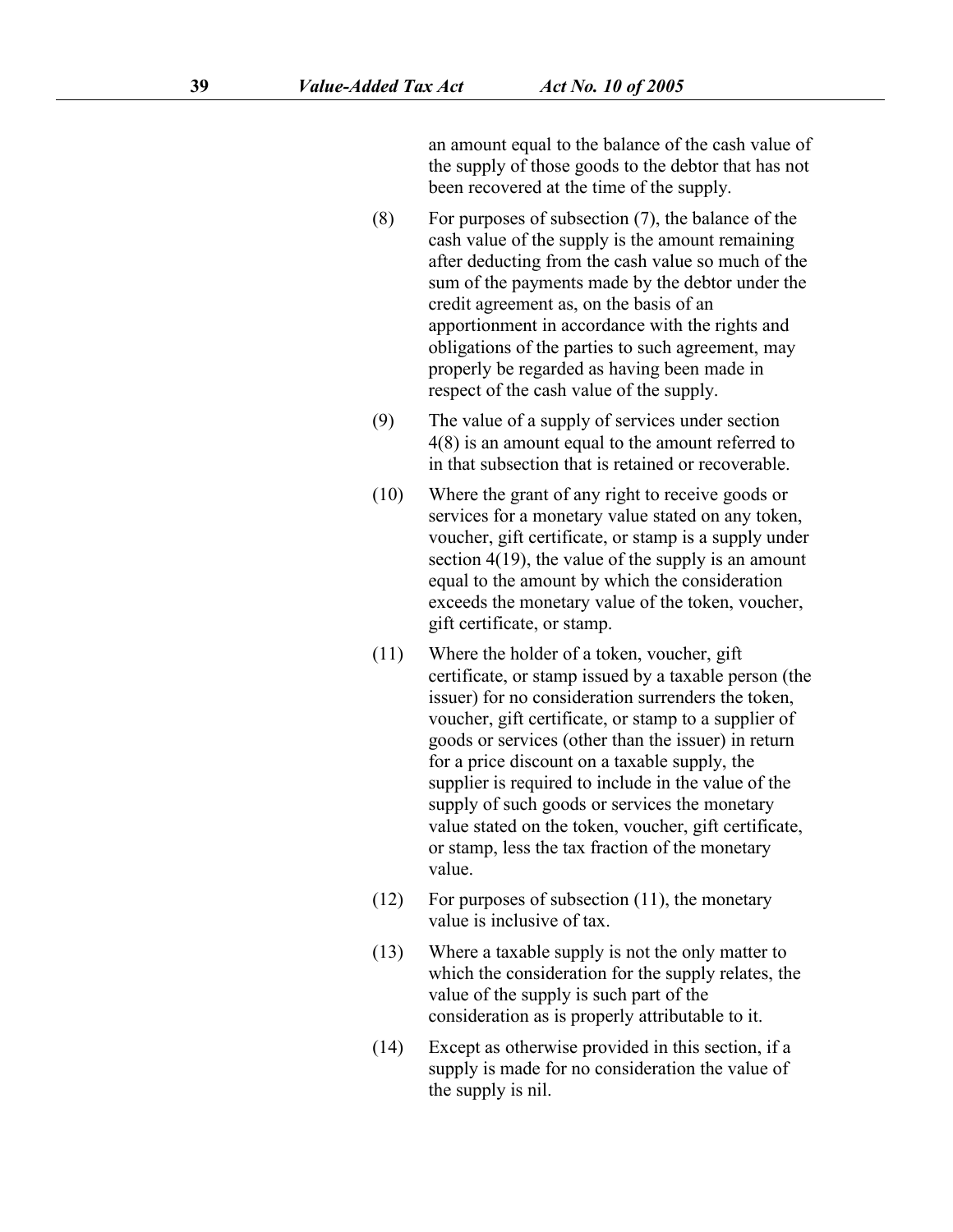an amount equal to the balance of the cash value of the supply of those goods to the debtor that has not been recovered at the time of the supply.

(8) For purposes of subsection (7), the balance of the cash value of the supply is the amount remaining after deducting from the cash value so much of the sum of the payments made by the debtor under the credit agreement as, on the basis of an apportionment in accordance with the rights and obligations of the parties to such agreement, may properly be regarded as having been made in respect of the cash value of the supply.

(9) The value of a supply of services under section 4(8) is an amount equal to the amount referred to in that subsection that is retained or recoverable.

(10) Where the grant of any right to receive goods or services for a monetary value stated on any token, voucher, gift certificate, or stamp is a supply under section 4(19), the value of the supply is an amount equal to the amount by which the consideration exceeds the monetary value of the token, voucher, gift certificate, or stamp.

(11) Where the holder of a token, voucher, gift certificate, or stamp issued by a taxable person (the issuer) for no consideration surrenders the token, voucher, gift certificate, or stamp to a supplier of goods or services (other than the issuer) in return for a price discount on a taxable supply, the supplier is required to include in the value of the supply of such goods or services the monetary value stated on the token, voucher, gift certificate, or stamp, less the tax fraction of the monetary value.

(12) For purposes of subsection (11), the monetary value is inclusive of tax.

(13) Where a taxable supply is not the only matter to which the consideration for the supply relates, the value of the supply is such part of the consideration as is properly attributable to it.

(14) Except as otherwise provided in this section, if a supply is made for no consideration the value of the supply is nil.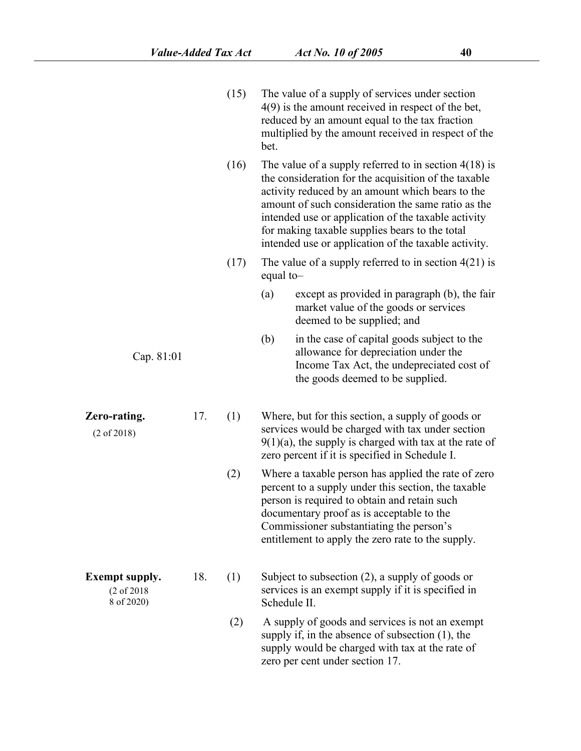(15) The value of a supply of services under section 4(9) is the amount received in respect of the bet, reduced by an amount equal to the tax fraction multiplied by the amount received in respect of the bet.

(16) The value of a supply referred to in section 4(18) is the consideration for the acquisition of the taxable activity reduced by an amount which bears to the amount of such consideration the same ratio as the intended use or application of the taxable activity for making taxable supplies bears to the total intended use or application of the taxable activity.

(17) The value of a supply referred to in section 4(21) is equal to–

(a) except as provided in paragraph (b), the fair market value of the goods or services deemed to be supplied; and

(b) in the case of capital goods subject to the allowance for depreciation under the Income Tax Act, the undepreciated cost of the goods deemed to be supplied.

Cap. 81:01

**Zero-rating.**
(2 of 2018)

17\. (1) Where, but for this section, a supply of goods or services would be charged with tax under section 9(1)(a), the supply is charged with tax at the rate of zero percent if it is specified in Schedule I.

(2) Where a taxable person has applied the rate of zero percent to a supply under this section, the taxable person is required to obtain and retain such documentary proof as is acceptable to the Commissioner substantiating the person's entitlement to apply the zero rate to the supply.

**Exempt supply.**
(2 of 2018
8 of 2020)

18\. (1) Subject to subsection (2), a supply of goods or services is an exempt supply if it is specified in Schedule II.

(2) A supply of goods and services is not an exempt supply if, in the absence of subsection (1), the supply would be charged with tax at the rate of zero per cent under section 17.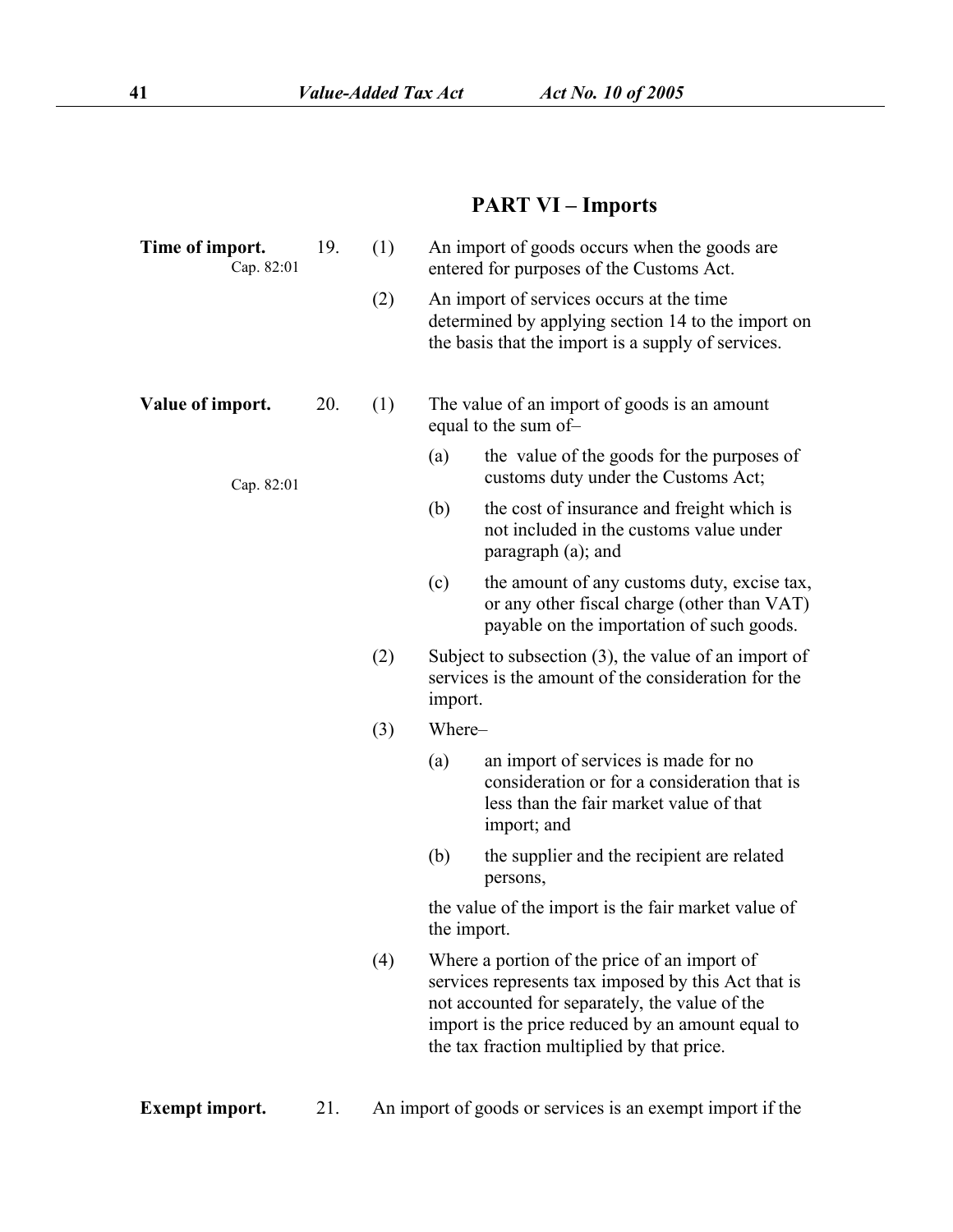## PART VI – Imports

**Time of import.** Cap. 82:01

19. (1) An import of goods occurs when the goods are entered for purposes of the Customs Act.

(2) An import of services occurs at the time determined by applying section 14 to the import on the basis that the import is a supply of services.

**Value of import.** Cap. 82:01

20. (1) The value of an import of goods is an amount equal to the sum of–

(a) the value of the goods for the purposes of customs duty under the Customs Act;

(b) the cost of insurance and freight which is not included in the customs value under paragraph (a); and

(c) the amount of any customs duty, excise tax, or any other fiscal charge (other than VAT) payable on the importation of such goods.

(2) Subject to subsection (3), the value of an import of services is the amount of the consideration for the import.

(3) Where–

(a) an import of services is made for no consideration or for a consideration that is less than the fair market value of that import; and

(b) the supplier and the recipient are related persons,

the value of the import is the fair market value of the import.

(4) Where a portion of the price of an import of services represents tax imposed by this Act that is not accounted for separately, the value of the import is the price reduced by an amount equal to the tax fraction multiplied by that price.

**Exempt import.**

21. An import of goods or services is an exempt import if the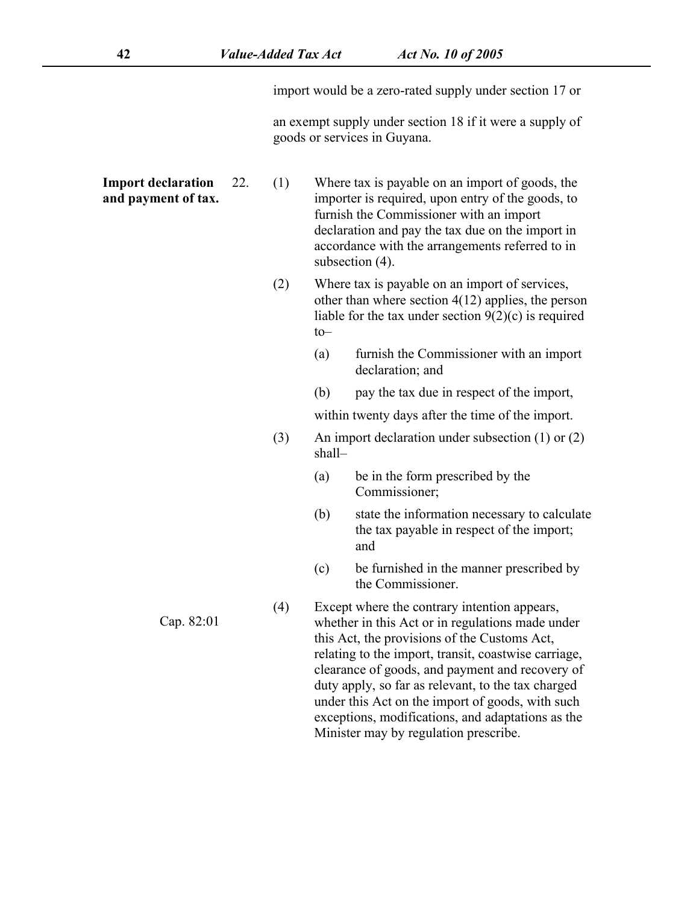import would be a zero-rated supply under section 17 or

an exempt supply under section 18 if it were a supply of goods or services in Guyana.

**Import declaration and payment of tax.**

22. (1) Where tax is payable on an import of goods, the importer is required, upon entry of the goods, to furnish the Commissioner with an import declaration and pay the tax due on the import in accordance with the arrangements referred to in subsection (4).

(2) Where tax is payable on an import of services, other than where section 4(12) applies, the person liable for the tax under section 9(2)(c) is required to–

(a) furnish the Commissioner with an import declaration; and

(b) pay the tax due in respect of the import,

within twenty days after the time of the import.

(3) An import declaration under subsection (1) or (2) shall–

(a) be in the form prescribed by the Commissioner;

(b) state the information necessary to calculate the tax payable in respect of the import; and

(c) be furnished in the manner prescribed by the Commissioner.

Cap. 82:01

(4) Except where the contrary intention appears, whether in this Act or in regulations made under this Act, the provisions of the Customs Act, relating to the import, transit, coastwise carriage, clearance of goods, and payment and recovery of duty apply, so far as relevant, to the tax charged under this Act on the import of goods, with such exceptions, modifications, and adaptations as the Minister may by regulation prescribe.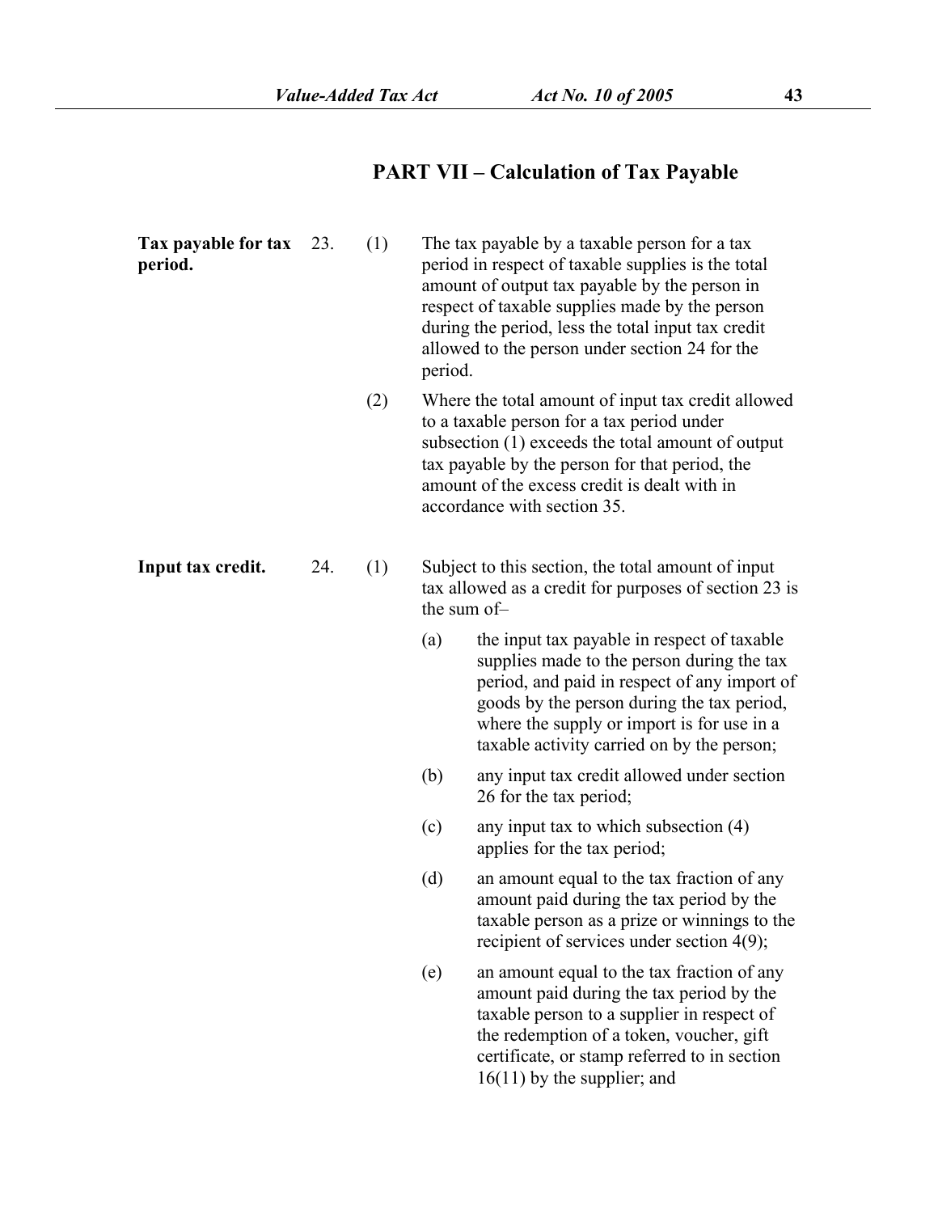## PART VII – Calculation of Tax Payable

**Tax payable for tax period.**

23. (1) The tax payable by a taxable person for a tax period in respect of taxable supplies is the total amount of output tax payable by the person in respect of taxable supplies made by the person during the period, less the total input tax credit allowed to the person under section 24 for the period.

(2) Where the total amount of input tax credit allowed to a taxable person for a tax period under subsection (1) exceeds the total amount of output tax payable by the person for that period, the amount of the excess credit is dealt with in accordance with section 35.

**Input tax credit.**

24. (1) Subject to this section, the total amount of input tax allowed as a credit for purposes of section 23 is the sum of–

(a) the input tax payable in respect of taxable supplies made to the person during the tax period, and paid in respect of any import of goods by the person during the tax period, where the supply or import is for use in a taxable activity carried on by the person;

(b) any input tax credit allowed under section 26 for the tax period;

(c) any input tax to which subsection (4) applies for the tax period;

(d) an amount equal to the tax fraction of any amount paid during the tax period by the taxable person as a prize or winnings to the recipient of services under section 4(9);

(e) an amount equal to the tax fraction of any amount paid during the tax period by the taxable person to a supplier in respect of the redemption of a token, voucher, gift certificate, or stamp referred to in section 16(11) by the supplier; and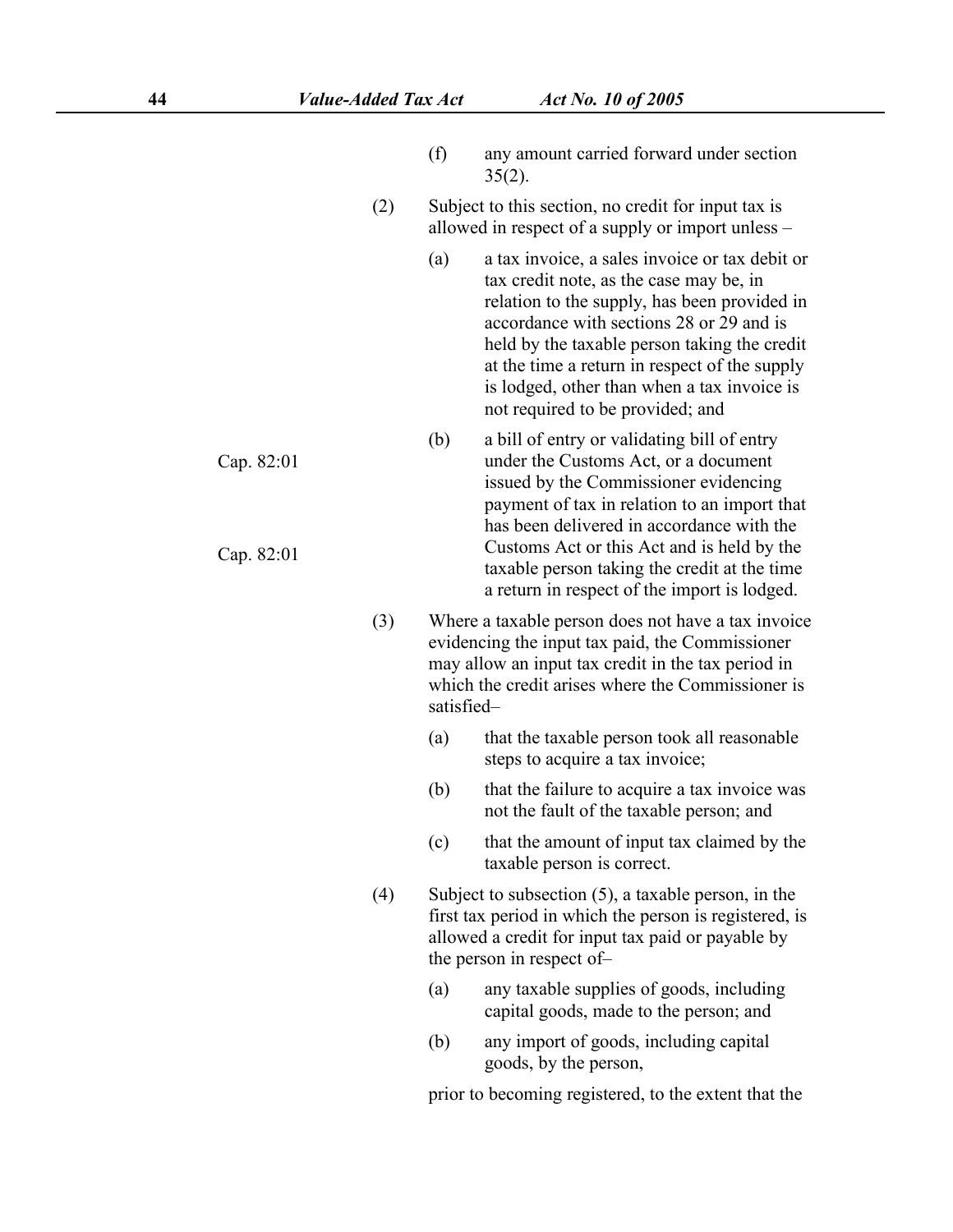(f) any amount carried forward under section 35(2).

(2) Subject to this section, no credit for input tax is allowed in respect of a supply or import unless –

(a) a tax invoice, a sales invoice or tax debit or tax credit note, as the case may be, in relation to the supply, has been provided in accordance with sections 28 or 29 and is held by the taxable person taking the credit at the time a return in respect of the supply is lodged, other than when a tax invoice is not required to be provided; and

(b) a bill of entry or validating bill of entry under the Customs Act, or a document issued by the Commissioner evidencing payment of tax in relation to an import that has been delivered in accordance with the Customs Act or this Act and is held by the taxable person taking the credit at the time a return in respect of the import is lodged.

Cap. 82:01

Cap. 82:01

(3) Where a taxable person does not have a tax invoice evidencing the input tax paid, the Commissioner may allow an input tax credit in the tax period in which the credit arises where the Commissioner is satisfied–

(a) that the taxable person took all reasonable steps to acquire a tax invoice;

(b) that the failure to acquire a tax invoice was not the fault of the taxable person; and

(c) that the amount of input tax claimed by the taxable person is correct.

(4) Subject to subsection (5), a taxable person, in the first tax period in which the person is registered, is allowed a credit for input tax paid or payable by the person in respect of–

(a) any taxable supplies of goods, including capital goods, made to the person; and

(b) any import of goods, including capital goods, by the person,

prior to becoming registered, to the extent that the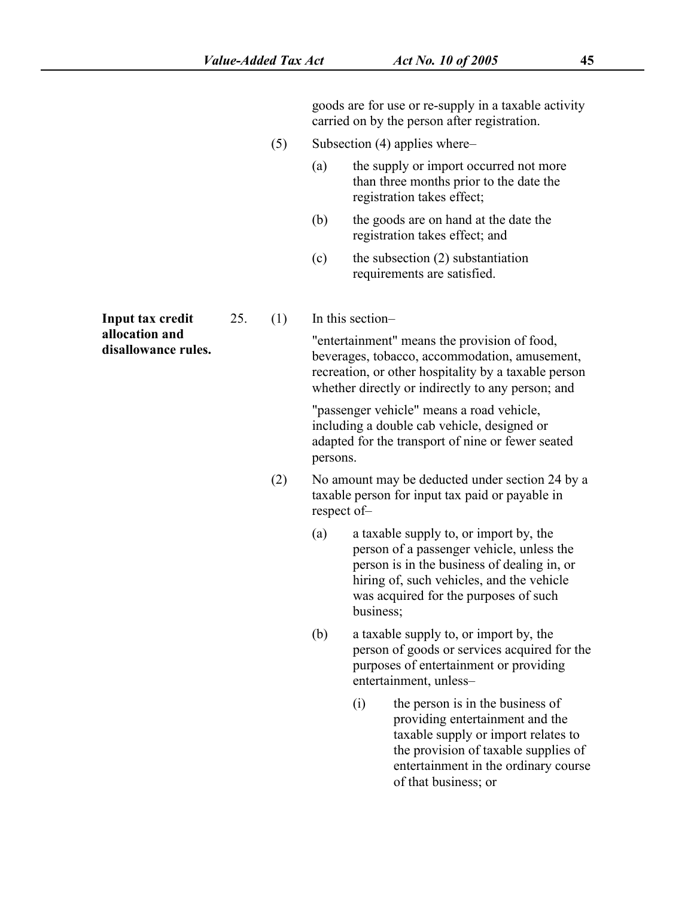goods are for use or re-supply in a taxable activity carried on by the person after registration.

(5) Subsection (4) applies where–

(a) the supply or import occurred not more than three months prior to the date the registration takes effect;

(b) the goods are on hand at the date the registration takes effect; and

(c) the subsection (2) substantiation requirements are satisfied.

**Input tax credit allocation and disallowance rules.**

25. (1) In this section–

"entertainment" means the provision of food, beverages, tobacco, accommodation, amusement, recreation, or other hospitality by a taxable person whether directly or indirectly to any person; and

"passenger vehicle" means a road vehicle, including a double cab vehicle, designed or adapted for the transport of nine or fewer seated persons.

(2) No amount may be deducted under section 24 by a taxable person for input tax paid or payable in respect of–

(a) a taxable supply to, or import by, the person of a passenger vehicle, unless the person is in the business of dealing in, or hiring of, such vehicles, and the vehicle was acquired for the purposes of such business;

(b) a taxable supply to, or import by, the person of goods or services acquired for the purposes of entertainment or providing entertainment, unless–

(i) the person is in the business of providing entertainment and the taxable supply or import relates to the provision of taxable supplies of entertainment in the ordinary course of that business; or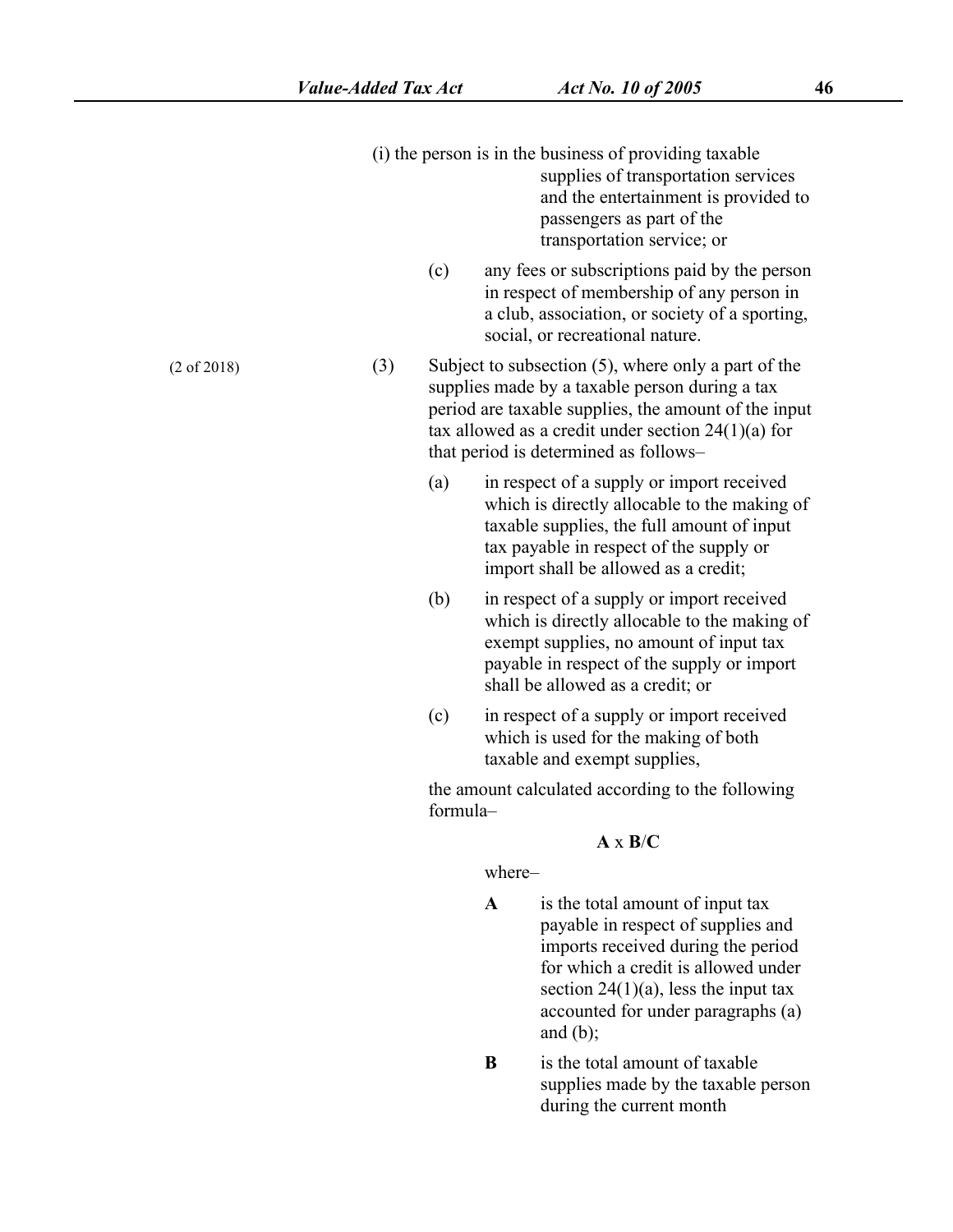(i) the person is in the business of providing taxable supplies of transportation services and the entertainment is provided to passengers as part of the transportation service; or

(c) any fees or subscriptions paid by the person in respect of membership of any person in a club, association, or society of a sporting, social, or recreational nature.

(2 of 2018)

(3) Subject to subsection (5), where only a part of the supplies made by a taxable person during a tax period are taxable supplies, the amount of the input tax allowed as a credit under section 24(1)(a) for that period is determined as follows–

(a) in respect of a supply or import received which is directly allocable to the making of taxable supplies, the full amount of input tax payable in respect of the supply or import shall be allowed as a credit;

(b) in respect of a supply or import received which is directly allocable to the making of exempt supplies, no amount of input tax payable in respect of the supply or import shall be allowed as a credit; or

(c) in respect of a supply or import received which is used for the making of both taxable and exempt supplies,

the amount calculated according to the following formula–

$$\mathbf{A} \times \mathbf{B}/\mathbf{C}$$

where–

**A** is the total amount of input tax payable in respect of supplies and imports received during the period for which a credit is allowed under section 24(1)(a), less the input tax accounted for under paragraphs (a) and (b);

**B** is the total amount of taxable supplies made by the taxable person during the current month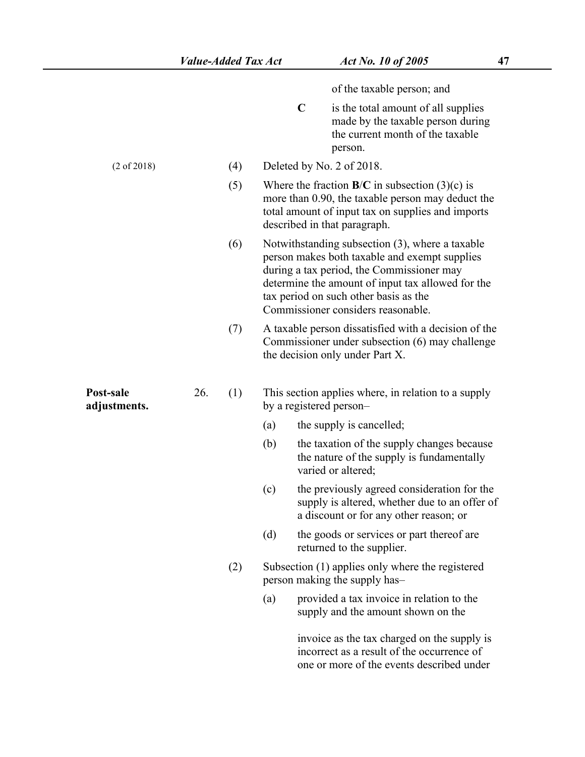of the taxable person; and

**C** is the total amount of all supplies made by the taxable person during the current month of the taxable person.

(2 of 2018)

(4) Deleted by No. 2 of 2018.

(5) Where the fraction **B**/**C** in subsection (3)(c) is more than 0.90, the taxable person may deduct the total amount of input tax on supplies and imports described in that paragraph.

(6) Notwithstanding subsection (3), where a taxable person makes both taxable and exempt supplies during a tax period, the Commissioner may determine the amount of input tax allowed for the tax period on such other basis as the Commissioner considers reasonable.

(7) A taxable person dissatisfied with a decision of the Commissioner under subsection (6) may challenge the decision only under Part X.

**Post-sale adjustments.**

26. (1) This section applies where, in relation to a supply by a registered person–

(a) the supply is cancelled;

(b) the taxation of the supply changes because the nature of the supply is fundamentally varied or altered;

(c) the previously agreed consideration for the supply is altered, whether due to an offer of a discount or for any other reason; or

(d) the goods or services or part thereof are returned to the supplier.

(2) Subsection (1) applies only where the registered person making the supply has–

(a) provided a tax invoice in relation to the supply and the amount shown on the invoice as the tax charged on the supply is incorrect as a result of the occurrence of one or more of the events described under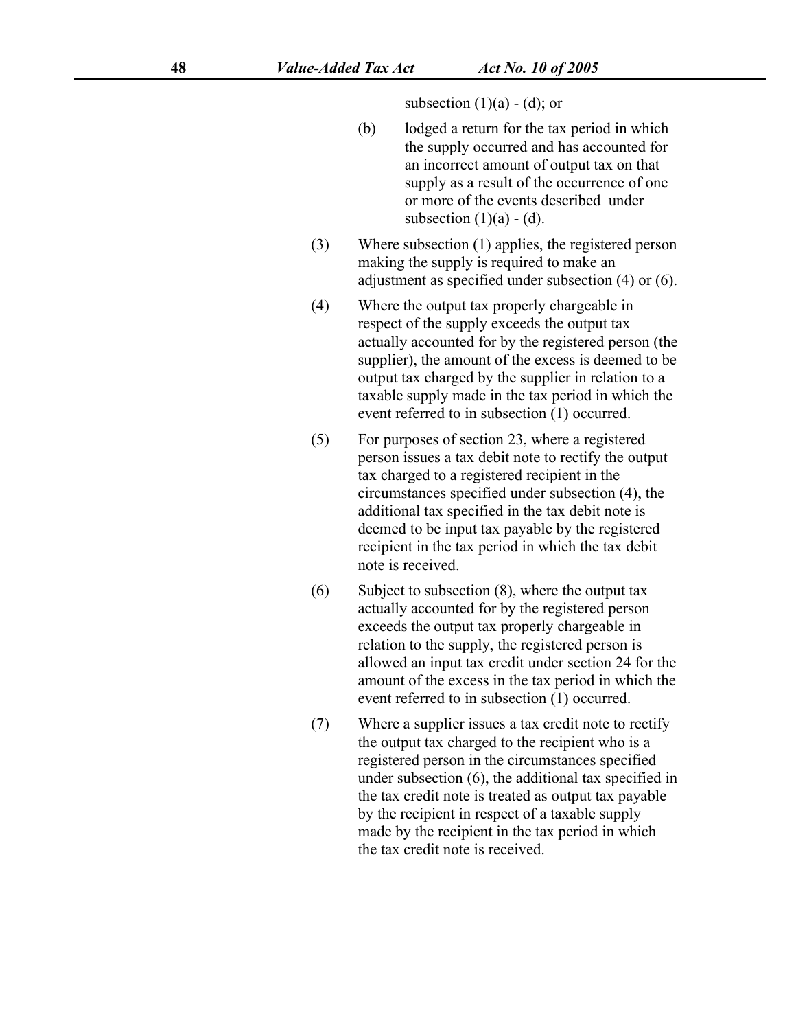subsection (1)(a) - (d); or

(b) lodged a return for the tax period in which the supply occurred and has accounted for an incorrect amount of output tax on that supply as a result of the occurrence of one or more of the events described under subsection (1)(a) - (d).

(3) Where subsection (1) applies, the registered person making the supply is required to make an adjustment as specified under subsection (4) or (6).

(4) Where the output tax properly chargeable in respect of the supply exceeds the output tax actually accounted for by the registered person (the supplier), the amount of the excess is deemed to be output tax charged by the supplier in relation to a taxable supply made in the tax period in which the event referred to in subsection (1) occurred.

(5) For purposes of section 23, where a registered person issues a tax debit note to rectify the output tax charged to a registered recipient in the circumstances specified under subsection (4), the additional tax specified in the tax debit note is deemed to be input tax payable by the registered recipient in the tax period in which the tax debit note is received.

(6) Subject to subsection (8), where the output tax actually accounted for by the registered person exceeds the output tax properly chargeable in relation to the supply, the registered person is allowed an input tax credit under section 24 for the amount of the excess in the tax period in which the event referred to in subsection (1) occurred.

(7) Where a supplier issues a tax credit note to rectify the output tax charged to the recipient who is a registered person in the circumstances specified under subsection (6), the additional tax specified in the tax credit note is treated as output tax payable by the recipient in respect of a taxable supply made by the recipient in the tax period in which the tax credit note is received.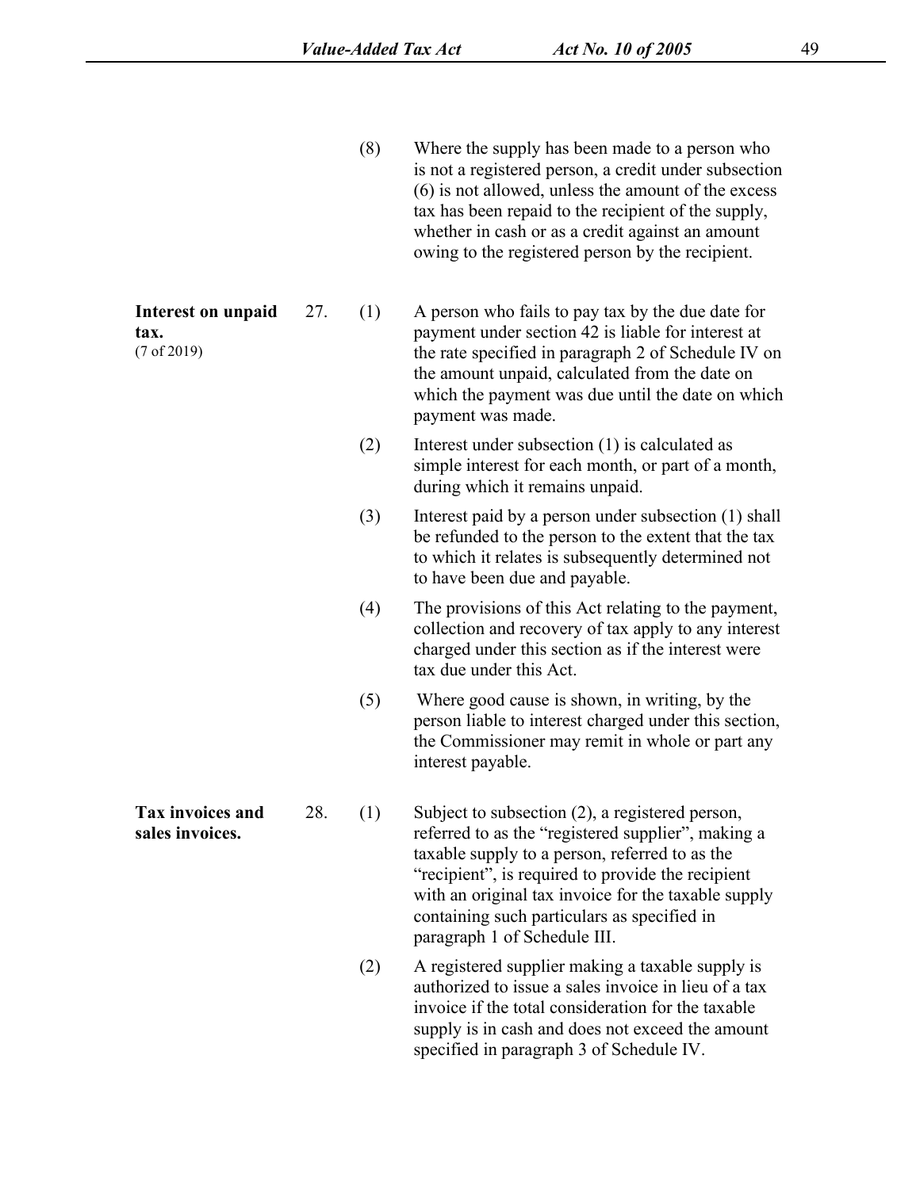(8) Where the supply has been made to a person who is not a registered person, a credit under subsection (6) is not allowed, unless the amount of the excess tax has been repaid to the recipient of the supply, whether in cash or as a credit against an amount owing to the registered person by the recipient.

**Interest on unpaid tax.**
(7 of 2019)

27. (1) A person who fails to pay tax by the due date for payment under section 42 is liable for interest at the rate specified in paragraph 2 of Schedule IV on the amount unpaid, calculated from the date on which the payment was due until the date on which payment was made.

(2) Interest under subsection (1) is calculated as simple interest for each month, or part of a month, during which it remains unpaid.

(3) Interest paid by a person under subsection (1) shall be refunded to the person to the extent that the tax to which it relates is subsequently determined not to have been due and payable.

(4) The provisions of this Act relating to the payment, collection and recovery of tax apply to any interest charged under this section as if the interest were tax due under this Act.

(5) Where good cause is shown, in writing, by the person liable to interest charged under this section, the Commissioner may remit in whole or part any interest payable.

**Tax invoices and sales invoices.**

28. (1) Subject to subsection (2), a registered person, referred to as the "registered supplier", making a taxable supply to a person, referred to as the "recipient", is required to provide the recipient with an original tax invoice for the taxable supply containing such particulars as specified in paragraph 1 of Schedule III.

(2) A registered supplier making a taxable supply is authorized to issue a sales invoice in lieu of a tax invoice if the total consideration for the taxable supply is in cash and does not exceed the amount specified in paragraph 3 of Schedule IV.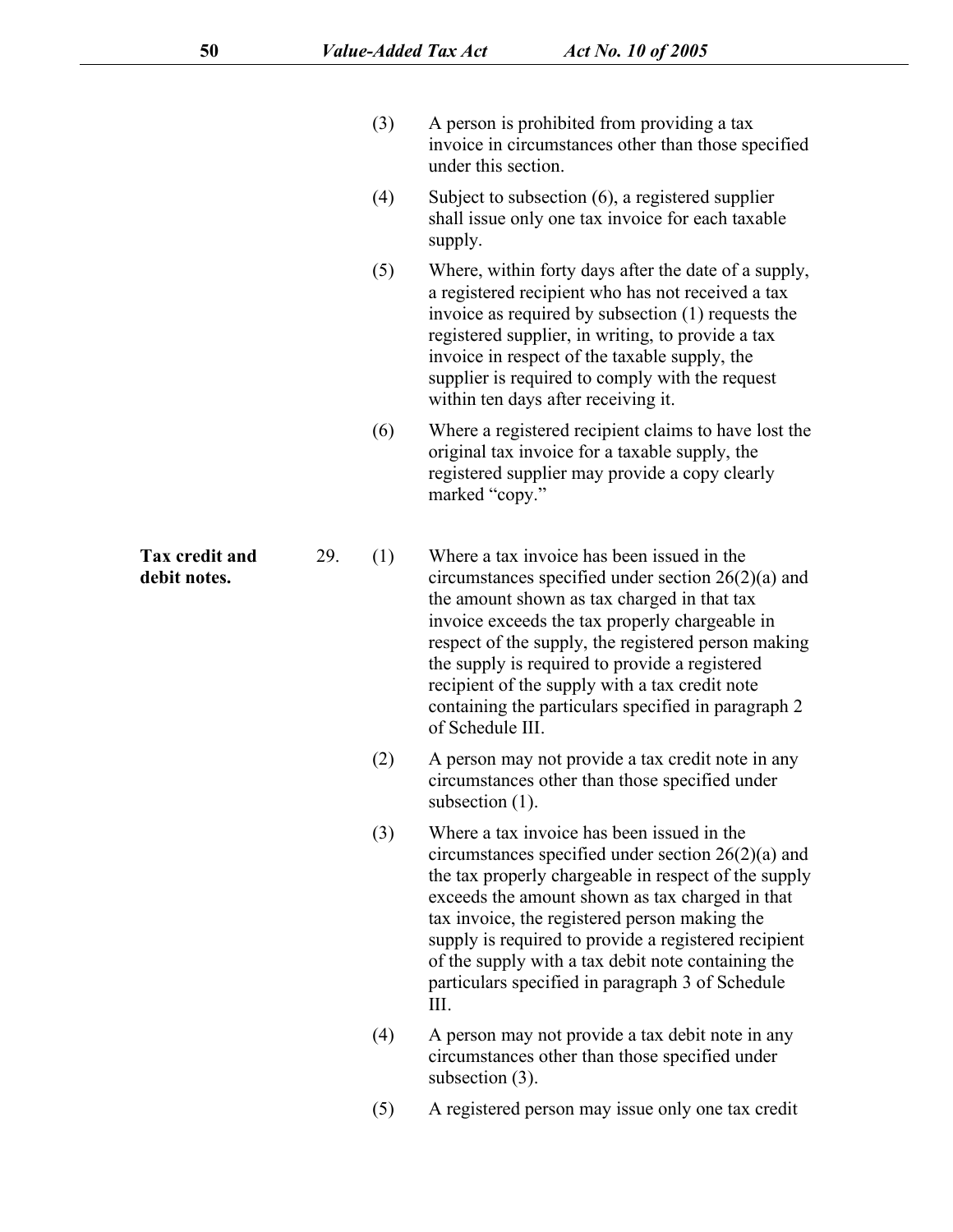(3) A person is prohibited from providing a tax invoice in circumstances other than those specified under this section.

(4) Subject to subsection (6), a registered supplier shall issue only one tax invoice for each taxable supply.

(5) Where, within forty days after the date of a supply, a registered recipient who has not received a tax invoice as required by subsection (1) requests the registered supplier, in writing, to provide a tax invoice in respect of the taxable supply, the supplier is required to comply with the request within ten days after receiving it.

(6) Where a registered recipient claims to have lost the original tax invoice for a taxable supply, the registered supplier may provide a copy clearly marked "copy."

**Tax credit and debit notes.**

29. (1) Where a tax invoice has been issued in the circumstances specified under section 26(2)(a) and the amount shown as tax charged in that tax invoice exceeds the tax properly chargeable in respect of the supply, the registered person making the supply is required to provide a registered recipient of the supply with a tax credit note containing the particulars specified in paragraph 2 of Schedule III.

(2) A person may not provide a tax credit note in any circumstances other than those specified under subsection (1).

(3) Where a tax invoice has been issued in the circumstances specified under section 26(2)(a) and the tax properly chargeable in respect of the supply exceeds the amount shown as tax charged in that tax invoice, the registered person making the supply is required to provide a registered recipient of the supply with a tax debit note containing the particulars specified in paragraph 3 of Schedule III.

(4) A person may not provide a tax debit note in any circumstances other than those specified under subsection (3).

(5) A registered person may issue only one tax credit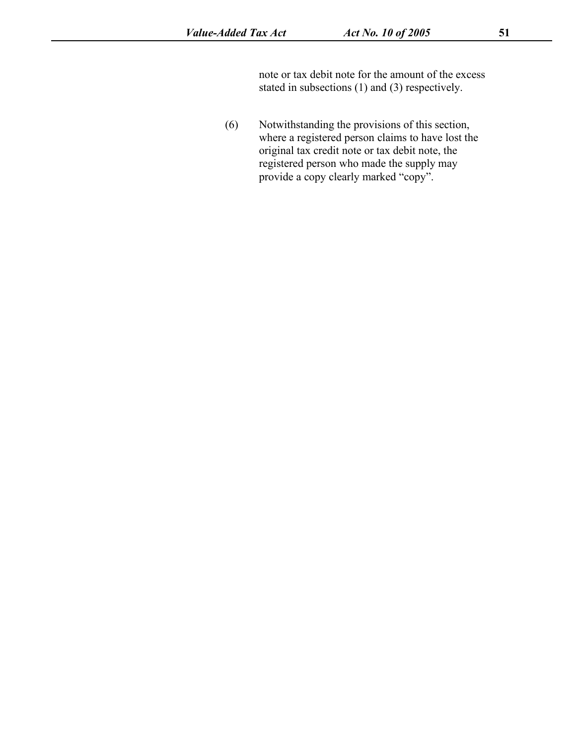note or tax debit note for the amount of the excess stated in subsections (1) and (3) respectively.

(6) Notwithstanding the provisions of this section, where a registered person claims to have lost the original tax credit note or tax debit note, the registered person who made the supply may provide a copy clearly marked “copy”.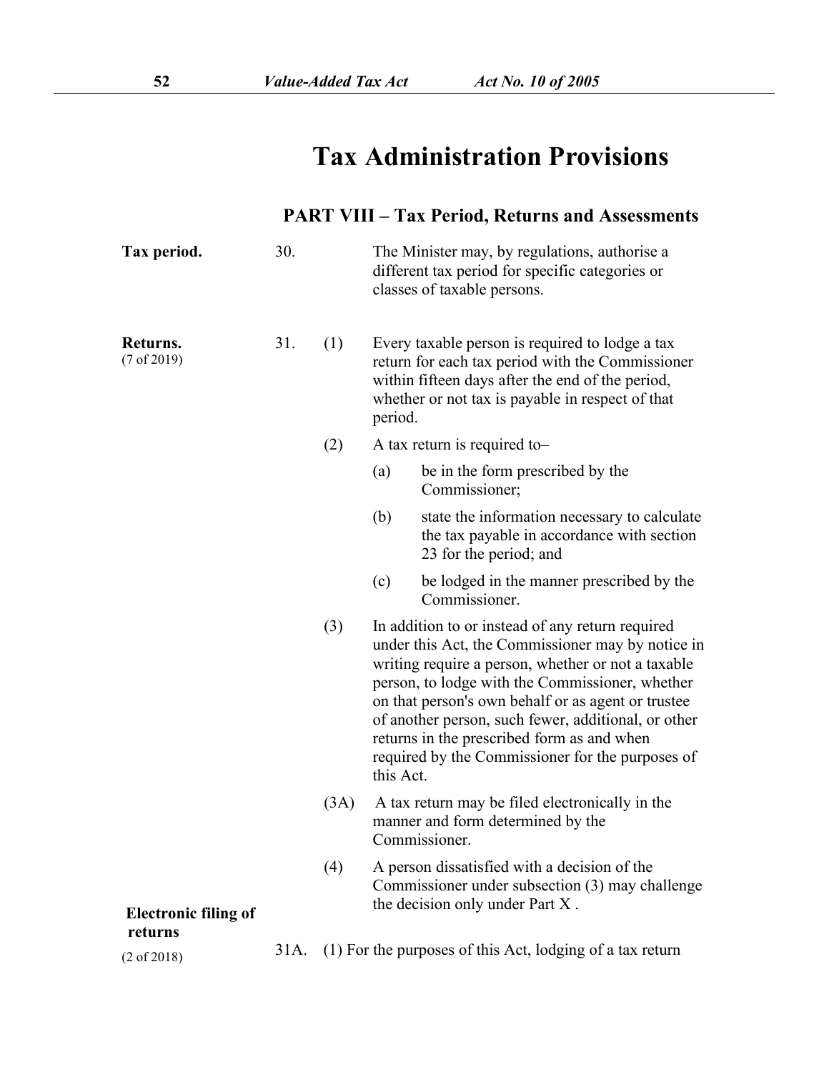# Tax Administration Provisions

## PART VIII – Tax Period, Returns and Assessments

**Tax period.**

30. The Minister may, by regulations, authorise a different tax period for specific categories or classes of taxable persons.

**Returns.**
(7 of 2019)

31. (1) Every taxable person is required to lodge a tax return for each tax period with the Commissioner within fifteen days after the end of the period, whether or not tax is payable in respect of that period.

(2) A tax return is required to–

(a) be in the form prescribed by the Commissioner;

(b) state the information necessary to calculate the tax payable in accordance with section 23 for the period; and

(c) be lodged in the manner prescribed by the Commissioner.

(3) In addition to or instead of any return required under this Act, the Commissioner may by notice in writing require a person, whether or not a taxable person, to lodge with the Commissioner, whether on that person's own behalf or as agent or trustee of another person, such fewer, additional, or other returns in the prescribed form as and when required by the Commissioner for the purposes of this Act.

(3A) A tax return may be filed electronically in the manner and form determined by the Commissioner.

(4) A person dissatisfied with a decision of the Commissioner under subsection (3) may challenge the decision only under Part X .

**Electronic filing of returns**
(2 of 2018)

31A. (1) For the purposes of this Act, lodging of a tax return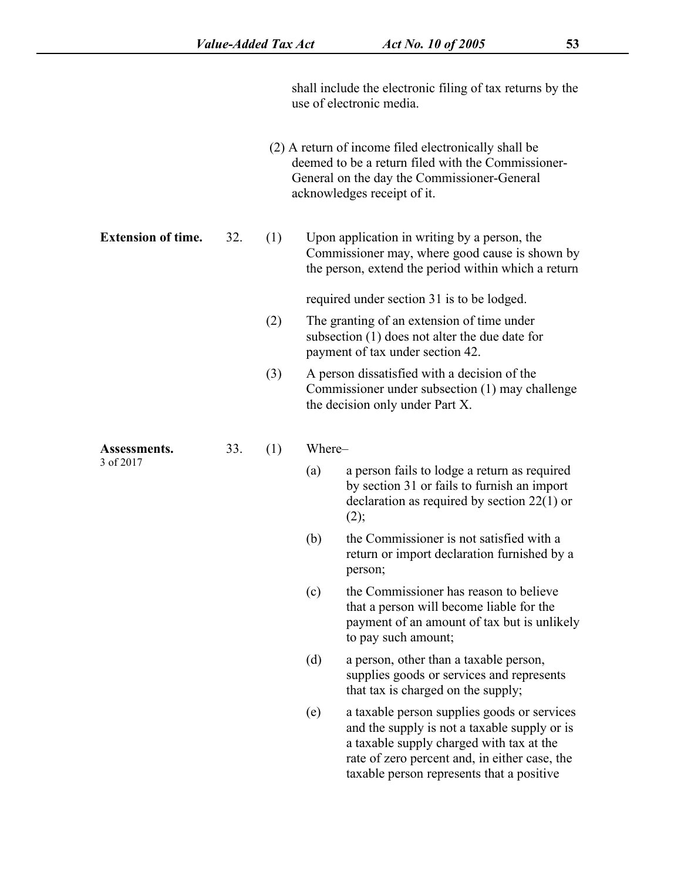shall include the electronic filing of tax returns by the use of electronic media.

(2) A return of income filed electronically shall be deemed to be a return filed with the Commissioner-General on the day the Commissioner-General acknowledges receipt of it.

**Extension of time.**

32. (1) Upon application in writing by a person, the Commissioner may, where good cause is shown by the person, extend the period within which a return required under section 31 is to be lodged.

(2) The granting of an extension of time under subsection (1) does not alter the due date for payment of tax under section 42.

(3) A person dissatisfied with a decision of the Commissioner under subsection (1) may challenge the decision only under Part X.

**Assessments.**
3 of 2017

33. (1) Where–

(a) a person fails to lodge a return as required by section 31 or fails to furnish an import declaration as required by section 22(1) or (2);

(b) the Commissioner is not satisfied with a return or import declaration furnished by a person;

(c) the Commissioner has reason to believe that a person will become liable for the payment of an amount of tax but is unlikely to pay such amount;

(d) a person, other than a taxable person, supplies goods or services and represents that tax is charged on the supply;

(e) a taxable person supplies goods or services and the supply is not a taxable supply or is a taxable supply charged with tax at the rate of zero percent and, in either case, the taxable person represents that a positive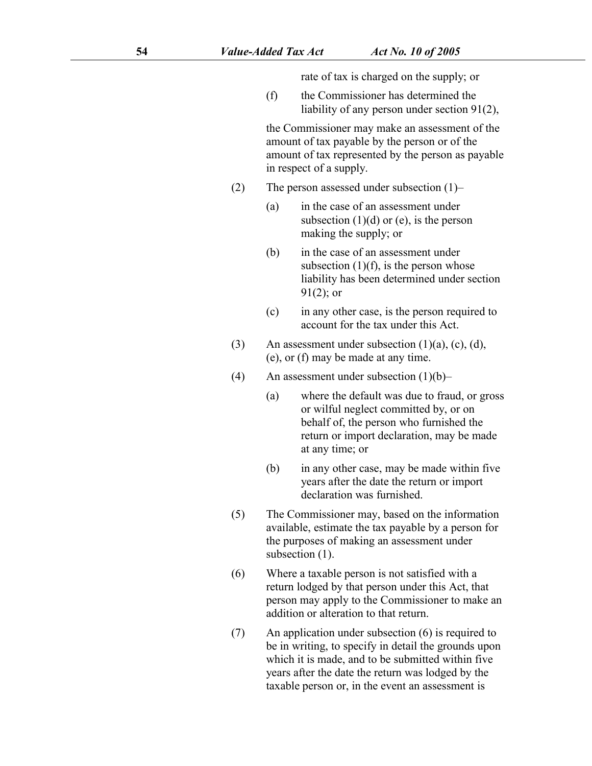rate of tax is charged on the supply; or

(f) the Commissioner has determined the liability of any person under section 91(2),

the Commissioner may make an assessment of the amount of tax payable by the person or of the amount of tax represented by the person as payable in respect of a supply.

(2) The person assessed under subsection (1)–

(a) in the case of an assessment under subsection (1)(d) or (e), is the person making the supply; or

(b) in the case of an assessment under subsection (1)(f), is the person whose liability has been determined under section 91(2); or

(c) in any other case, is the person required to account for the tax under this Act.

(3) An assessment under subsection (1)(a), (c), (d), (e), or (f) may be made at any time.

(4) An assessment under subsection (1)(b)–

(a) where the default was due to fraud, or gross or wilful neglect committed by, or on behalf of, the person who furnished the return or import declaration, may be made at any time; or

(b) in any other case, may be made within five years after the date the return or import declaration was furnished.

(5) The Commissioner may, based on the information available, estimate the tax payable by a person for the purposes of making an assessment under subsection (1).

(6) Where a taxable person is not satisfied with a return lodged by that person under this Act, that person may apply to the Commissioner to make an addition or alteration to that return.

(7) An application under subsection (6) is required to be in writing, to specify in detail the grounds upon which it is made, and to be submitted within five years after the date the return was lodged by the taxable person or, in the event an assessment is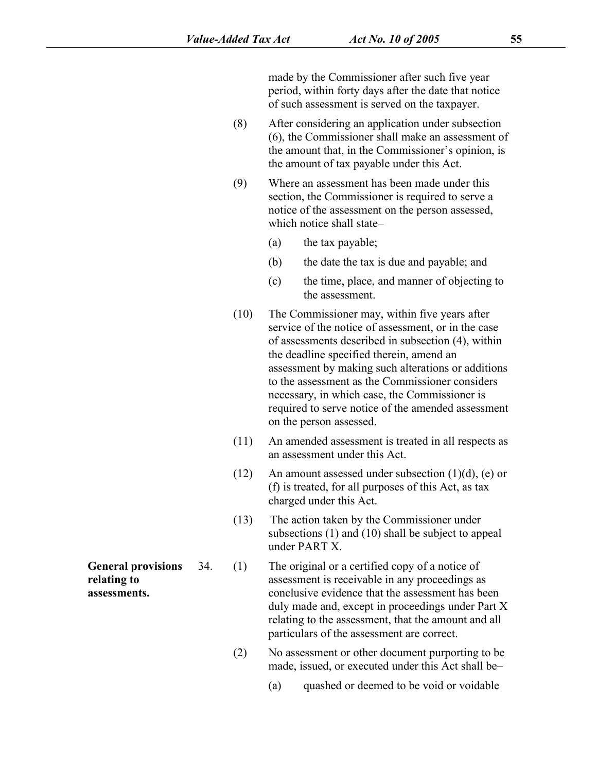made by the Commissioner after such five year period, within forty days after the date that notice of such assessment is served on the taxpayer.

(8) After considering an application under subsection (6), the Commissioner shall make an assessment of the amount that, in the Commissioner's opinion, is the amount of tax payable under this Act.

(9) Where an assessment has been made under this section, the Commissioner is required to serve a notice of the assessment on the person assessed, which notice shall state–

(a) the tax payable;

(b) the date the tax is due and payable; and

(c) the time, place, and manner of objecting to the assessment.

(10) The Commissioner may, within five years after service of the notice of assessment, or in the case of assessments described in subsection (4), within the deadline specified therein, amend an assessment by making such alterations or additions to the assessment as the Commissioner considers necessary, in which case, the Commissioner is required to serve notice of the amended assessment on the person assessed.

(11) An amended assessment is treated in all respects as an assessment under this Act.

(12) An amount assessed under subsection (1)(d), (e) or (f) is treated, for all purposes of this Act, as tax charged under this Act.

(13) The action taken by the Commissioner under subsections (1) and (10) shall be subject to appeal under PART X.

**General provisions relating to assessments.**

34. (1) The original or a certified copy of a notice of assessment is receivable in any proceedings as conclusive evidence that the assessment has been duly made and, except in proceedings under Part X relating to the assessment, that the amount and all particulars of the assessment are correct.

(2) No assessment or other document purporting to be made, issued, or executed under this Act shall be–

(a) quashed or deemed to be void or voidable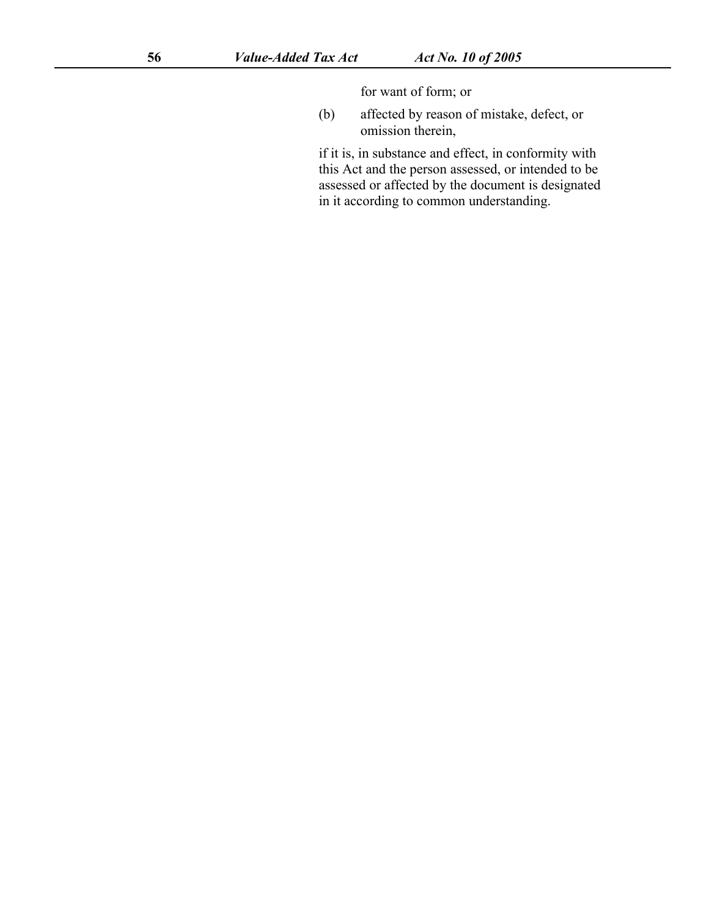for want of form; or

(b) affected by reason of mistake, defect, or omission therein,

if it is, in substance and effect, in conformity with this Act and the person assessed, or intended to be assessed or affected by the document is designated in it according to common understanding.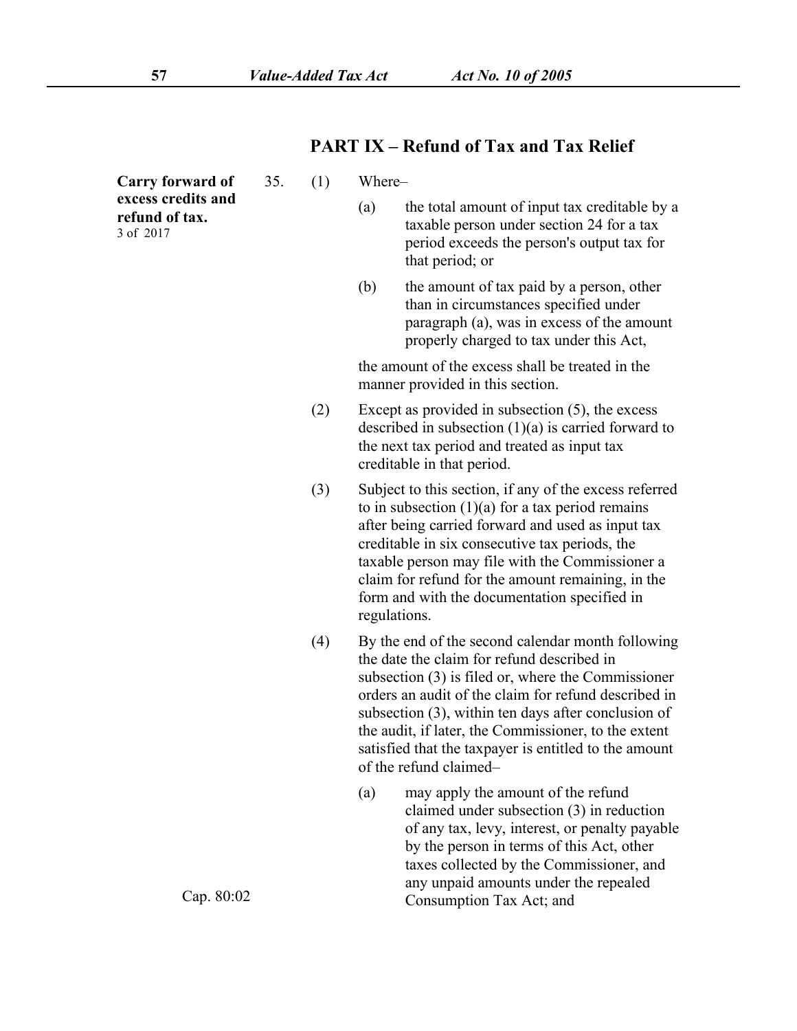## PART IX – Refund of Tax and Tax Relief

**Carry forward of excess credits and refund of tax.**
3 of 2017

35. (1) Where–

(a) the total amount of input tax creditable by a taxable person under section 24 for a tax period exceeds the person's output tax for that period; or

(b) the amount of tax paid by a person, other than in circumstances specified under paragraph (a), was in excess of the amount properly charged to tax under this Act,

the amount of the excess shall be treated in the manner provided in this section.

(2) Except as provided in subsection (5), the excess described in subsection (1)(a) is carried forward to the next tax period and treated as input tax creditable in that period.

(3) Subject to this section, if any of the excess referred to in subsection (1)(a) for a tax period remains after being carried forward and used as input tax creditable in six consecutive tax periods, the taxable person may file with the Commissioner a claim for refund for the amount remaining, in the form and with the documentation specified in regulations.

(4) By the end of the second calendar month following the date the claim for refund described in subsection (3) is filed or, where the Commissioner orders an audit of the claim for refund described in subsection (3), within ten days after conclusion of the audit, if later, the Commissioner, to the extent satisfied that the taxpayer is entitled to the amount of the refund claimed–

(a) may apply the amount of the refund claimed under subsection (3) in reduction of any tax, levy, interest, or penalty payable by the person in terms of this Act, other taxes collected by the Commissioner, and any unpaid amounts under the repealed Consumption Tax Act; and

Cap. 80:02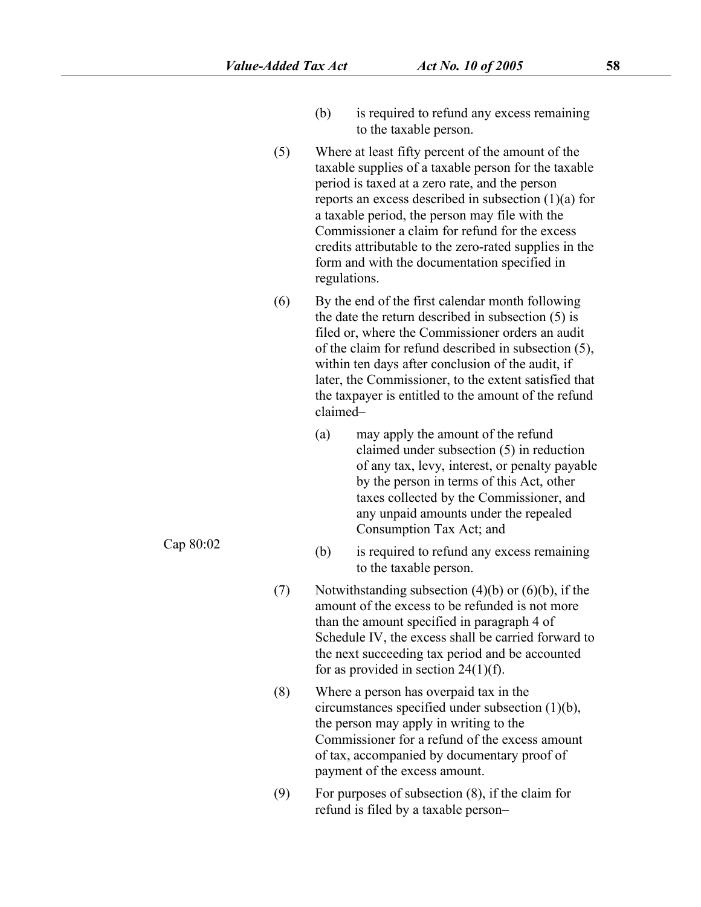(b) is required to refund any excess remaining to the taxable person.

(5) Where at least fifty percent of the amount of the taxable supplies of a taxable person for the taxable period is taxed at a zero rate, and the person reports an excess described in subsection (1)(a) for a taxable period, the person may file with the Commissioner a claim for refund for the excess credits attributable to the zero-rated supplies in the form and with the documentation specified in regulations.

(6) By the end of the first calendar month following the date the return described in subsection (5) is filed or, where the Commissioner orders an audit of the claim for refund described in subsection (5), within ten days after conclusion of the audit, if later, the Commissioner, to the extent satisfied that the taxpayer is entitled to the amount of the refund claimed–

(a) may apply the amount of the refund claimed under subsection (5) in reduction of any tax, levy, interest, or penalty payable by the person in terms of this Act, other taxes collected by the Commissioner, and any unpaid amounts under the repealed Consumption Tax Act; and

Cap 80:02

(b) is required to refund any excess remaining to the taxable person.

(7) Notwithstanding subsection (4)(b) or (6)(b), if the amount of the excess to be refunded is not more than the amount specified in paragraph 4 of Schedule IV, the excess shall be carried forward to the next succeeding tax period and be accounted for as provided in section 24(1)(f).

(8) Where a person has overpaid tax in the circumstances specified under subsection (1)(b), the person may apply in writing to the Commissioner for a refund of the excess amount of tax, accompanied by documentary proof of payment of the excess amount.

(9) For purposes of subsection (8), if the claim for refund is filed by a taxable person–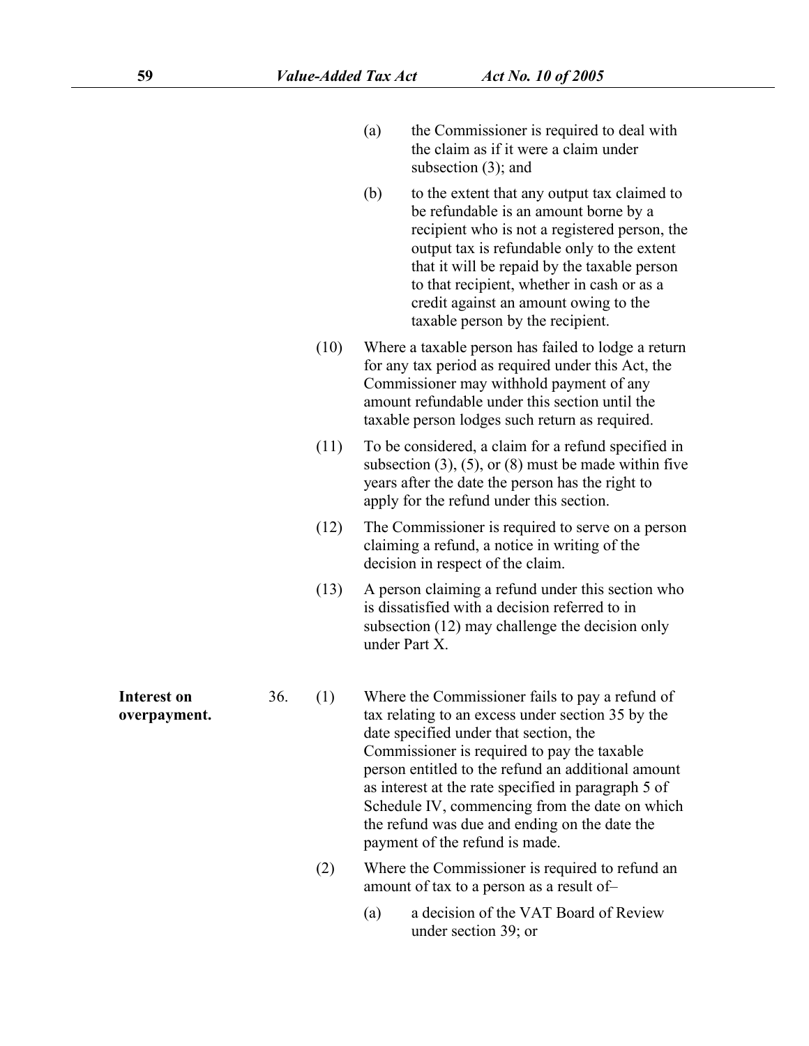(a) the Commissioner is required to deal with the claim as if it were a claim under subsection (3); and

(b) to the extent that any output tax claimed to be refundable is an amount borne by a recipient who is not a registered person, the output tax is refundable only to the extent that it will be repaid by the taxable person to that recipient, whether in cash or as a credit against an amount owing to the taxable person by the recipient.

(10) Where a taxable person has failed to lodge a return for any tax period as required under this Act, the Commissioner may withhold payment of any amount refundable under this section until the taxable person lodges such return as required.

(11) To be considered, a claim for a refund specified in subsection (3), (5), or (8) must be made within five years after the date the person has the right to apply for the refund under this section.

(12) The Commissioner is required to serve on a person claiming a refund, a notice in writing of the decision in respect of the claim.

(13) A person claiming a refund under this section who is dissatisfied with a decision referred to in subsection (12) may challenge the decision only under Part X.

**Interest on overpayment.**

36. (1) Where the Commissioner fails to pay a refund of tax relating to an excess under section 35 by the date specified under that section, the Commissioner is required to pay the taxable person entitled to the refund an additional amount as interest at the rate specified in paragraph 5 of Schedule IV, commencing from the date on which the refund was due and ending on the date the payment of the refund is made.

(2) Where the Commissioner is required to refund an amount of tax to a person as a result of–

(a) a decision of the VAT Board of Review under section 39; or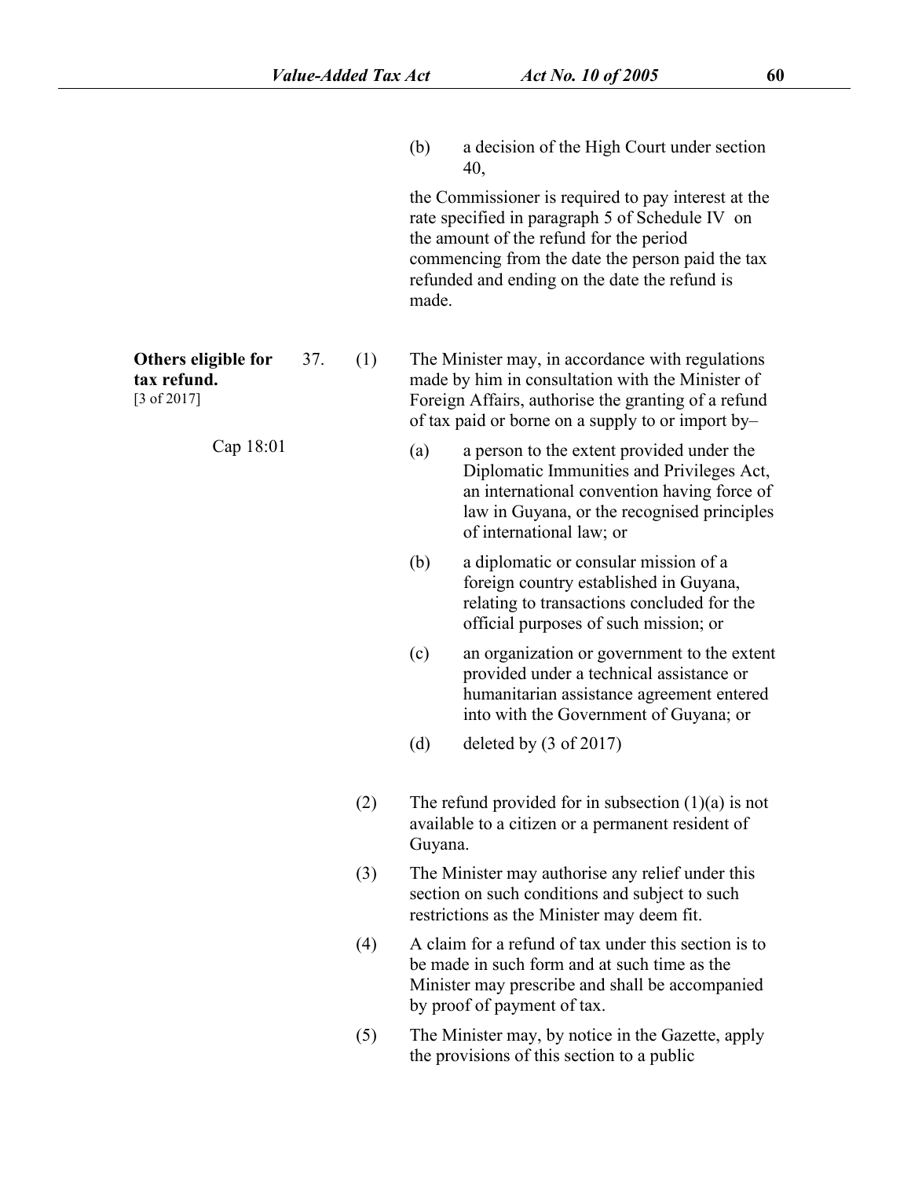(b) a decision of the High Court under section 40,

the Commissioner is required to pay interest at the rate specified in paragraph 5 of Schedule IV on the amount of the refund for the period commencing from the date the person paid the tax refunded and ending on the date the refund is made.

**Others eligible for tax refund.**
[3 of 2017]

37. (1) The Minister may, in accordance with regulations made by him in consultation with the Minister of Foreign Affairs, authorise the granting of a refund of tax paid or borne on a supply to or import by–

Cap 18:01

(a) a person to the extent provided under the Diplomatic Immunities and Privileges Act, an international convention having force of law in Guyana, or the recognised principles of international law; or

(b) a diplomatic or consular mission of a foreign country established in Guyana, relating to transactions concluded for the official purposes of such mission; or

(c) an organization or government to the extent provided under a technical assistance or humanitarian assistance agreement entered into with the Government of Guyana; or

(d) deleted by (3 of 2017)

(2) The refund provided for in subsection (1)(a) is not available to a citizen or a permanent resident of Guyana.

(3) The Minister may authorise any relief under this section on such conditions and subject to such restrictions as the Minister may deem fit.

(4) A claim for a refund of tax under this section is to be made in such form and at such time as the Minister may prescribe and shall be accompanied by proof of payment of tax.

(5) The Minister may, by notice in the Gazette, apply the provisions of this section to a public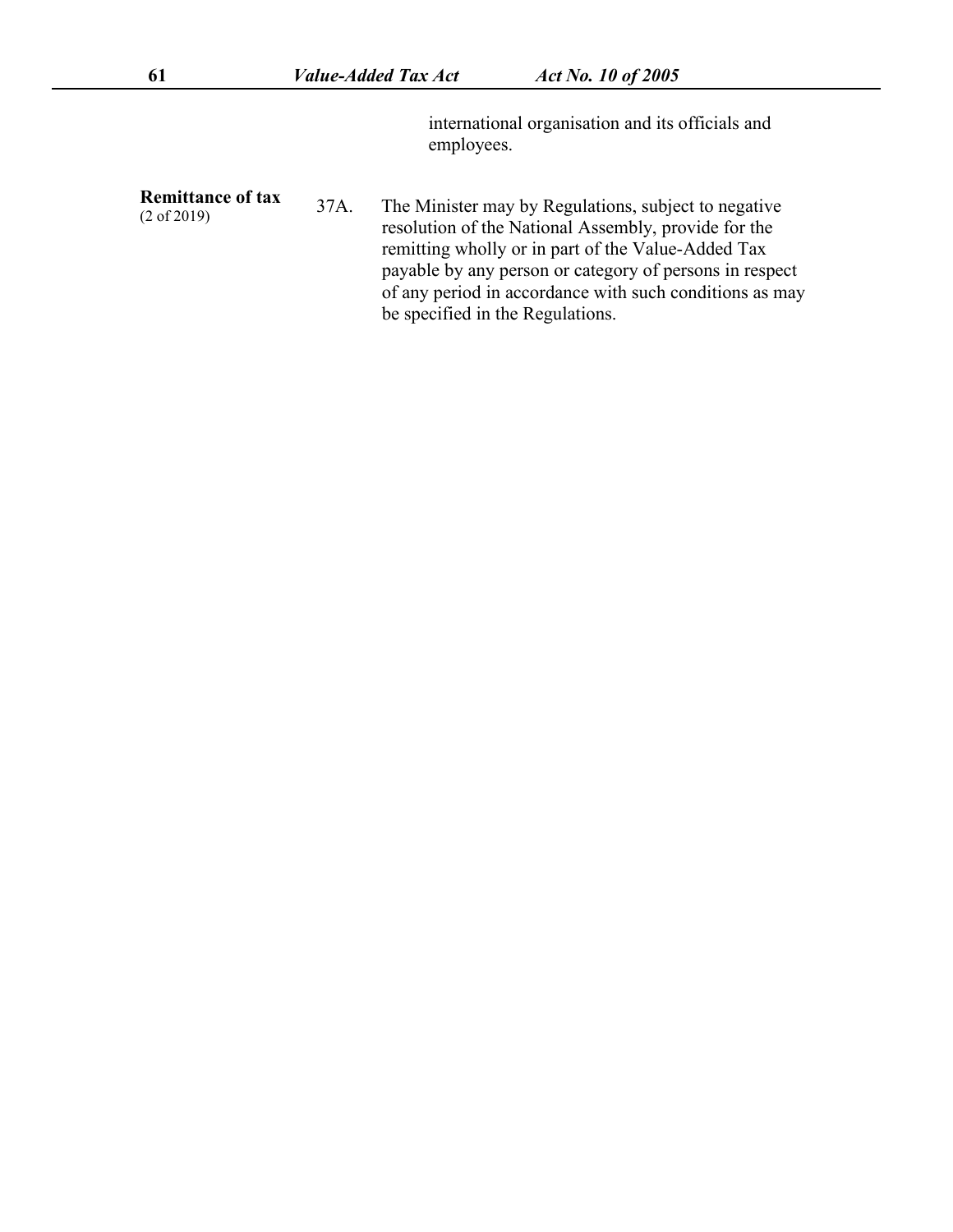international organisation and its officials and employees.

**Remittance of tax**
(2 of 2019)

37A. The Minister may by Regulations, subject to negative resolution of the National Assembly, provide for the remitting wholly or in part of the Value-Added Tax payable by any person or category of persons in respect of any period in accordance with such conditions as may be specified in the Regulations.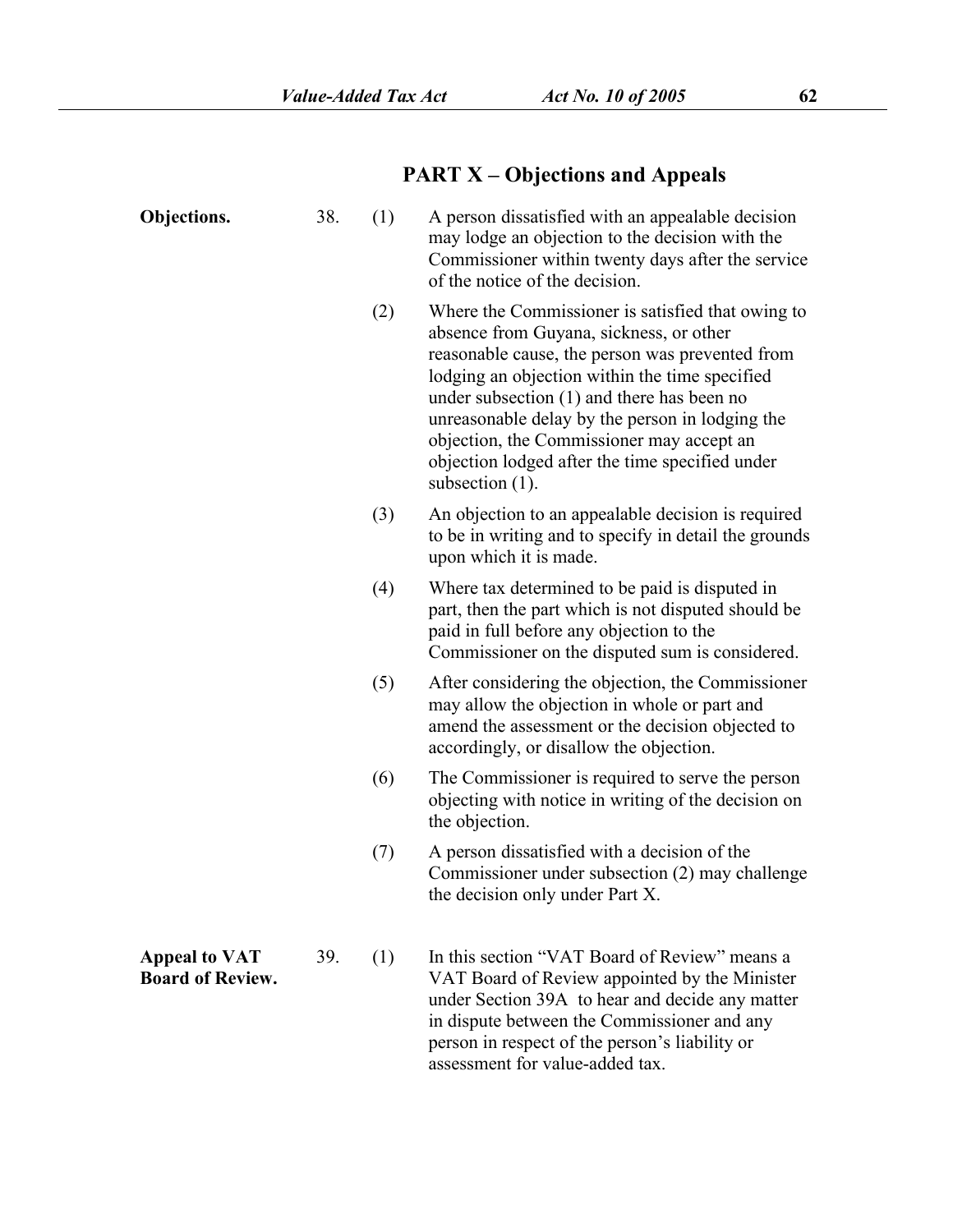## PART X – Objections and Appeals

**Objections.**

38. (1) A person dissatisfied with an appealable decision may lodge an objection to the decision with the Commissioner within twenty days after the service of the notice of the decision.

(2) Where the Commissioner is satisfied that owing to absence from Guyana, sickness, or other reasonable cause, the person was prevented from lodging an objection within the time specified under subsection (1) and there has been no unreasonable delay by the person in lodging the objection, the Commissioner may accept an objection lodged after the time specified under subsection (1).

(3) An objection to an appealable decision is required to be in writing and to specify in detail the grounds upon which it is made.

(4) Where tax determined to be paid is disputed in part, then the part which is not disputed should be paid in full before any objection to the Commissioner on the disputed sum is considered.

(5) After considering the objection, the Commissioner may allow the objection in whole or part and amend the assessment or the decision objected to accordingly, or disallow the objection.

(6) The Commissioner is required to serve the person objecting with notice in writing of the decision on the objection.

(7) A person dissatisfied with a decision of the Commissioner under subsection (2) may challenge the decision only under Part X.

**Appeal to VAT Board of Review.**

39. (1) In this section "VAT Board of Review" means a VAT Board of Review appointed by the Minister under Section 39A to hear and decide any matter in dispute between the Commissioner and any person in respect of the person's liability or assessment for value-added tax.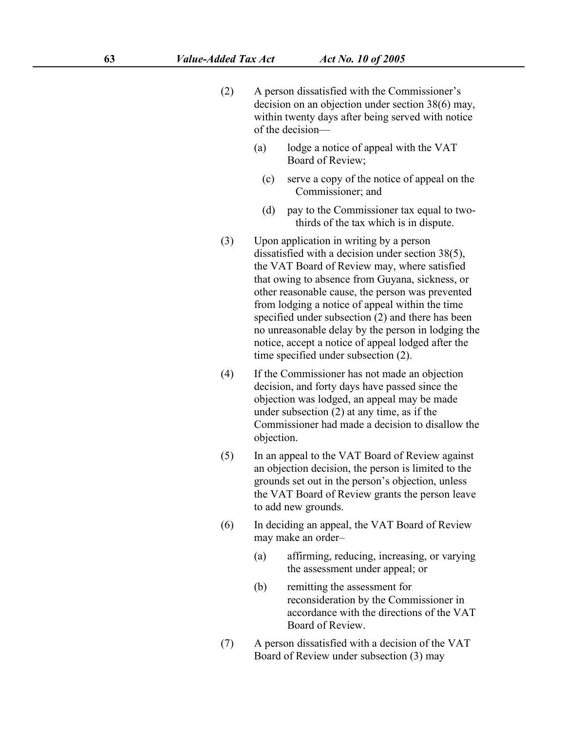(2) A person dissatisfied with the Commissioner's decision on an objection under section 38(6) may, within twenty days after being served with notice of the decision—

   (a) lodge a notice of appeal with the VAT Board of Review;

   (c) serve a copy of the notice of appeal on the Commissioner; and

   (d) pay to the Commissioner tax equal to two-thirds of the tax which is in dispute.

(3) Upon application in writing by a person dissatisfied with a decision under section 38(5), the VAT Board of Review may, where satisfied that owing to absence from Guyana, sickness, or other reasonable cause, the person was prevented from lodging a notice of appeal within the time specified under subsection (2) and there has been no unreasonable delay by the person in lodging the notice, accept a notice of appeal lodged after the time specified under subsection (2).

(4) If the Commissioner has not made an objection decision, and forty days have passed since the objection was lodged, an appeal may be made under subsection (2) at any time, as if the Commissioner had made a decision to disallow the objection.

(5) In an appeal to the VAT Board of Review against an objection decision, the person is limited to the grounds set out in the person's objection, unless the VAT Board of Review grants the person leave to add new grounds.

(6) In deciding an appeal, the VAT Board of Review may make an order–

   (a) affirming, reducing, increasing, or varying the assessment under appeal; or

   (b) remitting the assessment for reconsideration by the Commissioner in accordance with the directions of the VAT Board of Review.

(7) A person dissatisfied with a decision of the VAT Board of Review under subsection (3) may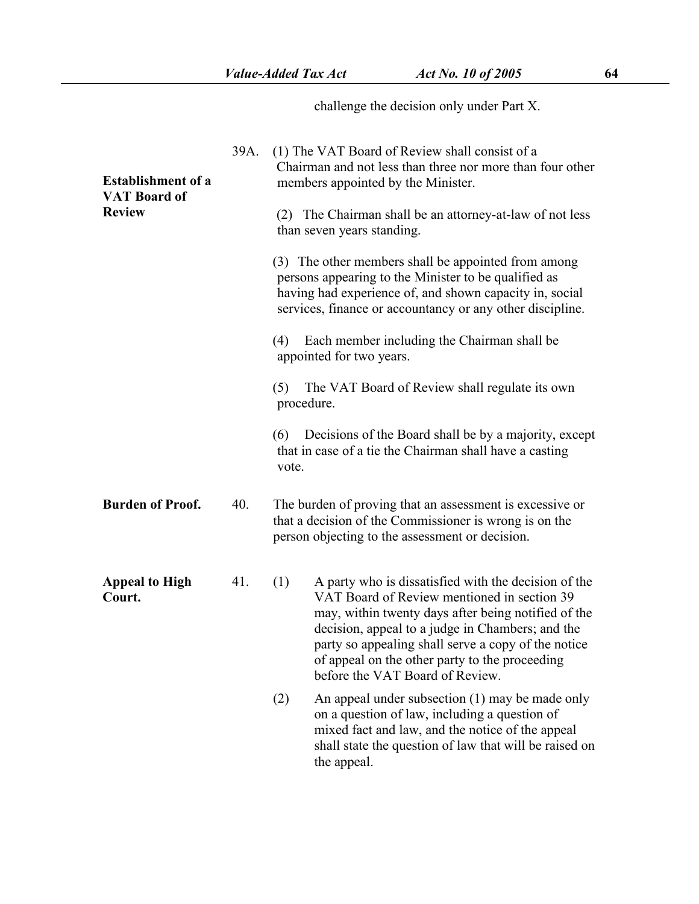challenge the decision only under Part X.

**Establishment of a VAT Board of Review**

39A. (1) The VAT Board of Review shall consist of a Chairman and not less than three nor more than four other members appointed by the Minister.

(2) The Chairman shall be an attorney-at-law of not less than seven years standing.

(3) The other members shall be appointed from among persons appearing to the Minister to be qualified as having had experience of, and shown capacity in, social services, finance or accountancy or any other discipline.

(4) Each member including the Chairman shall be appointed for two years.

(5) The VAT Board of Review shall regulate its own procedure.

(6) Decisions of the Board shall be by a majority, except that in case of a tie the Chairman shall have a casting vote.

**Burden of Proof.**

40. The burden of proving that an assessment is excessive or that a decision of the Commissioner is wrong is on the person objecting to the assessment or decision.

**Appeal to High Court.**

41. (1) A party who is dissatisfied with the decision of the VAT Board of Review mentioned in section 39 may, within twenty days after being notified of the decision, appeal to a judge in Chambers; and the party so appealing shall serve a copy of the notice of appeal on the other party to the proceeding before the VAT Board of Review.

(2) An appeal under subsection (1) may be made only on a question of law, including a question of mixed fact and law, and the notice of the appeal shall state the question of law that will be raised on the appeal.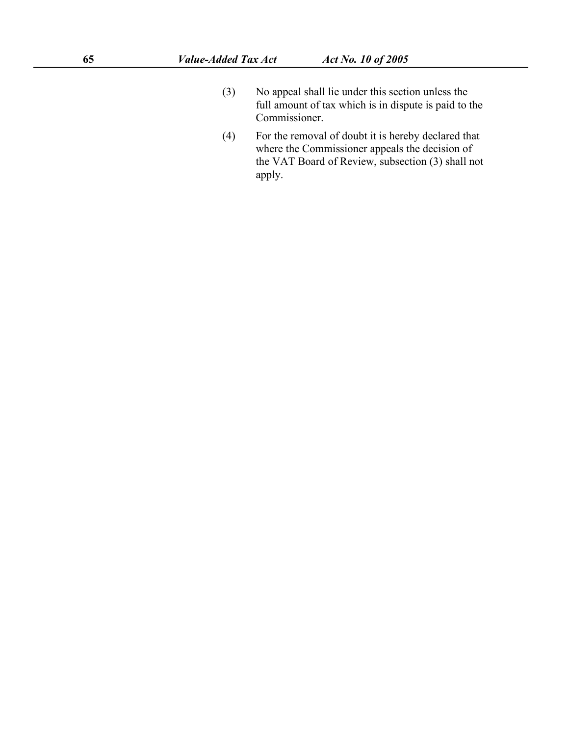(3) No appeal shall lie under this section unless the full amount of tax which is in dispute is paid to the Commissioner.

(4) For the removal of doubt it is hereby declared that where the Commissioner appeals the decision of the VAT Board of Review, subsection (3) shall not apply.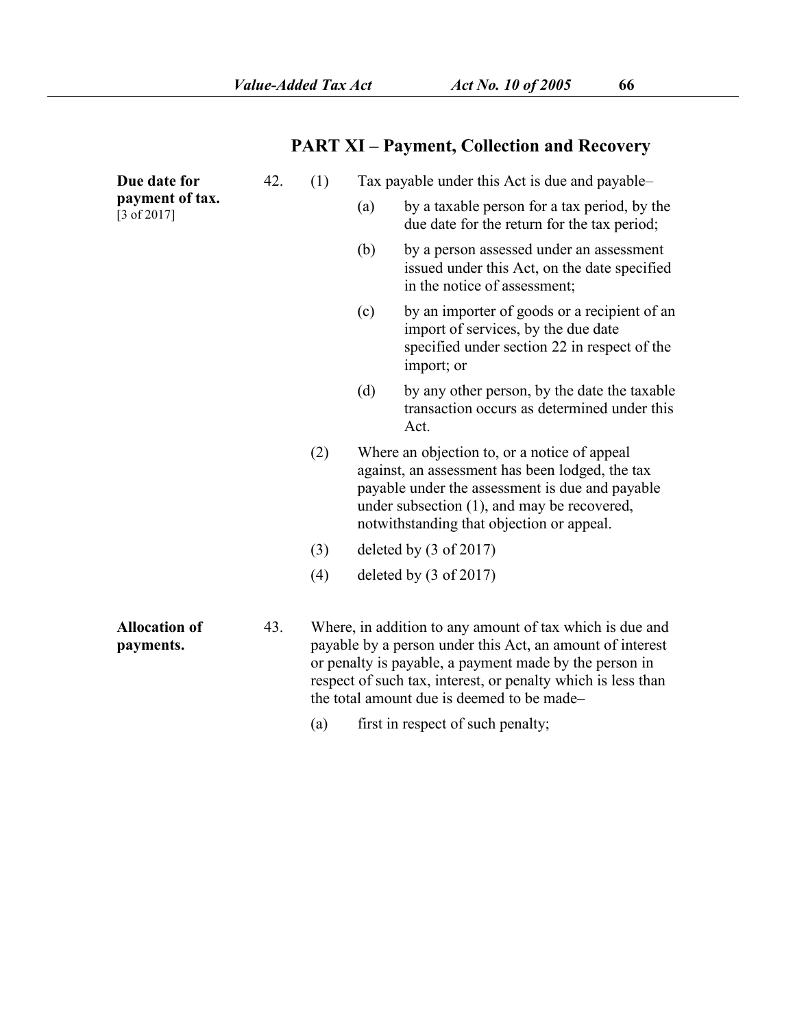## PART XI – Payment, Collection and Recovery

**Due date for payment of tax.** [3 of 2017]

42. (1) Tax payable under this Act is due and payable–

(a) by a taxable person for a tax period, by the due date for the return for the tax period;

(b) by a person assessed under an assessment issued under this Act, on the date specified in the notice of assessment;

(c) by an importer of goods or a recipient of an import of services, by the due date specified under section 22 in respect of the import; or

(d) by any other person, by the date the taxable transaction occurs as determined under this Act.

(2) Where an objection to, or a notice of appeal against, an assessment has been lodged, the tax payable under the assessment is due and payable under subsection (1), and may be recovered, notwithstanding that objection or appeal.

(3) deleted by (3 of 2017)

(4) deleted by (3 of 2017)

**Allocation of payments.**

43. Where, in addition to any amount of tax which is due and payable by a person under this Act, an amount of interest or penalty is payable, a payment made by the person in respect of such tax, interest, or penalty which is less than the total amount due is deemed to be made–

(a) first in respect of such penalty;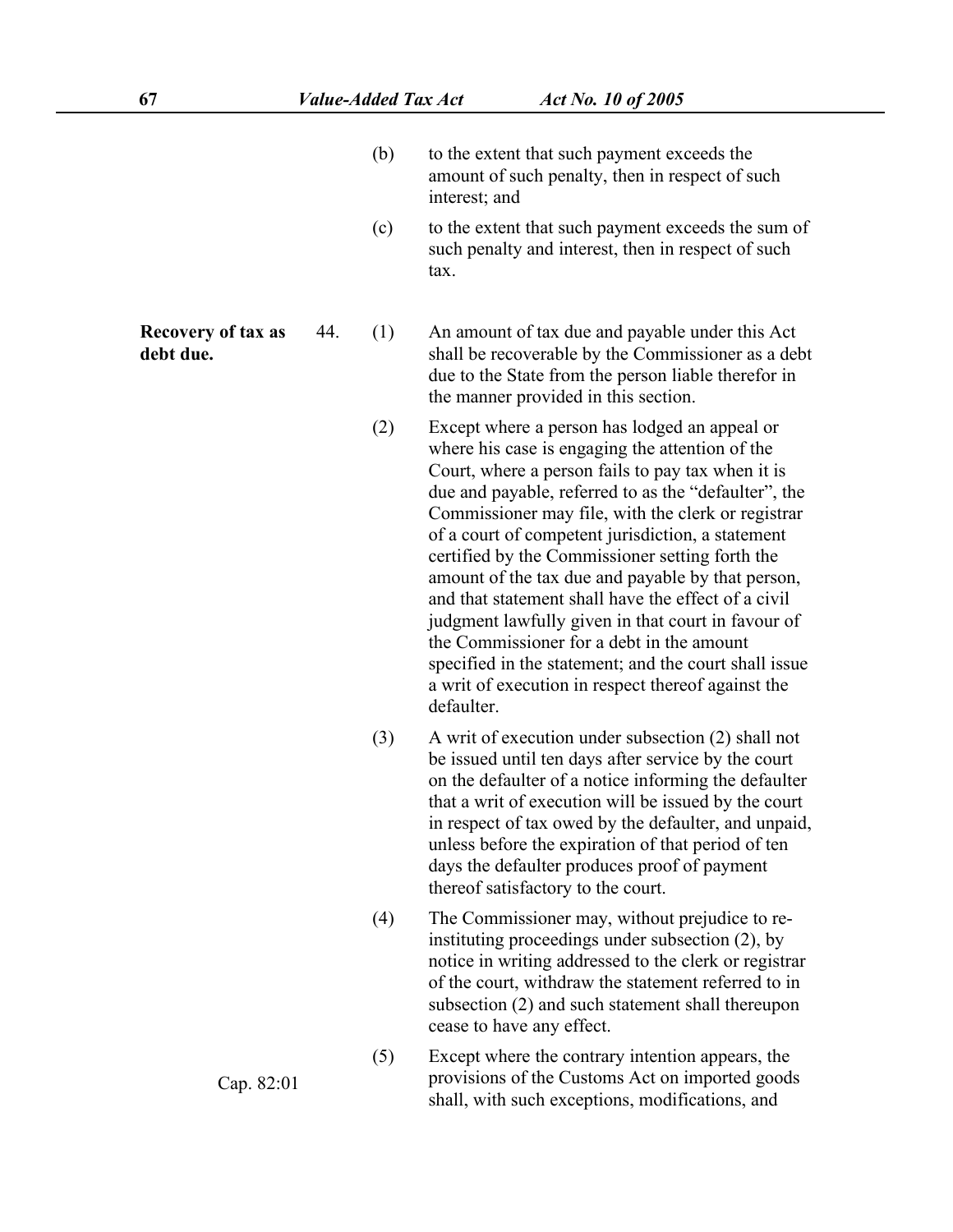(b) to the extent that such payment exceeds the amount of such penalty, then in respect of such interest; and

(c) to the extent that such payment exceeds the sum of such penalty and interest, then in respect of such tax.

**Recovery of tax as debt due.**

44. (1) An amount of tax due and payable under this Act shall be recoverable by the Commissioner as a debt due to the State from the person liable therefor in the manner provided in this section.

(2) Except where a person has lodged an appeal or where his case is engaging the attention of the Court, where a person fails to pay tax when it is due and payable, referred to as the "defaulter", the Commissioner may file, with the clerk or registrar of a court of competent jurisdiction, a statement certified by the Commissioner setting forth the amount of the tax due and payable by that person, and that statement shall have the effect of a civil judgment lawfully given in that court in favour of the Commissioner for a debt in the amount specified in the statement; and the court shall issue a writ of execution in respect thereof against the defaulter.

(3) A writ of execution under subsection (2) shall not be issued until ten days after service by the court on the defaulter of a notice informing the defaulter that a writ of execution will be issued by the court in respect of tax owed by the defaulter, and unpaid, unless before the expiration of that period of ten days the defaulter produces proof of payment thereof satisfactory to the court.

(4) The Commissioner may, without prejudice to re-instituting proceedings under subsection (2), by notice in writing addressed to the clerk or registrar of the court, withdraw the statement referred to in subsection (2) and such statement shall thereupon cease to have any effect.

Cap. 82:01

(5) Except where the contrary intention appears, the provisions of the Customs Act on imported goods shall, with such exceptions, modifications, and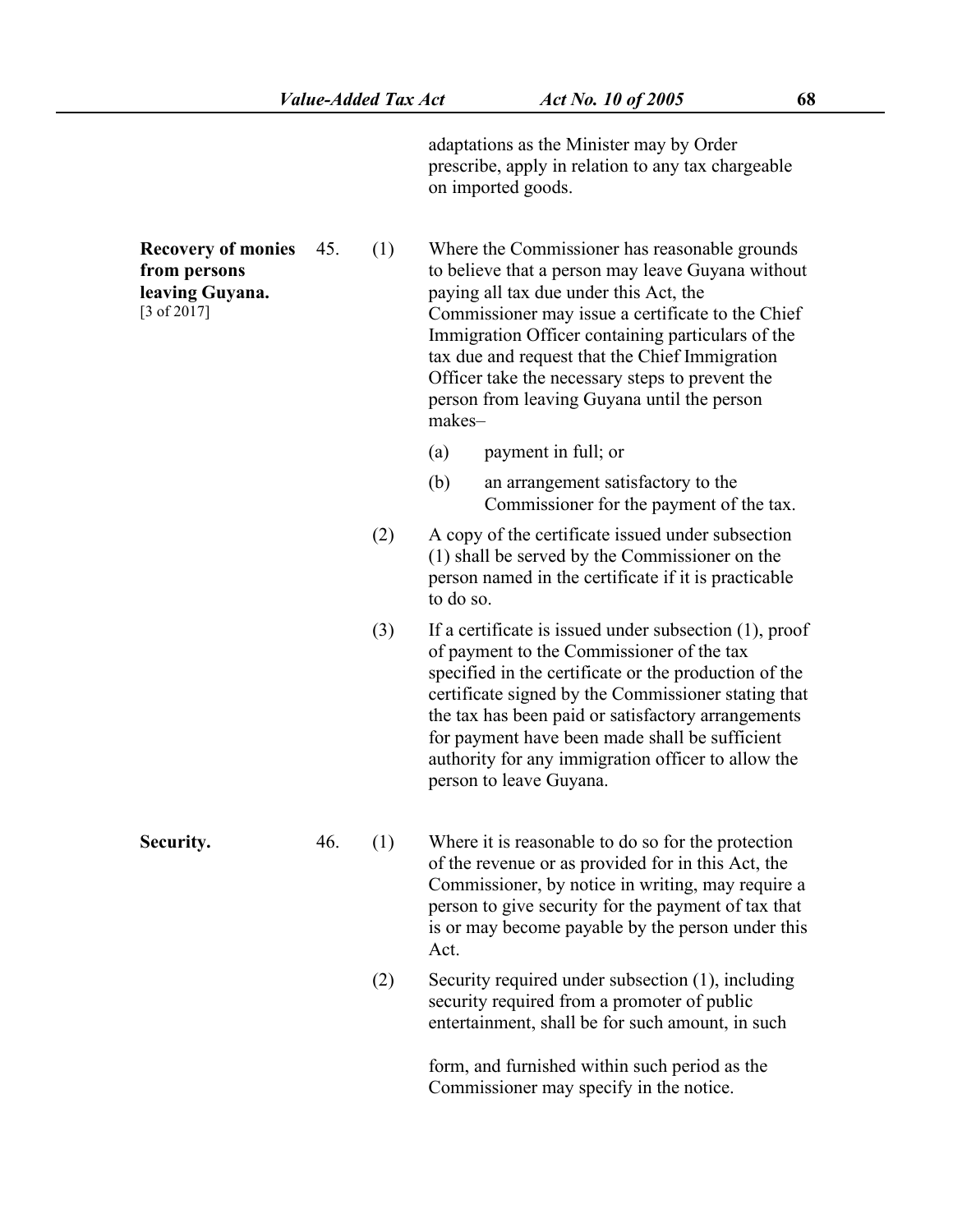adaptations as the Minister may by Order prescribe, apply in relation to any tax chargeable on imported goods.

**Recovery of monies from persons leaving Guyana.**
[3 of 2017]

45. (1) Where the Commissioner has reasonable grounds to believe that a person may leave Guyana without paying all tax due under this Act, the Commissioner may issue a certificate to the Chief Immigration Officer containing particulars of the tax due and request that the Chief Immigration Officer take the necessary steps to prevent the person from leaving Guyana until the person makes–

(a) payment in full; or

(b) an arrangement satisfactory to the Commissioner for the payment of the tax.

(2) A copy of the certificate issued under subsection (1) shall be served by the Commissioner on the person named in the certificate if it is practicable to do so.

(3) If a certificate is issued under subsection (1), proof of payment to the Commissioner of the tax specified in the certificate or the production of the certificate signed by the Commissioner stating that the tax has been paid or satisfactory arrangements for payment have been made shall be sufficient authority for any immigration officer to allow the person to leave Guyana.

**Security.**

46. (1) Where it is reasonable to do so for the protection of the revenue or as provided for in this Act, the Commissioner, by notice in writing, may require a person to give security for the payment of tax that is or may become payable by the person under this Act.

(2) Security required under subsection (1), including security required from a promoter of public entertainment, shall be for such amount, in such form, and furnished within such period as the Commissioner may specify in the notice.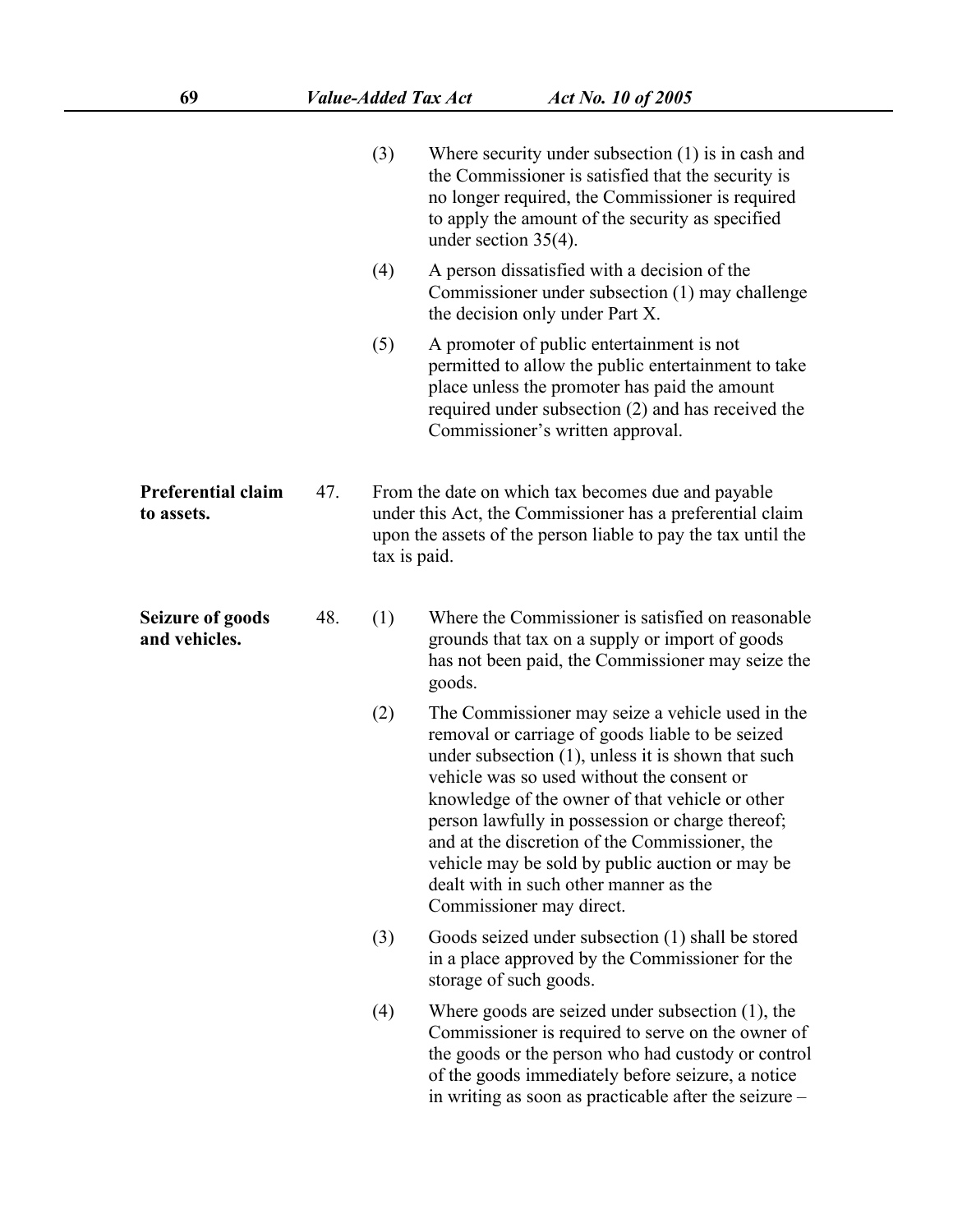(3) Where security under subsection (1) is in cash and the Commissioner is satisfied that the security is no longer required, the Commissioner is required to apply the amount of the security as specified under section 35(4).

(4) A person dissatisfied with a decision of the Commissioner under subsection (1) may challenge the decision only under Part X.

(5) A promoter of public entertainment is not permitted to allow the public entertainment to take place unless the promoter has paid the amount required under subsection (2) and has received the Commissioner's written approval.

**Preferential claim to assets.**

47. From the date on which tax becomes due and payable under this Act, the Commissioner has a preferential claim upon the assets of the person liable to pay the tax until the tax is paid.

**Seizure of goods and vehicles.**

48. (1) Where the Commissioner is satisfied on reasonable grounds that tax on a supply or import of goods has not been paid, the Commissioner may seize the goods.

(2) The Commissioner may seize a vehicle used in the removal or carriage of goods liable to be seized under subsection (1), unless it is shown that such vehicle was so used without the consent or knowledge of the owner of that vehicle or other person lawfully in possession or charge thereof; and at the discretion of the Commissioner, the vehicle may be sold by public auction or may be dealt with in such other manner as the Commissioner may direct.

(3) Goods seized under subsection (1) shall be stored in a place approved by the Commissioner for the storage of such goods.

(4) Where goods are seized under subsection (1), the Commissioner is required to serve on the owner of the goods or the person who had custody or control of the goods immediately before seizure, a notice in writing as soon as practicable after the seizure –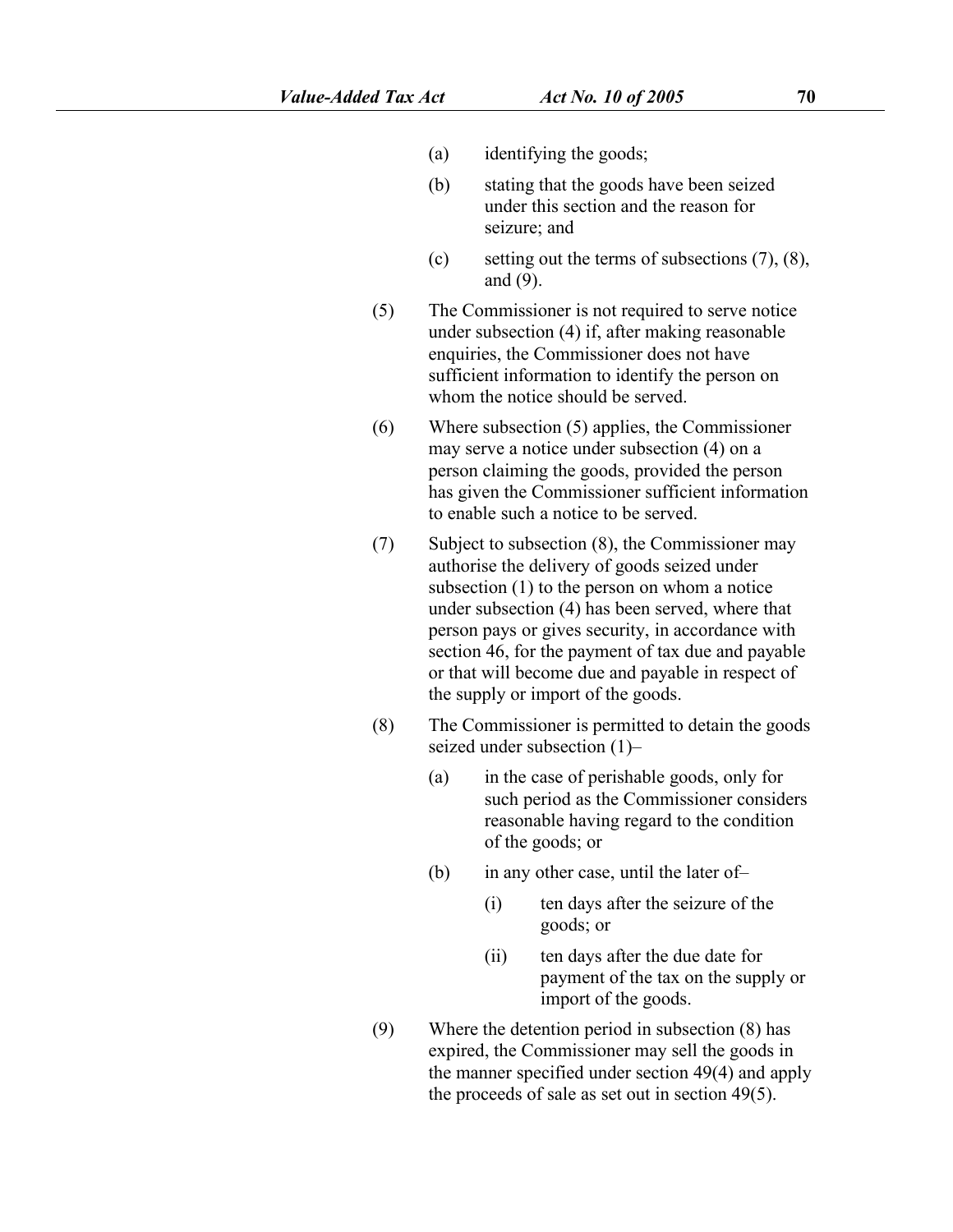(a) identifying the goods;

(b) stating that the goods have been seized under this section and the reason for seizure; and

(c) setting out the terms of subsections (7), (8), and (9).

(5) The Commissioner is not required to serve notice under subsection (4) if, after making reasonable enquiries, the Commissioner does not have sufficient information to identify the person on whom the notice should be served.

(6) Where subsection (5) applies, the Commissioner may serve a notice under subsection (4) on a person claiming the goods, provided the person has given the Commissioner sufficient information to enable such a notice to be served.

(7) Subject to subsection (8), the Commissioner may authorise the delivery of goods seized under subsection (1) to the person on whom a notice under subsection (4) has been served, where that person pays or gives security, in accordance with section 46, for the payment of tax due and payable or that will become due and payable in respect of the supply or import of the goods.

(8) The Commissioner is permitted to detain the goods seized under subsection (1)–

(a) in the case of perishable goods, only for such period as the Commissioner considers reasonable having regard to the condition of the goods; or

(b) in any other case, until the later of–

(i) ten days after the seizure of the goods; or

(ii) ten days after the due date for payment of the tax on the supply or import of the goods.

(9) Where the detention period in subsection (8) has expired, the Commissioner may sell the goods in the manner specified under section 49(4) and apply the proceeds of sale as set out in section 49(5).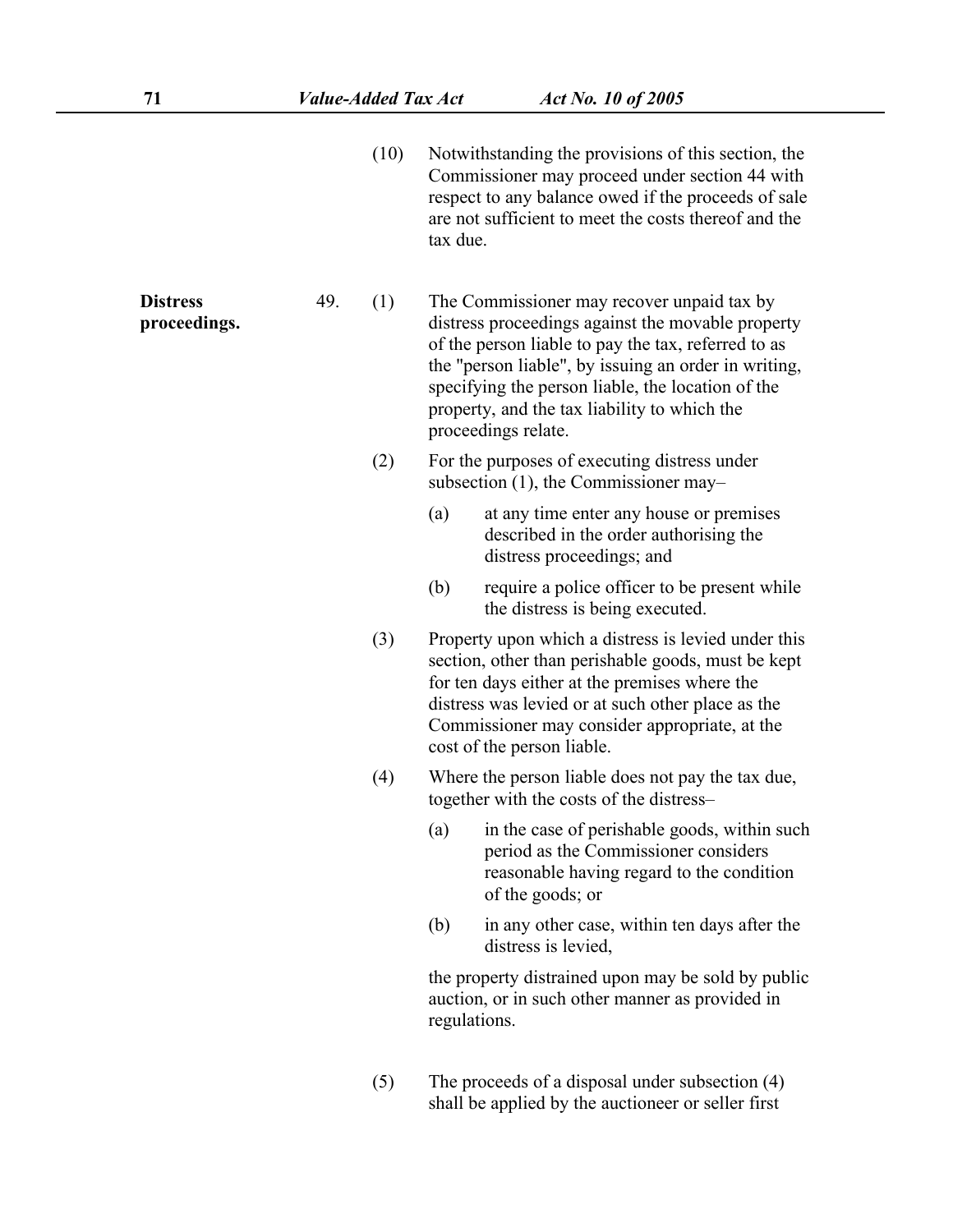(10) Notwithstanding the provisions of this section, the Commissioner may proceed under section 44 with respect to any balance owed if the proceeds of sale are not sufficient to meet the costs thereof and the tax due.

**Distress proceedings.**

49. (1) The Commissioner may recover unpaid tax by distress proceedings against the movable property of the person liable to pay the tax, referred to as the "person liable", by issuing an order in writing, specifying the person liable, the location of the property, and the tax liability to which the proceedings relate.

(2) For the purposes of executing distress under subsection (1), the Commissioner may–

(a) at any time enter any house or premises described in the order authorising the distress proceedings; and

(b) require a police officer to be present while the distress is being executed.

(3) Property upon which a distress is levied under this section, other than perishable goods, must be kept for ten days either at the premises where the distress was levied or at such other place as the Commissioner may consider appropriate, at the cost of the person liable.

(4) Where the person liable does not pay the tax due, together with the costs of the distress–

(a) in the case of perishable goods, within such period as the Commissioner considers reasonable having regard to the condition of the goods; or

(b) in any other case, within ten days after the distress is levied,

the property distrained upon may be sold by public auction, or in such other manner as provided in regulations.

(5) The proceeds of a disposal under subsection (4) shall be applied by the auctioneer or seller first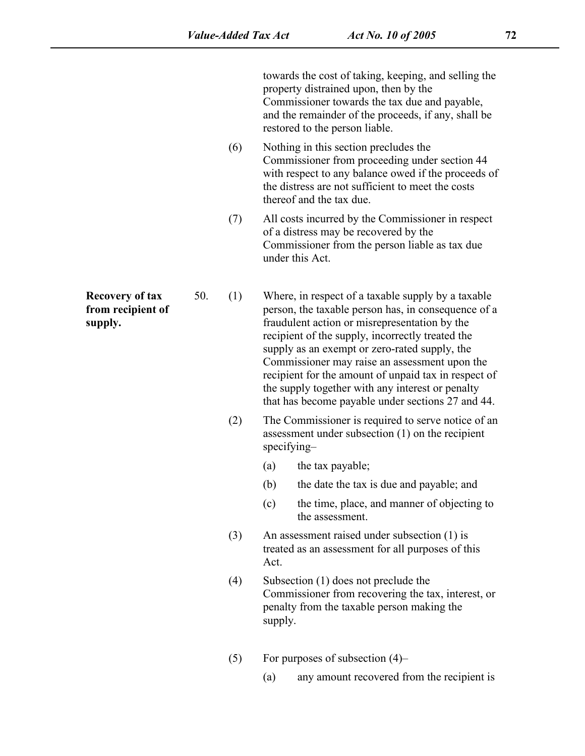towards the cost of taking, keeping, and selling the property distrained upon, then by the Commissioner towards the tax due and payable, and the remainder of the proceeds, if any, shall be restored to the person liable.

(6) Nothing in this section precludes the Commissioner from proceeding under section 44 with respect to any balance owed if the proceeds of the distress are not sufficient to meet the costs thereof and the tax due.

(7) All costs incurred by the Commissioner in respect of a distress may be recovered by the Commissioner from the person liable as tax due under this Act.

**Recovery of tax from recipient of supply.**

50. (1) Where, in respect of a taxable supply by a taxable person, the taxable person has, in consequence of a fraudulent action or misrepresentation by the recipient of the supply, incorrectly treated the supply as an exempt or zero-rated supply, the Commissioner may raise an assessment upon the recipient for the amount of unpaid tax in respect of the supply together with any interest or penalty that has become payable under sections 27 and 44.

(2) The Commissioner is required to serve notice of an assessment under subsection (1) on the recipient specifying–

(a) the tax payable;

(b) the date the tax is due and payable; and

(c) the time, place, and manner of objecting to the assessment.

(3) An assessment raised under subsection (1) is treated as an assessment for all purposes of this Act.

(4) Subsection (1) does not preclude the Commissioner from recovering the tax, interest, or penalty from the taxable person making the supply.

(5) For purposes of subsection (4)–

(a) any amount recovered from the recipient is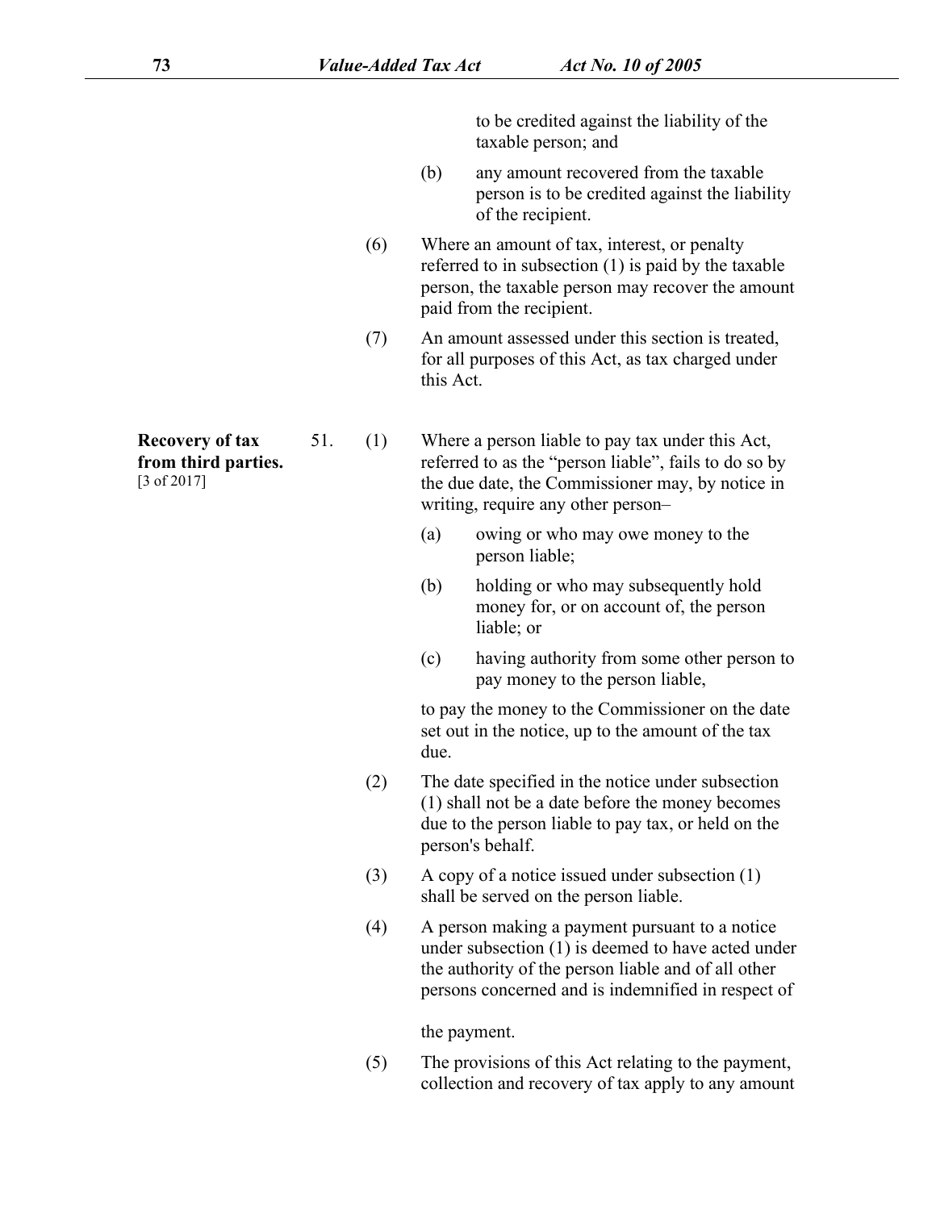to be credited against the liability of the taxable person; and

(b) any amount recovered from the taxable person is to be credited against the liability of the recipient.

(6) Where an amount of tax, interest, or penalty referred to in subsection (1) is paid by the taxable person, the taxable person may recover the amount paid from the recipient.

(7) An amount assessed under this section is treated, for all purposes of this Act, as tax charged under this Act.

**Recovery of tax from third parties.** [3 of 2017]

51. (1) Where a person liable to pay tax under this Act, referred to as the "person liable", fails to do so by the due date, the Commissioner may, by notice in writing, require any other person–

(a) owing or who may owe money to the person liable;

(b) holding or who may subsequently hold money for, or on account of, the person liable; or

(c) having authority from some other person to pay money to the person liable,

to pay the money to the Commissioner on the date set out in the notice, up to the amount of the tax due.

(2) The date specified in the notice under subsection (1) shall not be a date before the money becomes due to the person liable to pay tax, or held on the person's behalf.

(3) A copy of a notice issued under subsection (1) shall be served on the person liable.

(4) A person making a payment pursuant to a notice under subsection (1) is deemed to have acted under the authority of the person liable and of all other persons concerned and is indemnified in respect of

the payment.

(5) The provisions of this Act relating to the payment, collection and recovery of tax apply to any amount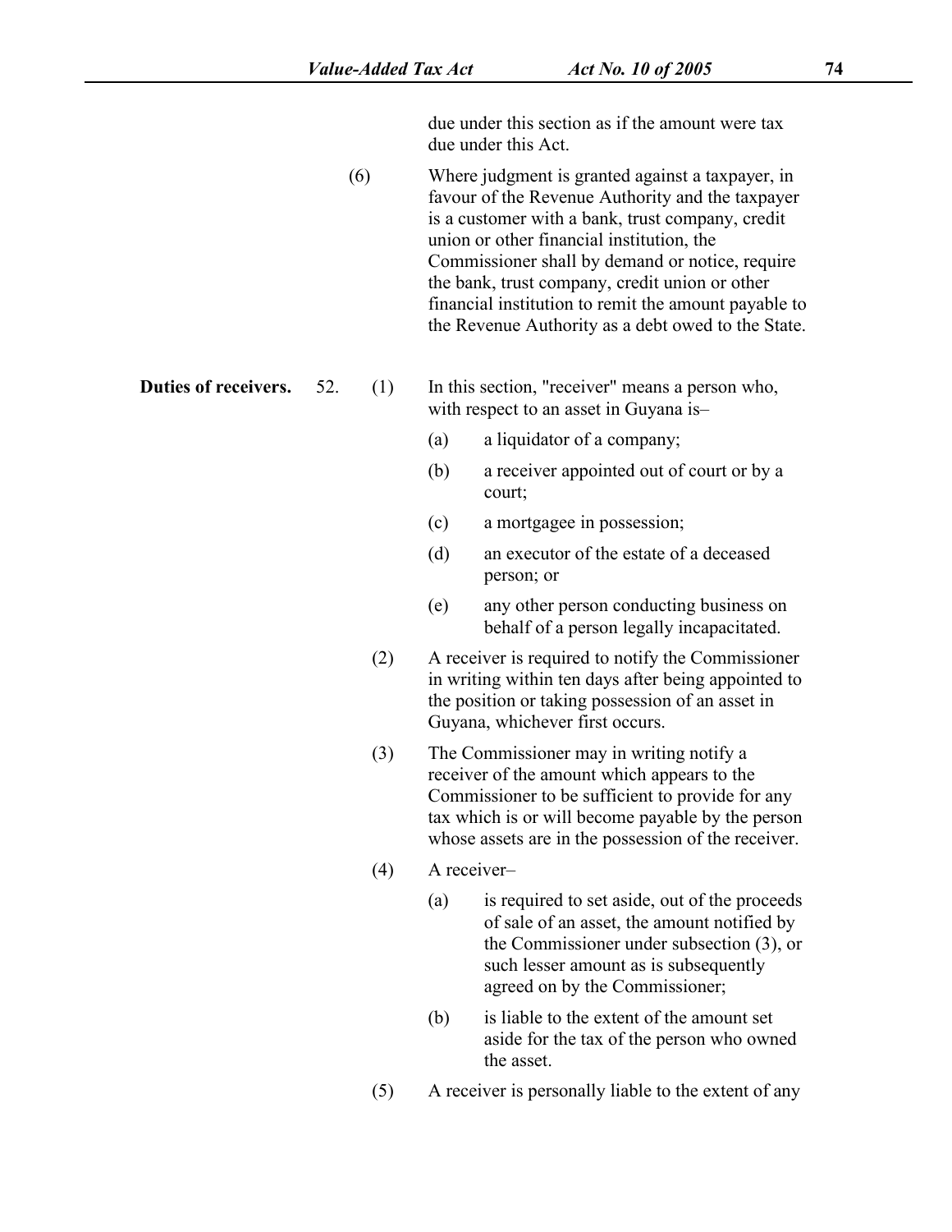due under this section as if the amount were tax due under this Act.

(6) Where judgment is granted against a taxpayer, in favour of the Revenue Authority and the taxpayer is a customer with a bank, trust company, credit union or other financial institution, the Commissioner shall by demand or notice, require the bank, trust company, credit union or other financial institution to remit the amount payable to the Revenue Authority as a debt owed to the State.

**Duties of receivers.**

52. (1) In this section, "receiver" means a person who, with respect to an asset in Guyana is–

- (a) a liquidator of a company;
- (b) a receiver appointed out of court or by a court;
- (c) a mortgagee in possession;
- (d) an executor of the estate of a deceased person; or
- (e) any other person conducting business on behalf of a person legally incapacitated.

(2) A receiver is required to notify the Commissioner in writing within ten days after being appointed to the position or taking possession of an asset in Guyana, whichever first occurs.

(3) The Commissioner may in writing notify a receiver of the amount which appears to the Commissioner to be sufficient to provide for any tax which is or will become payable by the person whose assets are in the possession of the receiver.

(4) A receiver–

- (a) is required to set aside, out of the proceeds of sale of an asset, the amount notified by the Commissioner under subsection (3), or such lesser amount as is subsequently agreed on by the Commissioner;
- (b) is liable to the extent of the amount set aside for the tax of the person who owned the asset.

(5) A receiver is personally liable to the extent of any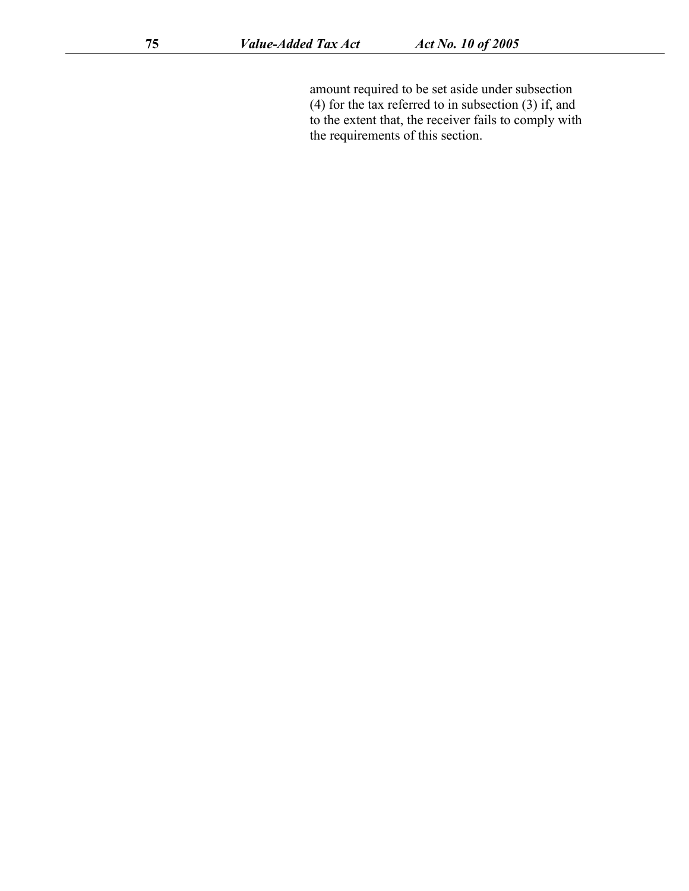amount required to be set aside under subsection (4) for the tax referred to in subsection (3) if, and to the extent that, the receiver fails to comply with the requirements of this section.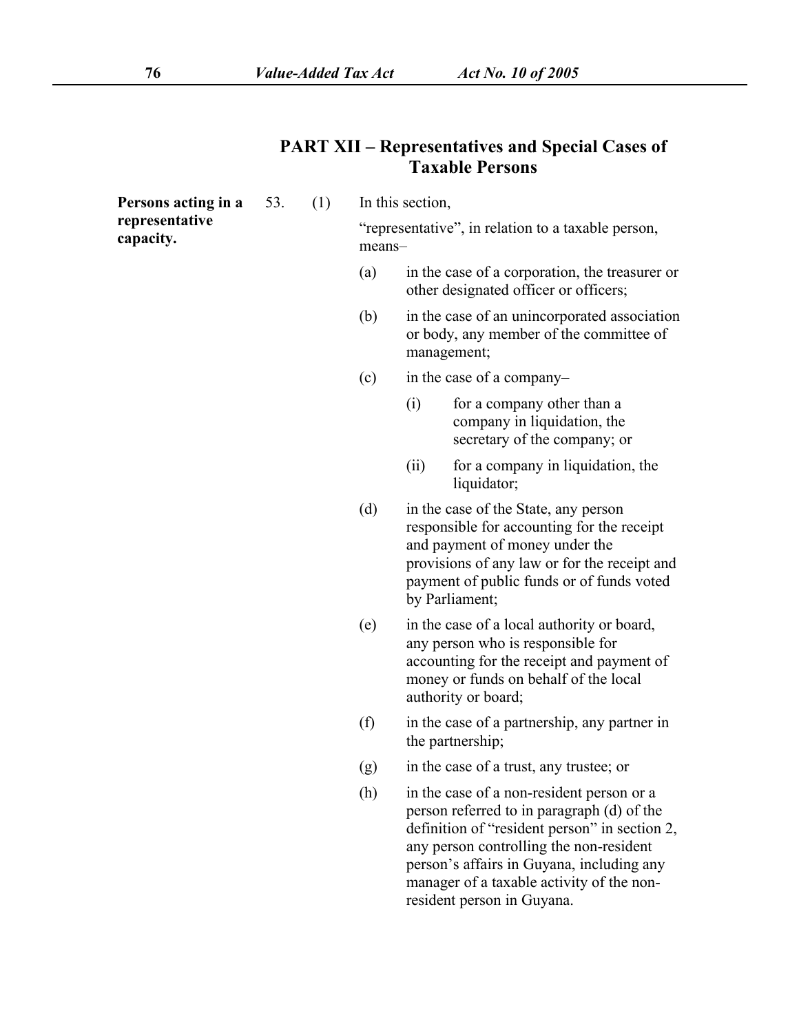## PART XII – Representatives and Special Cases of Taxable Persons

**Persons acting in a representative capacity.**

53. (1) In this section,

"representative", in relation to a taxable person, means–

(a) in the case of a corporation, the treasurer or other designated officer or officers;

(b) in the case of an unincorporated association or body, any member of the committee of management;

(c) in the case of a company–

(i) for a company other than a company in liquidation, the secretary of the company; or

(ii) for a company in liquidation, the liquidator;

(d) in the case of the State, any person responsible for accounting for the receipt and payment of money under the provisions of any law or for the receipt and payment of public funds or of funds voted by Parliament;

(e) in the case of a local authority or board, any person who is responsible for accounting for the receipt and payment of money or funds on behalf of the local authority or board;

(f) in the case of a partnership, any partner in the partnership;

(g) in the case of a trust, any trustee; or

(h) in the case of a non-resident person or a person referred to in paragraph (d) of the definition of "resident person" in section 2, any person controlling the non-resident person's affairs in Guyana, including any manager of a taxable activity of the non-resident person in Guyana.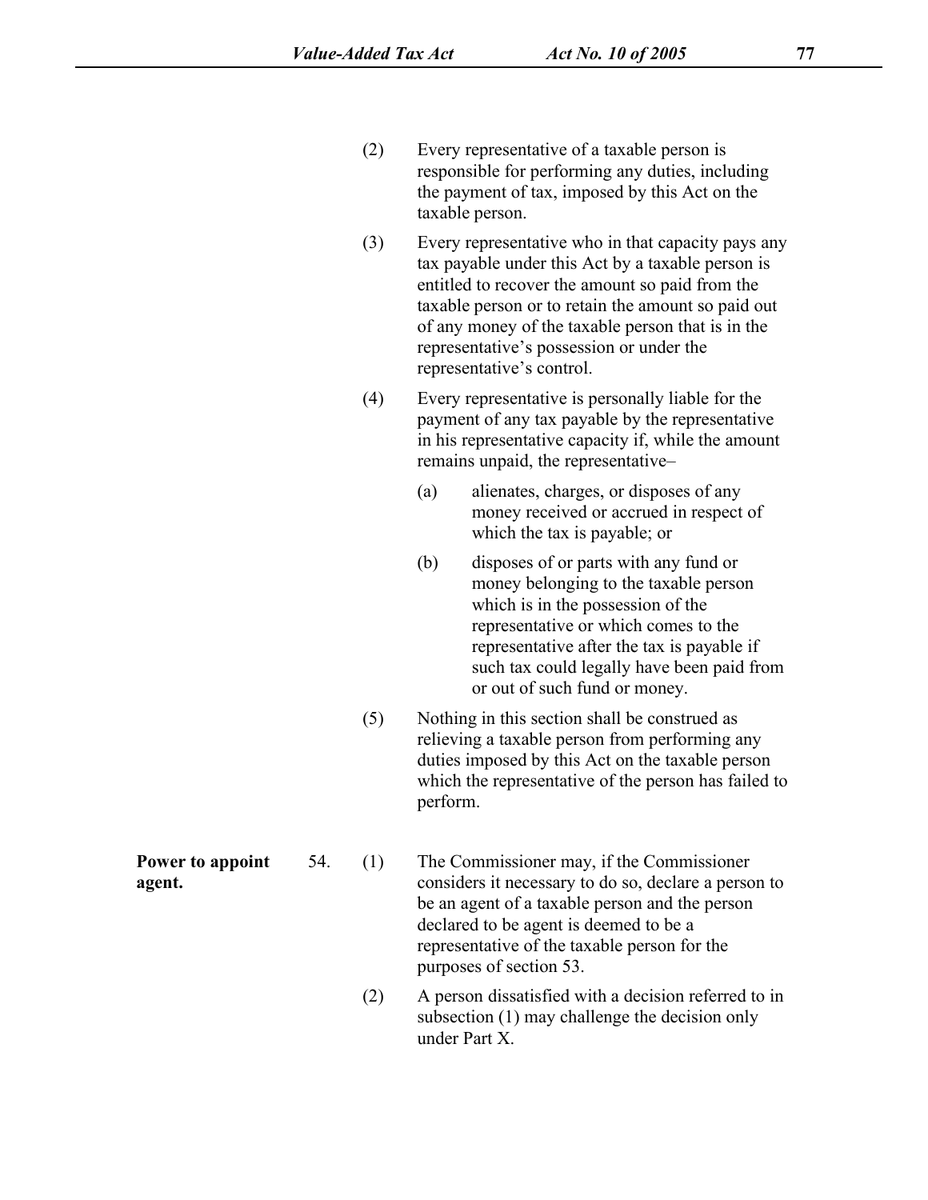(2) Every representative of a taxable person is responsible for performing any duties, including the payment of tax, imposed by this Act on the taxable person.

(3) Every representative who in that capacity pays any tax payable under this Act by a taxable person is entitled to recover the amount so paid from the taxable person or to retain the amount so paid out of any money of the taxable person that is in the representative's possession or under the representative's control.

(4) Every representative is personally liable for the payment of any tax payable by the representative in his representative capacity if, while the amount remains unpaid, the representative–

(a) alienates, charges, or disposes of any money received or accrued in respect of which the tax is payable; or

(b) disposes of or parts with any fund or money belonging to the taxable person which is in the possession of the representative or which comes to the representative after the tax is payable if such tax could legally have been paid from or out of such fund or money.

(5) Nothing in this section shall be construed as relieving a taxable person from performing any duties imposed by this Act on the taxable person which the representative of the person has failed to perform.

**Power to appoint agent.**

54. (1) The Commissioner may, if the Commissioner considers it necessary to do so, declare a person to be an agent of a taxable person and the person declared to be agent is deemed to be a representative of the taxable person for the purposes of section 53.

(2) A person dissatisfied with a decision referred to in subsection (1) may challenge the decision only under Part X.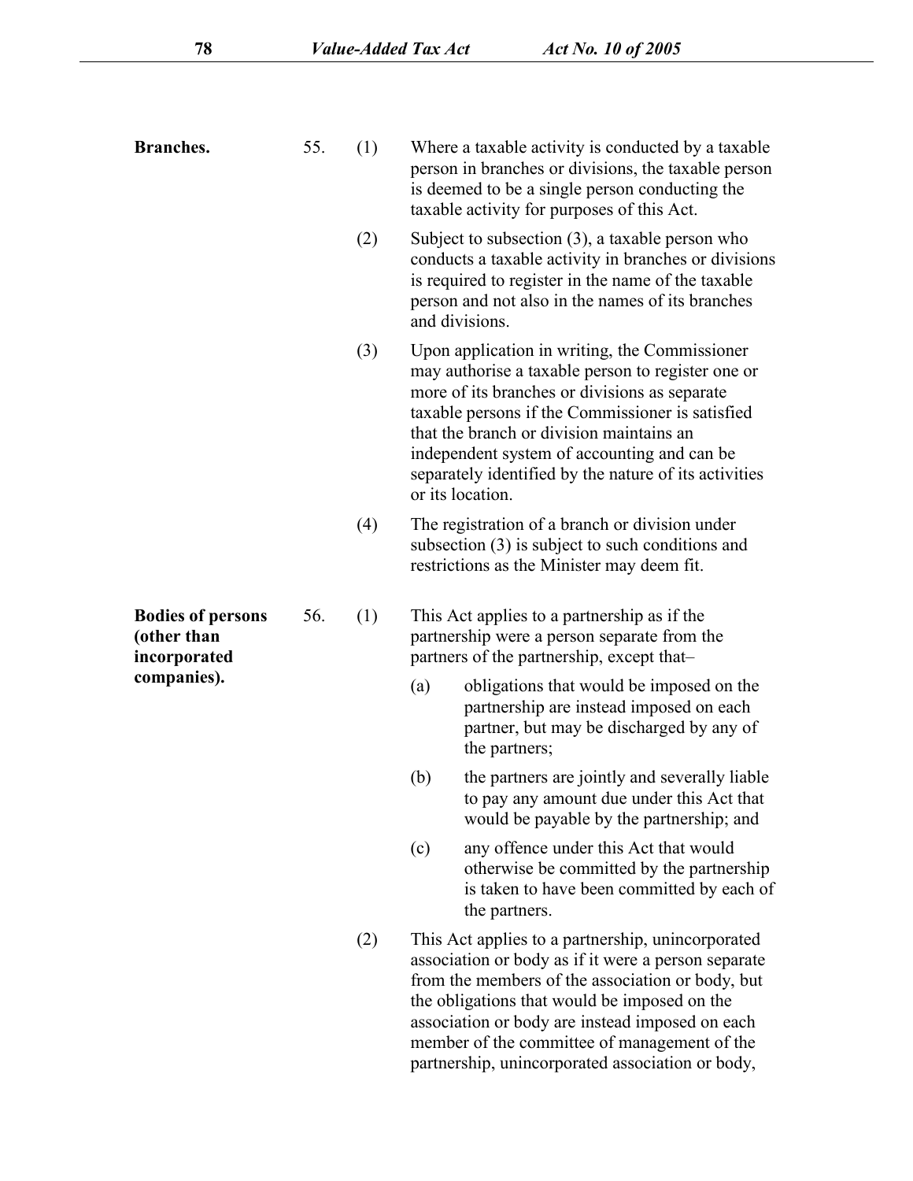**Branches.**

55. (1) Where a taxable activity is conducted by a taxable person in branches or divisions, the taxable person is deemed to be a single person conducting the taxable activity for purposes of this Act.

(2) Subject to subsection (3), a taxable person who conducts a taxable activity in branches or divisions is required to register in the name of the taxable person and not also in the names of its branches and divisions.

(3) Upon application in writing, the Commissioner may authorise a taxable person to register one or more of its branches or divisions as separate taxable persons if the Commissioner is satisfied that the branch or division maintains an independent system of accounting and can be separately identified by the nature of its activities or its location.

(4) The registration of a branch or division under subsection (3) is subject to such conditions and restrictions as the Minister may deem fit.

**Bodies of persons (other than incorporated companies).**

56. (1) This Act applies to a partnership as if the partnership were a person separate from the partners of the partnership, except that–

(a) obligations that would be imposed on the partnership are instead imposed on each partner, but may be discharged by any of the partners;

(b) the partners are jointly and severally liable to pay any amount due under this Act that would be payable by the partnership; and

(c) any offence under this Act that would otherwise be committed by the partnership is taken to have been committed by each of the partners.

(2) This Act applies to a partnership, unincorporated association or body as if it were a person separate from the members of the association or body, but the obligations that would be imposed on the association or body are instead imposed on each member of the committee of management of the partnership, unincorporated association or body,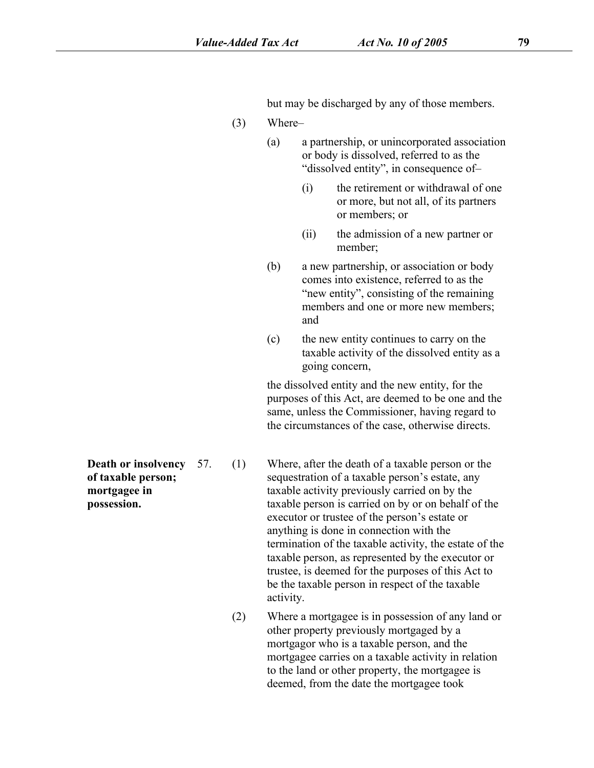but may be discharged by any of those members.

(3) Where–

(a) a partnership, or unincorporated association or body is dissolved, referred to as the "dissolved entity", in consequence of–

(i) the retirement or withdrawal of one or more, but not all, of its partners or members; or

(ii) the admission of a new partner or member;

(b) a new partnership, or association or body comes into existence, referred to as the "new entity", consisting of the remaining members and one or more new members; and

(c) the new entity continues to carry on the taxable activity of the dissolved entity as a going concern,

the dissolved entity and the new entity, for the purposes of this Act, are deemed to be one and the same, unless the Commissioner, having regard to the circumstances of the case, otherwise directs.

**Death or insolvency of taxable person; mortgagee in possession.**

57. (1) Where, after the death of a taxable person or the sequestration of a taxable person's estate, any taxable activity previously carried on by the taxable person is carried on by or on behalf of the executor or trustee of the person's estate or anything is done in connection with the termination of the taxable activity, the estate of the taxable person, as represented by the executor or trustee, is deemed for the purposes of this Act to be the taxable person in respect of the taxable activity.

(2) Where a mortgagee is in possession of any land or other property previously mortgaged by a mortgagor who is a taxable person, and the mortgagee carries on a taxable activity in relation to the land or other property, the mortgagee is deemed, from the date the mortgagee took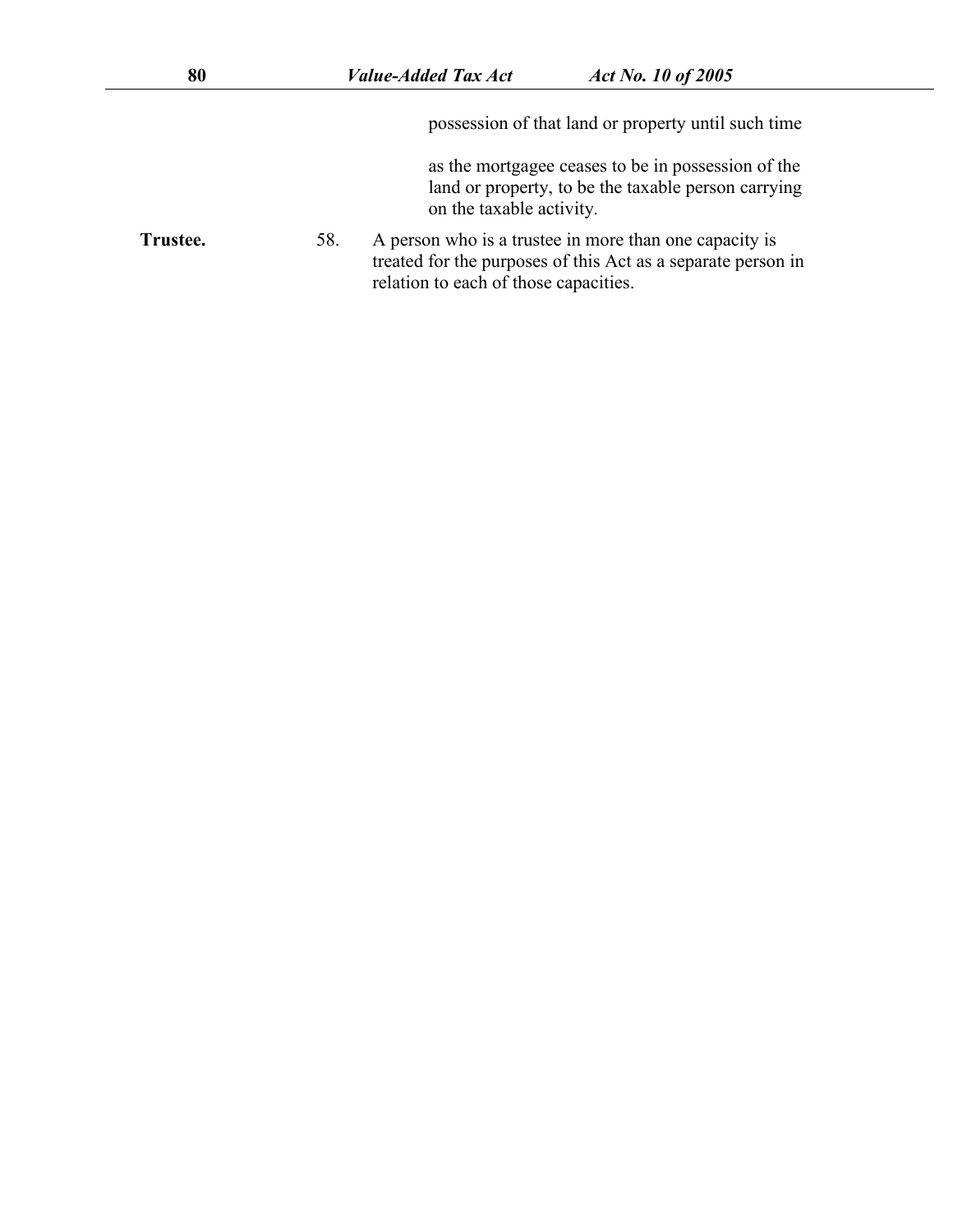possession of that land or property until such time

as the mortgagee ceases to be in possession of the land or property, to be the taxable person carrying on the taxable activity.

**Trustee.**

58. A person who is a trustee in more than one capacity is treated for the purposes of this Act as a separate person in relation to each of those capacities.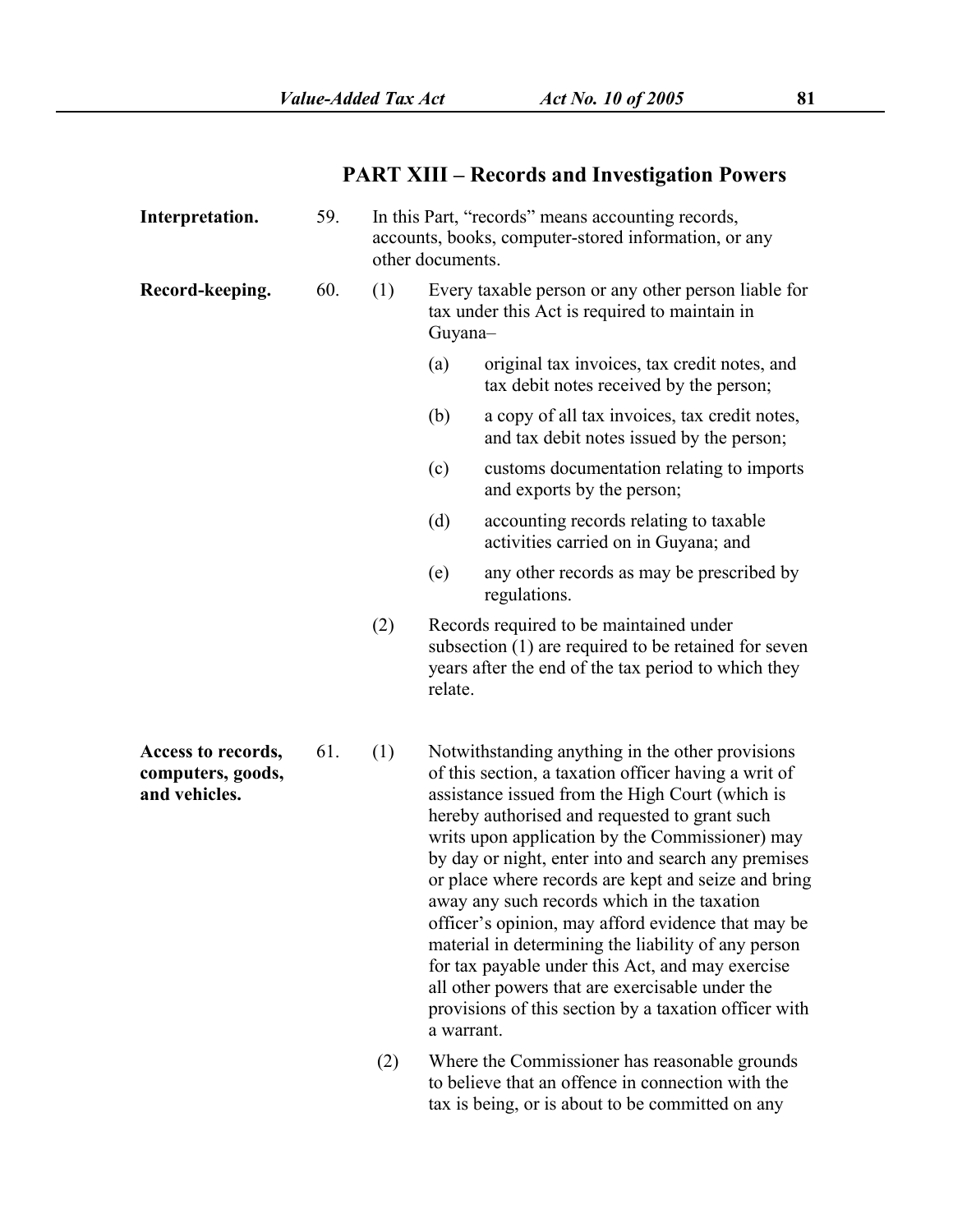## PART XIII – Records and Investigation Powers

**Interpretation.**

59. In this Part, "records" means accounting records, accounts, books, computer-stored information, or any other documents.

**Record-keeping.**

60. (1) Every taxable person or any other person liable for tax under this Act is required to maintain in Guyana–

  (a) original tax invoices, tax credit notes, and tax debit notes received by the person;

  (b) a copy of all tax invoices, tax credit notes, and tax debit notes issued by the person;

  (c) customs documentation relating to imports and exports by the person;

  (d) accounting records relating to taxable activities carried on in Guyana; and

  (e) any other records as may be prescribed by regulations.

(2) Records required to be maintained under subsection (1) are required to be retained for seven years after the end of the tax period to which they relate.

**Access to records, computers, goods, and vehicles.**

61. (1) Notwithstanding anything in the other provisions of this section, a taxation officer having a writ of assistance issued from the High Court (which is hereby authorised and requested to grant such writs upon application by the Commissioner) may by day or night, enter into and search any premises or place where records are kept and seize and bring away any such records which in the taxation officer's opinion, may afford evidence that may be material in determining the liability of any person for tax payable under this Act, and may exercise all other powers that are exercisable under the provisions of this section by a taxation officer with a warrant.

(2) Where the Commissioner has reasonable grounds to believe that an offence in connection with the tax is being, or is about to be committed on any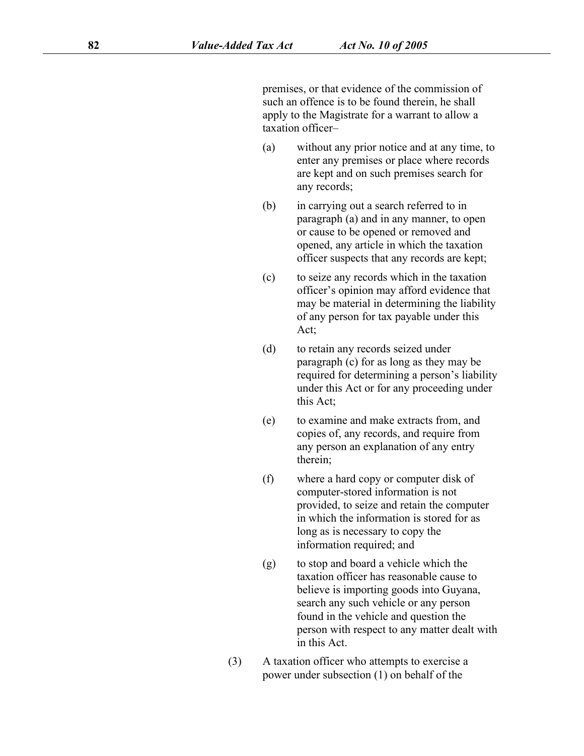premises, or that evidence of the commission of such an offence is to be found therein, he shall apply to the Magistrate for a warrant to allow a taxation officer–

(a) without any prior notice and at any time, to enter any premises or place where records are kept and on such premises search for any records;

(b) in carrying out a search referred to in paragraph (a) and in any manner, to open or cause to be opened or removed and opened, any article in which the taxation officer suspects that any records are kept;

(c) to seize any records which in the taxation officer's opinion may afford evidence that may be material in determining the liability of any person for tax payable under this Act;

(d) to retain any records seized under paragraph (c) for as long as they may be required for determining a person's liability under this Act or for any proceeding under this Act;

(e) to examine and make extracts from, and copies of, any records, and require from any person an explanation of any entry therein;

(f) where a hard copy or computer disk of computer-stored information is not provided, to seize and retain the computer in which the information is stored for as long as is necessary to copy the information required; and

(g) to stop and board a vehicle which the taxation officer has reasonable cause to believe is importing goods into Guyana, search any such vehicle or any person found in the vehicle and question the person with respect to any matter dealt with in this Act.

(3) A taxation officer who attempts to exercise a power under subsection (1) on behalf of the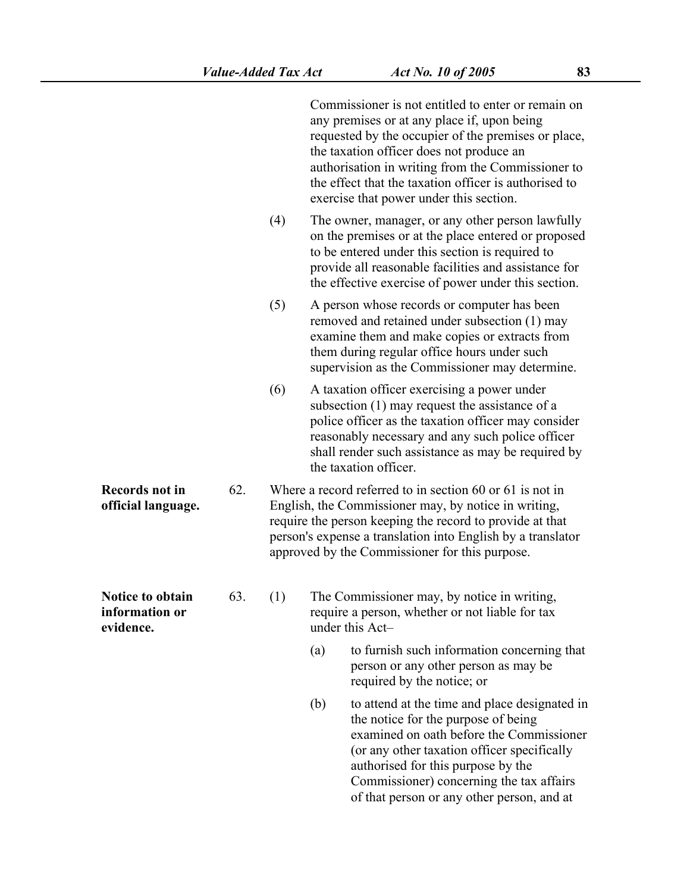Commissioner is not entitled to enter or remain on any premises or at any place if, upon being requested by the occupier of the premises or place, the taxation officer does not produce an authorisation in writing from the Commissioner to the effect that the taxation officer is authorised to exercise that power under this section.

(4) The owner, manager, or any other person lawfully on the premises or at the place entered or proposed to be entered under this section is required to provide all reasonable facilities and assistance for the effective exercise of power under this section.

(5) A person whose records or computer has been removed and retained under subsection (1) may examine them and make copies or extracts from them during regular office hours under such supervision as the Commissioner may determine.

(6) A taxation officer exercising a power under subsection (1) may request the assistance of a police officer as the taxation officer may consider reasonably necessary and any such police officer shall render such assistance as may be required by the taxation officer.

**Records not in official language.**

62. Where a record referred to in section 60 or 61 is not in English, the Commissioner may, by notice in writing, require the person keeping the record to provide at that person's expense a translation into English by a translator approved by the Commissioner for this purpose.

**Notice to obtain information or evidence.**

63. (1) The Commissioner may, by notice in writing, require a person, whether or not liable for tax under this Act–

(a) to furnish such information concerning that person or any other person as may be required by the notice; or

(b) to attend at the time and place designated in the notice for the purpose of being examined on oath before the Commissioner (or any other taxation officer specifically authorised for this purpose by the Commissioner) concerning the tax affairs of that person or any other person, and at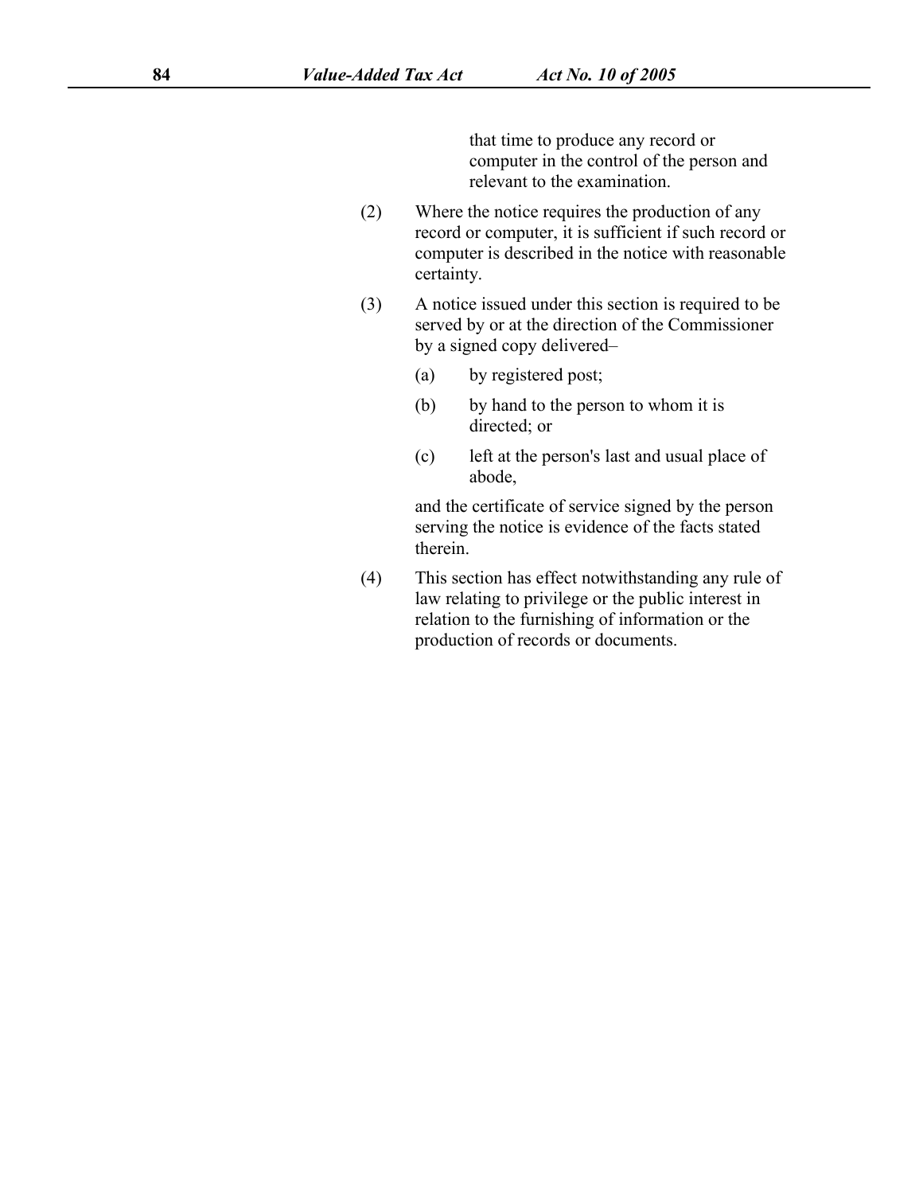that time to produce any record or computer in the control of the person and relevant to the examination.

(2) Where the notice requires the production of any record or computer, it is sufficient if such record or computer is described in the notice with reasonable certainty.

(3) A notice issued under this section is required to be served by or at the direction of the Commissioner by a signed copy delivered–

- (a) by registered post;
- (b) by hand to the person to whom it is directed; or
- (c) left at the person's last and usual place of abode,

and the certificate of service signed by the person serving the notice is evidence of the facts stated therein.

(4) This section has effect notwithstanding any rule of law relating to privilege or the public interest in relation to the furnishing of information or the production of records or documents.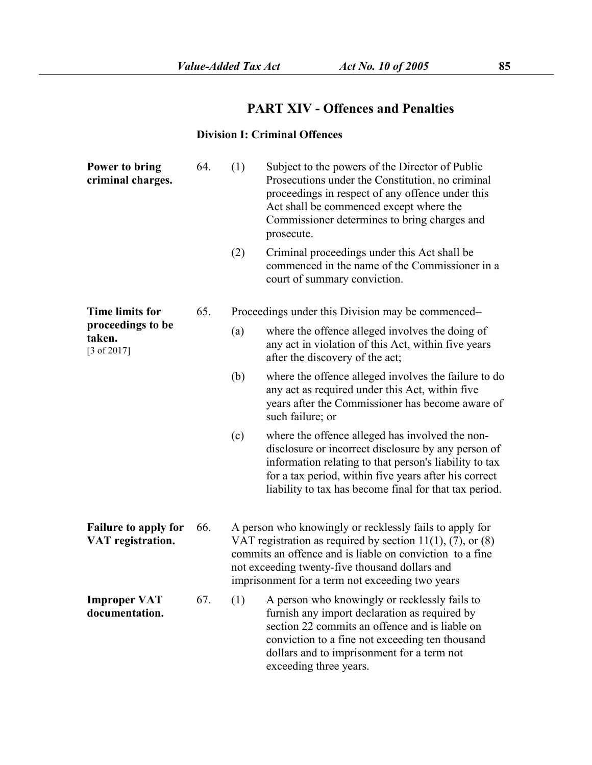## PART XIV - Offences and Penalties

### Division I: Criminal Offences

**Power to bring criminal charges.**

64. (1) Subject to the powers of the Director of Public Prosecutions under the Constitution, no criminal proceedings in respect of any offence under this Act shall be commenced except where the Commissioner determines to bring charges and prosecute.

(2) Criminal proceedings under this Act shall be commenced in the name of the Commissioner in a court of summary conviction.

**Time limits for proceedings to be taken.** [3 of 2017]

65. Proceedings under this Division may be commenced–

(a) where the offence alleged involves the doing of any act in violation of this Act, within five years after the discovery of the act;

(b) where the offence alleged involves the failure to do any act as required under this Act, within five years after the Commissioner has become aware of such failure; or

(c) where the offence alleged has involved the non-disclosure or incorrect disclosure by any person of information relating to that person's liability to tax for a tax period, within five years after his correct liability to tax has become final for that tax period.

**Failure to apply for VAT registration.**

66. A person who knowingly or recklessly fails to apply for VAT registration as required by section 11(1), (7), or (8) commits an offence and is liable on conviction to a fine not exceeding twenty-five thousand dollars and imprisonment for a term not exceeding two years

**Improper VAT documentation.**

67. (1) A person who knowingly or recklessly fails to furnish any import declaration as required by section 22 commits an offence and is liable on conviction to a fine not exceeding ten thousand dollars and to imprisonment for a term not exceeding three years.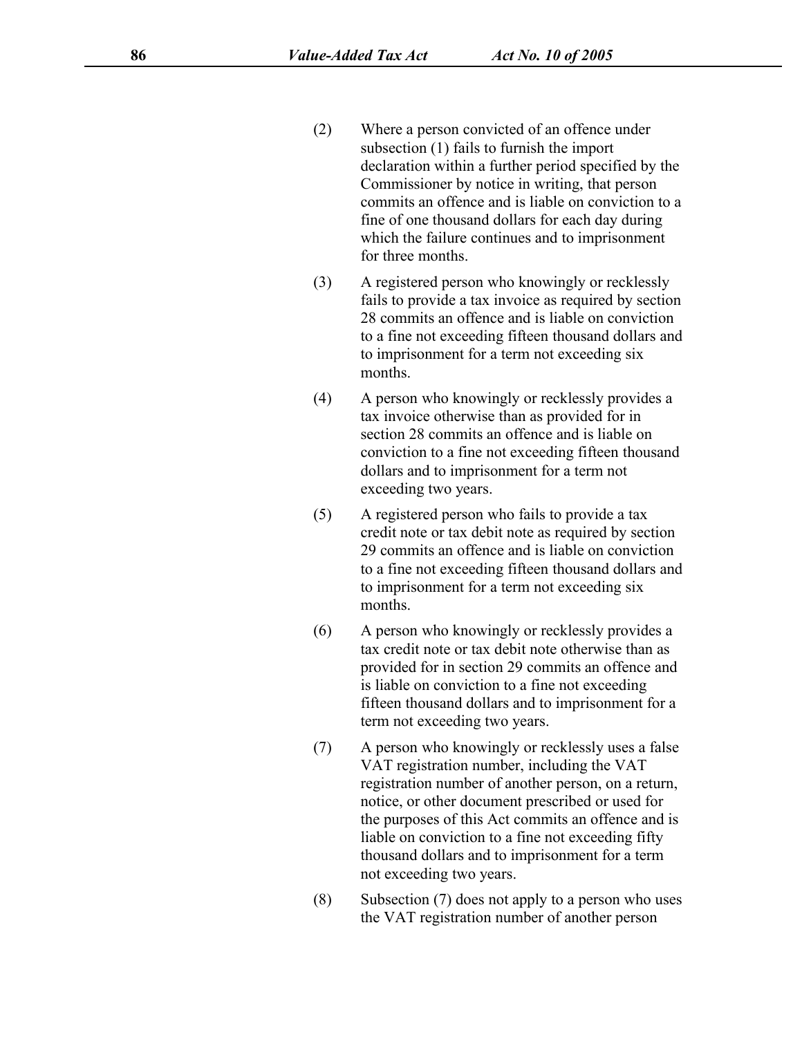(2) Where a person convicted of an offence under subsection (1) fails to furnish the import declaration within a further period specified by the Commissioner by notice in writing, that person commits an offence and is liable on conviction to a fine of one thousand dollars for each day during which the failure continues and to imprisonment for three months.

(3) A registered person who knowingly or recklessly fails to provide a tax invoice as required by section 28 commits an offence and is liable on conviction to a fine not exceeding fifteen thousand dollars and to imprisonment for a term not exceeding six months.

(4) A person who knowingly or recklessly provides a tax invoice otherwise than as provided for in section 28 commits an offence and is liable on conviction to a fine not exceeding fifteen thousand dollars and to imprisonment for a term not exceeding two years.

(5) A registered person who fails to provide a tax credit note or tax debit note as required by section 29 commits an offence and is liable on conviction to a fine not exceeding fifteen thousand dollars and to imprisonment for a term not exceeding six months.

(6) A person who knowingly or recklessly provides a tax credit note or tax debit note otherwise than as provided for in section 29 commits an offence and is liable on conviction to a fine not exceeding fifteen thousand dollars and to imprisonment for a term not exceeding two years.

(7) A person who knowingly or recklessly uses a false VAT registration number, including the VAT registration number of another person, on a return, notice, or other document prescribed or used for the purposes of this Act commits an offence and is liable on conviction to a fine not exceeding fifty thousand dollars and to imprisonment for a term not exceeding two years.

(8) Subsection (7) does not apply to a person who uses the VAT registration number of another person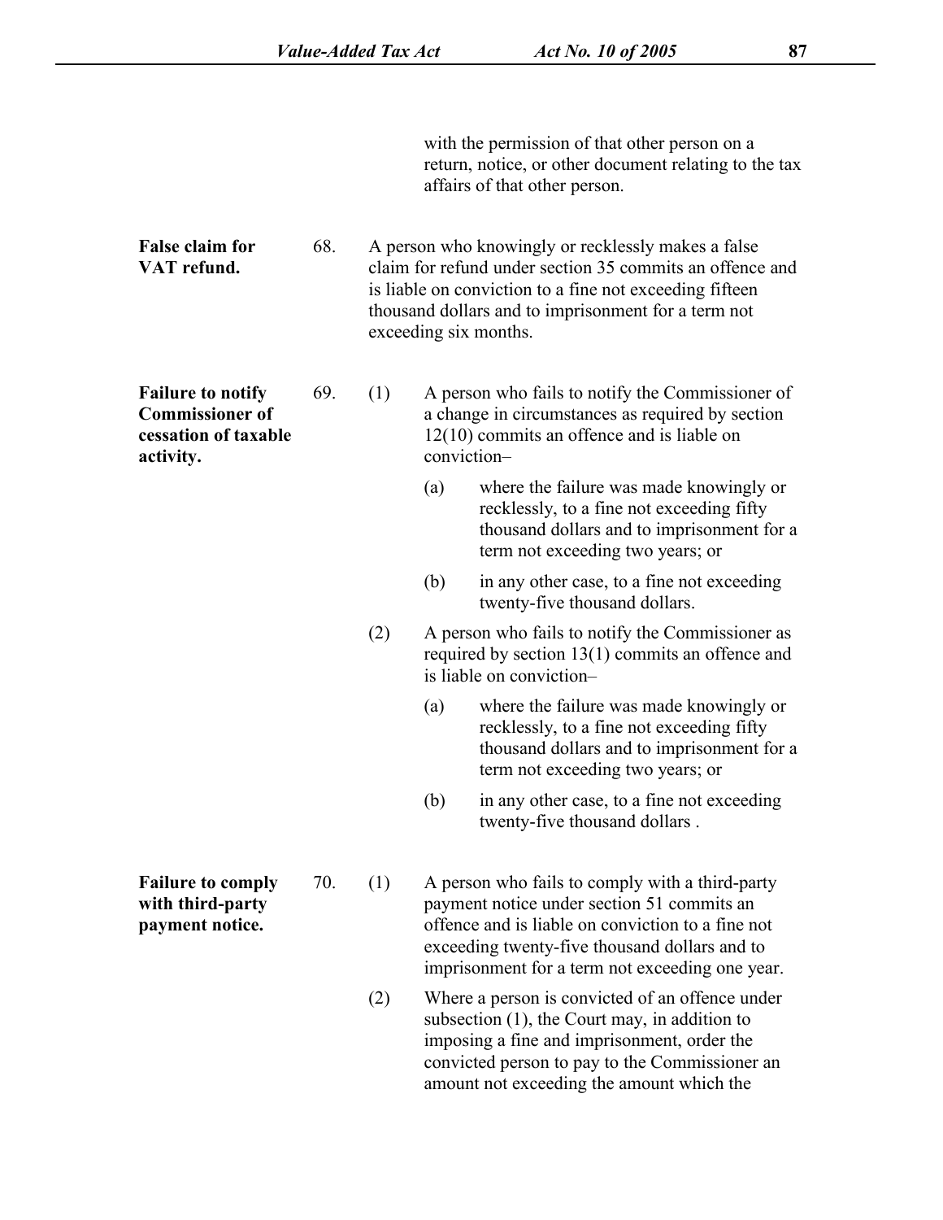with the permission of that other person on a return, notice, or other document relating to the tax affairs of that other person.

**False claim for VAT refund.**

68. A person who knowingly or recklessly makes a false claim for refund under section 35 commits an offence and is liable on conviction to a fine not exceeding fifteen thousand dollars and to imprisonment for a term not exceeding six months.

**Failure to notify Commissioner of cessation of taxable activity.**

69. (1) A person who fails to notify the Commissioner of a change in circumstances as required by section 12(10) commits an offence and is liable on conviction–

(a) where the failure was made knowingly or recklessly, to a fine not exceeding fifty thousand dollars and to imprisonment for a term not exceeding two years; or

(b) in any other case, to a fine not exceeding twenty-five thousand dollars.

(2) A person who fails to notify the Commissioner as required by section 13(1) commits an offence and is liable on conviction–

(a) where the failure was made knowingly or recklessly, to a fine not exceeding fifty thousand dollars and to imprisonment for a term not exceeding two years; or

(b) in any other case, to a fine not exceeding twenty-five thousand dollars .

**Failure to comply with third-party payment notice.**

70. (1) A person who fails to comply with a third-party payment notice under section 51 commits an offence and is liable on conviction to a fine not exceeding twenty-five thousand dollars and to imprisonment for a term not exceeding one year.

(2) Where a person is convicted of an offence under subsection (1), the Court may, in addition to imposing a fine and imprisonment, order the convicted person to pay to the Commissioner an amount not exceeding the amount which the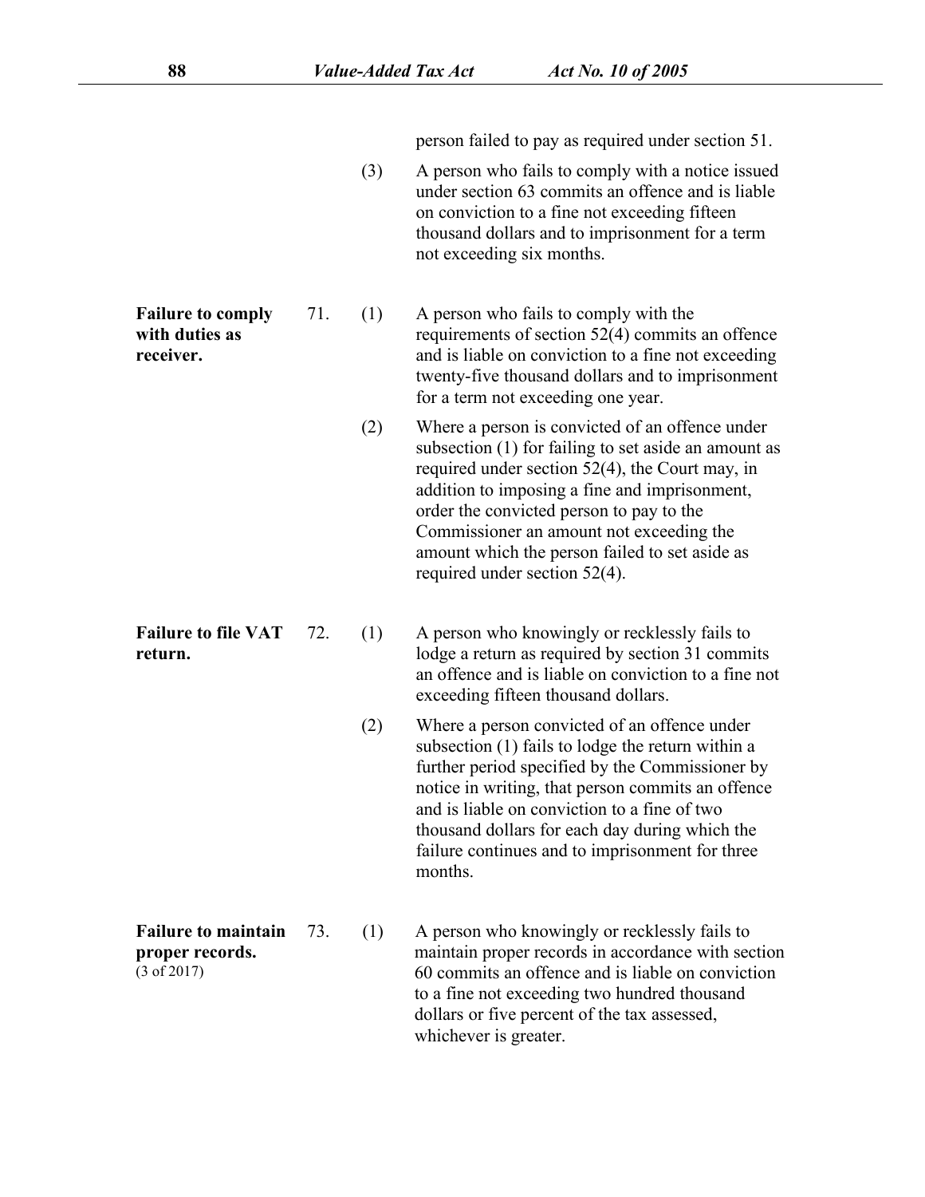person failed to pay as required under section 51.

(3) A person who fails to comply with a notice issued under section 63 commits an offence and is liable on conviction to a fine not exceeding fifteen thousand dollars and to imprisonment for a term not exceeding six months.

**Failure to comply with duties as receiver.**

71. (1) A person who fails to comply with the requirements of section 52(4) commits an offence and is liable on conviction to a fine not exceeding twenty-five thousand dollars and to imprisonment for a term not exceeding one year.

(2) Where a person is convicted of an offence under subsection (1) for failing to set aside an amount as required under section 52(4), the Court may, in addition to imposing a fine and imprisonment, order the convicted person to pay to the Commissioner an amount not exceeding the amount which the person failed to set aside as required under section 52(4).

**Failure to file VAT return.**

72. (1) A person who knowingly or recklessly fails to lodge a return as required by section 31 commits an offence and is liable on conviction to a fine not exceeding fifteen thousand dollars.

(2) Where a person convicted of an offence under subsection (1) fails to lodge the return within a further period specified by the Commissioner by notice in writing, that person commits an offence and is liable on conviction to a fine of two thousand dollars for each day during which the failure continues and to imprisonment for three months.

**Failure to maintain proper records.**
(3 of 2017)

73. (1) A person who knowingly or recklessly fails to maintain proper records in accordance with section 60 commits an offence and is liable on conviction to a fine not exceeding two hundred thousand dollars or five percent of the tax assessed, whichever is greater.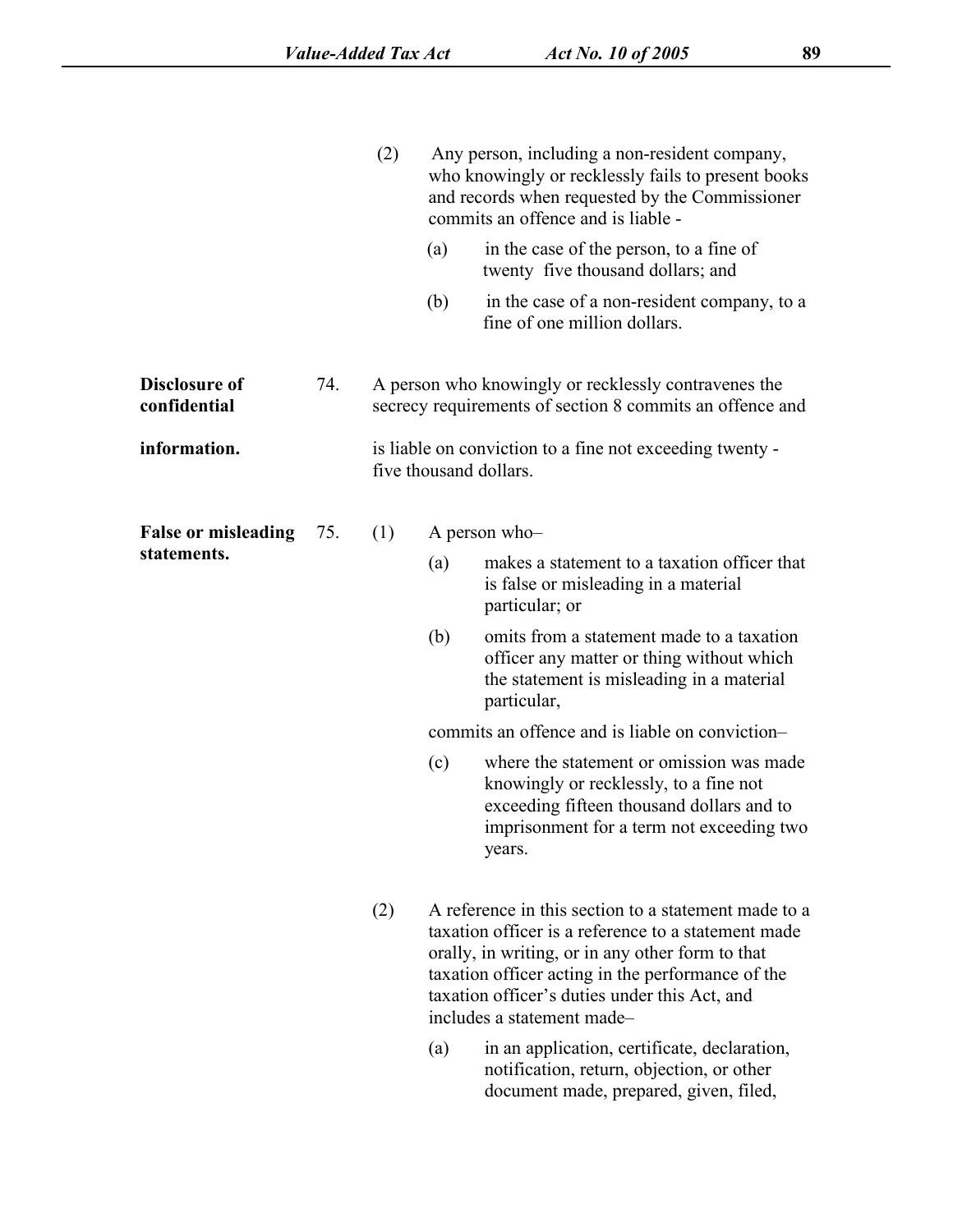(2) Any person, including a non-resident company, who knowingly or recklessly fails to present books and records when requested by the Commissioner commits an offence and is liable -

(a) in the case of the person, to a fine of twenty five thousand dollars; and

(b) in the case of a non-resident company, to a fine of one million dollars.

**Disclosure of confidential information.**

74. A person who knowingly or recklessly contravenes the secrecy requirements of section 8 commits an offence and is liable on conviction to a fine not exceeding twenty - five thousand dollars.

**False or misleading statements.**

75. (1) A person who–

(a) makes a statement to a taxation officer that is false or misleading in a material particular; or

(b) omits from a statement made to a taxation officer any matter or thing without which the statement is misleading in a material particular,

commits an offence and is liable on conviction–

(c) where the statement or omission was made knowingly or recklessly, to a fine not exceeding fifteen thousand dollars and to imprisonment for a term not exceeding two years.

(2) A reference in this section to a statement made to a taxation officer is a reference to a statement made orally, in writing, or in any other form to that taxation officer acting in the performance of the taxation officer's duties under this Act, and includes a statement made–

(a) in an application, certificate, declaration, notification, return, objection, or other document made, prepared, given, filed,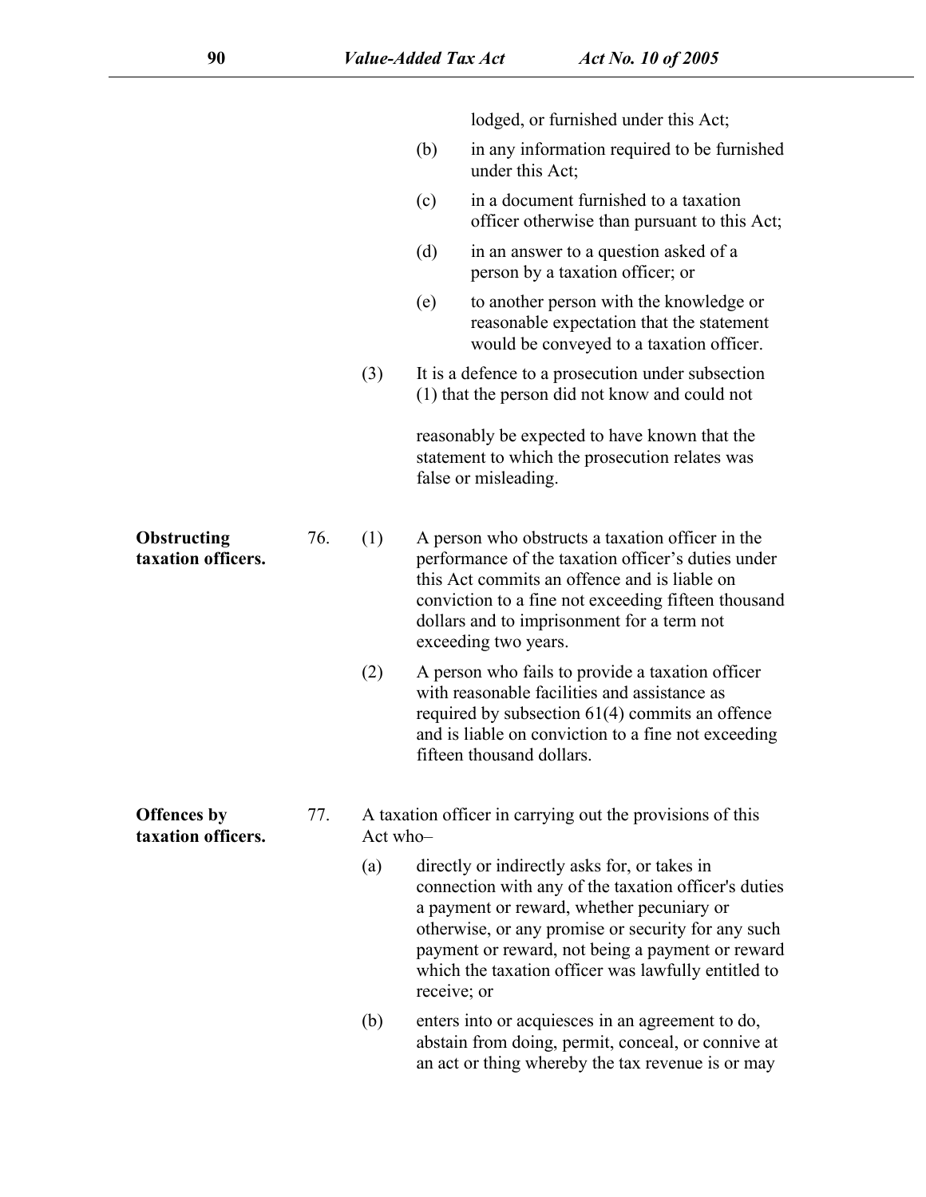lodged, or furnished under this Act;

(b) in any information required to be furnished under this Act;

(c) in a document furnished to a taxation officer otherwise than pursuant to this Act;

(d) in an answer to a question asked of a person by a taxation officer; or

(e) to another person with the knowledge or reasonable expectation that the statement would be conveyed to a taxation officer.

(3) It is a defence to a prosecution under subsection (1) that the person did not know and could not reasonably be expected to have known that the statement to which the prosecution relates was false or misleading.

**Obstructing taxation officers.**

76. (1) A person who obstructs a taxation officer in the performance of the taxation officer's duties under this Act commits an offence and is liable on conviction to a fine not exceeding fifteen thousand dollars and to imprisonment for a term not exceeding two years.

(2) A person who fails to provide a taxation officer with reasonable facilities and assistance as required by subsection 61(4) commits an offence and is liable on conviction to a fine not exceeding fifteen thousand dollars.

**Offences by taxation officers.**

77. A taxation officer in carrying out the provisions of this Act who–

(a) directly or indirectly asks for, or takes in connection with any of the taxation officer's duties a payment or reward, whether pecuniary or otherwise, or any promise or security for any such payment or reward, not being a payment or reward which the taxation officer was lawfully entitled to receive; or

(b) enters into or acquiesces in an agreement to do, abstain from doing, permit, conceal, or connive at an act or thing whereby the tax revenue is or may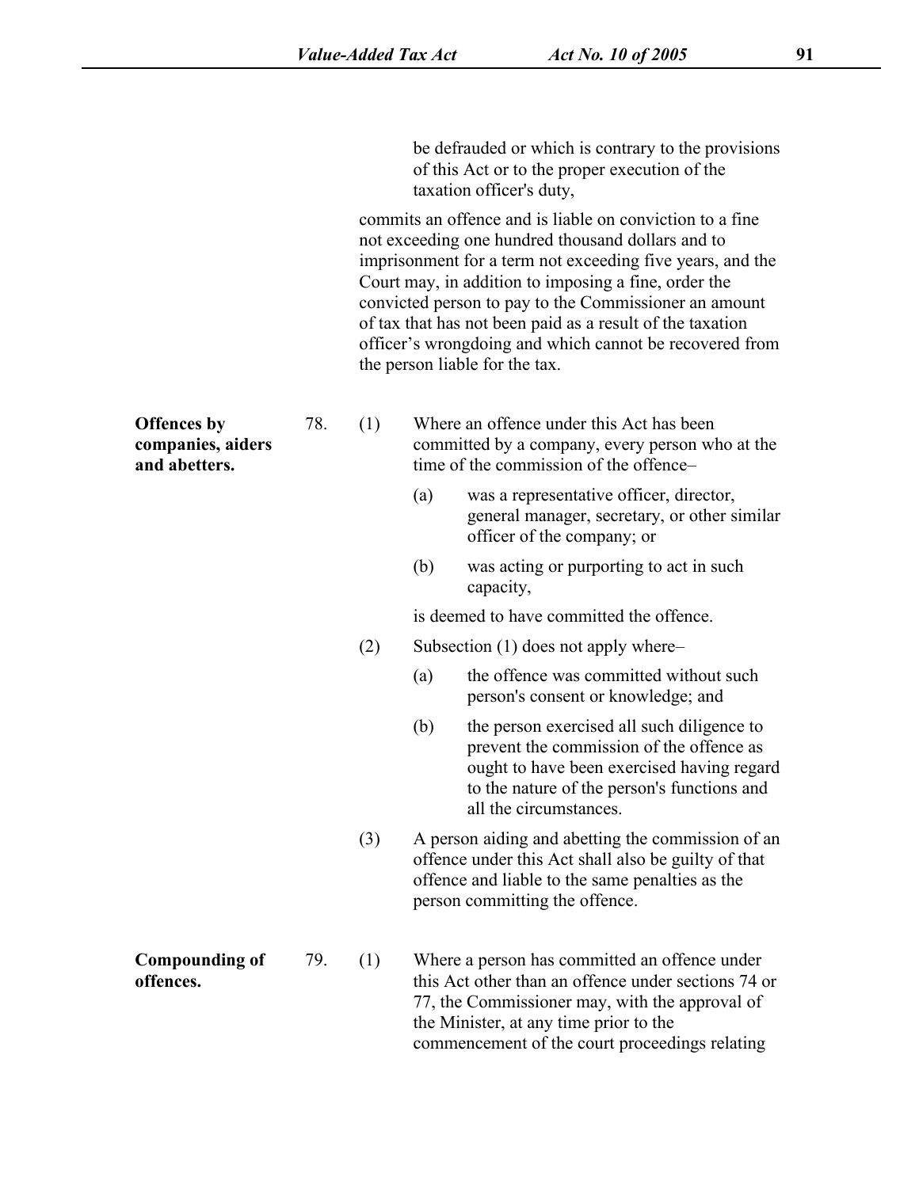be defrauded or which is contrary to the provisions of this Act or to the proper execution of the taxation officer's duty,

commits an offence and is liable on conviction to a fine not exceeding one hundred thousand dollars and to imprisonment for a term not exceeding five years, and the Court may, in addition to imposing a fine, order the convicted person to pay to the Commissioner an amount of tax that has not been paid as a result of the taxation officer's wrongdoing and which cannot be recovered from the person liable for the tax.

**Offences by companies, aiders and abetters.**

78. (1) Where an offence under this Act has been committed by a company, every person who at the time of the commission of the offence–

(a) was a representative officer, director, general manager, secretary, or other similar officer of the company; or

(b) was acting or purporting to act in such capacity,

is deemed to have committed the offence.

(2) Subsection (1) does not apply where–

(a) the offence was committed without such person's consent or knowledge; and

(b) the person exercised all such diligence to prevent the commission of the offence as ought to have been exercised having regard to the nature of the person's functions and all the circumstances.

(3) A person aiding and abetting the commission of an offence under this Act shall also be guilty of that offence and liable to the same penalties as the person committing the offence.

**Compounding of offences.**

79. (1) Where a person has committed an offence under this Act other than an offence under sections 74 or 77, the Commissioner may, with the approval of the Minister, at any time prior to the commencement of the court proceedings relating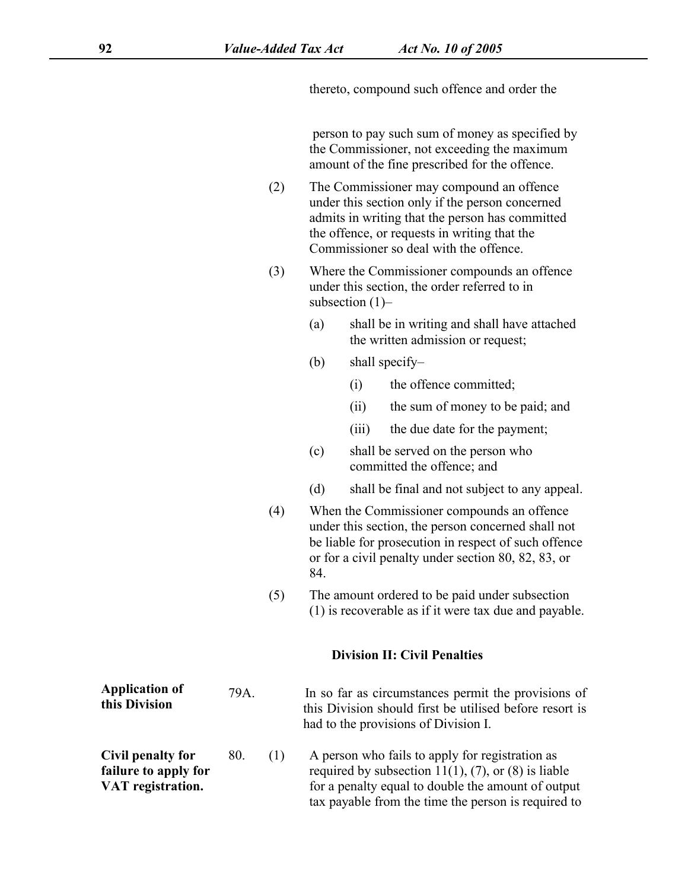thereto, compound such offence and order the

person to pay such sum of money as specified by the Commissioner, not exceeding the maximum amount of the fine prescribed for the offence.

(2) The Commissioner may compound an offence under this section only if the person concerned admits in writing that the person has committed the offence, or requests in writing that the Commissioner so deal with the offence.

(3) Where the Commissioner compounds an offence under this section, the order referred to in subsection (1)–

(a) shall be in writing and shall have attached the written admission or request;

(b) shall specify–

(i) the offence committed;

(ii) the sum of money to be paid; and

(iii) the due date for the payment;

(c) shall be served on the person who committed the offence; and

(d) shall be final and not subject to any appeal.

(4) When the Commissioner compounds an offence under this section, the person concerned shall not be liable for prosecution in respect of such offence or for a civil penalty under section 80, 82, 83, or 84.

(5) The amount ordered to be paid under subsection (1) is recoverable as if it were tax due and payable.

## Division II: Civil Penalties

**Application of this Division**

79A. In so far as circumstances permit the provisions of this Division should first be utilised before resort is had to the provisions of Division I.

**Civil penalty for failure to apply for VAT registration.**

80. (1) A person who fails to apply for registration as required by subsection 11(1), (7), or (8) is liable for a penalty equal to double the amount of output tax payable from the time the person is required to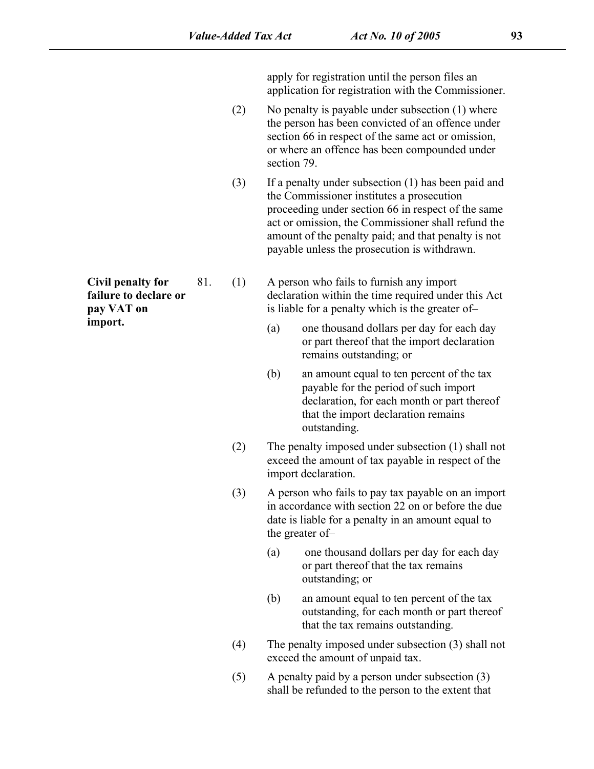apply for registration until the person files an application for registration with the Commissioner.

(2) No penalty is payable under subsection (1) where the person has been convicted of an offence under section 66 in respect of the same act or omission, or where an offence has been compounded under section 79.

(3) If a penalty under subsection (1) has been paid and the Commissioner institutes a prosecution proceeding under section 66 in respect of the same act or omission, the Commissioner shall refund the amount of the penalty paid; and that penalty is not payable unless the prosecution is withdrawn.

**Civil penalty for failure to declare or pay VAT on import.**

81. (1) A person who fails to furnish any import declaration within the time required under this Act is liable for a penalty which is the greater of–

(a) one thousand dollars per day for each day or part thereof that the import declaration remains outstanding; or

(b) an amount equal to ten percent of the tax payable for the period of such import declaration, for each month or part thereof that the import declaration remains outstanding.

(2) The penalty imposed under subsection (1) shall not exceed the amount of tax payable in respect of the import declaration.

(3) A person who fails to pay tax payable on an import in accordance with section 22 on or before the due date is liable for a penalty in an amount equal to the greater of–

(a) one thousand dollars per day for each day or part thereof that the tax remains outstanding; or

(b) an amount equal to ten percent of the tax outstanding, for each month or part thereof that the tax remains outstanding.

(4) The penalty imposed under subsection (3) shall not exceed the amount of unpaid tax.

(5) A penalty paid by a person under subsection (3) shall be refunded to the person to the extent that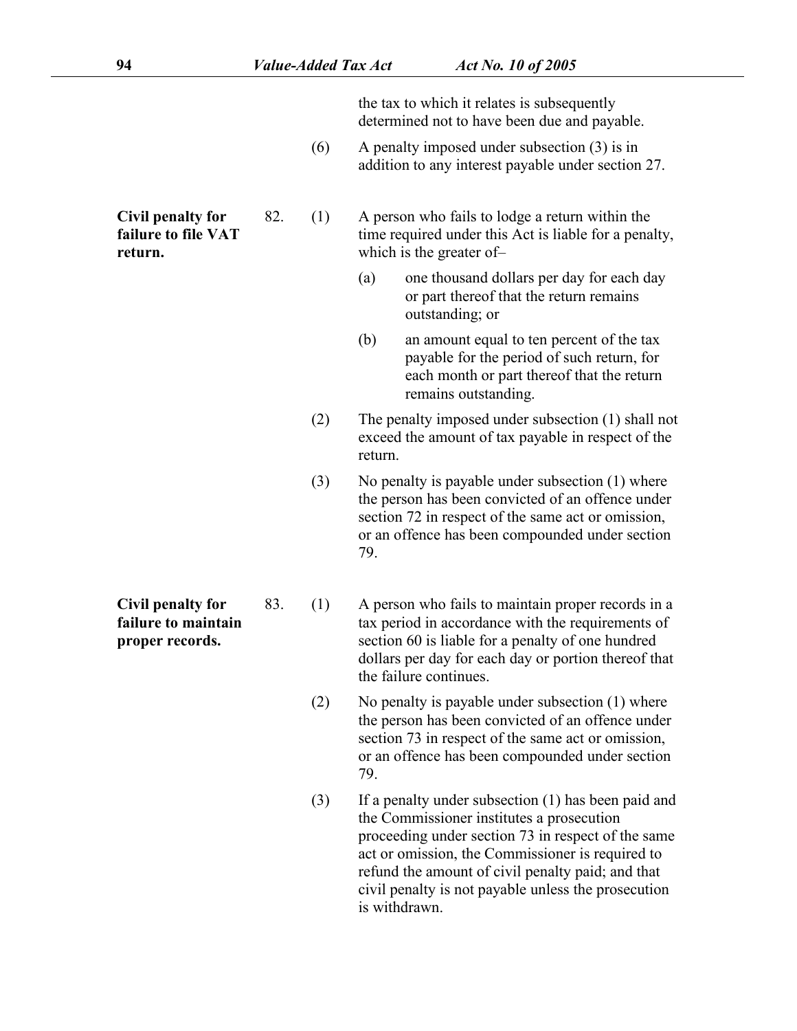the tax to which it relates is subsequently determined not to have been due and payable.

(6) A penalty imposed under subsection (3) is in addition to any interest payable under section 27.

**Civil penalty for failure to file VAT return.**

82. (1) A person who fails to lodge a return within the time required under this Act is liable for a penalty, which is the greater of–

(a) one thousand dollars per day for each day or part thereof that the return remains outstanding; or

(b) an amount equal to ten percent of the tax payable for the period of such return, for each month or part thereof that the return remains outstanding.

(2) The penalty imposed under subsection (1) shall not exceed the amount of tax payable in respect of the return.

(3) No penalty is payable under subsection (1) where the person has been convicted of an offence under section 72 in respect of the same act or omission, or an offence has been compounded under section 79.

**Civil penalty for failure to maintain proper records.**

83. (1) A person who fails to maintain proper records in a tax period in accordance with the requirements of section 60 is liable for a penalty of one hundred dollars per day for each day or portion thereof that the failure continues.

(2) No penalty is payable under subsection (1) where the person has been convicted of an offence under section 73 in respect of the same act or omission, or an offence has been compounded under section 79.

(3) If a penalty under subsection (1) has been paid and the Commissioner institutes a prosecution proceeding under section 73 in respect of the same act or omission, the Commissioner is required to refund the amount of civil penalty paid; and that civil penalty is not payable unless the prosecution is withdrawn.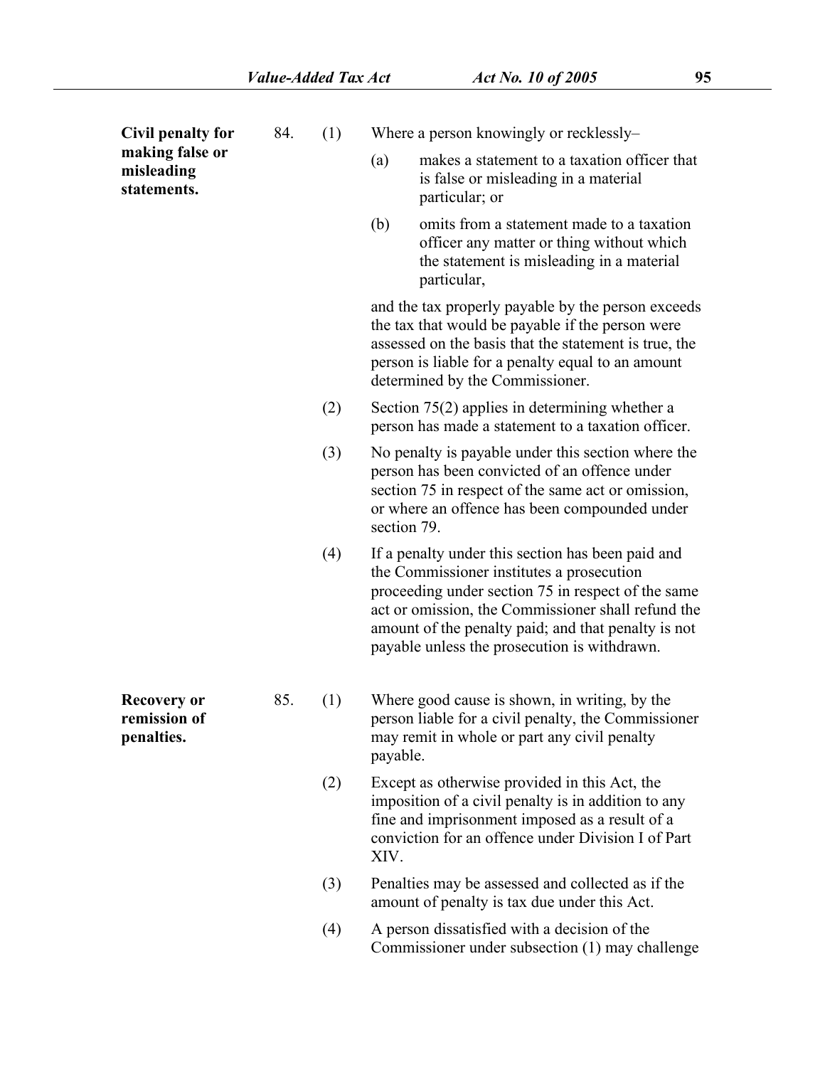**Civil penalty for making false or misleading statements.**

84. (1) Where a person knowingly or recklessly–

(a) makes a statement to a taxation officer that is false or misleading in a material particular; or

(b) omits from a statement made to a taxation officer any matter or thing without which the statement is misleading in a material particular,

and the tax properly payable by the person exceeds the tax that would be payable if the person were assessed on the basis that the statement is true, the person is liable for a penalty equal to an amount determined by the Commissioner.

(2) Section 75(2) applies in determining whether a person has made a statement to a taxation officer.

(3) No penalty is payable under this section where the person has been convicted of an offence under section 75 in respect of the same act or omission, or where an offence has been compounded under section 79.

(4) If a penalty under this section has been paid and the Commissioner institutes a prosecution proceeding under section 75 in respect of the same act or omission, the Commissioner shall refund the amount of the penalty paid; and that penalty is not payable unless the prosecution is withdrawn.

**Recovery or remission of penalties.**

85. (1) Where good cause is shown, in writing, by the person liable for a civil penalty, the Commissioner may remit in whole or part any civil penalty payable.

(2) Except as otherwise provided in this Act, the imposition of a civil penalty is in addition to any fine and imprisonment imposed as a result of a conviction for an offence under Division I of Part XIV.

(3) Penalties may be assessed and collected as if the amount of penalty is tax due under this Act.

(4) A person dissatisfied with a decision of the Commissioner under subsection (1) may challenge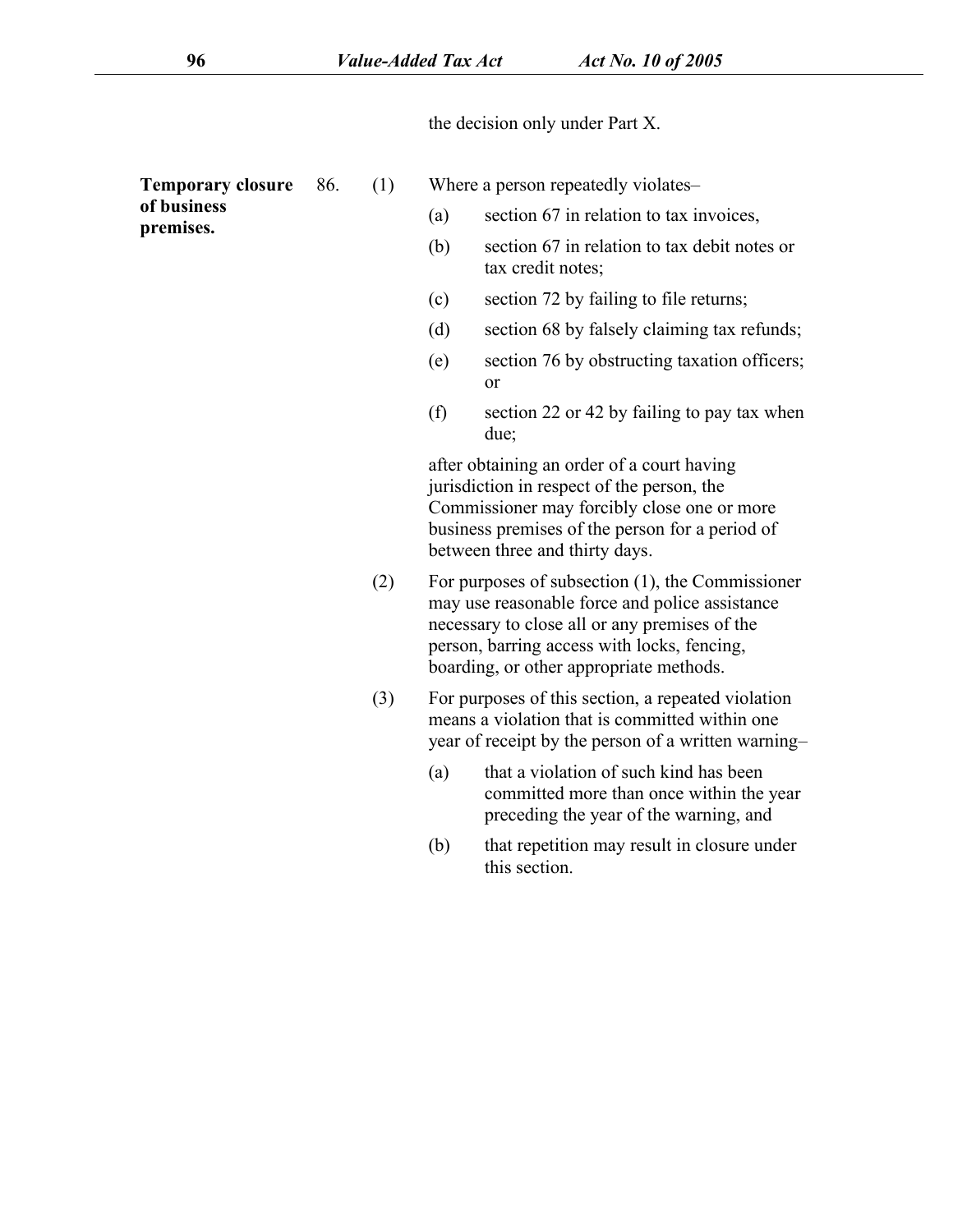the decision only under Part X.

**Temporary closure of business premises.**

86. (1) Where a person repeatedly violates–

(a) section 67 in relation to tax invoices,

(b) section 67 in relation to tax debit notes or tax credit notes;

(c) section 72 by failing to file returns;

(d) section 68 by falsely claiming tax refunds;

(e) section 76 by obstructing taxation officers; or

(f) section 22 or 42 by failing to pay tax when due;

after obtaining an order of a court having jurisdiction in respect of the person, the Commissioner may forcibly close one or more business premises of the person for a period of between three and thirty days.

(2) For purposes of subsection (1), the Commissioner may use reasonable force and police assistance necessary to close all or any premises of the person, barring access with locks, fencing, boarding, or other appropriate methods.

(3) For purposes of this section, a repeated violation means a violation that is committed within one year of receipt by the person of a written warning–

(a) that a violation of such kind has been committed more than once within the year preceding the year of the warning, and

(b) that repetition may result in closure under this section.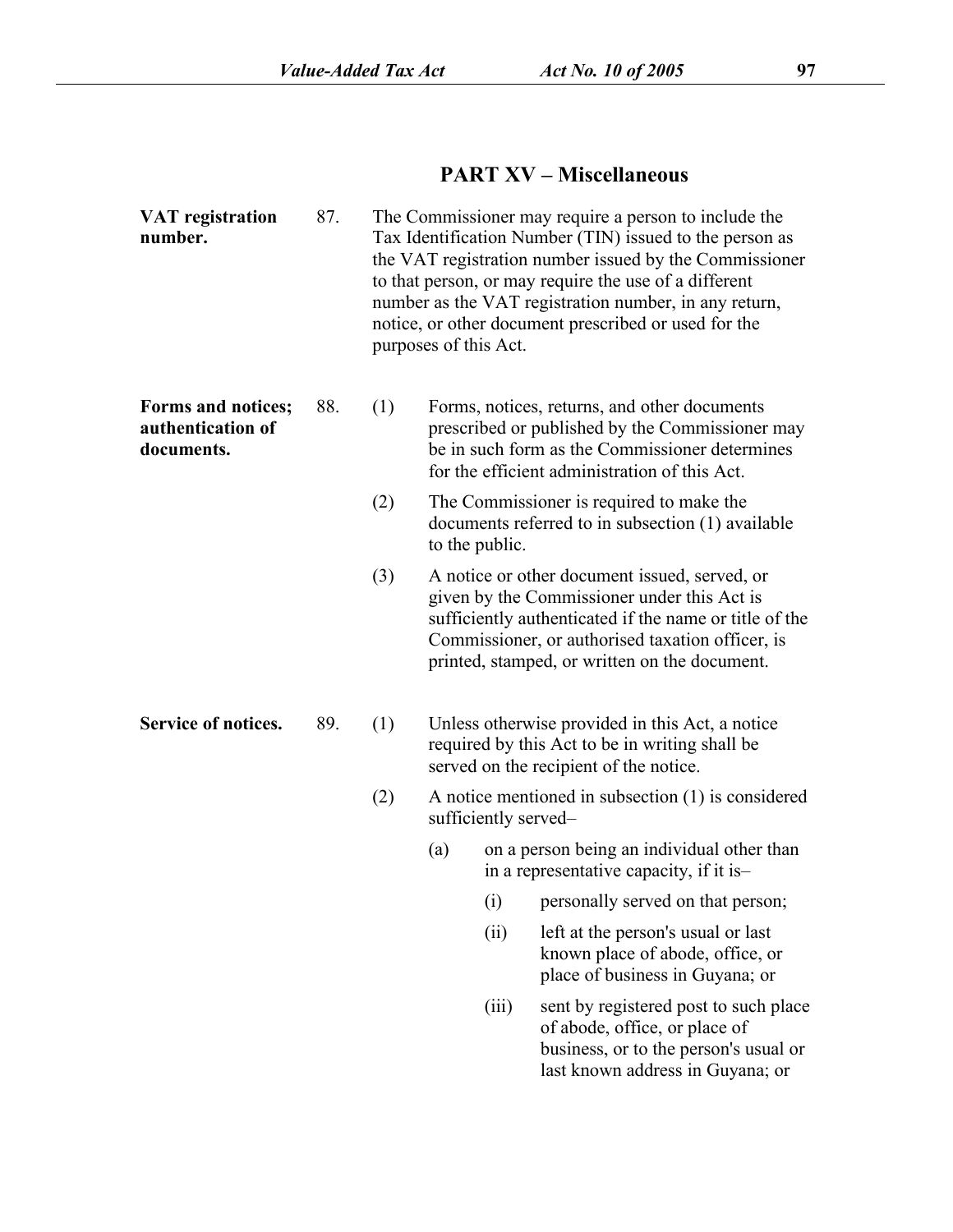## PART XV – Miscellaneous

**VAT registration number.**

87. The Commissioner may require a person to include the Tax Identification Number (TIN) issued to the person as the VAT registration number issued by the Commissioner to that person, or may require the use of a different number as the VAT registration number, in any return, notice, or other document prescribed or used for the purposes of this Act.

**Forms and notices; authentication of documents.**

88. (1) Forms, notices, returns, and other documents prescribed or published by the Commissioner may be in such form as the Commissioner determines for the efficient administration of this Act.

(2) The Commissioner is required to make the documents referred to in subsection (1) available to the public.

(3) A notice or other document issued, served, or given by the Commissioner under this Act is sufficiently authenticated if the name or title of the Commissioner, or authorised taxation officer, is printed, stamped, or written on the document.

**Service of notices.**

89. (1) Unless otherwise provided in this Act, a notice required by this Act to be in writing shall be served on the recipient of the notice.

(2) A notice mentioned in subsection (1) is considered sufficiently served–

(a) on a person being an individual other than in a representative capacity, if it is–

(i) personally served on that person;

(ii) left at the person's usual or last known place of abode, office, or place of business in Guyana; or

(iii) sent by registered post to such place of abode, office, or place of business, or to the person's usual or last known address in Guyana; or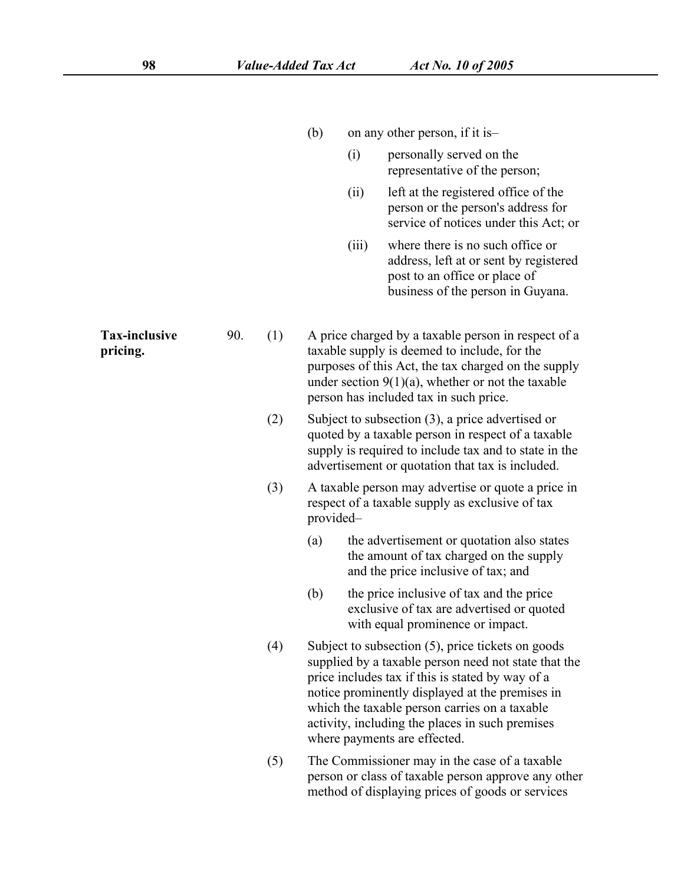(b) on any other person, if it is–

(i) personally served on the representative of the person;

(ii) left at the registered office of the person or the person's address for service of notices under this Act; or

(iii) where there is no such office or address, left at or sent by registered post to an office or place of business of the person in Guyana.

**Tax-inclusive pricing.**

90. (1) A price charged by a taxable person in respect of a taxable supply is deemed to include, for the purposes of this Act, the tax charged on the supply under section 9(1)(a), whether or not the taxable person has included tax in such price.

(2) Subject to subsection (3), a price advertised or quoted by a taxable person in respect of a taxable supply is required to include tax and to state in the advertisement or quotation that tax is included.

(3) A taxable person may advertise or quote a price in respect of a taxable supply as exclusive of tax provided–

(a) the advertisement or quotation also states the amount of tax charged on the supply and the price inclusive of tax; and

(b) the price inclusive of tax and the price exclusive of tax are advertised or quoted with equal prominence or impact.

(4) Subject to subsection (5), price tickets on goods supplied by a taxable person need not state that the price includes tax if this is stated by way of a notice prominently displayed at the premises in which the taxable person carries on a taxable activity, including the places in such premises where payments are effected.

(5) The Commissioner may in the case of a taxable person or class of taxable person approve any other method of displaying prices of goods or services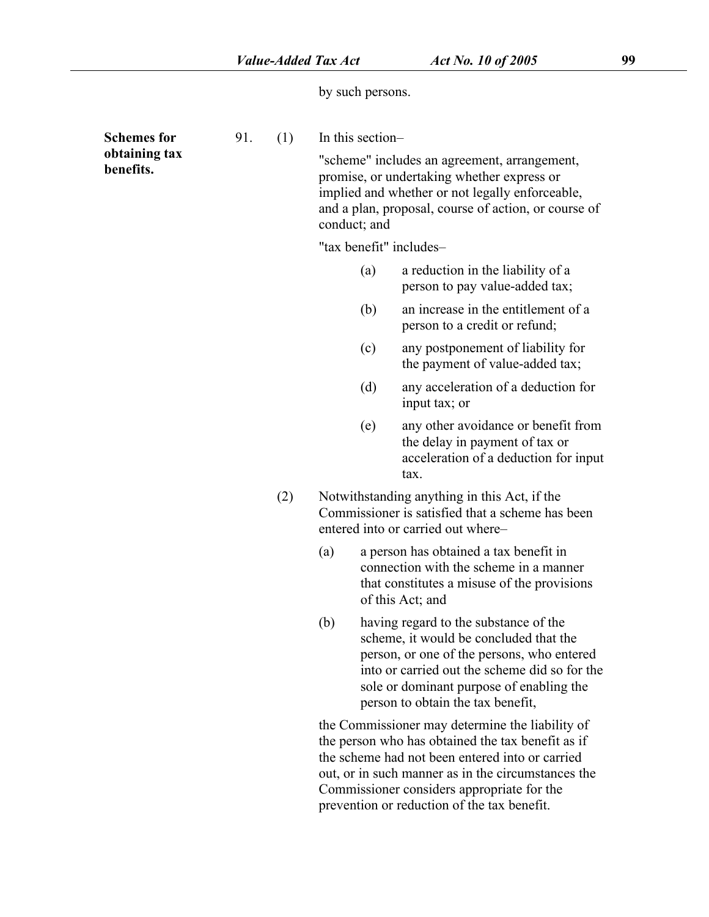by such persons.

**Schemes for obtaining tax benefits.**

91. (1) In this section–

"scheme" includes an agreement, arrangement, promise, or undertaking whether express or implied and whether or not legally enforceable, and a plan, proposal, course of action, or course of conduct; and

"tax benefit" includes–

(a) a reduction in the liability of a person to pay value-added tax;

(b) an increase in the entitlement of a person to a credit or refund;

(c) any postponement of liability for the payment of value-added tax;

(d) any acceleration of a deduction for input tax; or

(e) any other avoidance or benefit from the delay in payment of tax or acceleration of a deduction for input tax.

(2) Notwithstanding anything in this Act, if the Commissioner is satisfied that a scheme has been entered into or carried out where–

(a) a person has obtained a tax benefit in connection with the scheme in a manner that constitutes a misuse of the provisions of this Act; and

(b) having regard to the substance of the scheme, it would be concluded that the person, or one of the persons, who entered into or carried out the scheme did so for the sole or dominant purpose of enabling the person to obtain the tax benefit,

the Commissioner may determine the liability of the person who has obtained the tax benefit as if the scheme had not been entered into or carried out, or in such manner as in the circumstances the Commissioner considers appropriate for the prevention or reduction of the tax benefit.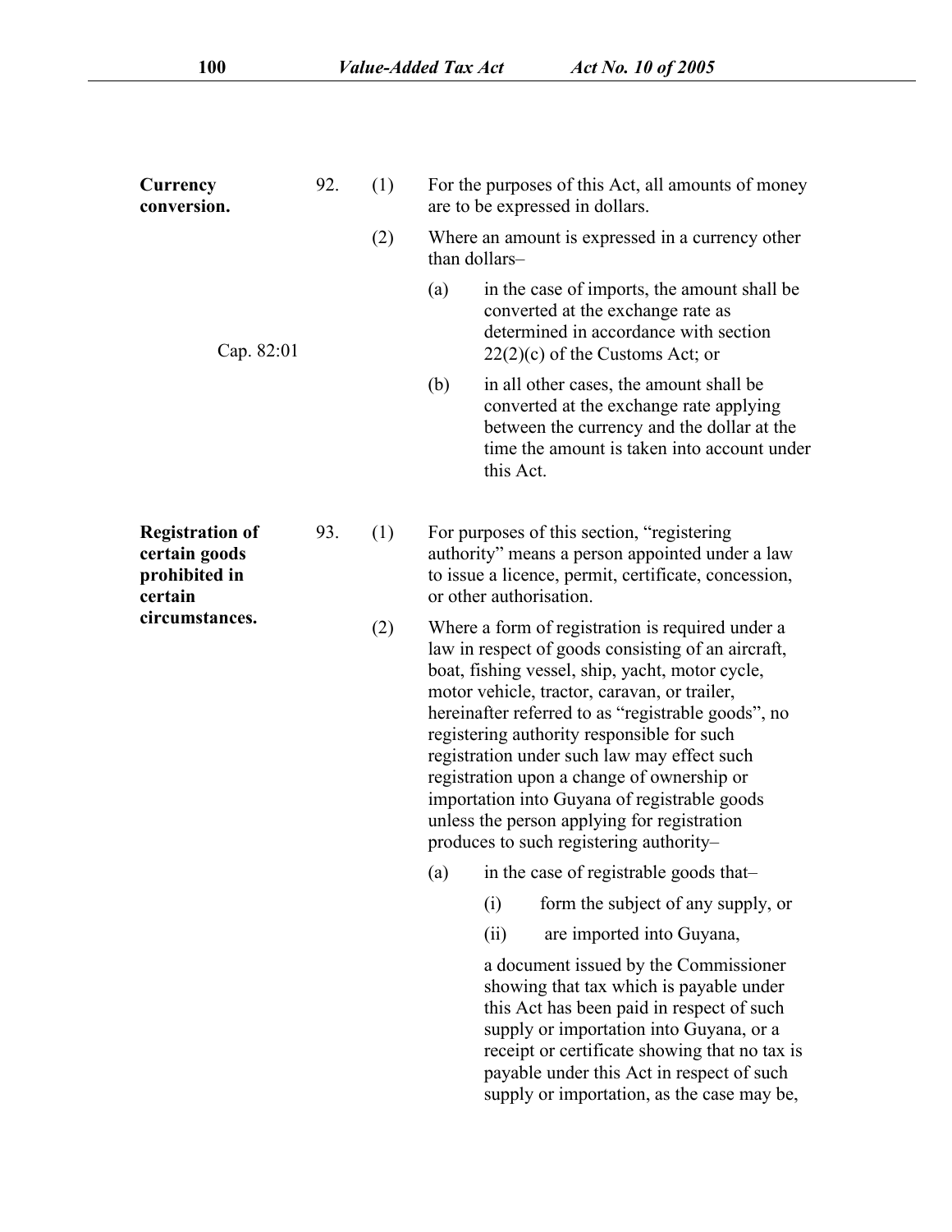**Currency conversion.**

92. (1) For the purposes of this Act, all amounts of money are to be expressed in dollars.

(2) Where an amount is expressed in a currency other than dollars–

(a) in the case of imports, the amount shall be converted at the exchange rate as determined in accordance with section 22(2)(c) of the Customs Act; or

Cap. 82:01

(b) in all other cases, the amount shall be converted at the exchange rate applying between the currency and the dollar at the time the amount is taken into account under this Act.

**Registration of certain goods prohibited in certain circumstances.**

93. (1) For purposes of this section, "registering authority" means a person appointed under a law to issue a licence, permit, certificate, concession, or other authorisation.

(2) Where a form of registration is required under a law in respect of goods consisting of an aircraft, boat, fishing vessel, ship, yacht, motor cycle, motor vehicle, tractor, caravan, or trailer, hereinafter referred to as "registrable goods", no registering authority responsible for such registration under such law may effect such registration upon a change of ownership or importation into Guyana of registrable goods unless the person applying for registration produces to such registering authority–

(a) in the case of registrable goods that–

(i) form the subject of any supply, or

(ii) are imported into Guyana,

a document issued by the Commissioner showing that tax which is payable under this Act has been paid in respect of such supply or importation into Guyana, or a receipt or certificate showing that no tax is payable under this Act in respect of such supply or importation, as the case may be,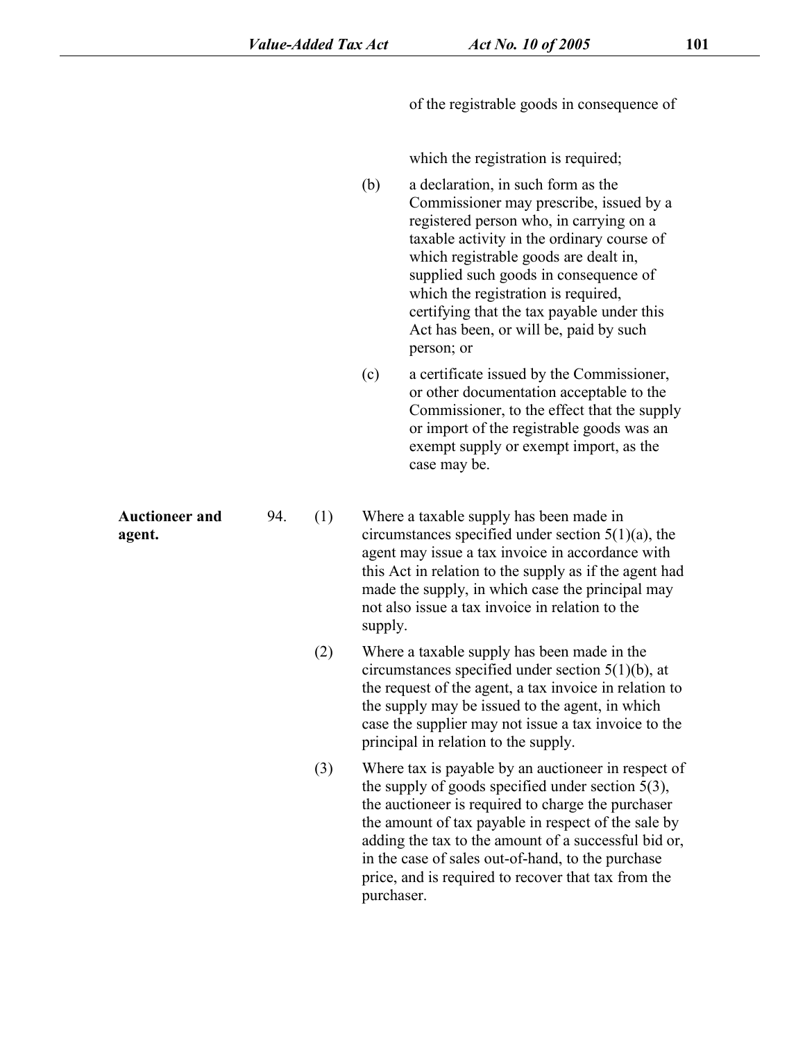of the registrable goods in consequence of which the registration is required;

(b) a declaration, in such form as the Commissioner may prescribe, issued by a registered person who, in carrying on a taxable activity in the ordinary course of which registrable goods are dealt in, supplied such goods in consequence of which the registration is required, certifying that the tax payable under this Act has been, or will be, paid by such person; or

(c) a certificate issued by the Commissioner, or other documentation acceptable to the Commissioner, to the effect that the supply or import of the registrable goods was an exempt supply or exempt import, as the case may be.

**Auctioneer and agent.**

94. (1) Where a taxable supply has been made in circumstances specified under section 5(1)(a), the agent may issue a tax invoice in accordance with this Act in relation to the supply as if the agent had made the supply, in which case the principal may not also issue a tax invoice in relation to the supply.

(2) Where a taxable supply has been made in the circumstances specified under section 5(1)(b), at the request of the agent, a tax invoice in relation to the supply may be issued to the agent, in which case the supplier may not issue a tax invoice to the principal in relation to the supply.

(3) Where tax is payable by an auctioneer in respect of the supply of goods specified under section 5(3), the auctioneer is required to charge the purchaser the amount of tax payable in respect of the sale by adding the tax to the amount of a successful bid or, in the case of sales out-of-hand, to the purchase price, and is required to recover that tax from the purchaser.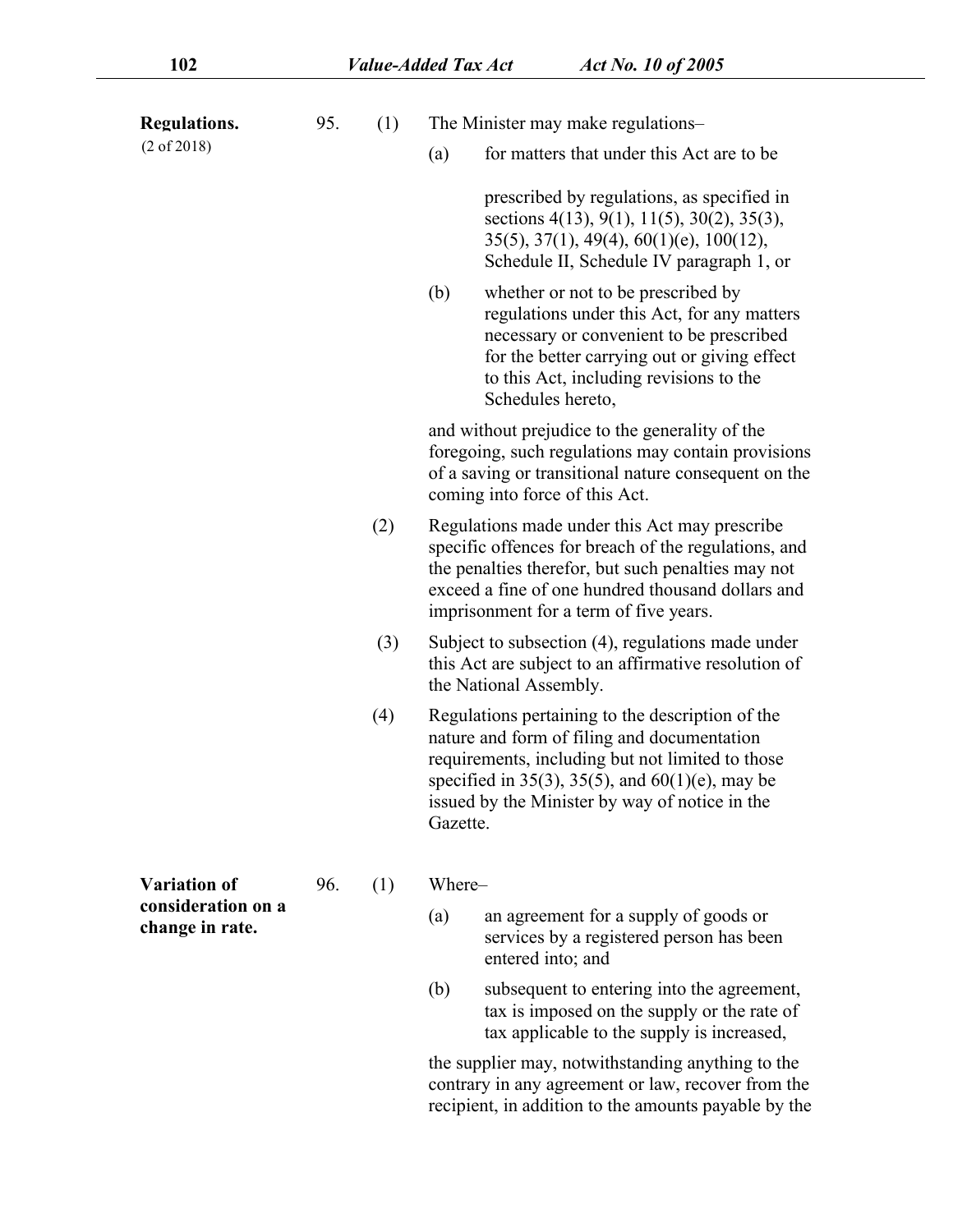**Regulations.**
(2 of 2018)

95. (1) The Minister may make regulations–

(a) for matters that under this Act are to be prescribed by regulations, as specified in sections 4(13), 9(1), 11(5), 30(2), 35(3), 35(5), 37(1), 49(4), 60(1)(e), 100(12), Schedule II, Schedule IV paragraph 1, or

(b) whether or not to be prescribed by regulations under this Act, for any matters necessary or convenient to be prescribed for the better carrying out or giving effect to this Act, including revisions to the Schedules hereto,

and without prejudice to the generality of the foregoing, such regulations may contain provisions of a saving or transitional nature consequent on the coming into force of this Act.

(2) Regulations made under this Act may prescribe specific offences for breach of the regulations, and the penalties therefor, but such penalties may not exceed a fine of one hundred thousand dollars and imprisonment for a term of five years.

(3) Subject to subsection (4), regulations made under this Act are subject to an affirmative resolution of the National Assembly.

(4) Regulations pertaining to the description of the nature and form of filing and documentation requirements, including but not limited to those specified in 35(3), 35(5), and 60(1)(e), may be issued by the Minister by way of notice in the Gazette.

**Variation of consideration on a change in rate.**

96. (1) Where–

(a) an agreement for a supply of goods or services by a registered person has been entered into; and

(b) subsequent to entering into the agreement, tax is imposed on the supply or the rate of tax applicable to the supply is increased,

the supplier may, notwithstanding anything to the contrary in any agreement or law, recover from the recipient, in addition to the amounts payable by the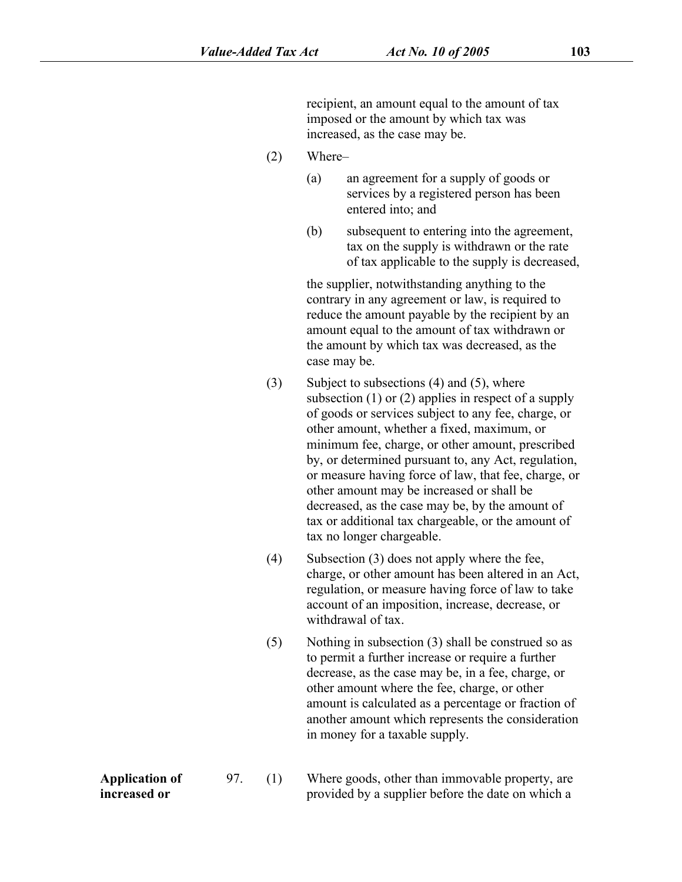recipient, an amount equal to the amount of tax imposed or the amount by which tax was increased, as the case may be.

(2) Where–

(a) an agreement for a supply of goods or services by a registered person has been entered into; and

(b) subsequent to entering into the agreement, tax on the supply is withdrawn or the rate of tax applicable to the supply is decreased,

the supplier, notwithstanding anything to the contrary in any agreement or law, is required to reduce the amount payable by the recipient by an amount equal to the amount of tax withdrawn or the amount by which tax was decreased, as the case may be.

(3) Subject to subsections (4) and (5), where subsection (1) or (2) applies in respect of a supply of goods or services subject to any fee, charge, or other amount, whether a fixed, maximum, or minimum fee, charge, or other amount, prescribed by, or determined pursuant to, any Act, regulation, or measure having force of law, that fee, charge, or other amount may be increased or shall be decreased, as the case may be, by the amount of tax or additional tax chargeable, or the amount of tax no longer chargeable.

(4) Subsection (3) does not apply where the fee, charge, or other amount has been altered in an Act, regulation, or measure having force of law to take account of an imposition, increase, decrease, or withdrawal of tax.

(5) Nothing in subsection (3) shall be construed so as to permit a further increase or require a further decrease, as the case may be, in a fee, charge, or other amount where the fee, charge, or other amount is calculated as a percentage or fraction of another amount which represents the consideration in money for a taxable supply.

**Application of increased or**

97. (1) Where goods, other than immovable property, are provided by a supplier before the date on which a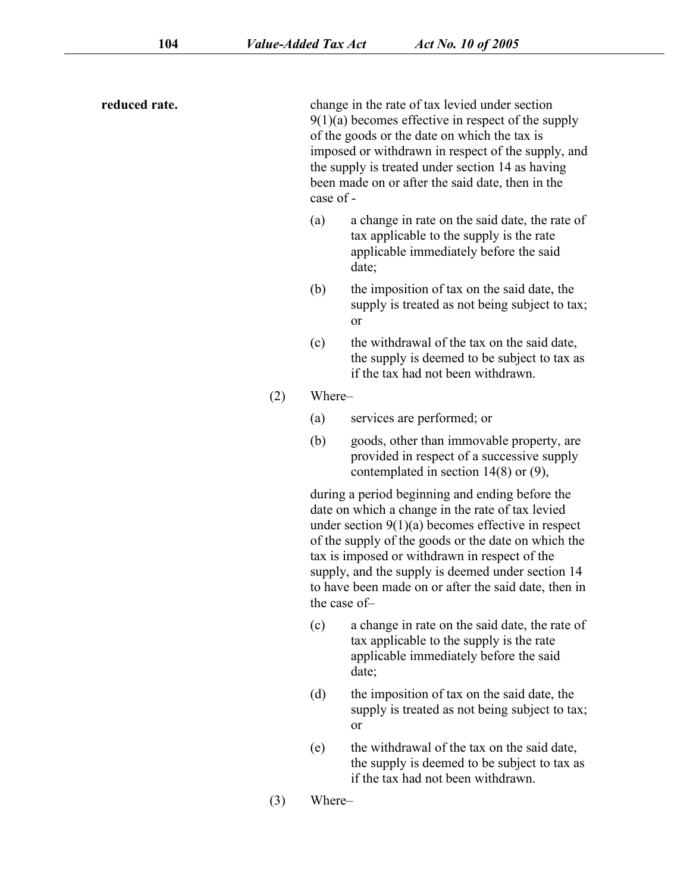**reduced rate.**

change in the rate of tax levied under section 9(1)(a) becomes effective in respect of the supply of the goods or the date on which the tax is imposed or withdrawn in respect of the supply, and the supply is treated under section 14 as having been made on or after the said date, then in the case of -

(a) a change in rate on the said date, the rate of tax applicable to the supply is the rate applicable immediately before the said date;

(b) the imposition of tax on the said date, the supply is treated as not being subject to tax; or

(c) the withdrawal of the tax on the said date, the supply is deemed to be subject to tax as if the tax had not been withdrawn.

(2) Where–

(a) services are performed; or

(b) goods, other than immovable property, are provided in respect of a successive supply contemplated in section 14(8) or (9),

during a period beginning and ending before the date on which a change in the rate of tax levied under section 9(1)(a) becomes effective in respect of the supply of the goods or the date on which the tax is imposed or withdrawn in respect of the supply, and the supply is deemed under section 14 to have been made on or after the said date, then in the case of–

(c) a change in rate on the said date, the rate of tax applicable to the supply is the rate applicable immediately before the said date;

(d) the imposition of tax on the said date, the supply is treated as not being subject to tax; or

(e) the withdrawal of the tax on the said date, the supply is deemed to be subject to tax as if the tax had not been withdrawn.

(3) Where–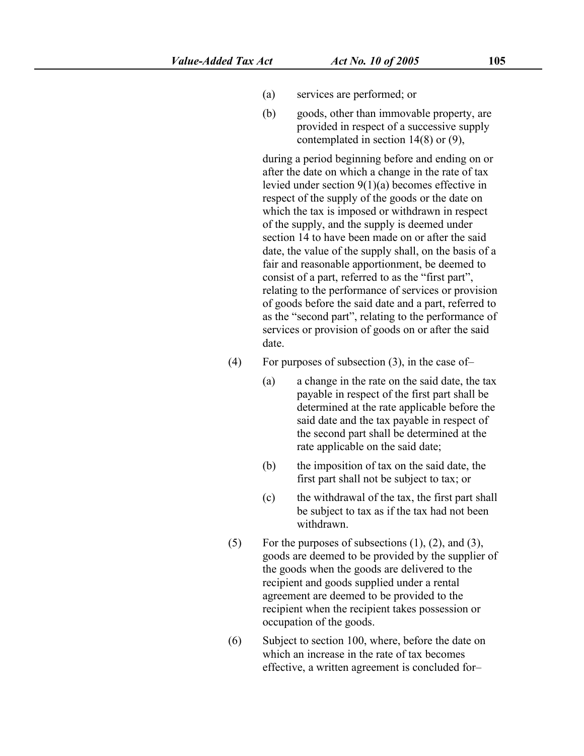(a) services are performed; or

(b) goods, other than immovable property, are provided in respect of a successive supply contemplated in section 14(8) or (9),

during a period beginning before and ending on or after the date on which a change in the rate of tax levied under section 9(1)(a) becomes effective in respect of the supply of the goods or the date on which the tax is imposed or withdrawn in respect of the supply, and the supply is deemed under section 14 to have been made on or after the said date, the value of the supply shall, on the basis of a fair and reasonable apportionment, be deemed to consist of a part, referred to as the "first part", relating to the performance of services or provision of goods before the said date and a part, referred to as the "second part", relating to the performance of services or provision of goods on or after the said date.

(4) For purposes of subsection (3), in the case of–

(a) a change in the rate on the said date, the tax payable in respect of the first part shall be determined at the rate applicable before the said date and the tax payable in respect of the second part shall be determined at the rate applicable on the said date;

(b) the imposition of tax on the said date, the first part shall not be subject to tax; or

(c) the withdrawal of the tax, the first part shall be subject to tax as if the tax had not been withdrawn.

(5) For the purposes of subsections (1), (2), and (3), goods are deemed to be provided by the supplier of the goods when the goods are delivered to the recipient and goods supplied under a rental agreement are deemed to be provided to the recipient when the recipient takes possession or occupation of the goods.

(6) Subject to section 100, where, before the date on which an increase in the rate of tax becomes effective, a written agreement is concluded for–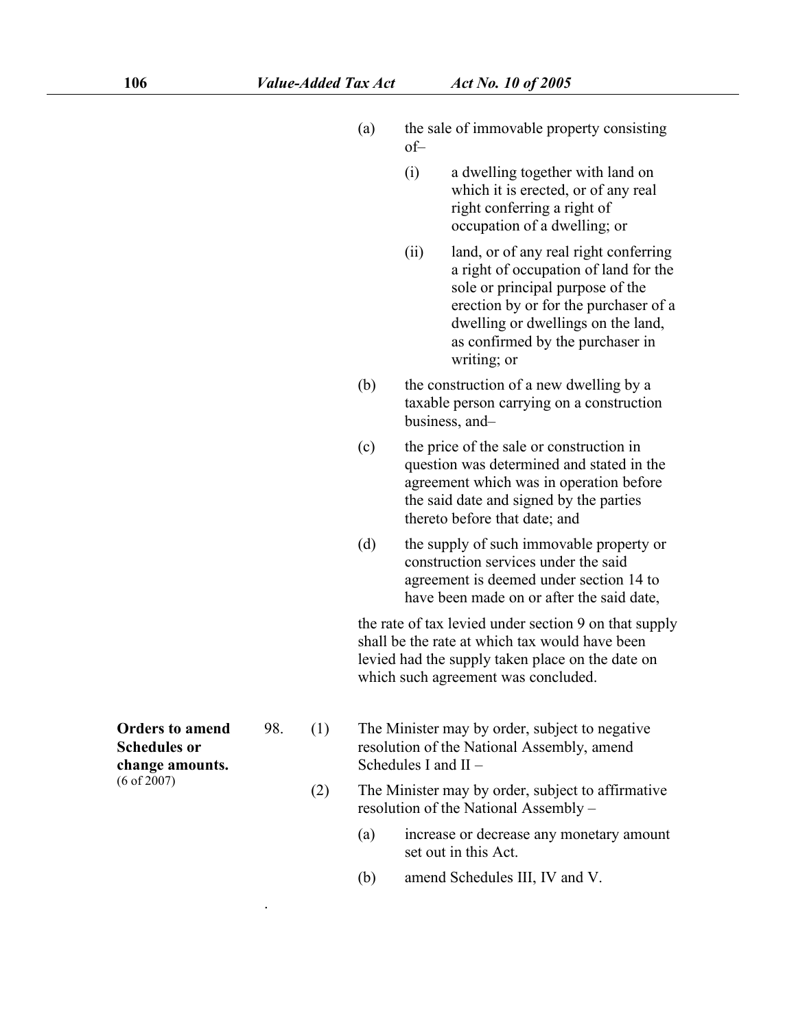(a) the sale of immovable property consisting of–

(i) a dwelling together with land on which it is erected, or of any real right conferring a right of occupation of a dwelling; or

(ii) land, or of any real right conferring a right of occupation of land for the sole or principal purpose of the erection by or for the purchaser of a dwelling or dwellings on the land, as confirmed by the purchaser in writing; or

(b) the construction of a new dwelling by a taxable person carrying on a construction business, and–

(c) the price of the sale or construction in question was determined and stated in the agreement which was in operation before the said date and signed by the parties thereto before that date; and

(d) the supply of such immovable property or construction services under the said agreement is deemed under section 14 to have been made on or after the said date,

the rate of tax levied under section 9 on that supply shall be the rate at which tax would have been levied had the supply taken place on the date on which such agreement was concluded.

**Orders to amend Schedules or change amounts.** (6 of 2007)

98. (1) The Minister may by order, subject to negative resolution of the National Assembly, amend Schedules I and II –

(2) The Minister may by order, subject to affirmative resolution of the National Assembly –

(a) increase or decrease any monetary amount set out in this Act.

(b) amend Schedules III, IV and V.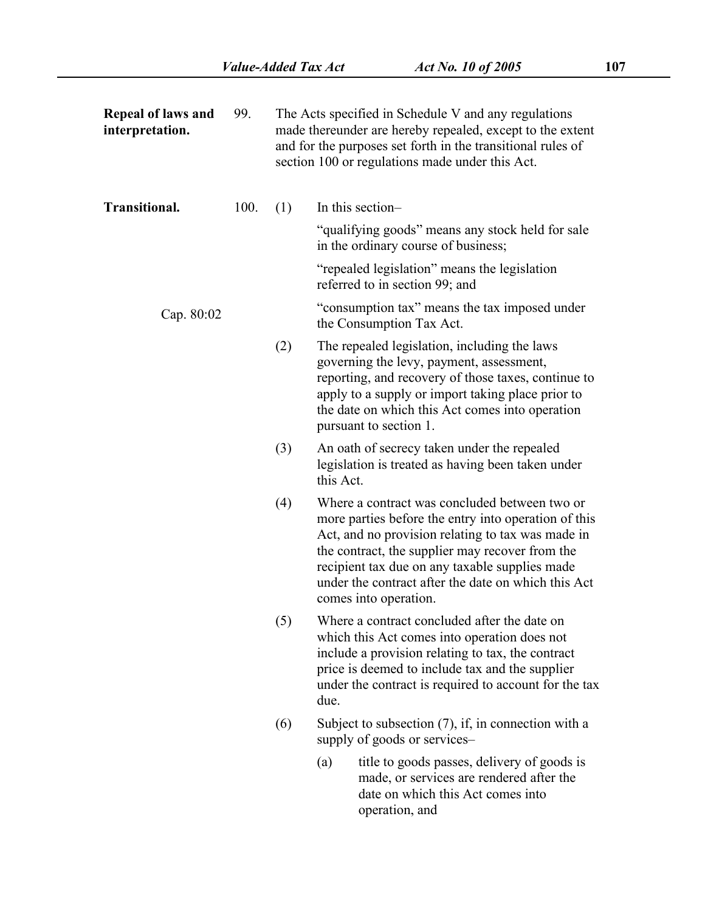**Repeal of laws and interpretation.**

99. The Acts specified in Schedule V and any regulations made thereunder are hereby repealed, except to the extent and for the purposes set forth in the transitional rules of section 100 or regulations made under this Act.

**Transitional.**

100. (1) In this section–

"qualifying goods" means any stock held for sale in the ordinary course of business;

"repealed legislation" means the legislation referred to in section 99; and

Cap. 80:02

"consumption tax" means the tax imposed under the Consumption Tax Act.

(2) The repealed legislation, including the laws governing the levy, payment, assessment, reporting, and recovery of those taxes, continue to apply to a supply or import taking place prior to the date on which this Act comes into operation pursuant to section 1.

(3) An oath of secrecy taken under the repealed legislation is treated as having been taken under this Act.

(4) Where a contract was concluded between two or more parties before the entry into operation of this Act, and no provision relating to tax was made in the contract, the supplier may recover from the recipient tax due on any taxable supplies made under the contract after the date on which this Act comes into operation.

(5) Where a contract concluded after the date on which this Act comes into operation does not include a provision relating to tax, the contract price is deemed to include tax and the supplier under the contract is required to account for the tax due.

(6) Subject to subsection (7), if, in connection with a supply of goods or services–

(a) title to goods passes, delivery of goods is made, or services are rendered after the date on which this Act comes into operation, and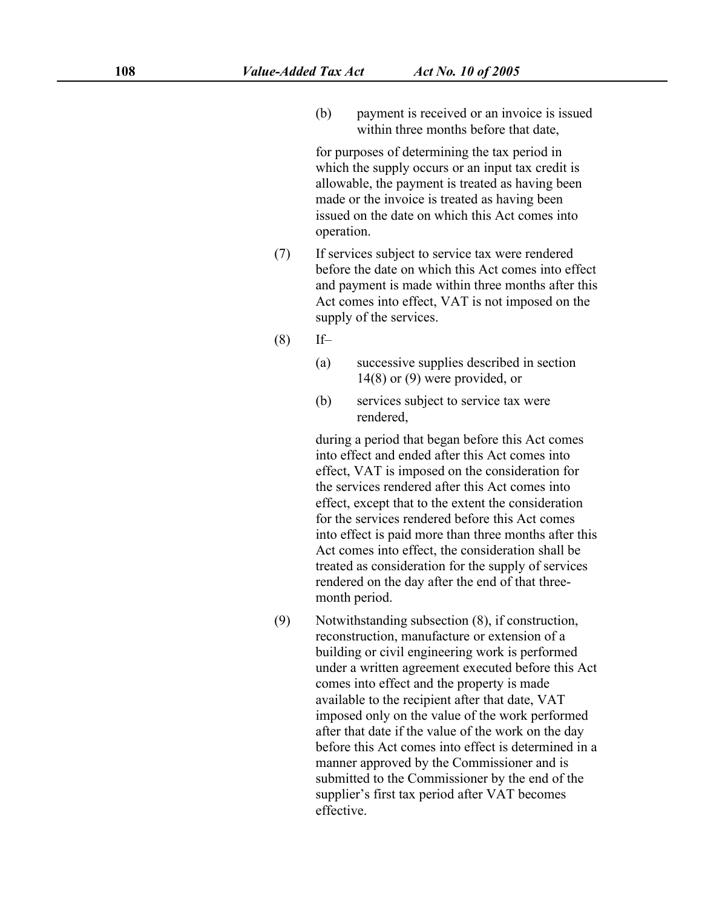(b) payment is received or an invoice is issued within three months before that date,

for purposes of determining the tax period in which the supply occurs or an input tax credit is allowable, the payment is treated as having been made or the invoice is treated as having been issued on the date on which this Act comes into operation.

(7) If services subject to service tax were rendered before the date on which this Act comes into effect and payment is made within three months after this Act comes into effect, VAT is not imposed on the supply of the services.

(8) If–

(a) successive supplies described in section 14(8) or (9) were provided, or

(b) services subject to service tax were rendered,

during a period that began before this Act comes into effect and ended after this Act comes into effect, VAT is imposed on the consideration for the services rendered after this Act comes into effect, except that to the extent the consideration for the services rendered before this Act comes into effect is paid more than three months after this Act comes into effect, the consideration shall be treated as consideration for the supply of services rendered on the day after the end of that three-month period.

(9) Notwithstanding subsection (8), if construction, reconstruction, manufacture or extension of a building or civil engineering work is performed under a written agreement executed before this Act comes into effect and the property is made available to the recipient after that date, VAT imposed only on the value of the work performed after that date if the value of the work on the day before this Act comes into effect is determined in a manner approved by the Commissioner and is submitted to the Commissioner by the end of the supplier's first tax period after VAT becomes effective.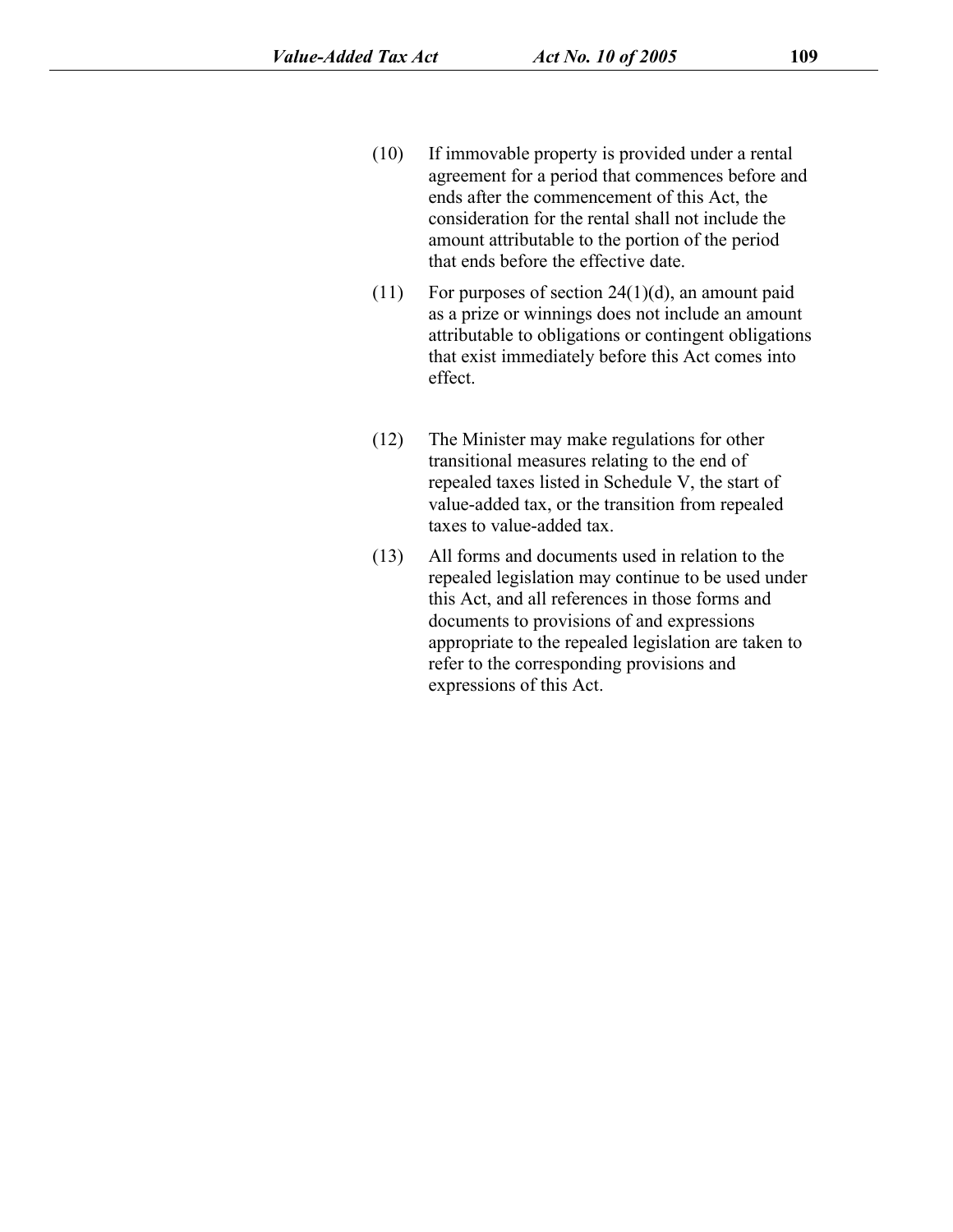(10) If immovable property is provided under a rental agreement for a period that commences before and ends after the commencement of this Act, the consideration for the rental shall not include the amount attributable to the portion of the period that ends before the effective date.

(11) For purposes of section 24(1)(d), an amount paid as a prize or winnings does not include an amount attributable to obligations or contingent obligations that exist immediately before this Act comes into effect.

(12) The Minister may make regulations for other transitional measures relating to the end of repealed taxes listed in Schedule V, the start of value-added tax, or the transition from repealed taxes to value-added tax.

(13) All forms and documents used in relation to the repealed legislation may continue to be used under this Act, and all references in those forms and documents to provisions of and expressions appropriate to the repealed legislation are taken to refer to the corresponding provisions and expressions of this Act.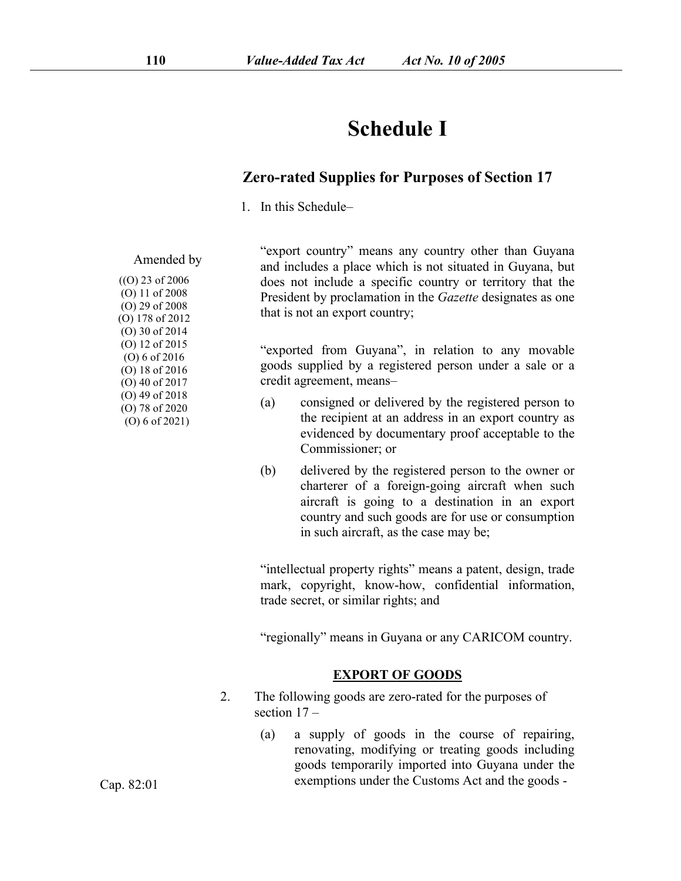# Schedule I

## Zero-rated Supplies for Purposes of Section 17

Amended by
((O) 23 of 2006
(O) 11 of 2008
(O) 29 of 2008
(O) 178 of 2012
(O) 30 of 2014
(O) 12 of 2015
(O) 6 of 2016
(O) 18 of 2016
(O) 40 of 2017
(O) 49 of 2018
(O) 78 of 2020
(O) 6 of 2021)

1. In this Schedule–

"export country" means any country other than Guyana and includes a place which is not situated in Guyana, but does not include a specific country or territory that the President by proclamation in the *Gazette* designates as one that is not an export country;

"exported from Guyana", in relation to any movable goods supplied by a registered person under a sale or a credit agreement, means–

(a) consigned or delivered by the registered person to the recipient at an address in an export country as evidenced by documentary proof acceptable to the Commissioner; or

(b) delivered by the registered person to the owner or charterer of a foreign-going aircraft when such aircraft is going to a destination in an export country and such goods are for use or consumption in such aircraft, as the case may be;

"intellectual property rights" means a patent, design, trade mark, copyright, know-how, confidential information, trade secret, or similar rights; and

"regionally" means in Guyana or any CARICOM country.

**EXPORT OF GOODS**

2. The following goods are zero-rated for the purposes of section 17 –

(a) a supply of goods in the course of repairing, renovating, modifying or treating goods including goods temporarily imported into Guyana under the exemptions under the Customs Act and the goods -

Cap. 82:01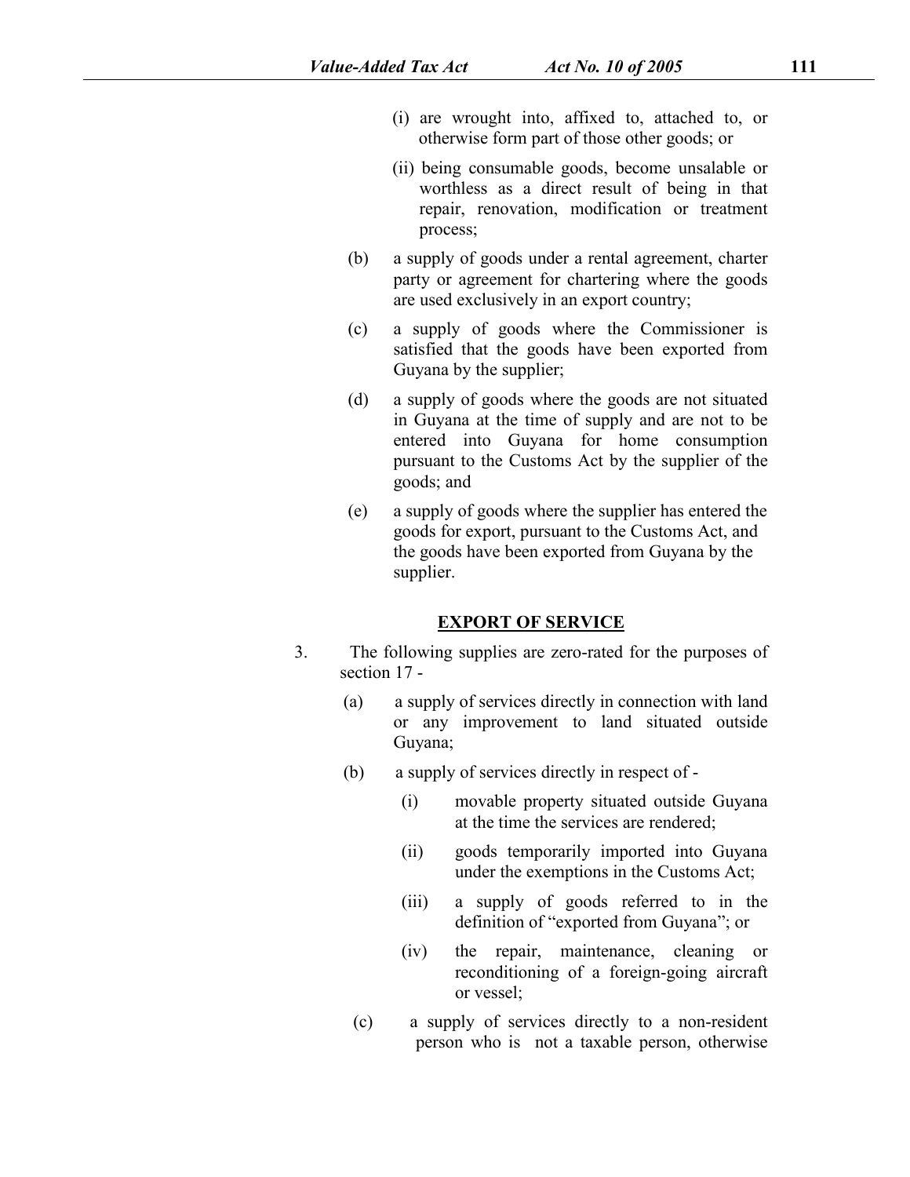(i) are wrought into, affixed to, attached to, or otherwise form part of those other goods; or

(ii) being consumable goods, become unsalable or worthless as a direct result of being in that repair, renovation, modification or treatment process;

(b) a supply of goods under a rental agreement, charter party or agreement for chartering where the goods are used exclusively in an export country;

(c) a supply of goods where the Commissioner is satisfied that the goods have been exported from Guyana by the supplier;

(d) a supply of goods where the goods are not situated in Guyana at the time of supply and are not to be entered into Guyana for home consumption pursuant to the Customs Act by the supplier of the goods; and

(e) a supply of goods where the supplier has entered the goods for export, pursuant to the Customs Act, and the goods have been exported from Guyana by the supplier.

**EXPORT OF SERVICE**

3. The following supplies are zero-rated for the purposes of section 17 -

(a) a supply of services directly in connection with land or any improvement to land situated outside Guyana;

(b) a supply of services directly in respect of -

(i) movable property situated outside Guyana at the time the services are rendered;

(ii) goods temporarily imported into Guyana under the exemptions in the Customs Act;

(iii) a supply of goods referred to in the definition of "exported from Guyana"; or

(iv) the repair, maintenance, cleaning or reconditioning of a foreign-going aircraft or vessel;

(c) a supply of services directly to a non-resident person who is not a taxable person, otherwise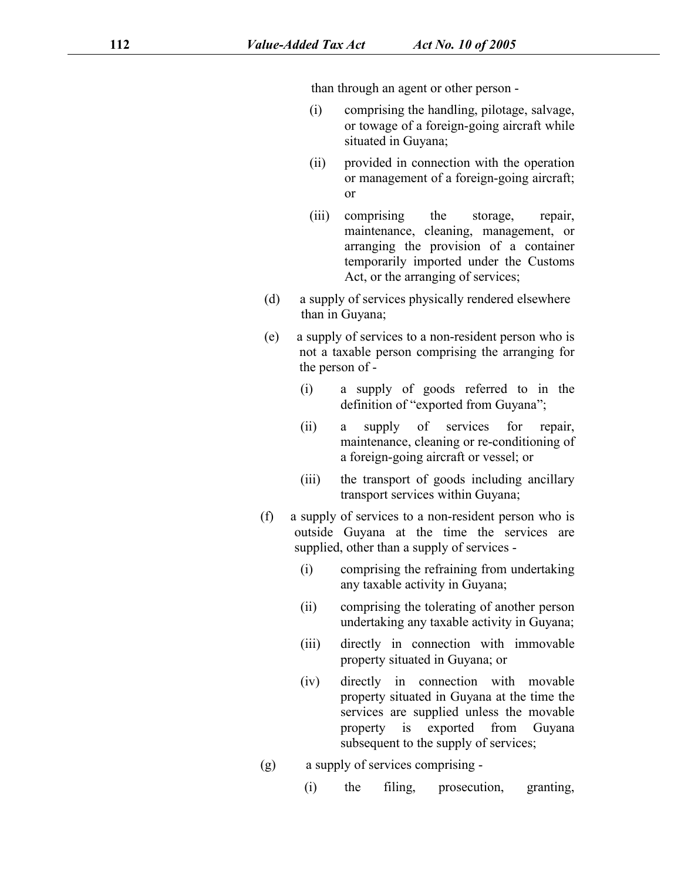than through an agent or other person -

(i) comprising the handling, pilotage, salvage, or towage of a foreign-going aircraft while situated in Guyana;

(ii) provided in connection with the operation or management of a foreign-going aircraft; or

(iii) comprising the storage, repair, maintenance, cleaning, management, or arranging the provision of a container temporarily imported under the Customs Act, or the arranging of services;

(d) a supply of services physically rendered elsewhere than in Guyana;

(e) a supply of services to a non-resident person who is not a taxable person comprising the arranging for the person of -

(i) a supply of goods referred to in the definition of "exported from Guyana";

(ii) a supply of services for repair, maintenance, cleaning or re-conditioning of a foreign-going aircraft or vessel; or

(iii) the transport of goods including ancillary transport services within Guyana;

(f) a supply of services to a non-resident person who is outside Guyana at the time the services are supplied, other than a supply of services -

(i) comprising the refraining from undertaking any taxable activity in Guyana;

(ii) comprising the tolerating of another person undertaking any taxable activity in Guyana;

(iii) directly in connection with immovable property situated in Guyana; or

(iv) directly in connection with movable property situated in Guyana at the time the services are supplied unless the movable property is exported from Guyana subsequent to the supply of services;

(g) a supply of services comprising -

(i) the filing, prosecution, granting,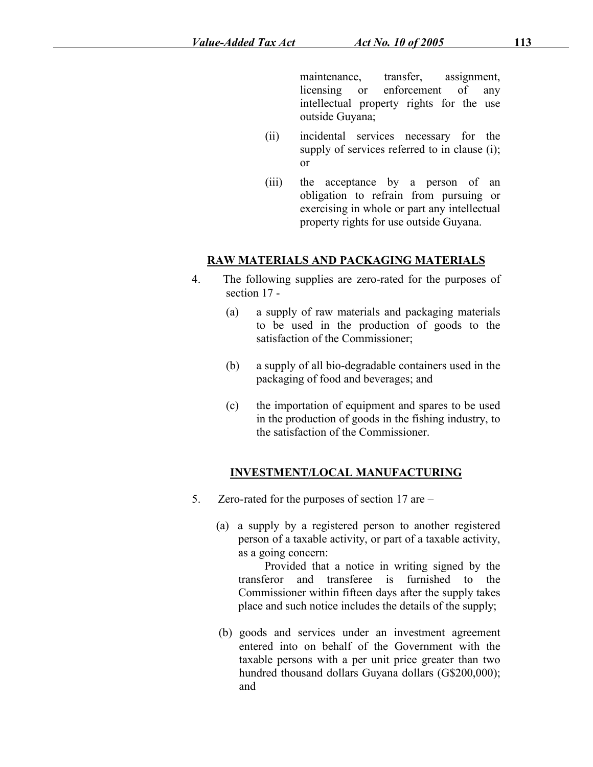maintenance, transfer, assignment, licensing or enforcement of any intellectual property rights for the use outside Guyana;

(ii) incidental services necessary for the supply of services referred to in clause (i); or

(iii) the acceptance by a person of an obligation to refrain from pursuing or exercising in whole or part any intellectual property rights for use outside Guyana.

**RAW MATERIALS AND PACKAGING MATERIALS**

4. The following supplies are zero-rated for the purposes of section 17 -

(a) a supply of raw materials and packaging materials to be used in the production of goods to the satisfaction of the Commissioner;

(b) a supply of all bio-degradable containers used in the packaging of food and beverages; and

(c) the importation of equipment and spares to be used in the production of goods in the fishing industry, to the satisfaction of the Commissioner.

**INVESTMENT/LOCAL MANUFACTURING**

5. Zero-rated for the purposes of section 17 are –

(a) a supply by a registered person to another registered person of a taxable activity, or part of a taxable activity, as a going concern:

Provided that a notice in writing signed by the transferor and transferee is furnished to the Commissioner within fifteen days after the supply takes place and such notice includes the details of the supply;

(b) goods and services under an investment agreement entered into on behalf of the Government with the taxable persons with a per unit price greater than two hundred thousand dollars Guyana dollars (G$200,000); and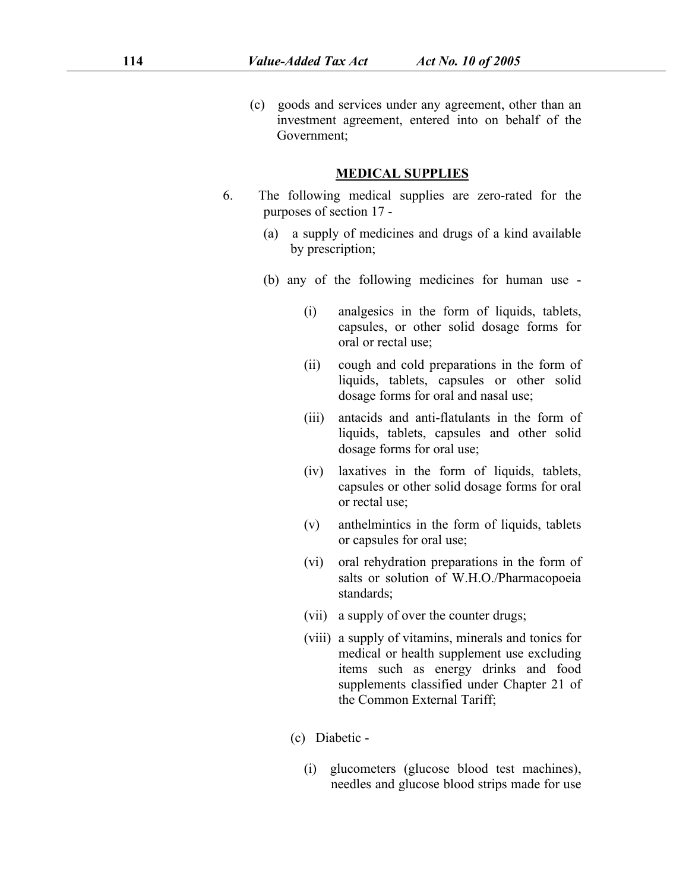(c) goods and services under any agreement, other than an investment agreement, entered into on behalf of the Government;

**MEDICAL SUPPLIES**

6. The following medical supplies are zero-rated for the purposes of section 17 -

(a) a supply of medicines and drugs of a kind available by prescription;

(b) any of the following medicines for human use -

(i) analgesics in the form of liquids, tablets, capsules, or other solid dosage forms for oral or rectal use;

(ii) cough and cold preparations in the form of liquids, tablets, capsules or other solid dosage forms for oral and nasal use;

(iii) antacids and anti-flatulants in the form of liquids, tablets, capsules and other solid dosage forms for oral use;

(iv) laxatives in the form of liquids, tablets, capsules or other solid dosage forms for oral or rectal use;

(v) anthelmintics in the form of liquids, tablets or capsules for oral use;

(vi) oral rehydration preparations in the form of salts or solution of W.H.O./Pharmacopoeia standards;

(vii) a supply of over the counter drugs;

(viii) a supply of vitamins, minerals and tonics for medical or health supplement use excluding items such as energy drinks and food supplements classified under Chapter 21 of the Common External Tariff;

(c) Diabetic -

(i) glucometers (glucose blood test machines), needles and glucose blood strips made for use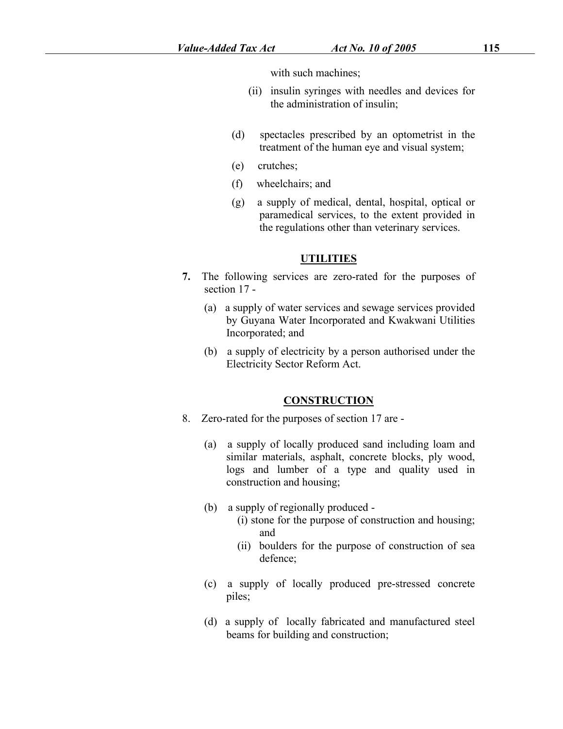with such machines;

(ii) insulin syringes with needles and devices for the administration of insulin;

(d) spectacles prescribed by an optometrist in the treatment of the human eye and visual system;

(e) crutches;

(f) wheelchairs; and

(g) a supply of medical, dental, hospital, optical or paramedical services, to the extent provided in the regulations other than veterinary services.

## UTILITIES

**7.** The following services are zero-rated for the purposes of section 17 -

(a) a supply of water services and sewage services provided by Guyana Water Incorporated and Kwakwani Utilities Incorporated; and

(b) a supply of electricity by a person authorised under the Electricity Sector Reform Act.

## CONSTRUCTION

8. Zero-rated for the purposes of section 17 are -

(a) a supply of locally produced sand including loam and similar materials, asphalt, concrete blocks, ply wood, logs and lumber of a type and quality used in construction and housing;

(b) a supply of regionally produced -

(i) stone for the purpose of construction and housing; and

(ii) boulders for the purpose of construction of sea defence;

(c) a supply of locally produced pre-stressed concrete piles;

(d) a supply of locally fabricated and manufactured steel beams for building and construction;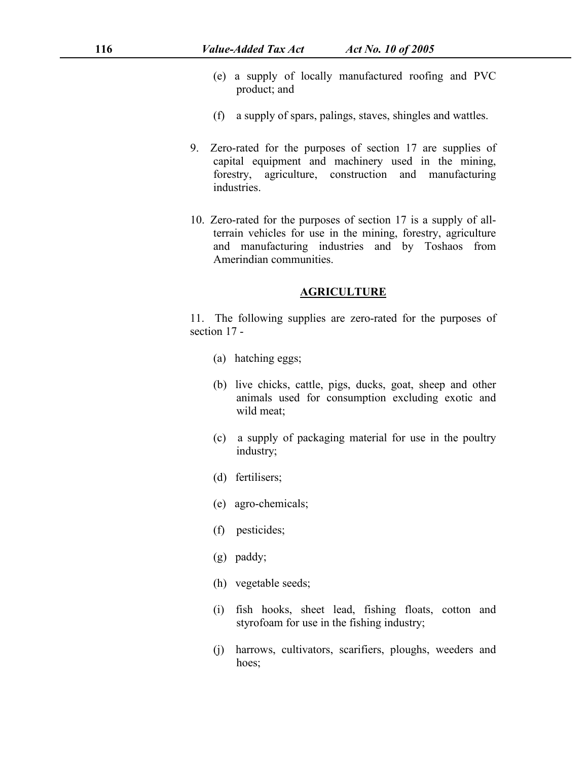(e) a supply of locally manufactured roofing and PVC product; and

(f) a supply of spars, palings, staves, shingles and wattles.

9. Zero-rated for the purposes of section 17 are supplies of capital equipment and machinery used in the mining, forestry, agriculture, construction and manufacturing industries.

10. Zero-rated for the purposes of section 17 is a supply of all-terrain vehicles for use in the mining, forestry, agriculture and manufacturing industries and by Toshaos from Amerindian communities.

## AGRICULTURE

11. The following supplies are zero-rated for the purposes of section 17 -

(a) hatching eggs;

(b) live chicks, cattle, pigs, ducks, goat, sheep and other animals used for consumption excluding exotic and wild meat;

(c) a supply of packaging material for use in the poultry industry;

(d) fertilisers;

(e) agro-chemicals;

(f) pesticides;

(g) paddy;

(h) vegetable seeds;

(i) fish hooks, sheet lead, fishing floats, cotton and styrofoam for use in the fishing industry;

(j) harrows, cultivators, scarifiers, ploughs, weeders and hoes;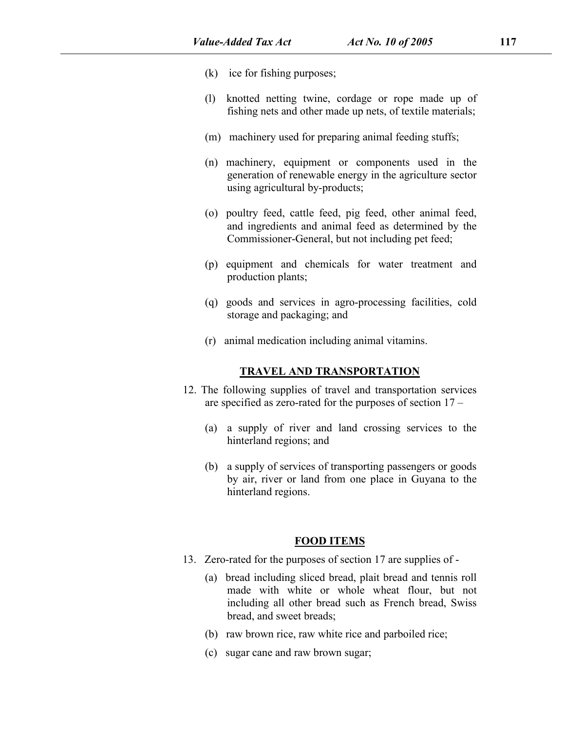(k) ice for fishing purposes;

(l) knotted netting twine, cordage or rope made up of fishing nets and other made up nets, of textile materials;

(m) machinery used for preparing animal feeding stuffs;

(n) machinery, equipment or components used in the generation of renewable energy in the agriculture sector using agricultural by-products;

(o) poultry feed, cattle feed, pig feed, other animal feed, and ingredients and animal feed as determined by the Commissioner-General, but not including pet feed;

(p) equipment and chemicals for water treatment and production plants;

(q) goods and services in agro-processing facilities, cold storage and packaging; and

(r) animal medication including animal vitamins.

**TRAVEL AND TRANSPORTATION**

12. The following supplies of travel and transportation services are specified as zero-rated for the purposes of section 17 –

(a) a supply of river and land crossing services to the hinterland regions; and

(b) a supply of services of transporting passengers or goods by air, river or land from one place in Guyana to the hinterland regions.

**FOOD ITEMS**

13. Zero-rated for the purposes of section 17 are supplies of -

(a) bread including sliced bread, plait bread and tennis roll made with white or whole wheat flour, but not including all other bread such as French bread, Swiss bread, and sweet breads;

(b) raw brown rice, raw white rice and parboiled rice;

(c) sugar cane and raw brown sugar;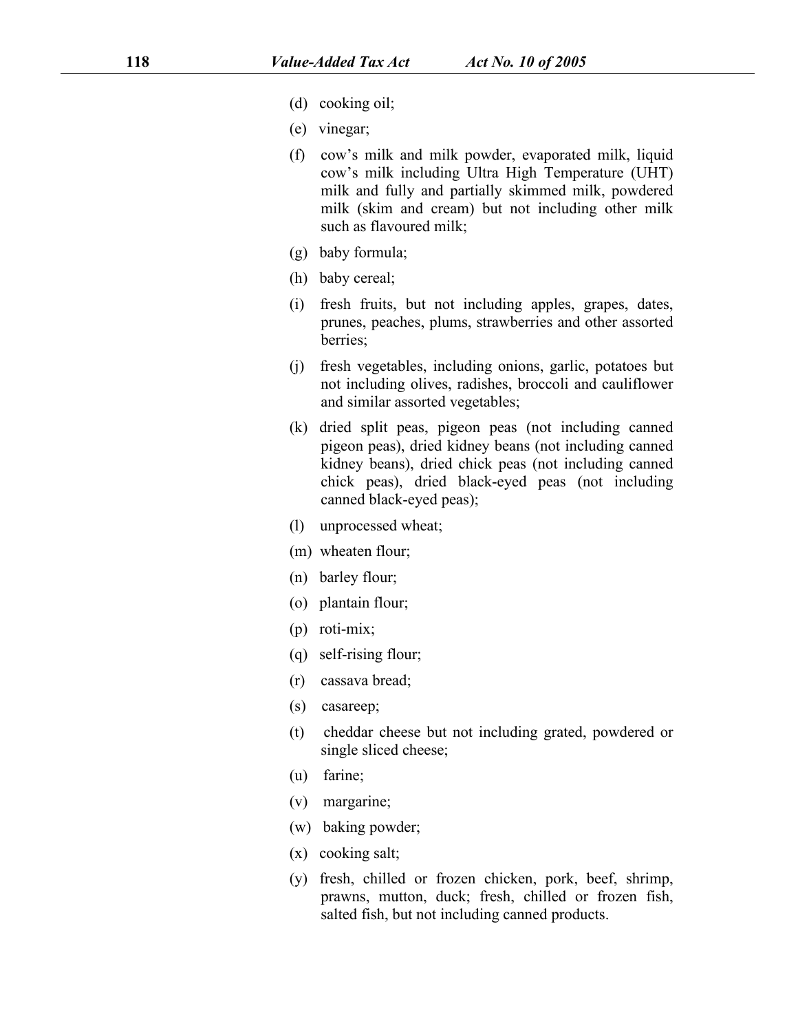(d) cooking oil;

(e) vinegar;

(f) cow's milk and milk powder, evaporated milk, liquid cow's milk including Ultra High Temperature (UHT) milk and fully and partially skimmed milk, powdered milk (skim and cream) but not including other milk such as flavoured milk;

(g) baby formula;

(h) baby cereal;

(i) fresh fruits, but not including apples, grapes, dates, prunes, peaches, plums, strawberries and other assorted berries;

(j) fresh vegetables, including onions, garlic, potatoes but not including olives, radishes, broccoli and cauliflower and similar assorted vegetables;

(k) dried split peas, pigeon peas (not including canned pigeon peas), dried kidney beans (not including canned kidney beans), dried chick peas (not including canned chick peas), dried black-eyed peas (not including canned black-eyed peas);

(l) unprocessed wheat;

(m) wheaten flour;

(n) barley flour;

(o) plantain flour;

(p) roti-mix;

(q) self-rising flour;

(r) cassava bread;

(s) casareep;

(t) cheddar cheese but not including grated, powdered or single sliced cheese;

(u) farine;

(v) margarine;

(w) baking powder;

(x) cooking salt;

(y) fresh, chilled or frozen chicken, pork, beef, shrimp, prawns, mutton, duck; fresh, chilled or frozen fish, salted fish, but not including canned products.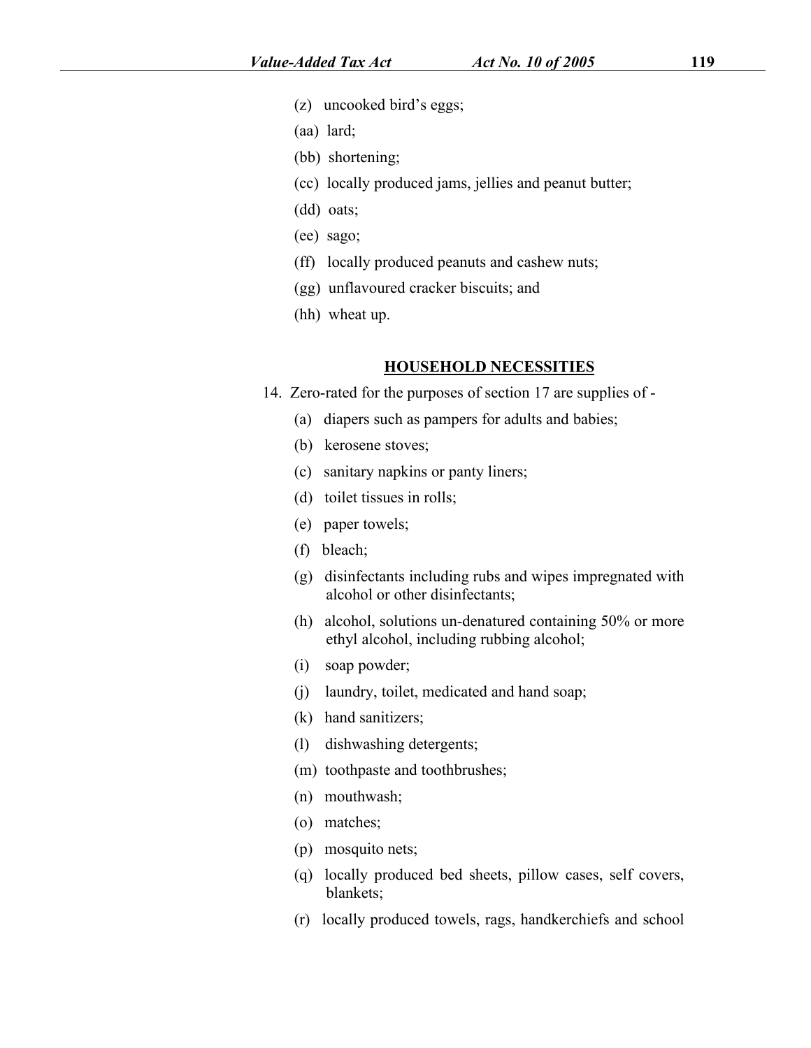(z) uncooked bird's eggs;

(aa) lard;

(bb) shortening;

(cc) locally produced jams, jellies and peanut butter;

(dd) oats;

(ee) sago;

(ff) locally produced peanuts and cashew nuts;

(gg) unflavoured cracker biscuits; and

(hh) wheat up.

**HOUSEHOLD NECESSITIES**

14. Zero-rated for the purposes of section 17 are supplies of -

(a) diapers such as pampers for adults and babies;

(b) kerosene stoves;

(c) sanitary napkins or panty liners;

(d) toilet tissues in rolls;

(e) paper towels;

(f) bleach;

(g) disinfectants including rubs and wipes impregnated with alcohol or other disinfectants;

(h) alcohol, solutions un-denatured containing 50% or more ethyl alcohol, including rubbing alcohol;

(i) soap powder;

(j) laundry, toilet, medicated and hand soap;

(k) hand sanitizers;

(l) dishwashing detergents;

(m) toothpaste and toothbrushes;

(n) mouthwash;

(o) matches;

(p) mosquito nets;

(q) locally produced bed sheets, pillow cases, self covers, blankets;

(r) locally produced towels, rags, handkerchiefs and school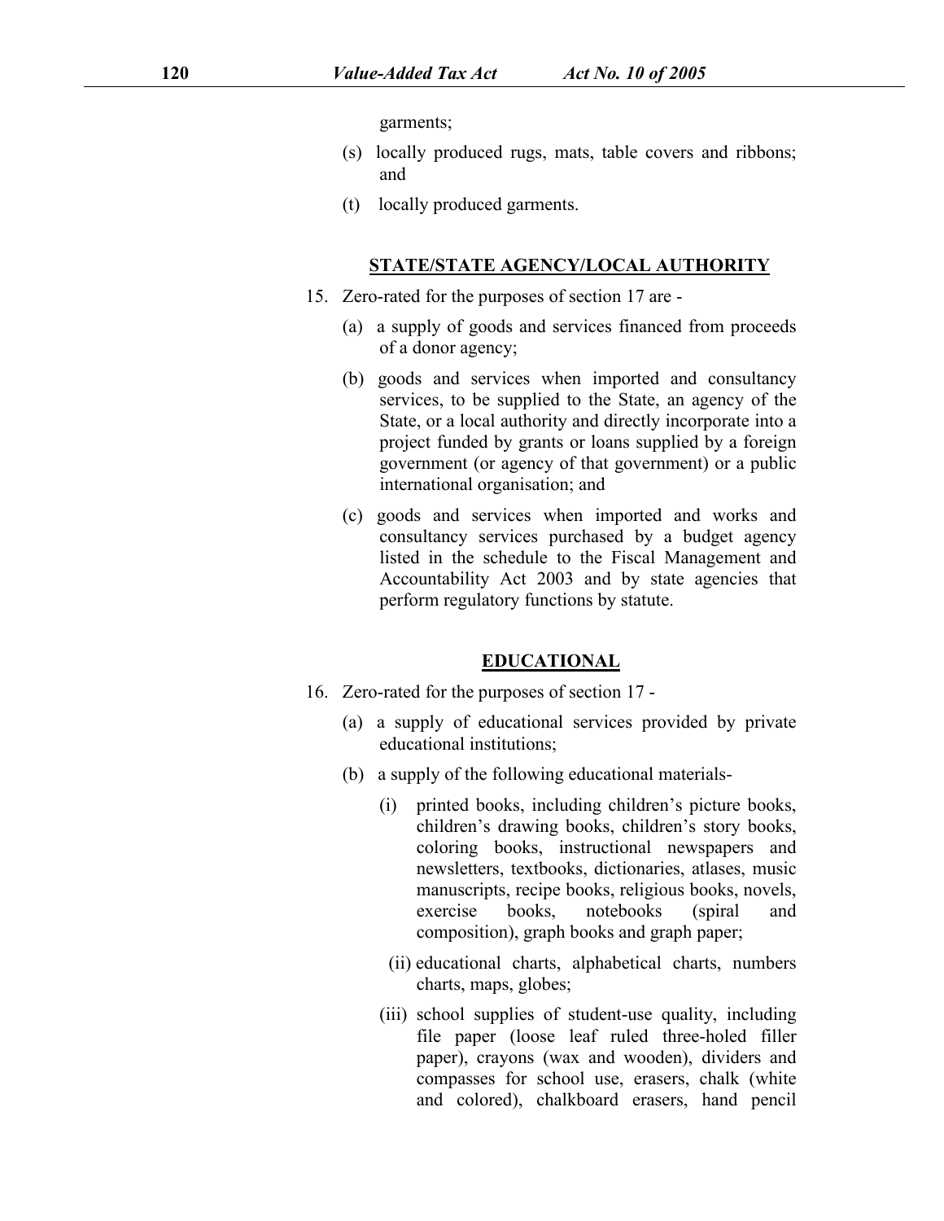garments;

(s) locally produced rugs, mats, table covers and ribbons; and

(t) locally produced garments.

## STATE/STATE AGENCY/LOCAL AUTHORITY

15. Zero-rated for the purposes of section 17 are -

    (a) a supply of goods and services financed from proceeds of a donor agency;

    (b) goods and services when imported and consultancy services, to be supplied to the State, an agency of the State, or a local authority and directly incorporate into a project funded by grants or loans supplied by a foreign government (or agency of that government) or a public international organisation; and

    (c) goods and services when imported and works and consultancy services purchased by a budget agency listed in the schedule to the Fiscal Management and Accountability Act 2003 and by state agencies that perform regulatory functions by statute.

## EDUCATIONAL

16. Zero-rated for the purposes of section 17 -

    (a) a supply of educational services provided by private educational institutions;

    (b) a supply of the following educational materials-

        (i) printed books, including children's picture books, children's drawing books, children's story books, coloring books, instructional newspapers and newsletters, textbooks, dictionaries, atlases, music manuscripts, recipe books, religious books, novels, exercise books, notebooks (spiral and composition), graph books and graph paper;

        (ii) educational charts, alphabetical charts, numbers charts, maps, globes;

        (iii) school supplies of student-use quality, including file paper (loose leaf ruled three-holed filler paper), crayons (wax and wooden), dividers and compasses for school use, erasers, chalk (white and colored), chalkboard erasers, hand pencil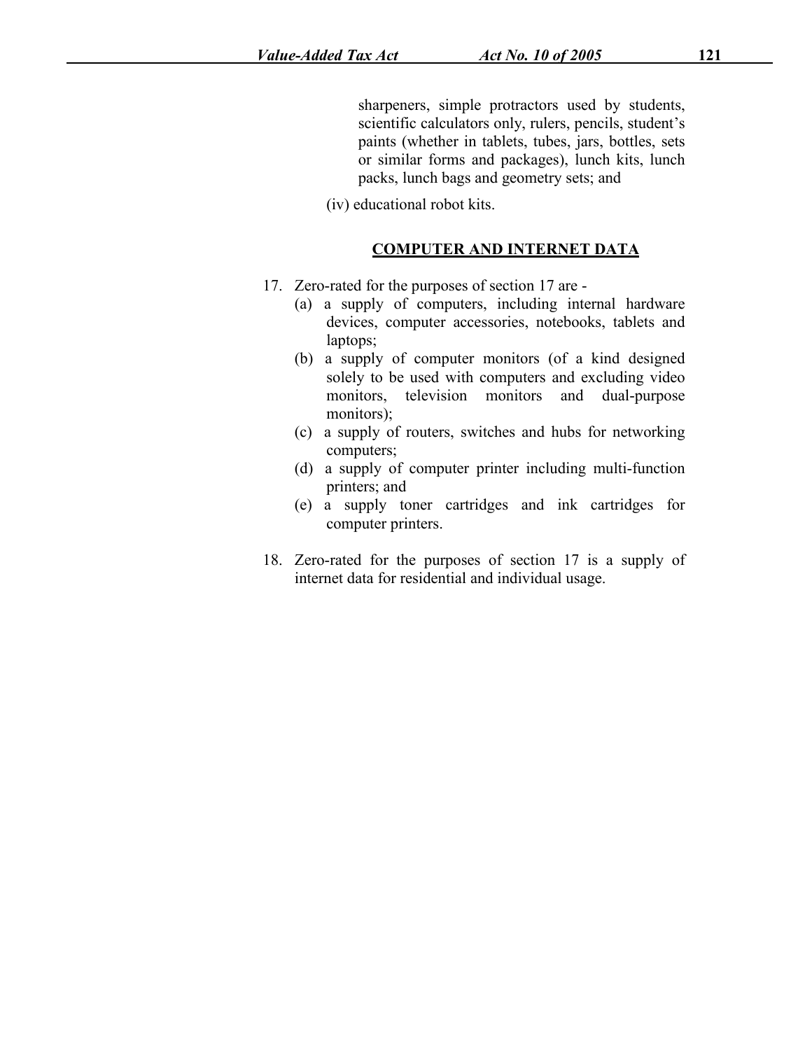sharpeners, simple protractors used by students, scientific calculators only, rulers, pencils, student's paints (whether in tablets, tubes, jars, bottles, sets or similar forms and packages), lunch kits, lunch packs, lunch bags and geometry sets; and

(iv) educational robot kits.

## COMPUTER AND INTERNET DATA

17. Zero-rated for the purposes of section 17 are -
    (a) a supply of computers, including internal hardware devices, computer accessories, notebooks, tablets and laptops;
    (b) a supply of computer monitors (of a kind designed solely to be used with computers and excluding video monitors, television monitors and dual-purpose monitors);
    (c) a supply of routers, switches and hubs for networking computers;
    (d) a supply of computer printer including multi-function printers; and
    (e) a supply toner cartridges and ink cartridges for computer printers.

18. Zero-rated for the purposes of section 17 is a supply of internet data for residential and individual usage.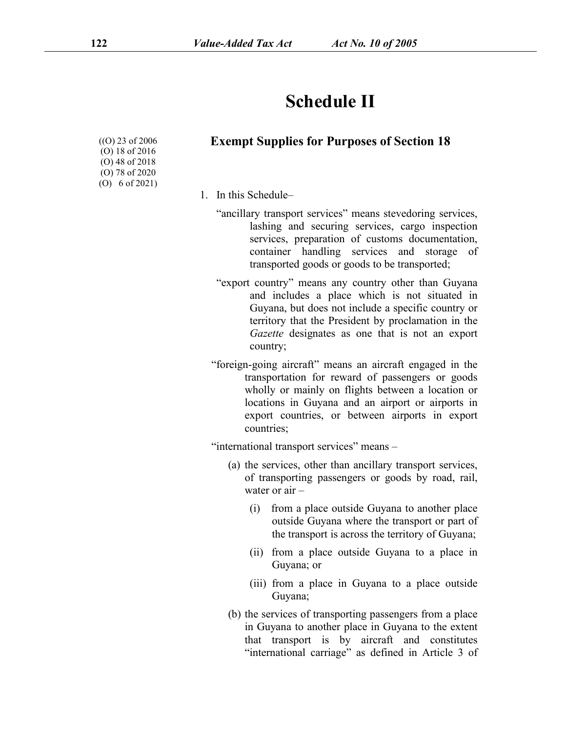# Schedule II

((O) 23 of 2006
(O) 18 of 2016
(O) 48 of 2018
(O) 78 of 2020
(O) 6 of 2021)

## Exempt Supplies for Purposes of Section 18

1. In this Schedule–

"ancillary transport services" means stevedoring services, lashing and securing services, cargo inspection services, preparation of customs documentation, container handling services and storage of transported goods or goods to be transported;

"export country" means any country other than Guyana and includes a place which is not situated in Guyana, but does not include a specific country or territory that the President by proclamation in the *Gazette* designates as one that is not an export country;

"foreign-going aircraft" means an aircraft engaged in the transportation for reward of passengers or goods wholly or mainly on flights between a location or locations in Guyana and an airport or airports in export countries, or between airports in export countries;

"international transport services" means –

(a) the services, other than ancillary transport services, of transporting passengers or goods by road, rail, water or air –

(i) from a place outside Guyana to another place outside Guyana where the transport or part of the transport is across the territory of Guyana;

(ii) from a place outside Guyana to a place in Guyana; or

(iii) from a place in Guyana to a place outside Guyana;

(b) the services of transporting passengers from a place in Guyana to another place in Guyana to the extent that transport is by aircraft and constitutes "international carriage" as defined in Article 3 of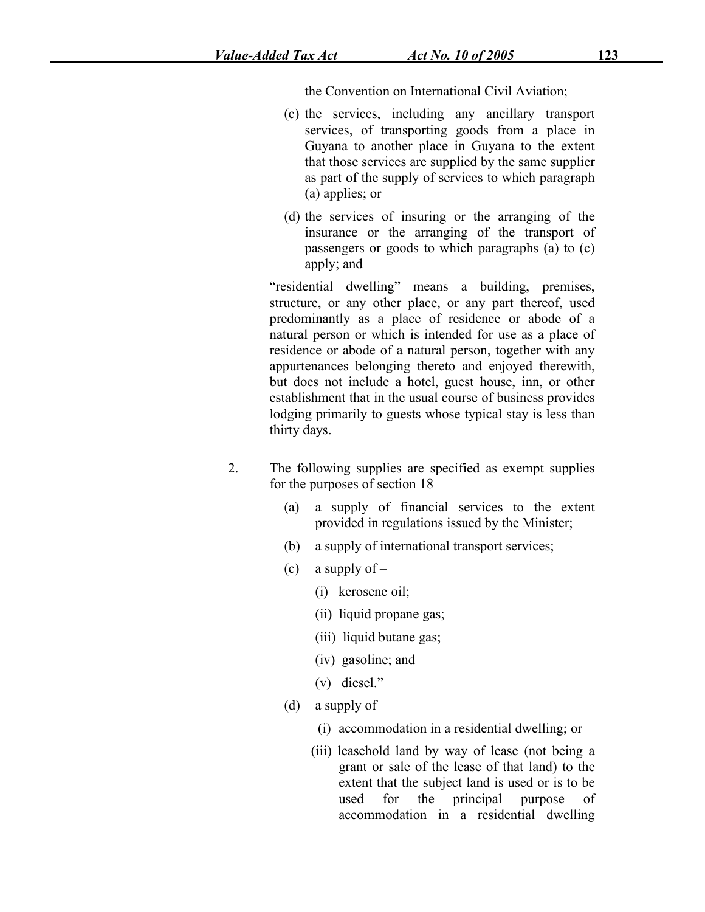the Convention on International Civil Aviation;

(c) the services, including any ancillary transport services, of transporting goods from a place in Guyana to another place in Guyana to the extent that those services are supplied by the same supplier as part of the supply of services to which paragraph (a) applies; or

(d) the services of insuring or the arranging of the insurance or the arranging of the transport of passengers or goods to which paragraphs (a) to (c) apply; and

"residential dwelling" means a building, premises, structure, or any other place, or any part thereof, used predominantly as a place of residence or abode of a natural person or which is intended for use as a place of residence or abode of a natural person, together with any appurtenances belonging thereto and enjoyed therewith, but does not include a hotel, guest house, inn, or other establishment that in the usual course of business provides lodging primarily to guests whose typical stay is less than thirty days.

2. The following supplies are specified as exempt supplies for the purposes of section 18–

(a) a supply of financial services to the extent provided in regulations issued by the Minister;

(b) a supply of international transport services;

(c) a supply of –

(i) kerosene oil;

(ii) liquid propane gas;

(iii) liquid butane gas;

(iv) gasoline; and

(v) diesel."

(d) a supply of–

(i) accommodation in a residential dwelling; or

(iii) leasehold land by way of lease (not being a grant or sale of the lease of that land) to the extent that the subject land is used or is to be used for the principal purpose of accommodation in a residential dwelling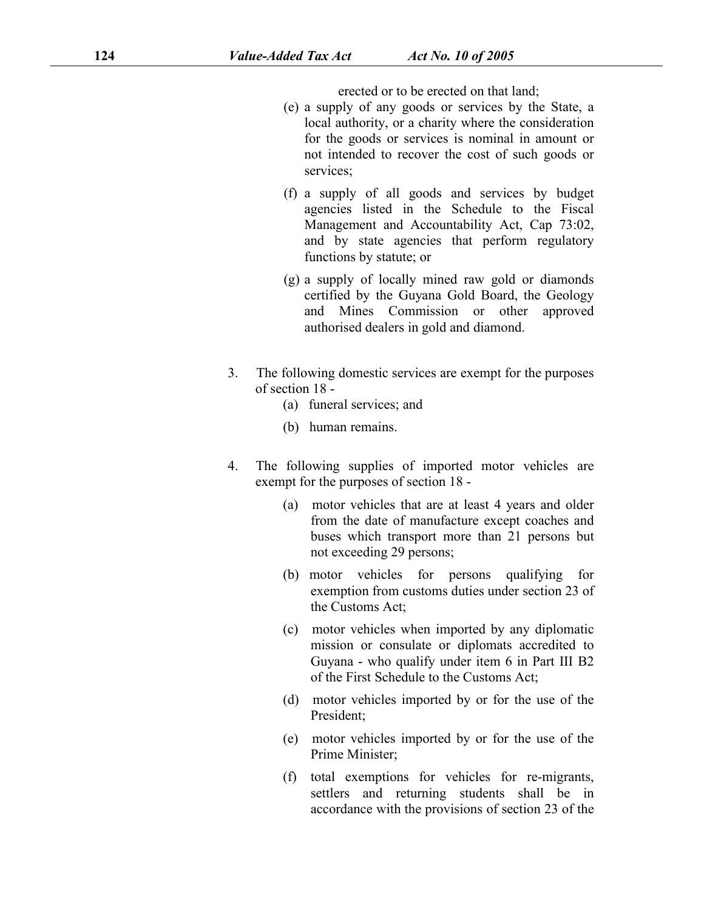erected or to be erected on that land;

(e) a supply of any goods or services by the State, a local authority, or a charity where the consideration for the goods or services is nominal in amount or not intended to recover the cost of such goods or services;

(f) a supply of all goods and services by budget agencies listed in the Schedule to the Fiscal Management and Accountability Act, Cap 73:02, and by state agencies that perform regulatory functions by statute; or

(g) a supply of locally mined raw gold or diamonds certified by the Guyana Gold Board, the Geology and Mines Commission or other approved authorised dealers in gold and diamond.

3. The following domestic services are exempt for the purposes of section 18 -

(a) funeral services; and

(b) human remains.

4. The following supplies of imported motor vehicles are exempt for the purposes of section 18 -

(a) motor vehicles that are at least 4 years and older from the date of manufacture except coaches and buses which transport more than 21 persons but not exceeding 29 persons;

(b) motor vehicles for persons qualifying for exemption from customs duties under section 23 of the Customs Act;

(c) motor vehicles when imported by any diplomatic mission or consulate or diplomats accredited to Guyana - who qualify under item 6 in Part III B2 of the First Schedule to the Customs Act;

(d) motor vehicles imported by or for the use of the President;

(e) motor vehicles imported by or for the use of the Prime Minister;

(f) total exemptions for vehicles for re-migrants, settlers and returning students shall be in accordance with the provisions of section 23 of the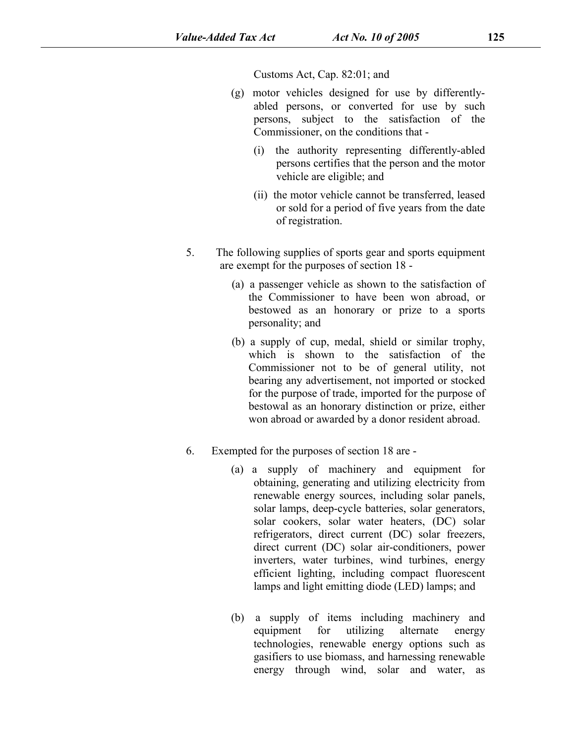Customs Act, Cap. 82:01; and

(g) motor vehicles designed for use by differently-abled persons, or converted for use by such persons, subject to the satisfaction of the Commissioner, on the conditions that -

(i) the authority representing differently-abled persons certifies that the person and the motor vehicle are eligible; and

(ii) the motor vehicle cannot be transferred, leased or sold for a period of five years from the date of registration.

5. The following supplies of sports gear and sports equipment are exempt for the purposes of section 18 -

(a) a passenger vehicle as shown to the satisfaction of the Commissioner to have been won abroad, or bestowed as an honorary or prize to a sports personality; and

(b) a supply of cup, medal, shield or similar trophy, which is shown to the satisfaction of the Commissioner not to be of general utility, not bearing any advertisement, not imported or stocked for the purpose of trade, imported for the purpose of bestowal as an honorary distinction or prize, either won abroad or awarded by a donor resident abroad.

6. Exempted for the purposes of section 18 are -

(a) a supply of machinery and equipment for obtaining, generating and utilizing electricity from renewable energy sources, including solar panels, solar lamps, deep-cycle batteries, solar generators, solar cookers, solar water heaters, (DC) solar refrigerators, direct current (DC) solar freezers, direct current (DC) solar air-conditioners, power inverters, water turbines, wind turbines, energy efficient lighting, including compact fluorescent lamps and light emitting diode (LED) lamps; and

(b) a supply of items including machinery and equipment for utilizing alternate energy technologies, renewable energy options such as gasifiers to use biomass, and harnessing renewable energy through wind, solar and water, as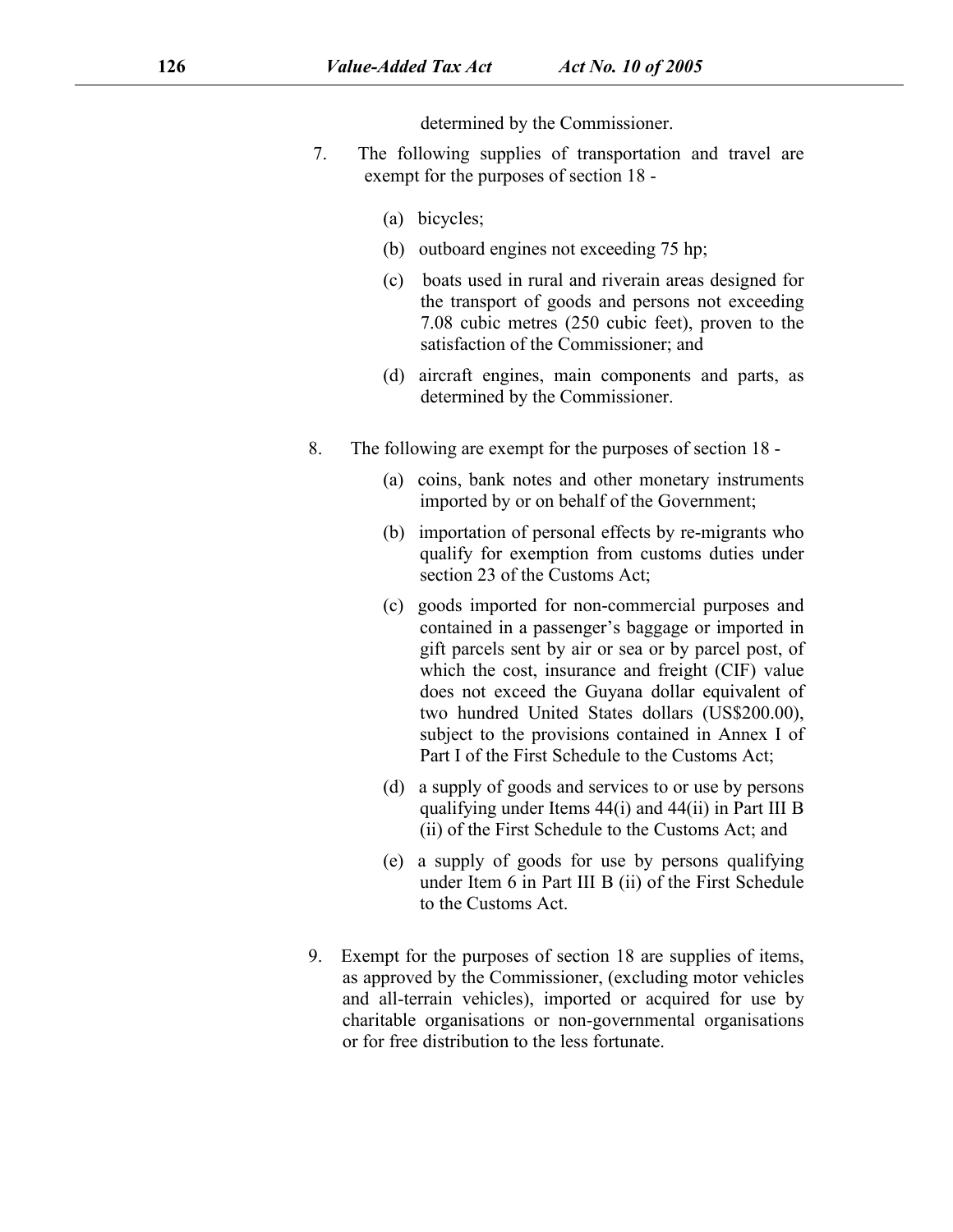determined by the Commissioner.

7. The following supplies of transportation and travel are exempt for the purposes of section 18 -

   (a) bicycles;

   (b) outboard engines not exceeding 75 hp;

   (c) boats used in rural and riverain areas designed for the transport of goods and persons not exceeding 7.08 cubic metres (250 cubic feet), proven to the satisfaction of the Commissioner; and

   (d) aircraft engines, main components and parts, as determined by the Commissioner.

8. The following are exempt for the purposes of section 18 -

   (a) coins, bank notes and other monetary instruments imported by or on behalf of the Government;

   (b) importation of personal effects by re-migrants who qualify for exemption from customs duties under section 23 of the Customs Act;

   (c) goods imported for non-commercial purposes and contained in a passenger's baggage or imported in gift parcels sent by air or sea or by parcel post, of which the cost, insurance and freight (CIF) value does not exceed the Guyana dollar equivalent of two hundred United States dollars (US$200.00), subject to the provisions contained in Annex I of Part I of the First Schedule to the Customs Act;

   (d) a supply of goods and services to or use by persons qualifying under Items 44(i) and 44(ii) in Part III B (ii) of the First Schedule to the Customs Act; and

   (e) a supply of goods for use by persons qualifying under Item 6 in Part III B (ii) of the First Schedule to the Customs Act.

9. Exempt for the purposes of section 18 are supplies of items, as approved by the Commissioner, (excluding motor vehicles and all-terrain vehicles), imported or acquired for use by charitable organisations or non-governmental organisations or for free distribution to the less fortunate.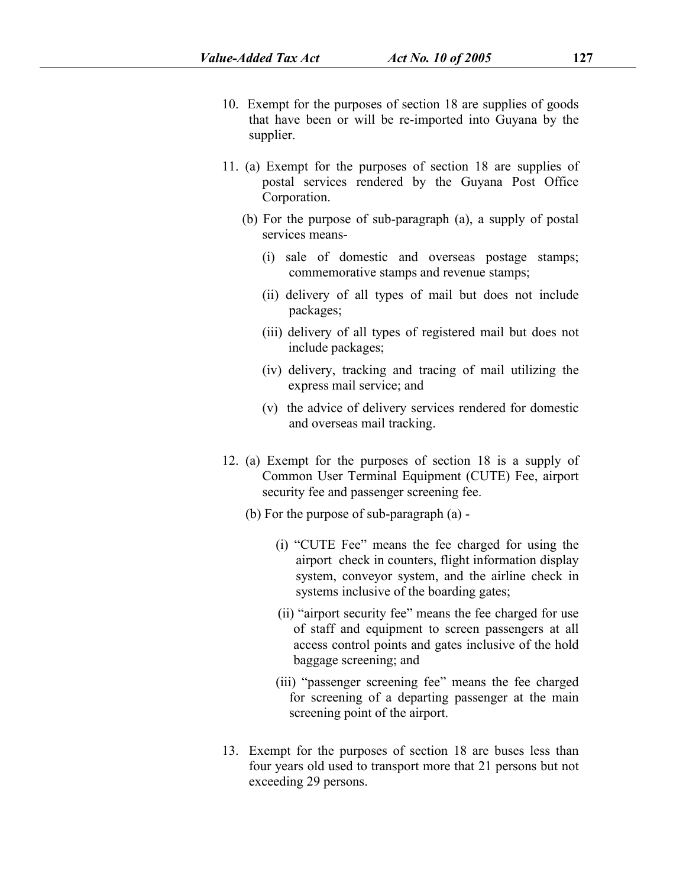10. Exempt for the purposes of section 18 are supplies of goods that have been or will be re-imported into Guyana by the supplier.

11. (a) Exempt for the purposes of section 18 are supplies of postal services rendered by the Guyana Post Office Corporation.

    (b) For the purpose of sub-paragraph (a), a supply of postal services means-

    (i) sale of domestic and overseas postage stamps; commemorative stamps and revenue stamps;

    (ii) delivery of all types of mail but does not include packages;

    (iii) delivery of all types of registered mail but does not include packages;

    (iv) delivery, tracking and tracing of mail utilizing the express mail service; and

    (v) the advice of delivery services rendered for domestic and overseas mail tracking.

12. (a) Exempt for the purposes of section 18 is a supply of Common User Terminal Equipment (CUTE) Fee, airport security fee and passenger screening fee.

    (b) For the purpose of sub-paragraph (a) -

    (i) "CUTE Fee" means the fee charged for using the airport check in counters, flight information display system, conveyor system, and the airline check in systems inclusive of the boarding gates;

    (ii) "airport security fee" means the fee charged for use of staff and equipment to screen passengers at all access control points and gates inclusive of the hold baggage screening; and

    (iii) "passenger screening fee" means the fee charged for screening of a departing passenger at the main screening point of the airport.

13. Exempt for the purposes of section 18 are buses less than four years old used to transport more that 21 persons but not exceeding 29 persons.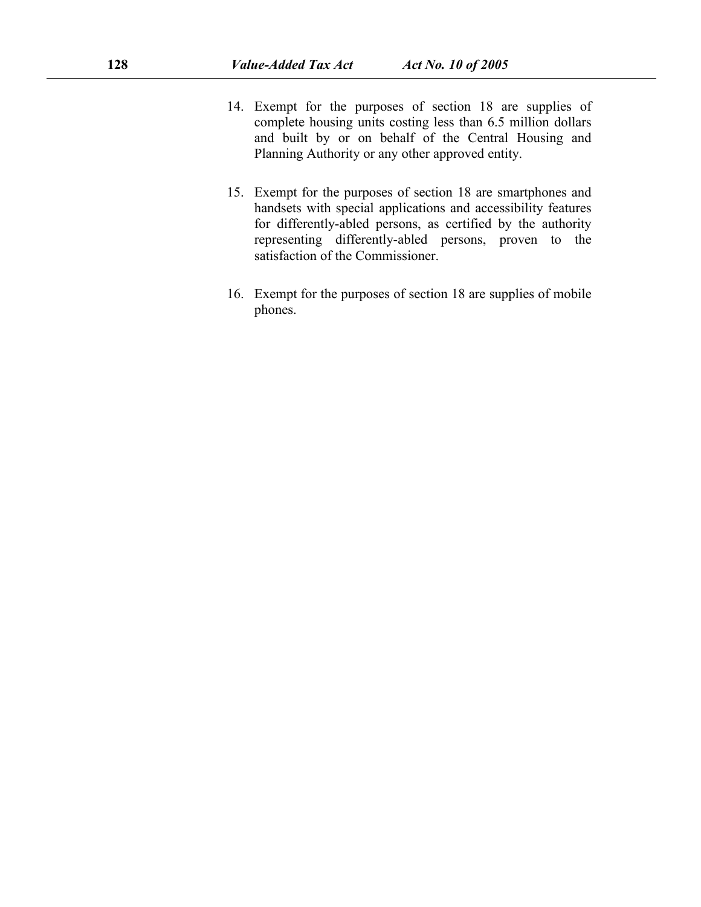14. Exempt for the purposes of section 18 are supplies of complete housing units costing less than 6.5 million dollars and built by or on behalf of the Central Housing and Planning Authority or any other approved entity.

15. Exempt for the purposes of section 18 are smartphones and handsets with special applications and accessibility features for differently-abled persons, as certified by the authority representing differently-abled persons, proven to the satisfaction of the Commissioner.

16. Exempt for the purposes of section 18 are supplies of mobile phones.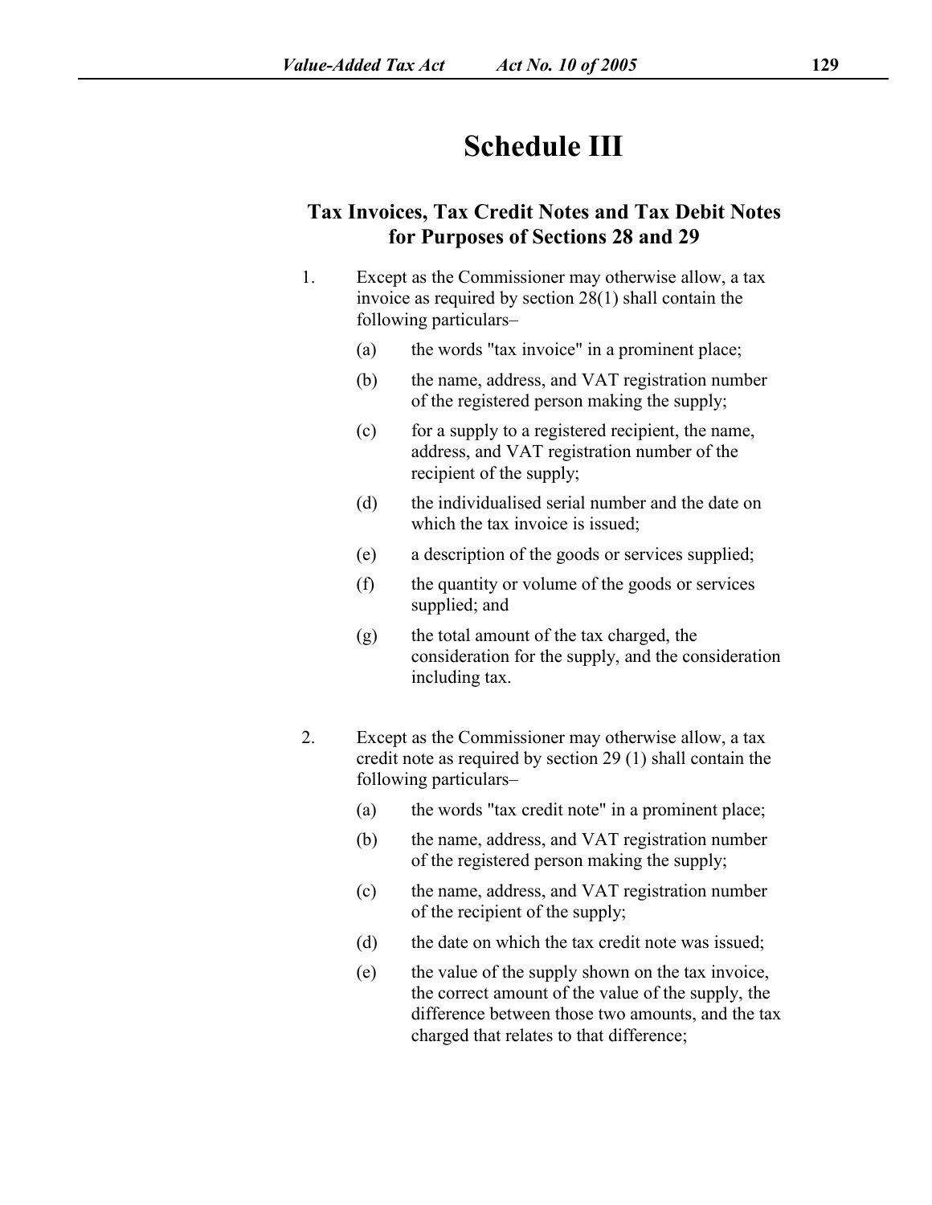# Schedule III

## Tax Invoices, Tax Credit Notes and Tax Debit Notes for Purposes of Sections 28 and 29

1. Except as the Commissioner may otherwise allow, a tax invoice as required by section 28(1) shall contain the following particulars–

   (a) the words "tax invoice" in a prominent place;

   (b) the name, address, and VAT registration number of the registered person making the supply;

   (c) for a supply to a registered recipient, the name, address, and VAT registration number of the recipient of the supply;

   (d) the individualised serial number and the date on which the tax invoice is issued;

   (e) a description of the goods or services supplied;

   (f) the quantity or volume of the goods or services supplied; and

   (g) the total amount of the tax charged, the consideration for the supply, and the consideration including tax.

2. Except as the Commissioner may otherwise allow, a tax credit note as required by section 29 (1) shall contain the following particulars–

   (a) the words "tax credit note" in a prominent place;

   (b) the name, address, and VAT registration number of the registered person making the supply;

   (c) the name, address, and VAT registration number of the recipient of the supply;

   (d) the date on which the tax credit note was issued;

   (e) the value of the supply shown on the tax invoice, the correct amount of the value of the supply, the difference between those two amounts, and the tax charged that relates to that difference;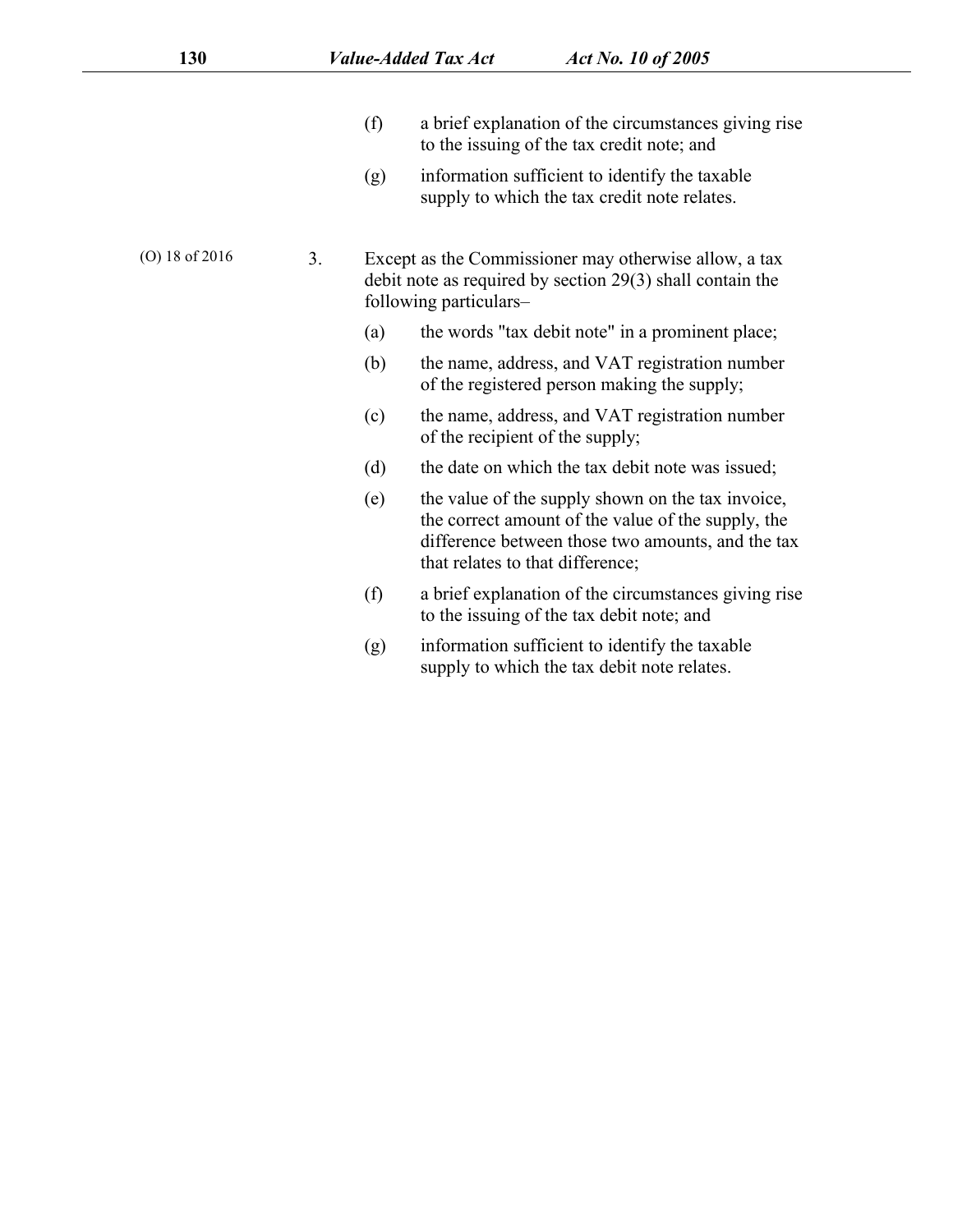(f) a brief explanation of the circumstances giving rise to the issuing of the tax credit note; and

(g) information sufficient to identify the taxable supply to which the tax credit note relates.

(O) 18 of 2016

3. Except as the Commissioner may otherwise allow, a tax debit note as required by section 29(3) shall contain the following particulars–

(a) the words "tax debit note" in a prominent place;

(b) the name, address, and VAT registration number of the registered person making the supply;

(c) the name, address, and VAT registration number of the recipient of the supply;

(d) the date on which the tax debit note was issued;

(e) the value of the supply shown on the tax invoice, the correct amount of the value of the supply, the difference between those two amounts, and the tax that relates to that difference;

(f) a brief explanation of the circumstances giving rise to the issuing of the tax debit note; and

(g) information sufficient to identify the taxable supply to which the tax debit note relates.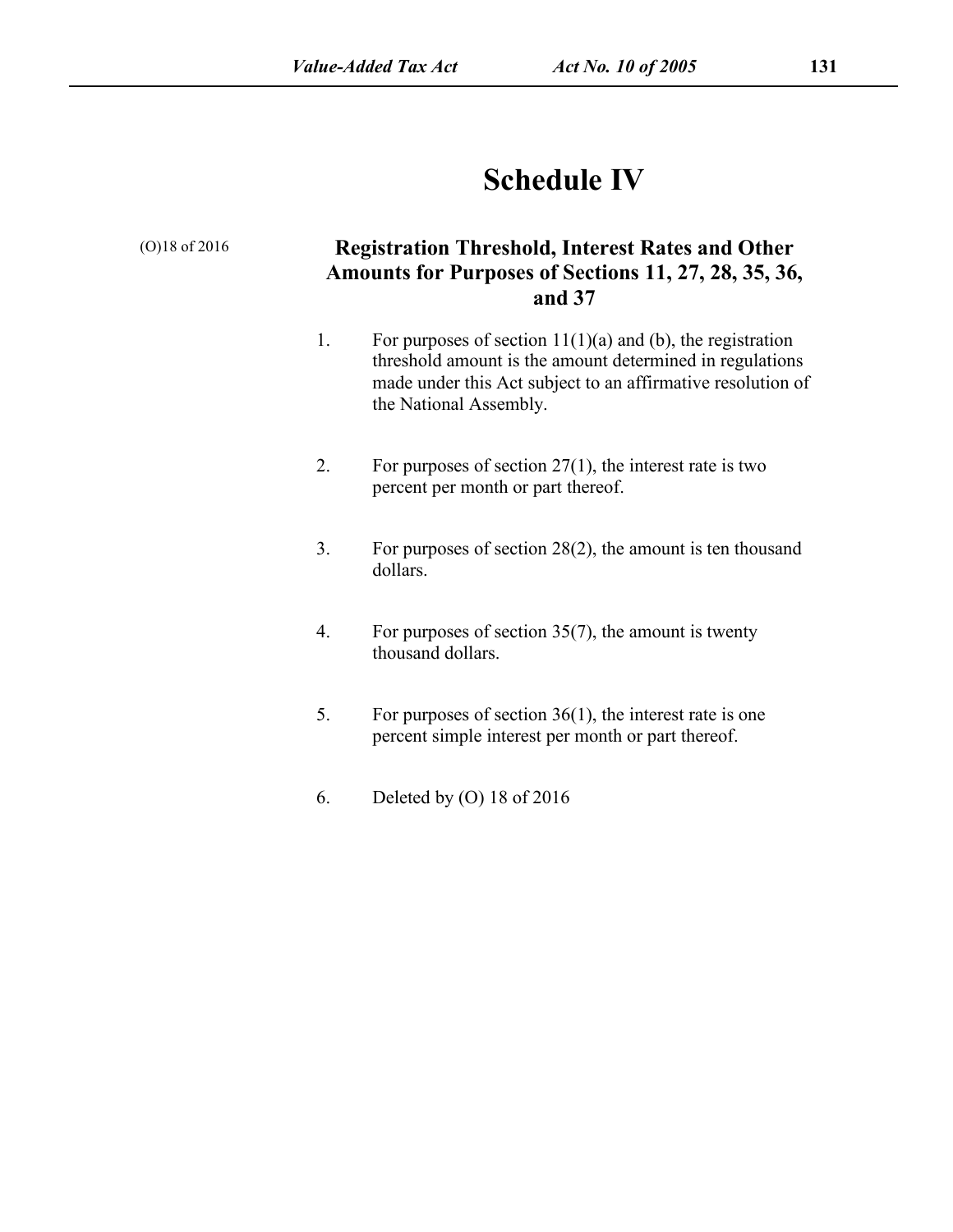# Schedule IV

(O)18 of 2016

## Registration Threshold, Interest Rates and Other Amounts for Purposes of Sections 11, 27, 28, 35, 36, and 37

1. For purposes of section 11(1)(a) and (b), the registration threshold amount is the amount determined in regulations made under this Act subject to an affirmative resolution of the National Assembly.

2. For purposes of section 27(1), the interest rate is two percent per month or part thereof.

3. For purposes of section 28(2), the amount is ten thousand dollars.

4. For purposes of section 35(7), the amount is twenty thousand dollars.

5. For purposes of section 36(1), the interest rate is one percent simple interest per month or part thereof.

6. Deleted by (O) 18 of 2016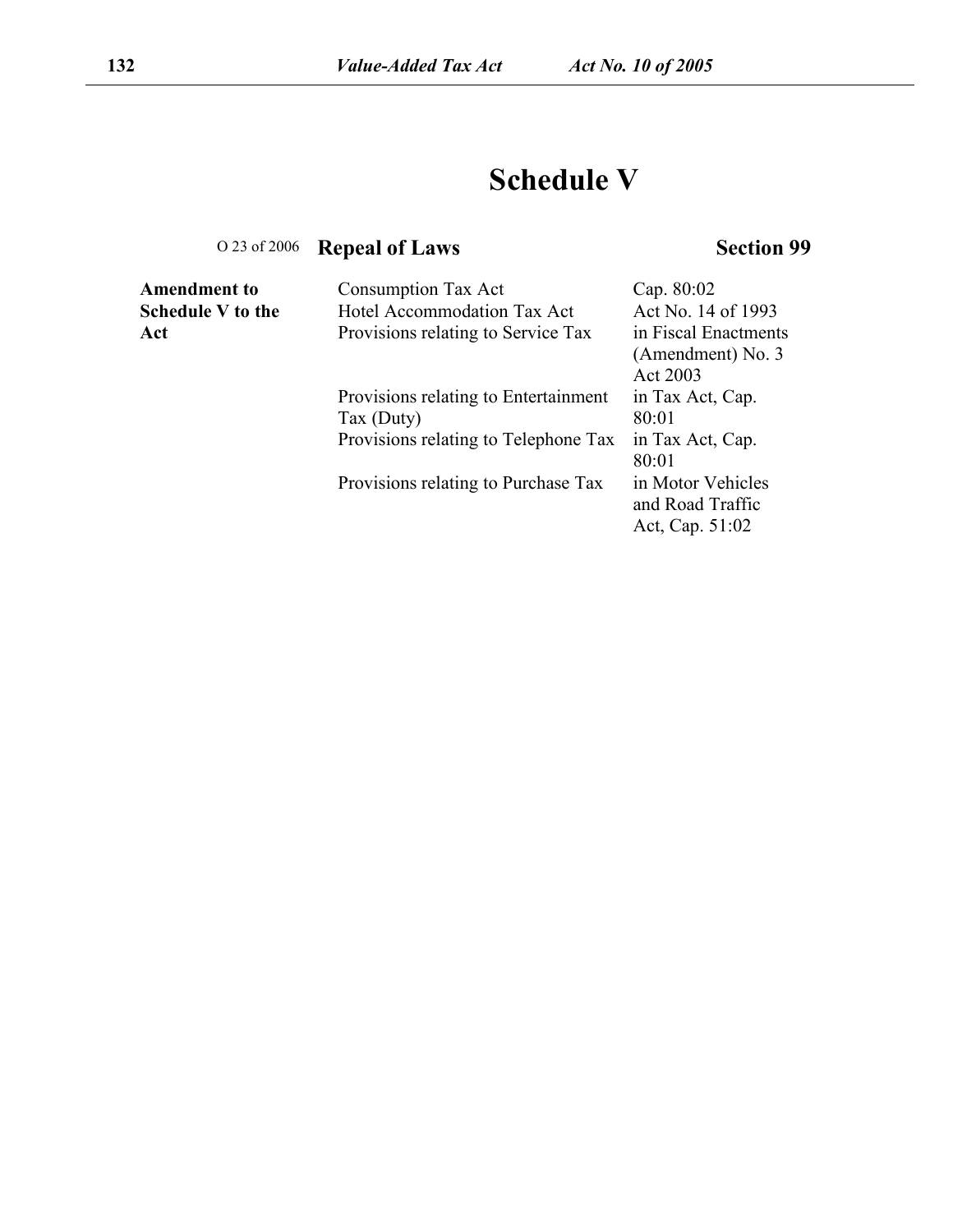# Schedule V

O 23 of 2006

## Repeal of Laws

**Section 99**

**Amendment to Schedule V to the Act**

| | |
|---|---|
| Consumption Tax Act | Cap. 80:02 |
| Hotel Accommodation Tax Act | Act No. 14 of 1993 |
| Provisions relating to Service Tax | in Fiscal Enactments (Amendment) No. 3 Act 2003 |
| Provisions relating to Entertainment Tax (Duty) | in Tax Act, Cap. 80:01 |
| Provisions relating to Telephone Tax | in Tax Act, Cap. 80:01 |
| Provisions relating to Purchase Tax | in Motor Vehicles and Road Traffic Act, Cap. 51:02 |